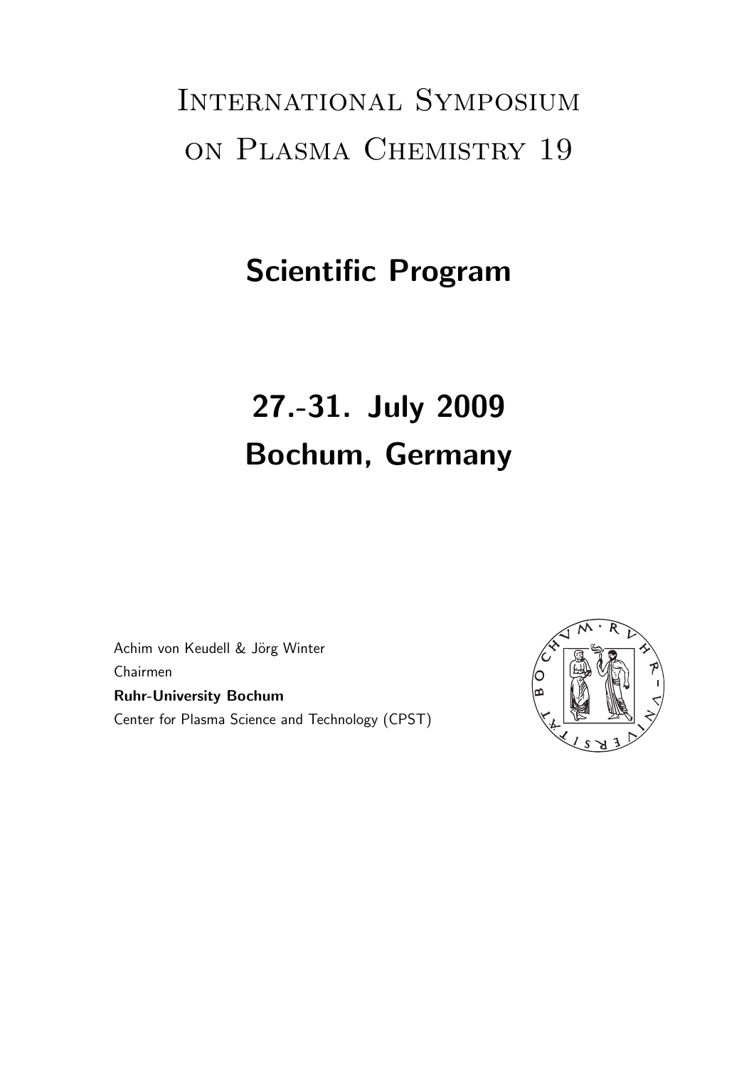# International Symposium on Plasma Chemistry 19

## Scientific Program

## 27.-31. July 2009
## Bochum, Germany

Achim von Keudell & Jörg Winter
Chairmen
**Ruhr-University Bochum**
Center for Plasma Science and Technology (CPST)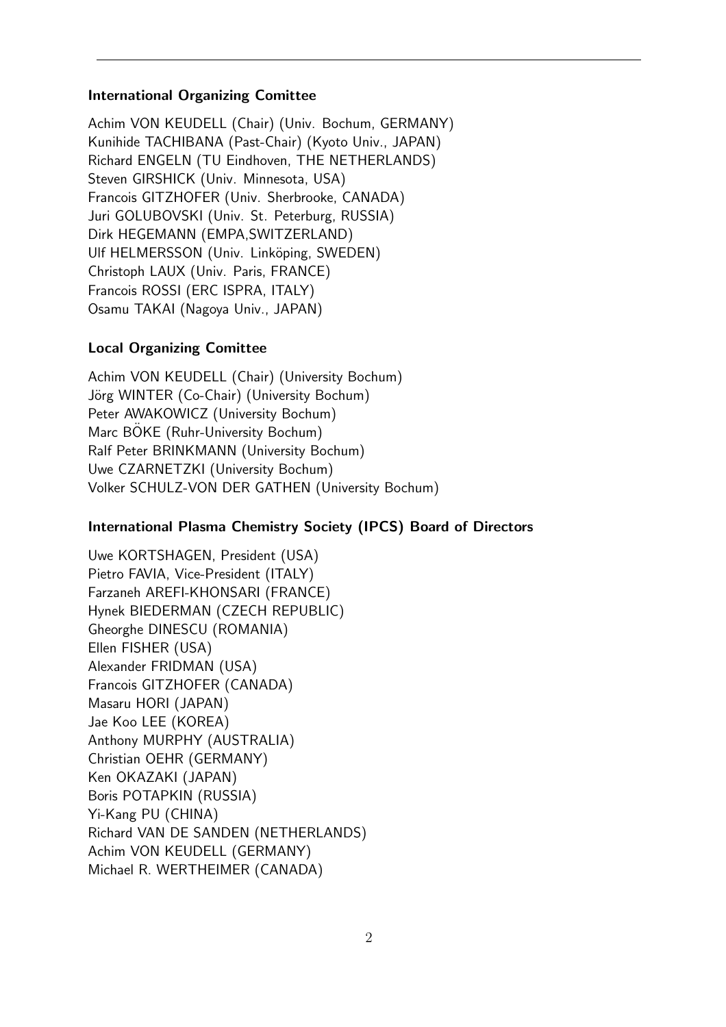### International Organizing Comittee

Achim VON KEUDELL (Chair) (Univ. Bochum, GERMANY)
Kunihide TACHIBANA (Past-Chair) (Kyoto Univ., JAPAN)
Richard ENGELN (TU Eindhoven, THE NETHERLANDS)
Steven GIRSHICK (Univ. Minnesota, USA)
Francois GITZHOFER (Univ. Sherbrooke, CANADA)
Juri GOLUBOVSKI (Univ. St. Peterburg, RUSSIA)
Dirk HEGEMANN (EMPA,SWITZERLAND)
Ulf HELMERSSON (Univ. Linköping, SWEDEN)
Christoph LAUX (Univ. Paris, FRANCE)
Francois ROSSI (ERC ISPRA, ITALY)
Osamu TAKAI (Nagoya Univ., JAPAN)

### Local Organizing Comittee

Achim VON KEUDELL (Chair) (University Bochum)
Jörg WINTER (Co-Chair) (University Bochum)
Peter AWAKOWICZ (University Bochum)
Marc BÖKE (Ruhr-University Bochum)
Ralf Peter BRINKMANN (University Bochum)
Uwe CZARNETZKI (University Bochum)
Volker SCHULZ-VON DER GATHEN (University Bochum)

### International Plasma Chemistry Society (IPCS) Board of Directors

Uwe KORTSHAGEN, President (USA)
Pietro FAVIA, Vice-President (ITALY)
Farzaneh AREFI-KHONSARI (FRANCE)
Hynek BIEDERMAN (CZECH REPUBLIC)
Gheorghe DINESCU (ROMANIA)
Ellen FISHER (USA)
Alexander FRIDMAN (USA)
Francois GITZHOFER (CANADA)
Masaru HORI (JAPAN)
Jae Koo LEE (KOREA)
Anthony MURPHY (AUSTRALIA)
Christian OEHR (GERMANY)
Ken OKAZAKI (JAPAN)
Boris POTAPKIN (RUSSIA)
Yi-Kang PU (CHINA)
Richard VAN DE SANDEN (NETHERLANDS)
Achim VON KEUDELL (GERMANY)
Michael R. WERTHEIMER (CANADA)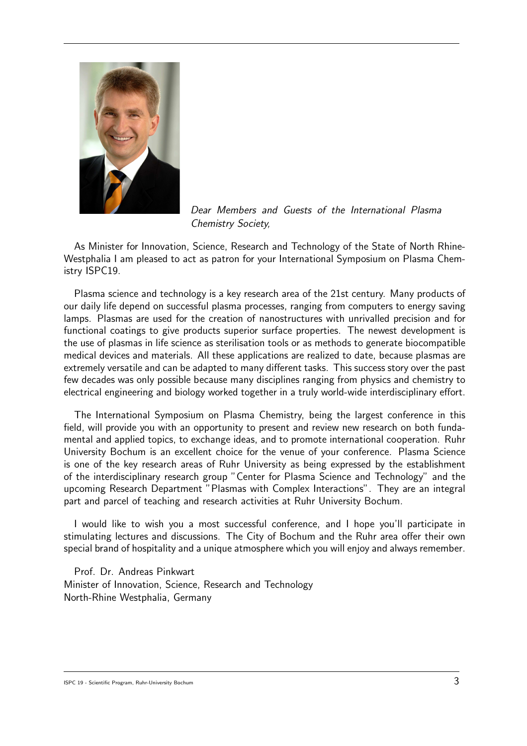*Dear Members and Guests of the International Plasma Chemistry Society,*

As Minister for Innovation, Science, Research and Technology of the State of North Rhine-Westphalia I am pleased to act as patron for your International Symposium on Plasma Chemistry ISPC19.

Plasma science and technology is a key research area of the 21st century. Many products of our daily life depend on successful plasma processes, ranging from computers to energy saving lamps. Plasmas are used for the creation of nanostructures with unrivalled precision and for functional coatings to give products superior surface properties. The newest development is the use of plasmas in life science as sterilisation tools or as methods to generate biocompatible medical devices and materials. All these applications are realized to date, because plasmas are extremely versatile and can be adapted to many different tasks. This success story over the past few decades was only possible because many disciplines ranging from physics and chemistry to electrical engineering and biology worked together in a truly world-wide interdisciplinary effort.

The International Symposium on Plasma Chemistry, being the largest conference in this field, will provide you with an opportunity to present and review new research on both fundamental and applied topics, to exchange ideas, and to promote international cooperation. Ruhr University Bochum is an excellent choice for the venue of your conference. Plasma Science is one of the key research areas of Ruhr University as being expressed by the establishment of the interdisciplinary research group "Center for Plasma Science and Technology" and the upcoming Research Department "Plasmas with Complex Interactions". They are an integral part and parcel of teaching and research activities at Ruhr University Bochum.

I would like to wish you a most successful conference, and I hope you'll participate in stimulating lectures and discussions. The City of Bochum and the Ruhr area offer their own special brand of hospitality and a unique atmosphere which you will enjoy and always remember.

Prof. Dr. Andreas Pinkwart
Minister of Innovation, Science, Research and Technology
North-Rhine Westphalia, Germany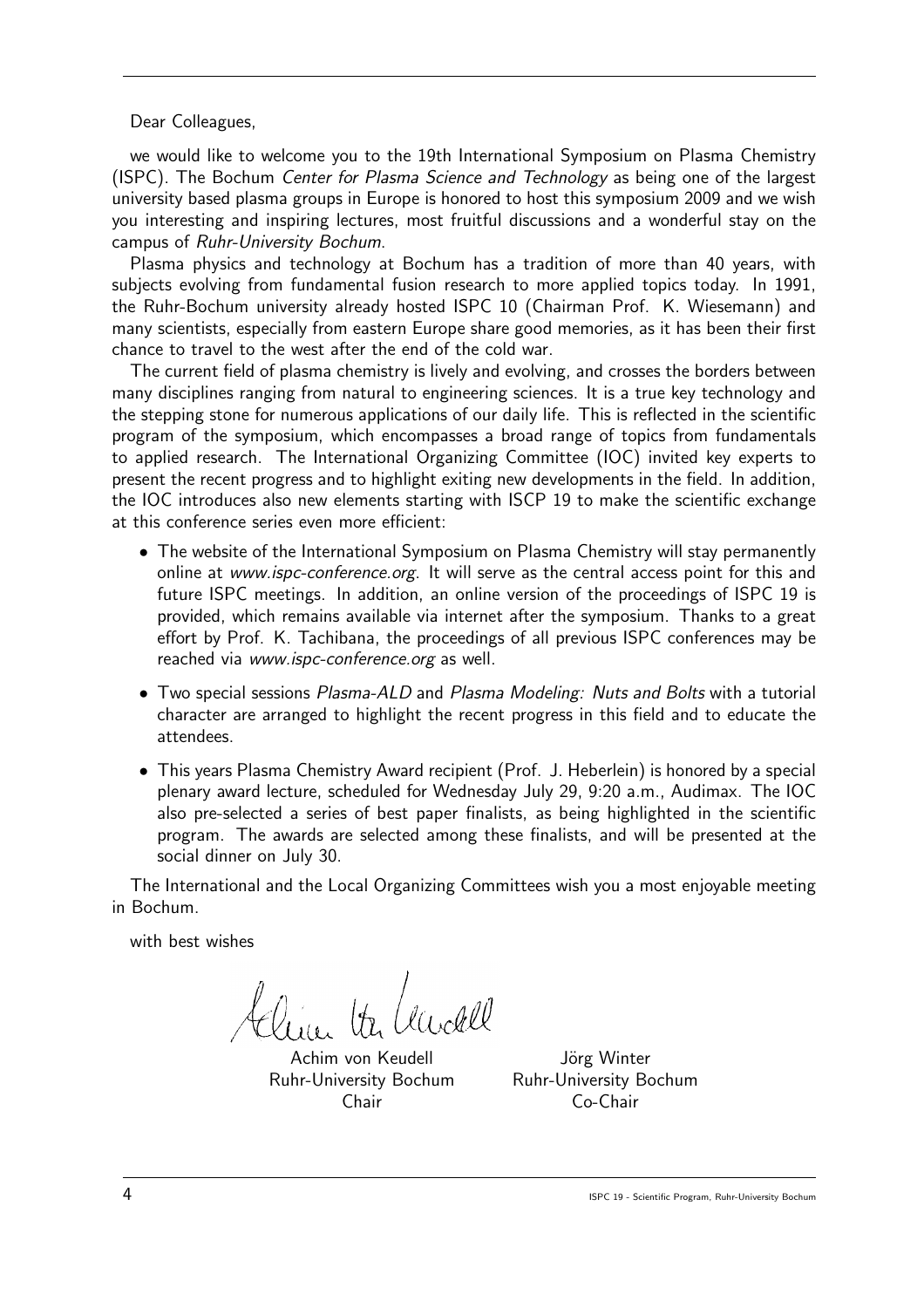Dear Colleagues,

we would like to welcome you to the 19th International Symposium on Plasma Chemistry (ISPC). The Bochum *Center for Plasma Science and Technology* as being one of the largest university based plasma groups in Europe is honored to host this symposium 2009 and we wish you interesting and inspiring lectures, most fruitful discussions and a wonderful stay on the campus of *Ruhr-University Bochum*.

Plasma physics and technology at Bochum has a tradition of more than 40 years, with subjects evolving from fundamental fusion research to more applied topics today. In 1991, the Ruhr-Bochum university already hosted ISPC 10 (Chairman Prof. K. Wiesemann) and many scientists, especially from eastern Europe share good memories, as it has been their first chance to travel to the west after the end of the cold war.

The current field of plasma chemistry is lively and evolving, and crosses the borders between many disciplines ranging from natural to engineering sciences. It is a true key technology and the stepping stone for numerous applications of our daily life. This is reflected in the scientific program of the symposium, which encompasses a broad range of topics from fundamentals to applied research. The International Organizing Committee (IOC) invited key experts to present the recent progress and to highlight exiting new developments in the field. In addition, the IOC introduces also new elements starting with ISCP 19 to make the scientific exchange at this conference series even more efficient:

- The website of the International Symposium on Plasma Chemistry will stay permanently online at *www.ispc-conference.org*. It will serve as the central access point for this and future ISPC meetings. In addition, an online version of the proceedings of ISPC 19 is provided, which remains available via internet after the symposium. Thanks to a great effort by Prof. K. Tachibana, the proceedings of all previous ISPC conferences may be reached via *www.ispc-conference.org* as well.
- Two special sessions *Plasma-ALD* and *Plasma Modeling: Nuts and Bolts* with a tutorial character are arranged to highlight the recent progress in this field and to educate the attendees.
- This years Plasma Chemistry Award recipient (Prof. J. Heberlein) is honored by a special plenary award lecture, scheduled for Wednesday July 29, 9:20 a.m., Audimax. The IOC also pre-selected a series of best paper finalists, as being highlighted in the scientific program. The awards are selected among these finalists, and will be presented at the social dinner on July 30.

The International and the Local Organizing Committees wish you a most enjoyable meeting in Bochum.

with best wishes

| Achim von Keudell | Jörg Winter |
|---|---|
| Ruhr-University Bochum | Ruhr-University Bochum |
| Chair | Co-Chair |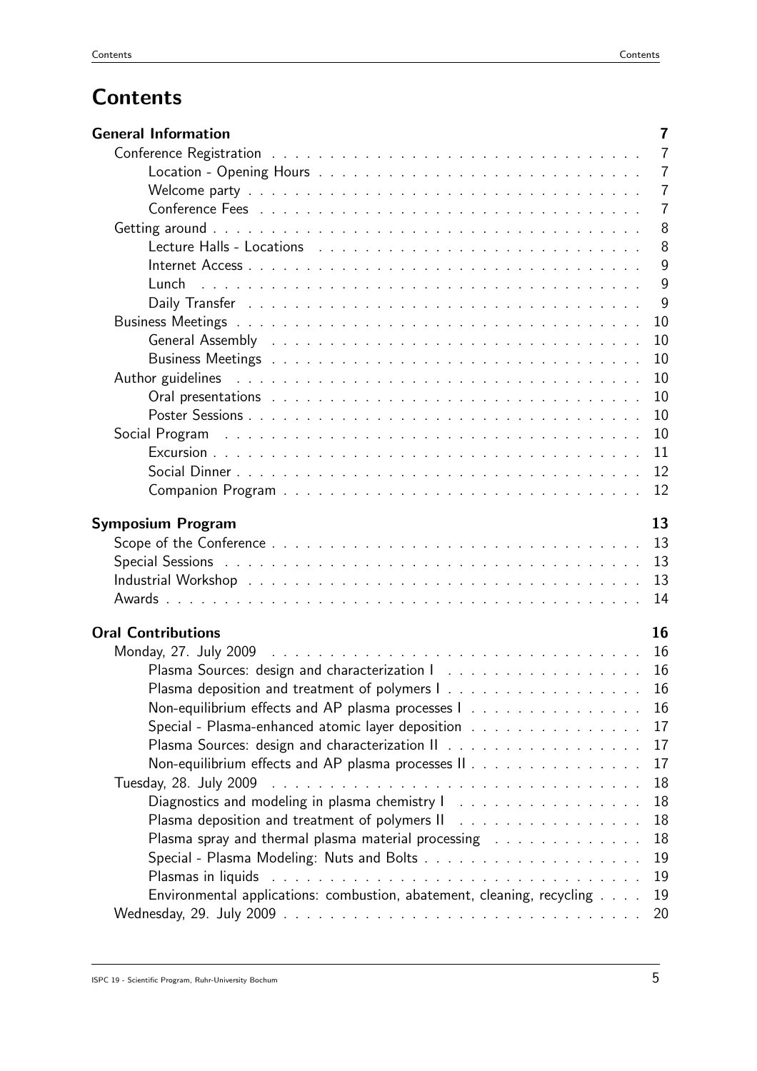# Contents

**General Information** 7

- Conference Registration 7
  - Location - Opening Hours 7
  - Welcome party 7
  - Conference Fees 7
- Getting around 8
  - Lecture Halls - Locations 8
  - Internet Access 9
  - Lunch 9
  - Daily Transfer 9
- Business Meetings 10
  - General Assembly 10
  - Business Meetings 10
- Author guidelines 10
  - Oral presentations 10
  - Poster Sessions 10
- Social Program 10
  - Excursion 11
  - Social Dinner 12
  - Companion Program 12

**Symposium Program** 13

- Scope of the Conference 13
- Special Sessions 13
- Industrial Workshop 13
- Awards 14

**Oral Contributions** 16

- Monday, 27. July 2009 16
  - Plasma Sources: design and characterization I 16
  - Plasma deposition and treatment of polymers I 16
  - Non-equilibrium effects and AP plasma processes I 16
  - Special - Plasma-enhanced atomic layer deposition 17
  - Plasma Sources: design and characterization II 17
  - Non-equilibrium effects and AP plasma processes II 17
- Tuesday, 28. July 2009 18
  - Diagnostics and modeling in plasma chemistry I 18
  - Plasma deposition and treatment of polymers II 18
  - Plasma spray and thermal plasma material processing 18
  - Special - Plasma Modeling: Nuts and Bolts 19
  - Plasmas in liquids 19
  - Environmental applications: combustion, abatement, cleaning, recycling 19
- Wednesday, 29. July 2009 20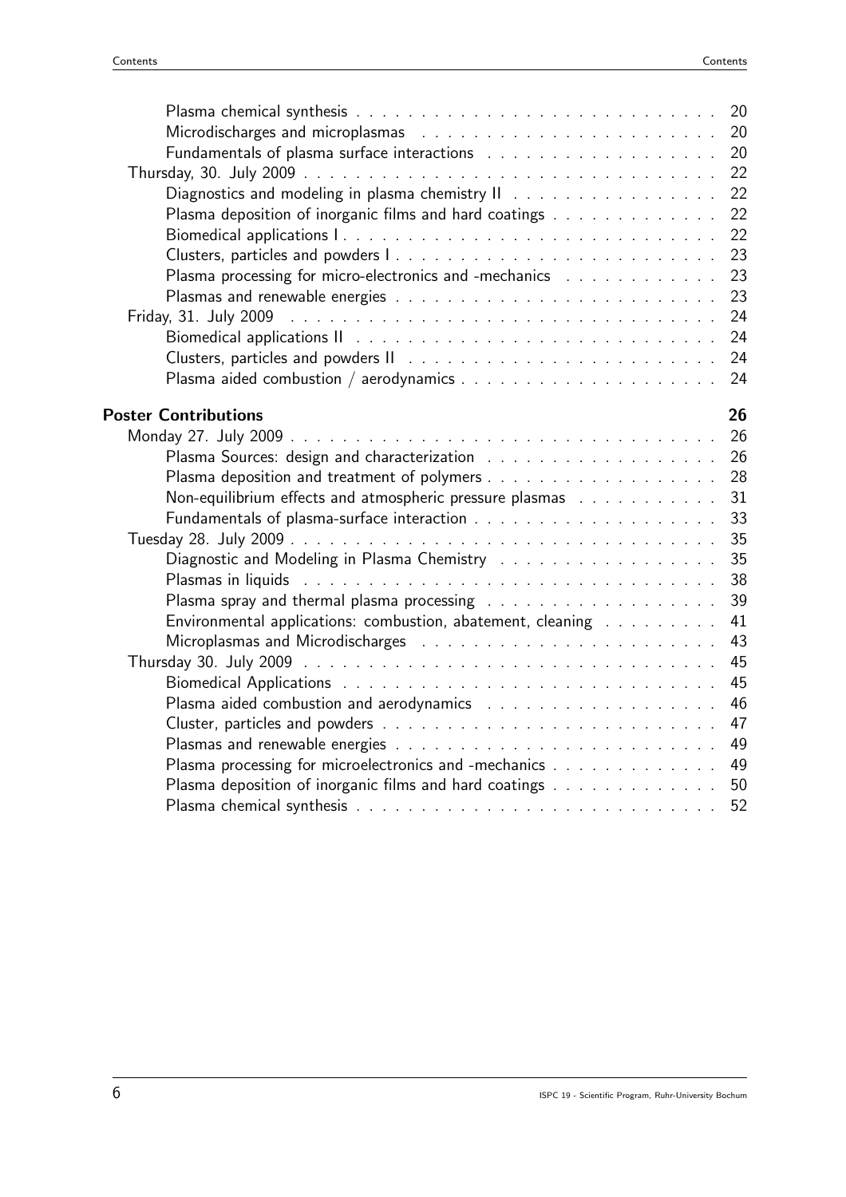- Plasma chemical synthesis . . . . . . . . . . 20
- Microdischarges and microplasmas . . . . . . . . . . 20
- Fundamentals of plasma surface interactions . . . . . . . . . . 20

Thursday, 30. July 2009 . . . . . . . . . . 22

- Diagnostics and modeling in plasma chemistry II . . . . . . . . . . 22
- Plasma deposition of inorganic films and hard coatings . . . . . . . . . . 22
- Biomedical applications I . . . . . . . . . . 22
- Clusters, particles and powders I . . . . . . . . . . 23
- Plasma processing for micro-electronics and -mechanics . . . . . . . . . . 23
- Plasmas and renewable energies . . . . . . . . . . 23

Friday, 31. July 2009 . . . . . . . . . . 24

- Biomedical applications II . . . . . . . . . . 24
- Clusters, particles and powders II . . . . . . . . . . 24
- Plasma aided combustion / aerodynamics . . . . . . . . . . 24

**Poster Contributions** **26**

Monday 27. July 2009 . . . . . . . . . . 26

- Plasma Sources: design and characterization . . . . . . . . . . 26
- Plasma deposition and treatment of polymers . . . . . . . . . . 28
- Non-equilibrium effects and atmospheric pressure plasmas . . . . . . . . . . 31
- Fundamentals of plasma-surface interaction . . . . . . . . . . 33

Tuesday 28. July 2009 . . . . . . . . . . 35

- Diagnostic and Modeling in Plasma Chemistry . . . . . . . . . . 35
- Plasmas in liquids . . . . . . . . . . 38
- Plasma spray and thermal plasma processing . . . . . . . . . . 39
- Environmental applications: combustion, abatement, cleaning . . . . . . . . . . 41
- Microplasmas and Microdischarges . . . . . . . . . . 43

Thursday 30. July 2009 . . . . . . . . . . 45

- Biomedical Applications . . . . . . . . . . 45
- Plasma aided combustion and aerodynamics . . . . . . . . . . 46
- Cluster, particles and powders . . . . . . . . . . 47
- Plasmas and renewable energies . . . . . . . . . . 49
- Plasma processing for microelectronics and -mechanics . . . . . . . . . . 49
- Plasma deposition of inorganic films and hard coatings . . . . . . . . . . 50
- Plasma chemical synthesis . . . . . . . . . . 52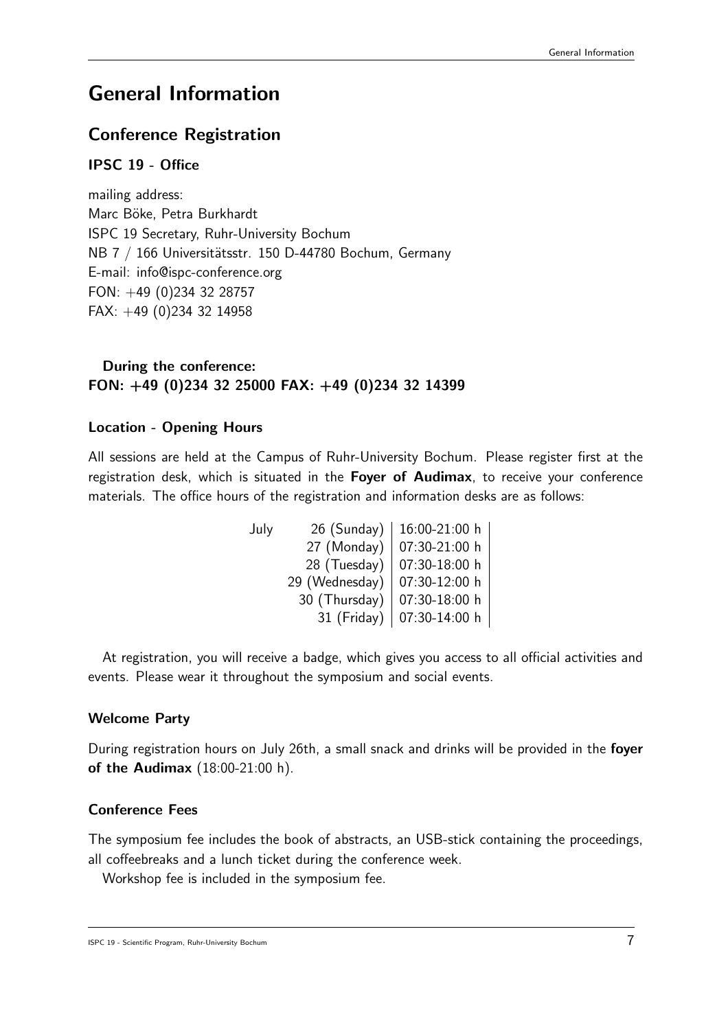# General Information

## Conference Registration

### IPSC 19 - Office

mailing address:
Marc Böke, Petra Burkhardt
ISPC 19 Secretary, Ruhr-University Bochum
NB 7 / 166 Universitätsstr. 150 D-44780 Bochum, Germany
E-mail: info@ispc-conference.org
FON: +49 (0)234 32 28757
FAX: +49 (0)234 32 14958

**During the conference:**
**FON: +49 (0)234 32 25000 FAX: +49 (0)234 32 14399**

### Location - Opening Hours

All sessions are held at the Campus of Ruhr-University Bochum. Please register first at the registration desk, which is situated in the **Foyer of Audimax**, to receive your conference materials. The office hours of the registration and information desks are as follows:

| | | |
|---|---|---|
| July | 26 (Sunday) | 16:00-21:00 h |
| | 27 (Monday) | 07:30-21:00 h |
| | 28 (Tuesday) | 07:30-18:00 h |
| | 29 (Wednesday) | 07:30-12:00 h |
| | 30 (Thursday) | 07:30-18:00 h |
| | 31 (Friday) | 07:30-14:00 h |

At registration, you will receive a badge, which gives you access to all official activities and events. Please wear it throughout the symposium and social events.

### Welcome Party

During registration hours on July 26th, a small snack and drinks will be provided in the **foyer of the Audimax** (18:00-21:00 h).

### Conference Fees

The symposium fee includes the book of abstracts, an USB-stick containing the proceedings, all coffeebreaks and a lunch ticket during the conference week.

Workshop fee is included in the symposium fee.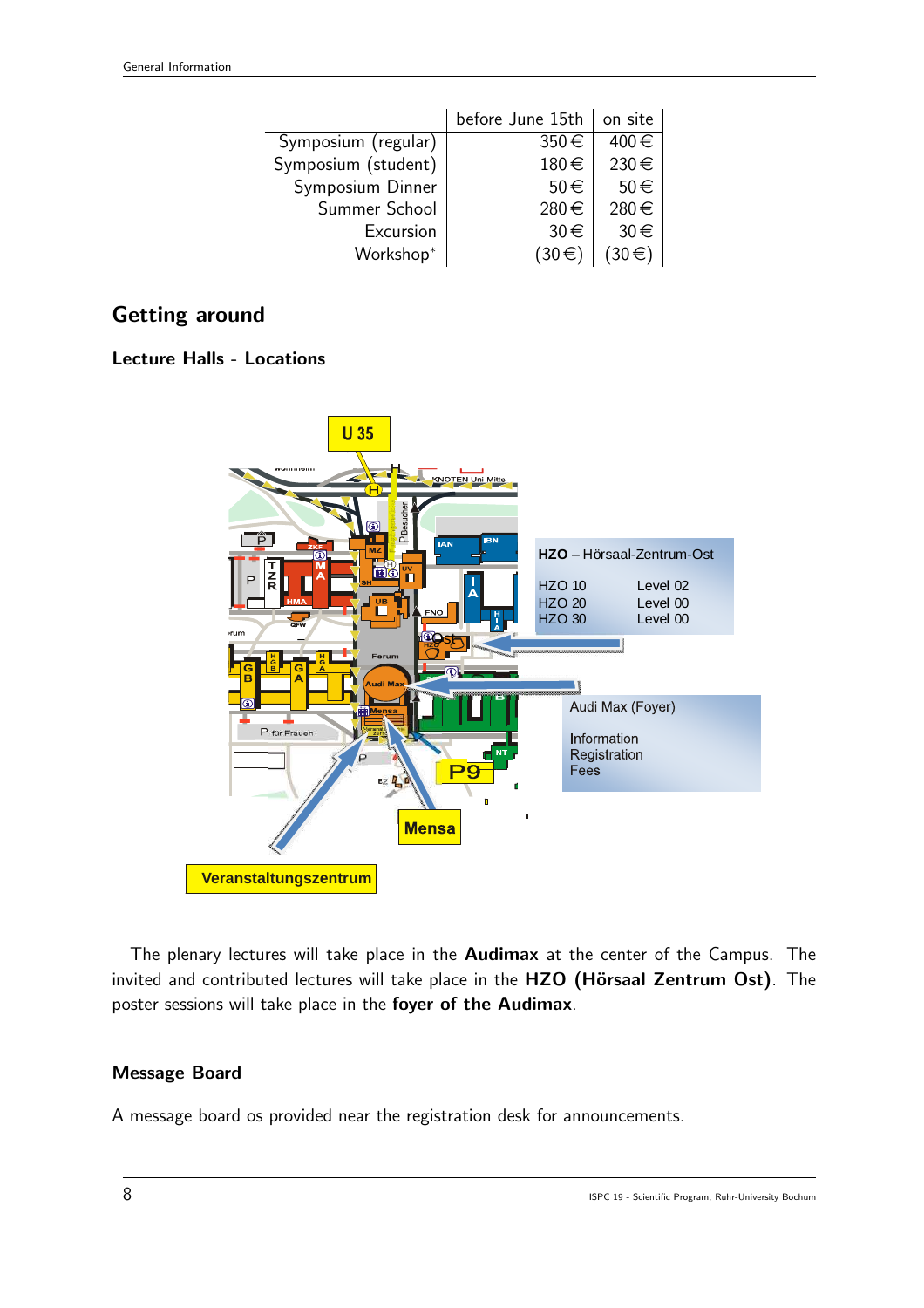| | before June 15th | on site |
|---|---|---|
| Symposium (regular) | 350 € | 400 € |
| Symposium (student) | 180 € | 230 € |
| Symposium Dinner | 50 € | 50 € |
| Summer School | 280 € | 280 € |
| Excursion | 30 € | 30 € |
| Workshop* | (30 €) | (30 €) |

## Getting around

### Lecture Halls - Locations

The plenary lectures will take place in the **Audimax** at the center of the Campus. The invited and contributed lectures will take place in the **HZO (Hörsaal Zentrum Ost)**. The poster sessions will take place in the **foyer of the Audimax**.

### Message Board

A message board os provided near the registration desk for announcements.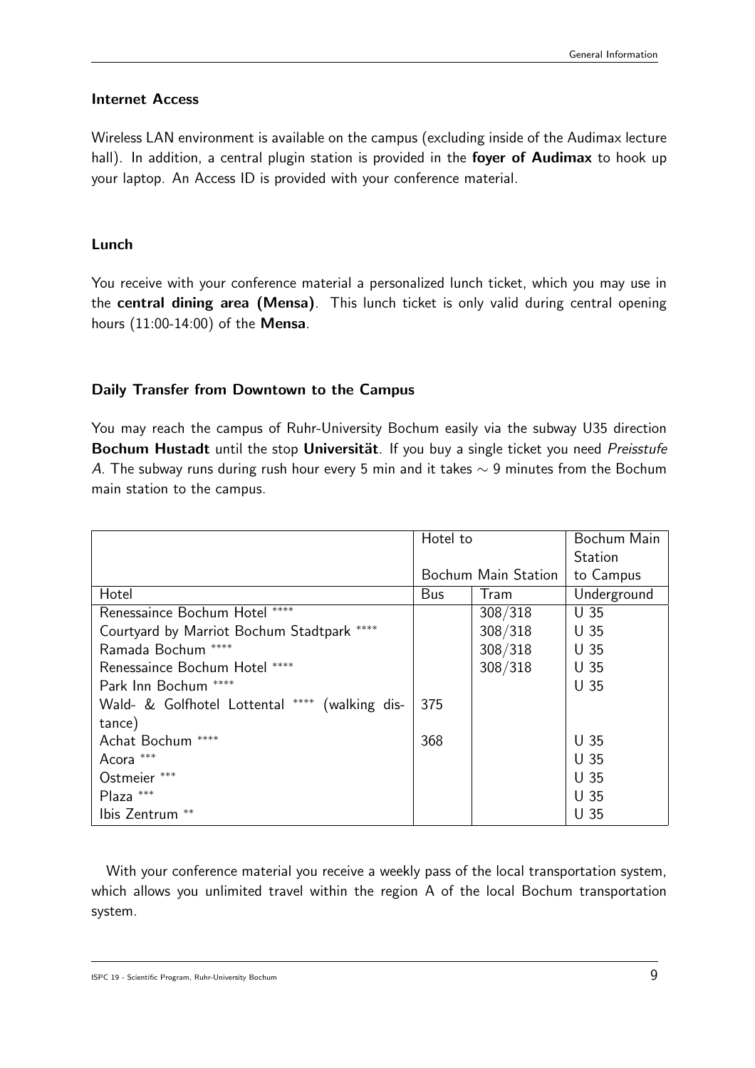### Internet Access

Wireless LAN environment is available on the campus (excluding inside of the Audimax lecture hall). In addition, a central plugin station is provided in the **foyer of Audimax** to hook up your laptop. An Access ID is provided with your conference material.

### Lunch

You receive with your conference material a personalized lunch ticket, which you may use in the **central dining area (Mensa)**. This lunch ticket is only valid during central opening hours (11:00-14:00) of the **Mensa**.

### Daily Transfer from Downtown to the Campus

You may reach the campus of Ruhr-University Bochum easily via the subway U35 direction **Bochum Hustadt** until the stop **Universität**. If you buy a single ticket you need *Preisstufe A*. The subway runs during rush hour every 5 min and it takes $\sim$ 9 minutes from the Bochum main station to the campus.

| | Hotel to Bochum Main Station | | Bochum Main Station to Campus |
|---|---|---|---|
| Hotel | Bus | Tram | Underground |
| Renessaince Bochum Hotel **** | | 308/318 | U 35 |
| Courtyard by Marriot Bochum Stadtpark **** | | 308/318 | U 35 |
| Ramada Bochum **** | | 308/318 | U 35 |
| Renessaince Bochum Hotel **** | | 308/318 | U 35 |
| Park Inn Bochum **** | | | U 35 |
| Wald- & Golfhotel Lottental **** (walking distance) | 375 | | |
| Achat Bochum **** | 368 | | U 35 |
| Acora *** | | | U 35 |
| Ostmeier *** | | | U 35 |
| Plaza *** | | | U 35 |
| Ibis Zentrum ** | | | U 35 |

With your conference material you receive a weekly pass of the local transportation system, which allows you unlimited travel within the region A of the local Bochum transportation system.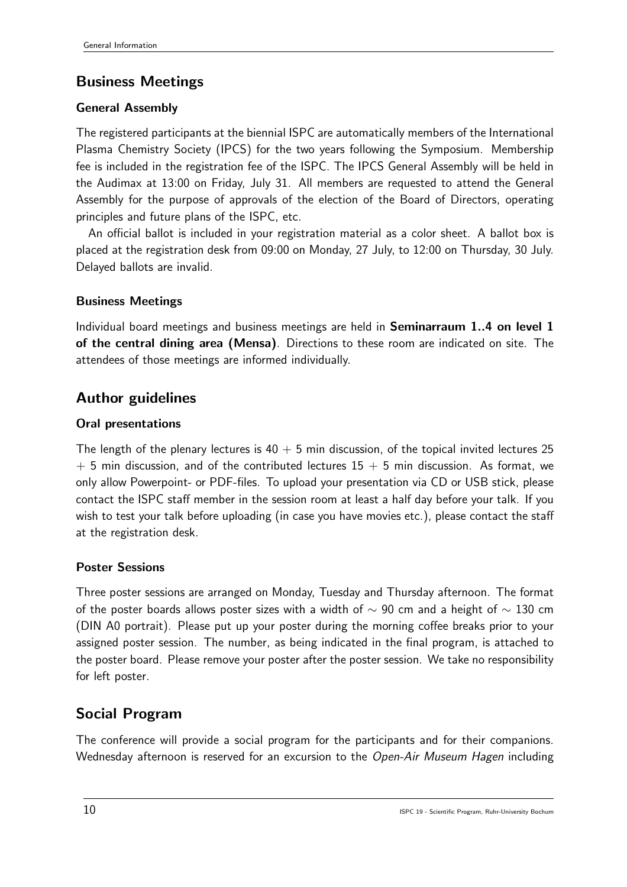## Business Meetings

### General Assembly

The registered participants at the biennial ISPC are automatically members of the International Plasma Chemistry Society (IPCS) for the two years following the Symposium. Membership fee is included in the registration fee of the ISPC. The IPCS General Assembly will be held in the Audimax at 13:00 on Friday, July 31. All members are requested to attend the General Assembly for the purpose of approvals of the election of the Board of Directors, operating principles and future plans of the ISPC, etc.

An official ballot is included in your registration material as a color sheet. A ballot box is placed at the registration desk from 09:00 on Monday, 27 July, to 12:00 on Thursday, 30 July. Delayed ballots are invalid.

### Business Meetings

Individual board meetings and business meetings are held in **Seminarraum 1..4 on level 1 of the central dining area (Mensa)**. Directions to these room are indicated on site. The attendees of those meetings are informed individually.

## Author guidelines

### Oral presentations

The length of the plenary lectures is 40 + 5 min discussion, of the topical invited lectures 25 + 5 min discussion, and of the contributed lectures 15 + 5 min discussion. As format, we only allow Powerpoint- or PDF-files. To upload your presentation via CD or USB stick, please contact the ISPC staff member in the session room at least a half day before your talk. If you wish to test your talk before uploading (in case you have movies etc.), please contact the staff at the registration desk.

### Poster Sessions

Three poster sessions are arranged on Monday, Tuesday and Thursday afternoon. The format of the poster boards allows poster sizes with a width of ∼ 90 cm and a height of ∼ 130 cm (DIN A0 portrait). Please put up your poster during the morning coffee breaks prior to your assigned poster session. The number, as being indicated in the final program, is attached to the poster board. Please remove your poster after the poster session. We take no responsibility for left poster.

## Social Program

The conference will provide a social program for the participants and for their companions. Wednesday afternoon is reserved for an excursion to the *Open-Air Museum Hagen* including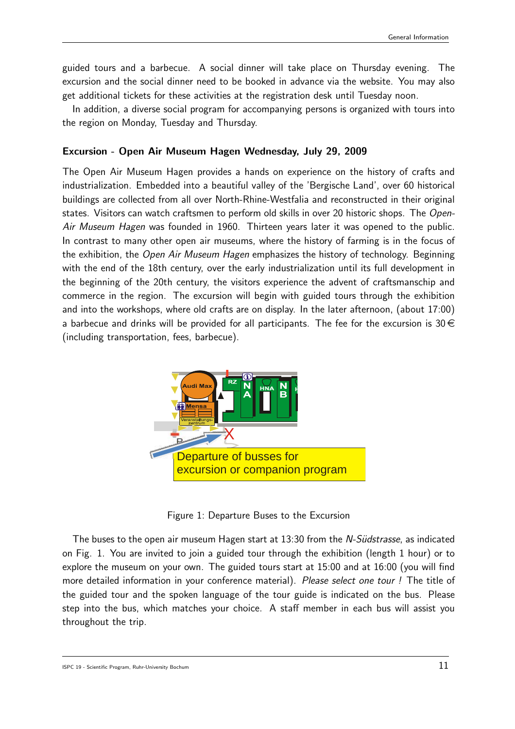guided tours and a barbecue. A social dinner will take place on Thursday evening. The excursion and the social dinner need to be booked in advance via the website. You may also get additional tickets for these activities at the registration desk until Tuesday noon.

In addition, a diverse social program for accompanying persons is organized with tours into the region on Monday, Tuesday and Thursday.

### Excursion - Open Air Museum Hagen Wednesday, July 29, 2009

The Open Air Museum Hagen provides a hands on experience on the history of crafts and industrialization. Embedded into a beautiful valley of the 'Bergische Land', over 60 historical buildings are collected from all over North-Rhine-Westfalia and reconstructed in their original states. Visitors can watch craftsmen to perform old skills in over 20 historic shops. The *Open-Air Museum Hagen* was founded in 1960. Thirteen years later it was opened to the public. In contrast to many other open air museums, where the history of farming is in the focus of the exhibition, the *Open Air Museum Hagen* emphasizes the history of technology. Beginning with the end of the 18th century, over the early industrialization until its full development in the beginning of the 20th century, the visitors experience the advent of craftsmanship and commerce in the region. The excursion will begin with guided tours through the exhibition and into the workshops, where old crafts are on display. In the later afternoon, (about 17:00) a barbecue and drinks will be provided for all participants. The fee for the excursion is 30 € (including transportation, fees, barbecue).

Figure 1: Departure Buses to the Excursion

The buses to the open air museum Hagen start at 13:30 from the *N-Südstrasse*, as indicated on Fig. 1. You are invited to join a guided tour through the exhibition (length 1 hour) or to explore the museum on your own. The guided tours start at 15:00 and at 16:00 (you will find more detailed information in your conference material). *Please select one tour !* The title of the guided tour and the spoken language of the tour guide is indicated on the bus. Please step into the bus, which matches your choice. A staff member in each bus will assist you throughout the trip.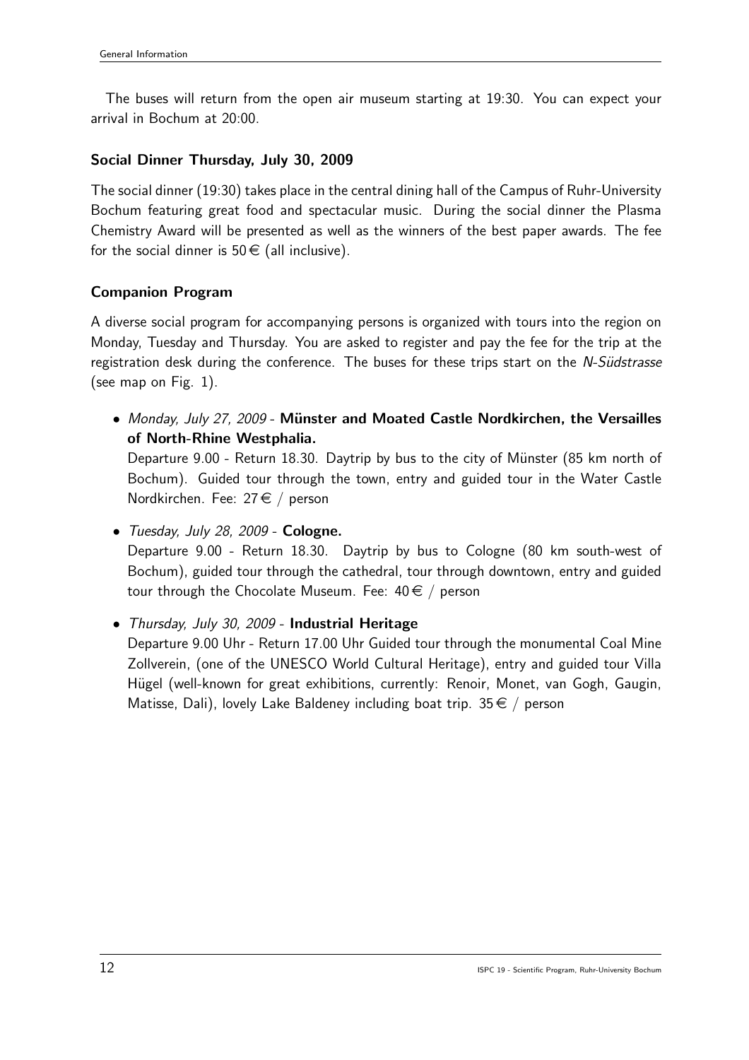The buses will return from the open air museum starting at 19:30. You can expect your arrival in Bochum at 20:00.

### Social Dinner Thursday, July 30, 2009

The social dinner (19:30) takes place in the central dining hall of the Campus of Ruhr-University Bochum featuring great food and spectacular music. During the social dinner the Plasma Chemistry Award will be presented as well as the winners of the best paper awards. The fee for the social dinner is 50 € (all inclusive).

### Companion Program

A diverse social program for accompanying persons is organized with tours into the region on Monday, Tuesday and Thursday. You are asked to register and pay the fee for the trip at the registration desk during the conference. The buses for these trips start on the *N-Südstrasse* (see map on Fig. 1).

- *Monday, July 27, 2009* - **Münster and Moated Castle Nordkirchen, the Versailles of North-Rhine Westphalia.**
  Departure 9.00 - Return 18.30. Daytrip by bus to the city of Münster (85 km north of Bochum). Guided tour through the town, entry and guided tour in the Water Castle Nordkirchen. Fee: 27 € / person

- *Tuesday, July 28, 2009* - **Cologne.**
  Departure 9.00 - Return 18.30. Daytrip by bus to Cologne (80 km south-west of Bochum), guided tour through the cathedral, tour through downtown, entry and guided tour through the Chocolate Museum. Fee: 40 € / person

- *Thursday, July 30, 2009* - **Industrial Heritage**
  Departure 9.00 Uhr - Return 17.00 Uhr Guided tour through the monumental Coal Mine Zollverein, (one of the UNESCO World Cultural Heritage), entry and guided tour Villa Hügel (well-known for great exhibitions, currently: Renoir, Monet, van Gogh, Gaugin, Matisse, Dali), lovely Lake Baldeney including boat trip. 35 € / person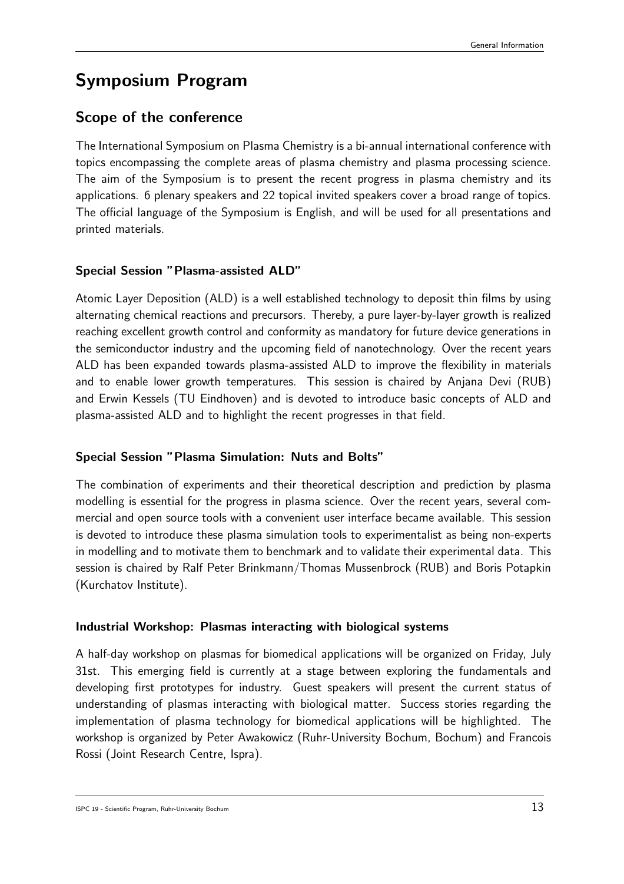# Symposium Program

## Scope of the conference

The International Symposium on Plasma Chemistry is a bi-annual international conference with topics encompassing the complete areas of plasma chemistry and plasma processing science. The aim of the Symposium is to present the recent progress in plasma chemistry and its applications. 6 plenary speakers and 22 topical invited speakers cover a broad range of topics. The official language of the Symposium is English, and will be used for all presentations and printed materials.

### Special Session "Plasma-assisted ALD"

Atomic Layer Deposition (ALD) is a well established technology to deposit thin films by using alternating chemical reactions and precursors. Thereby, a pure layer-by-layer growth is realized reaching excellent growth control and conformity as mandatory for future device generations in the semiconductor industry and the upcoming field of nanotechnology. Over the recent years ALD has been expanded towards plasma-assisted ALD to improve the flexibility in materials and to enable lower growth temperatures. This session is chaired by Anjana Devi (RUB) and Erwin Kessels (TU Eindhoven) and is devoted to introduce basic concepts of ALD and plasma-assisted ALD and to highlight the recent progresses in that field.

### Special Session "Plasma Simulation: Nuts and Bolts"

The combination of experiments and their theoretical description and prediction by plasma modelling is essential for the progress in plasma science. Over the recent years, several commercial and open source tools with a convenient user interface became available. This session is devoted to introduce these plasma simulation tools to experimentalist as being non-experts in modelling and to motivate them to benchmark and to validate their experimental data. This session is chaired by Ralf Peter Brinkmann/Thomas Mussenbrock (RUB) and Boris Potapkin (Kurchatov Institute).

### Industrial Workshop: Plasmas interacting with biological systems

A half-day workshop on plasmas for biomedical applications will be organized on Friday, July 31st. This emerging field is currently at a stage between exploring the fundamentals and developing first prototypes for industry. Guest speakers will present the current status of understanding of plasmas interacting with biological matter. Success stories regarding the implementation of plasma technology for biomedical applications will be highlighted. The workshop is organized by Peter Awakowicz (Ruhr-University Bochum, Bochum) and Francois Rossi (Joint Research Centre, Ispra).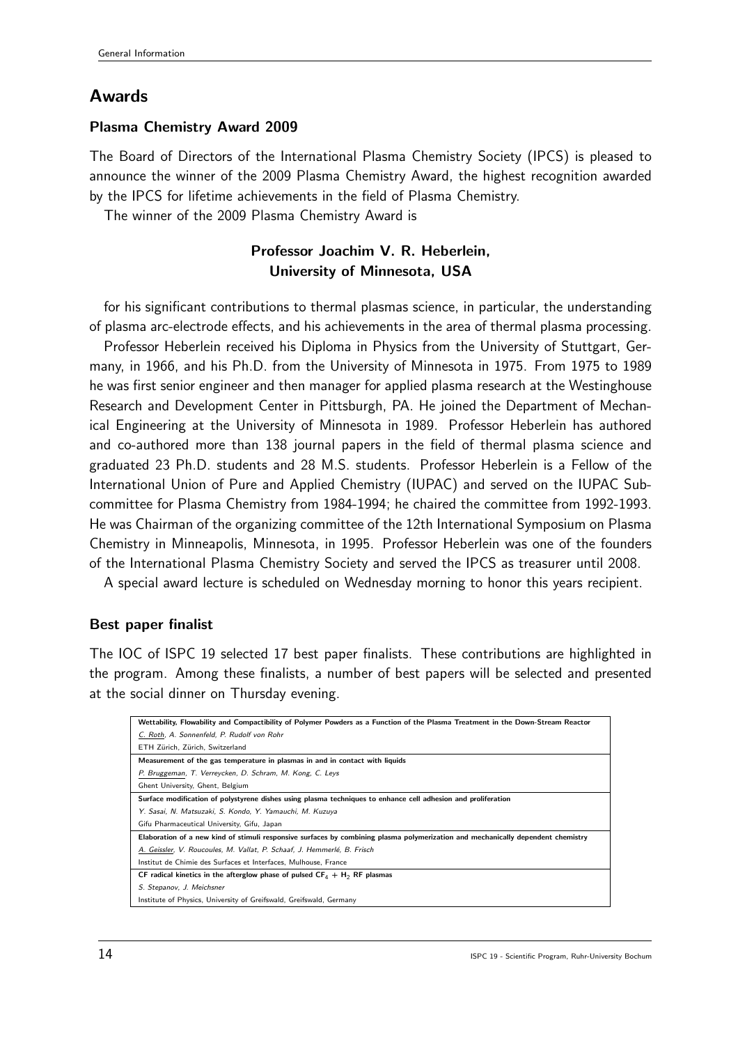## Awards

### Plasma Chemistry Award 2009

The Board of Directors of the International Plasma Chemistry Society (IPCS) is pleased to announce the winner of the 2009 Plasma Chemistry Award, the highest recognition awarded by the IPCS for lifetime achievements in the field of Plasma Chemistry.

The winner of the 2009 Plasma Chemistry Award is

**Professor Joachim V. R. Heberlein,**
**University of Minnesota, USA**

for his significant contributions to thermal plasmas science, in particular, the understanding of plasma arc-electrode effects, and his achievements in the area of thermal plasma processing.

Professor Heberlein received his Diploma in Physics from the University of Stuttgart, Germany, in 1966, and his Ph.D. from the University of Minnesota in 1975. From 1975 to 1989 he was first senior engineer and then manager for applied plasma research at the Westinghouse Research and Development Center in Pittsburgh, PA. He joined the Department of Mechanical Engineering at the University of Minnesota in 1989. Professor Heberlein has authored and co-authored more than 138 journal papers in the field of thermal plasma science and graduated 23 Ph.D. students and 28 M.S. students. Professor Heberlein is a Fellow of the International Union of Pure and Applied Chemistry (IUPAC) and served on the IUPAC Subcommittee for Plasma Chemistry from 1984-1994; he chaired the committee from 1992-1993. He was Chairman of the organizing committee of the 12th International Symposium on Plasma Chemistry in Minneapolis, Minnesota, in 1995. Professor Heberlein was one of the founders of the International Plasma Chemistry Society and served the IPCS as treasurer until 2008.

A special award lecture is scheduled on Wednesday morning to honor this years recipient.

### Best paper finalist

The IOC of ISPC 19 selected 17 best paper finalists. These contributions are highlighted in the program. Among these finalists, a number of best papers will be selected and presented at the social dinner on Thursday evening.

| |
|---|
| **Wettability, Flowability and Compactibility of Polymer Powders as a Function of the Plasma Treatment in the Down-Stream Reactor** |
| *C. Roth, A. Sonnenfeld, P. Rudolf von Rohr* |
| ETH Zürich, Zürich, Switzerland |
| **Measurement of the gas temperature in plasmas in and in contact with liquids** |
| *P. Bruggeman, T. Verreycken, D. Schram, M. Kong, C. Leys* |
| Ghent University, Ghent, Belgium |
| **Surface modification of polystyrene dishes using plasma techniques to enhance cell adhesion and proliferation** |
| *Y. Sasai, N. Matsuzaki, S. Kondo, Y. Yamauchi, M. Kuzuya* |
| Gifu Pharmaceutical University, Gifu, Japan |
| **Elaboration of a new kind of stimuli responsive surfaces by combining plasma polymerization and mechanically dependent chemistry** |
| *A. Geissler, V. Roucoules, M. Vallat, P. Schaaf, J. Hemmerlé, B. Frisch* |
| Institut de Chimie des Surfaces et Interfaces, Mulhouse, France |
| **CF radical kinetics in the afterglow phase of pulsed $CF_4$ + $H_2$ RF plasmas** |
| *S. Stepanov, J. Meichsner* |
| Institute of Physics, University of Greifswald, Greifswald, Germany |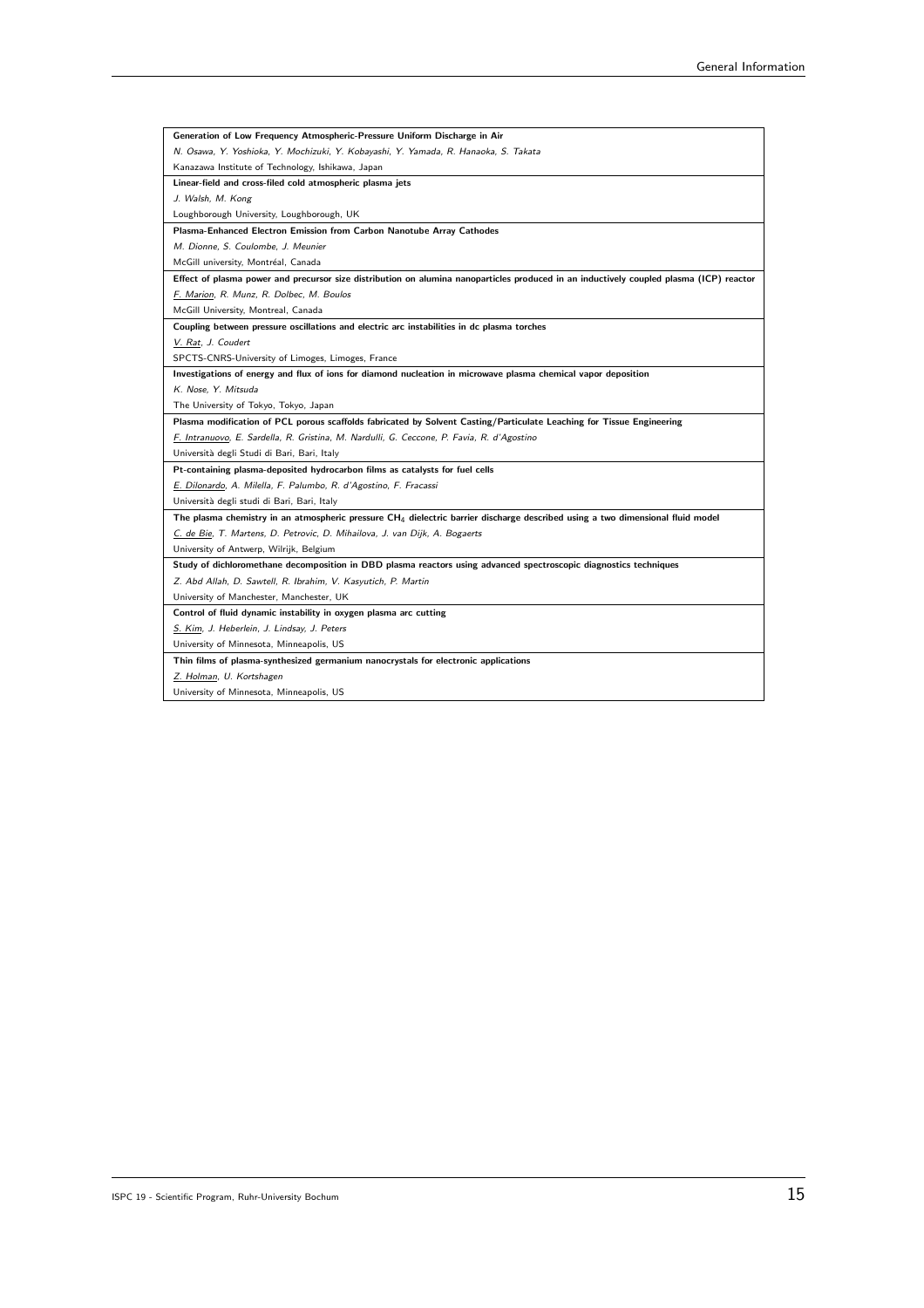| **Generation of Low Frequency Atmospheric-Pressure Uniform Discharge in Air** |
|---|
| *N. Osawa, Y. Yoshioka, Y. Mochizuki, Y. Kobayashi, Y. Yamada, R. Hanaoka, S. Takata* |
| Kanazawa Institute of Technology, Ishikawa, Japan |
| **Linear-field and cross-filed cold atmospheric plasma jets** |
| *J. Walsh, M. Kong* |
| Loughborough University, Loughborough, UK |
| **Plasma-Enhanced Electron Emission from Carbon Nanotube Array Cathodes** |
| *M. Dionne, S. Coulombe, J. Meunier* |
| McGill university, Montréal, Canada |
| **Effect of plasma power and precursor size distribution on alumina nanoparticles produced in an inductively coupled plasma (ICP) reactor** |
| *F. Marion, R. Munz, R. Dolbec, M. Boulos* |
| McGill University, Montreal, Canada |
| **Coupling between pressure oscillations and electric arc instabilities in dc plasma torches** |
| *V. Rat, J. Coudert* |
| SPCTS-CNRS-University of Limoges, Limoges, France |
| **Investigations of energy and flux of ions for diamond nucleation in microwave plasma chemical vapor deposition** |
| *K. Nose, Y. Mitsuda* |
| The University of Tokyo, Tokyo, Japan |
| **Plasma modification of PCL porous scaffolds fabricated by Solvent Casting/Particulate Leaching for Tissue Engineering** |
| *F. Intranuovo, E. Sardella, R. Gristina, M. Nardulli, G. Ceccone, P. Favia, R. d'Agostino* |
| Università degli Studi di Bari, Bari, Italy |
| **Pt-containing plasma-deposited hydrocarbon films as catalysts for fuel cells** |
| *E. Dilonardo, A. Milella, F. Palumbo, R. d'Agostino, F. Fracassi* |
| Università degli studi di Bari, Bari, Italy |
| **The plasma chemistry in an atmospheric pressure $CH_4$ dielectric barrier discharge described using a two dimensional fluid model** |
| *C. de Bie, T. Martens, D. Petrovic, D. Mihailova, J. van Dijk, A. Bogaerts* |
| University of Antwerp, Wilrijk, Belgium |
| **Study of dichloromethane decomposition in DBD plasma reactors using advanced spectroscopic diagnostics techniques** |
| *Z. Abd Allah, D. Sawtell, R. Ibrahim, V. Kasyutich, P. Martin* |
| University of Manchester, Manchester, UK |
| **Control of fluid dynamic instability in oxygen plasma arc cutting** |
| *S. Kim, J. Heberlein, J. Lindsay, J. Peters* |
| University of Minnesota, Minneapolis, US |
| **Thin films of plasma-synthesized germanium nanocrystals for electronic applications** |
| *Z. Holman, U. Kortshagen* |
| University of Minnesota, Minneapolis, US |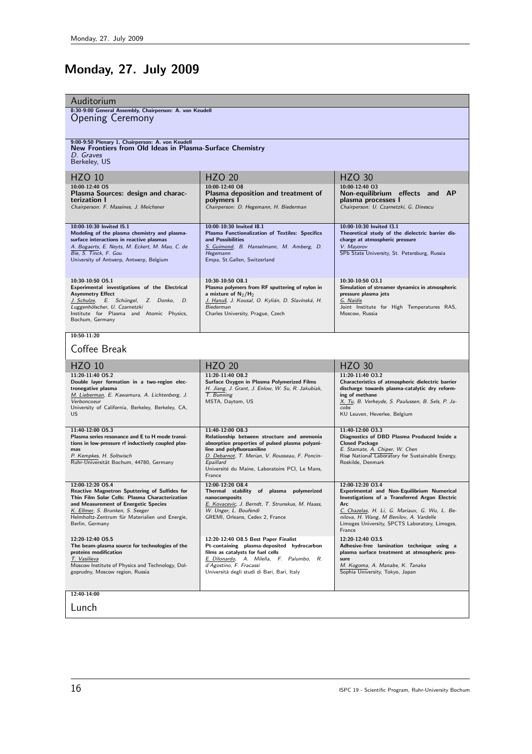# Monday, 27. July 2009

## Auditorium

**8:30-9:00 General Assembly, Chairperson: A. von Keudell**

Opening Ceremony

**9:00-9:50 Plenary 1, Chairperson: A. von Keudell**
**New Frontiers from Old Ideas in Plasma-Surface Chemistry**
*D. Graves*
Berkeley, US

| HZO 10 | HZO 20 | HZO 30 |
|---|---|---|
| **10:00-12:40 O5**<br>**Plasma Sources: design and characterization I**<br>*Chairperson: F. Massines, J. Meichsner* | **10:00-12:40 O8**<br>**Plasma deposition and treatment of polymers I**<br>*Chairperson: D. Hegemann, H. Biederman* | **10:00-12:40 O3**<br>**Non-equilibrium effects and AP plasma processes I**<br>*Chairperson: U. Czarnetzki, G. Dinescu* |
| **10:00-10:30 Invited I5.1**<br>**Modeling of the plasma chemistry and plasma-surface interactions in reactive plasmas**<br>*A. Bogaerts, E. Neyts, M. Eckert, M. Mao, C. de Bie, S. Tinck, F. Gou*<br>University of Antwerp, Antwerp, Belgium | **10:00-10:30 Invited I8.1**<br>**Plasma Functionalization of Textiles: Specifics and Possibilities**<br>*S. Guimond, B. Hanselmann, M. Amberg, D. Hegemann*<br>Empa, St.Gallen, Switzerland | **10:00-10:30 Invited I3.1**<br>**Theoretical study of the dielectric barrier discharge at atmospheric pressure**<br>*V. Mayorov*<br>SPb State University, St. Petersburg, Russia |
| **10:30-10:50 O5.1**<br>**Experimental investigations of the Electrical Asymmetry Effect**<br>*J. Schulze, E. Schüngel, Z. Donko, D. Luggenhölscher, U. Czarnetzki*<br>Institute for Plasma and Atomic Physics, Bochum, Germany | **10:30-10:50 O8.1**<br>**Plasma polymers from RF sputtering of nylon in a mixture of $N_2/H_2$**<br>*J. Hanuš, J. Kousal, O. Kylián, D. Slavínská, H. Biederman*<br>Charles University, Prague, Czech | **10:30-10:50 O3.1**<br>**Simulation of streamer dynamics in atmospheric pressure plasma jets**<br>*G. Naidis*<br>Joint Institute for High Temperatures RAS, Moscow, Russia |

**10:50-11:20**

Coffee Break

| HZO 10 | HZO 20 | HZO 30 |
|---|---|---|
| **11:20-11:40 O5.2**<br>**Double layer formation in a two-region electronegative plasma**<br>*M. Lieberman, E. Kawamura, A. Lichtenberg, J. Verboncoeur*<br>University of California, Berkeley, Berkeley, CA, US | **11:20-11:40 O8.2**<br>**Surface Oxygen in Plasma Polymerized Films**<br>*H. Jiang, J. Grant, J. Enlow, W. Su, R. Jakubiak, T. Bunning*<br>MSTA, Daytom, US | **11:20-11:40 O3.2**<br>**Characteristics of atmospheric dielectric barrier discharge towards plasma-catalytic dry reforming of methane**<br>*X. Tu, B. Verheyde, S. Paulussen, B. Sels, P. Jacobs*<br>KU Leuven, Heverlee, Belgium |
| **11:40-12:00 O5.3**<br>**Plasma series resonance and E to H mode transitions in low-pressure rf inductively coupled plasmas**<br>*P. Kempkes, H. Soltwisch*<br>Ruhr-Universität Bochum, 44780, Germany | **11:40-12:00 O8.3**<br>**Relationship between structure and ammonia absorption properties of pulsed plasma polyaniline and polyfluoroaniline**<br>*D. Debarnot, T. Merian, V. Rousseau, F. Poncin-Epaillard*<br>Université du Maine, Laboratoire PCI, Le Mans, France | **11:40-12:00 O3.3**<br>**Diagnostics of DBD Plasma Produced Inside a Closed Package**<br>*E. Stamate, A. Chiper, W. Chen*<br>Risø National Laboratory for Sustainable Energy, Roskilde, Denmark |
| **12:00-12:20 O5.4**<br>**Reactive Magnetron Sputtering of Sulfides for Thin Film Solar Cells: Plasma Characterization and Measurement of Energetic Species**<br>*K. Ellmer, S. Brunken, S. Seeger*<br>Helmholtz-Zentrum für Materialien und Energie, Berlin, Germany | **12:00-12:20 O8.4**<br>**Thermal stability of plasma polymerized nanocomposits**<br>*E. Kovacevic, J. Berndt, T. Strunskus, M. Haass, W. Unger, L. Boufendi*<br>GREMI, Orleans, Cedex 2, France | **12:00-12:20 O3.4**<br>**Experimental and Non-Equilibrium Numerical Investigations of a Transferred Argon Electric Arc**<br>*C. Chazelas, H. Li, G. Mariaux, G. Wu, L. Benilova, H. Wang, M Benilov, A. Vardelle*<br>Limoges University, SPCTS Laboratory, Limoges, France |
| **12:20-12:40 O5.5**<br>**The beam-plasma source for technologies of the proteins modification**<br>*T. Vasilieva*<br>Moscow Institute of Physics and Technology, Dolgoprudny, Moscow region, Russia | **12:20-12:40 O8.5 Best Paper Finalist**<br>**Pt-containing plasma-deposited hydrocarbon films as catalysts for fuel cells**<br>*E. Dilonardo, A. Milella, F. Palumbo, R. d'Agostino, F. Fracassi*<br>Università degli studi di Bari, Bari, Italy | **12:20-12:40 O3.5**<br>**Adhesive-free lamination technique using a plasma surface treatment at atmospheric pressure**<br>*M. Kogoma, A. Manabe, K. Tanaka*<br>Sophia University, Tokyo, Japan |

**12:40-14:00**

Lunch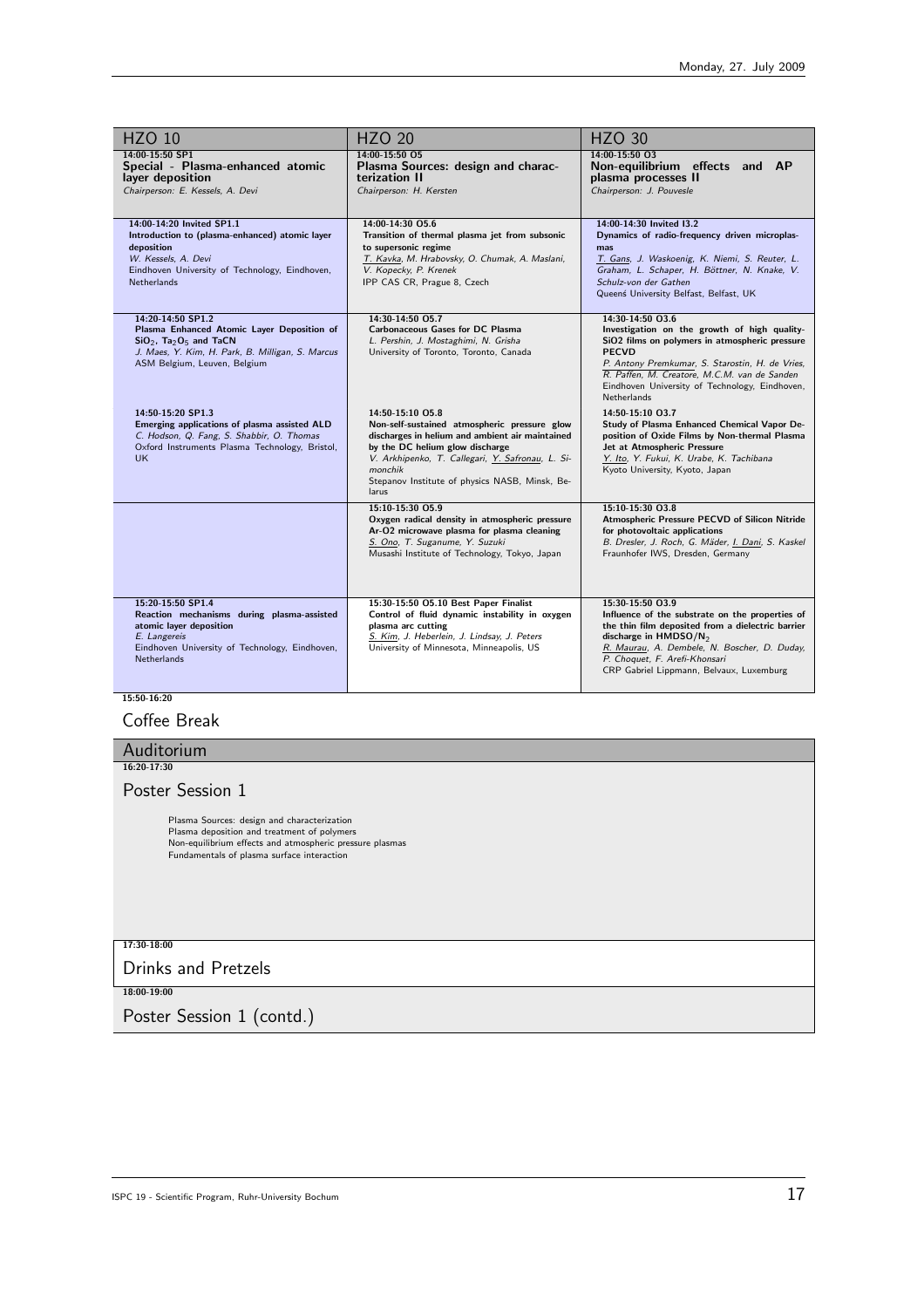| HZO 10 | HZO 20 | HZO 30 |
|---|---|---|
| **14:00-15:50 SP1** **Special - Plasma-enhanced atomic layer deposition** *Chairperson: E. Kessels, A. Devi* | **14:00-15:50 O5** **Plasma Sources: design and characterization II** *Chairperson: H. Kersten* | **14:00-15:50 O3** **Non-equilibrium effects and AP plasma processes II** *Chairperson: J. Pouvesle* |
| **14:00-14:20 Invited SP1.1** **Introduction to (plasma-enhanced) atomic layer deposition** *W. Kessels, A. Devi* Eindhoven University of Technology, Eindhoven, Netherlands | **14:00-14:30 O5.6** **Transition of thermal plasma jet from subsonic to supersonic regime** *T. Kavka, M. Hrabovsky, O. Chumak, A. Maslani, V. Kopecky, P. Krenek* IPP CAS CR, Prague 8, Czech | **14:00-14:30 Invited I3.2** **Dynamics of radio-frequency driven microplasmas** *T. Gans, J. Waskoenig, K. Niemi, S. Reuter, L. Graham, L. Schaper, H. Böttner, N. Knake, V. Schulz-von der Gathen* Queens University Belfast, Belfast, UK |
| **14:20-14:50 SP1.2** **Plasma Enhanced Atomic Layer Deposition of $SiO_2$, $Ta_2O_5$ and TaCN** *J. Maes, Y. Kim, H. Park, B. Milligan, S. Marcus* ASM Belgium, Leuven, Belgium | **14:30-14:50 O5.7** **Carbonaceous Gases for DC Plasma** *L. Pershin, J. Mostaghimi, N. Grisha* University of Toronto, Toronto, Canada | **14:30-14:50 O3.6** **Investigation on the growth of high quality-SiO2 films on polymers in atmospheric pressure PECVD** *P. Antony Premkumar, S. Starostin, H. de Vries, R. Paffen, M. Creatore, M.C.M. van de Sanden* Eindhoven University of Technology, Eindhoven, Netherlands |
| **14:50-15:20 SP1.3** **Emerging applications of plasma assisted ALD** *C. Hodson, Q. Fang, S. Shabbir, O. Thomas* Oxford Instruments Plasma Technology, Bristol, UK | **14:50-15:10 O5.8** **Non-self-sustained atmospheric pressure glow discharges in helium and ambient air maintained by the DC helium glow discharge** *V. Arkhipenko, T. Callegari, Y. Safronau, L. Simonchik* Stepanov Institute of physics NASB, Minsk, Belarus | **14:50-15:10 O3.7** **Study of Plasma Enhanced Chemical Vapor Deposition of Oxide Films by Non-thermal Plasma Jet at Atmospheric Pressure** *Y. Ito, Y. Fukui, K. Urabe, K. Tachibana* Kyoto University, Kyoto, Japan |
| | **15:10-15:30 O5.9** **Oxygen radical density in atmospheric pressure Ar-O2 microwave plasma for plasma cleaning** *S. Ono, T. Suganume, Y. Suzuki* Musashi Institute of Technology, Tokyo, Japan | **15:10-15:30 O3.8** **Atmospheric Pressure PECVD of Silicon Nitride for photovoltaic applications** *B. Dresler, J. Roch, G. Mäder, I. Dani, S. Kaskel* Fraunhofer IWS, Dresden, Germany |
| **15:20-15:50 SP1.4** **Reaction mechanisms during plasma-assisted atomic layer deposition** *E. Langereis* Eindhoven University of Technology, Eindhoven, Netherlands | **15:30-15:50 O5.10 Best Paper Finalist** **Control of fluid dynamic instability in oxygen plasma arc cutting** *S. Kim, J. Heberlein, J. Lindsay, J. Peters* University of Minnesota, Minneapolis, US | **15:30-15:50 O3.9** **Influence of the substrate on the properties of the thin film deposited from a dielectric barrier discharge in $HMDSO/N_2$** *R. Maurau, A. Dembele, N. Boscher, D. Duday, P. Choquet, F. Arefi-Khonsari* CRP Gabriel Lippmann, Belvaux, Luxemburg |

**15:50-16:20**

## Coffee Break

## Auditorium

**16:20-17:30**

## Poster Session 1

Plasma Sources: design and characterization
Plasma deposition and treatment of polymers
Non-equilibrium effects and atmospheric pressure plasmas
Fundamentals of plasma surface interaction

**17:30-18:00**

## Drinks and Pretzels

**18:00-19:00**

## Poster Session 1 (contd.)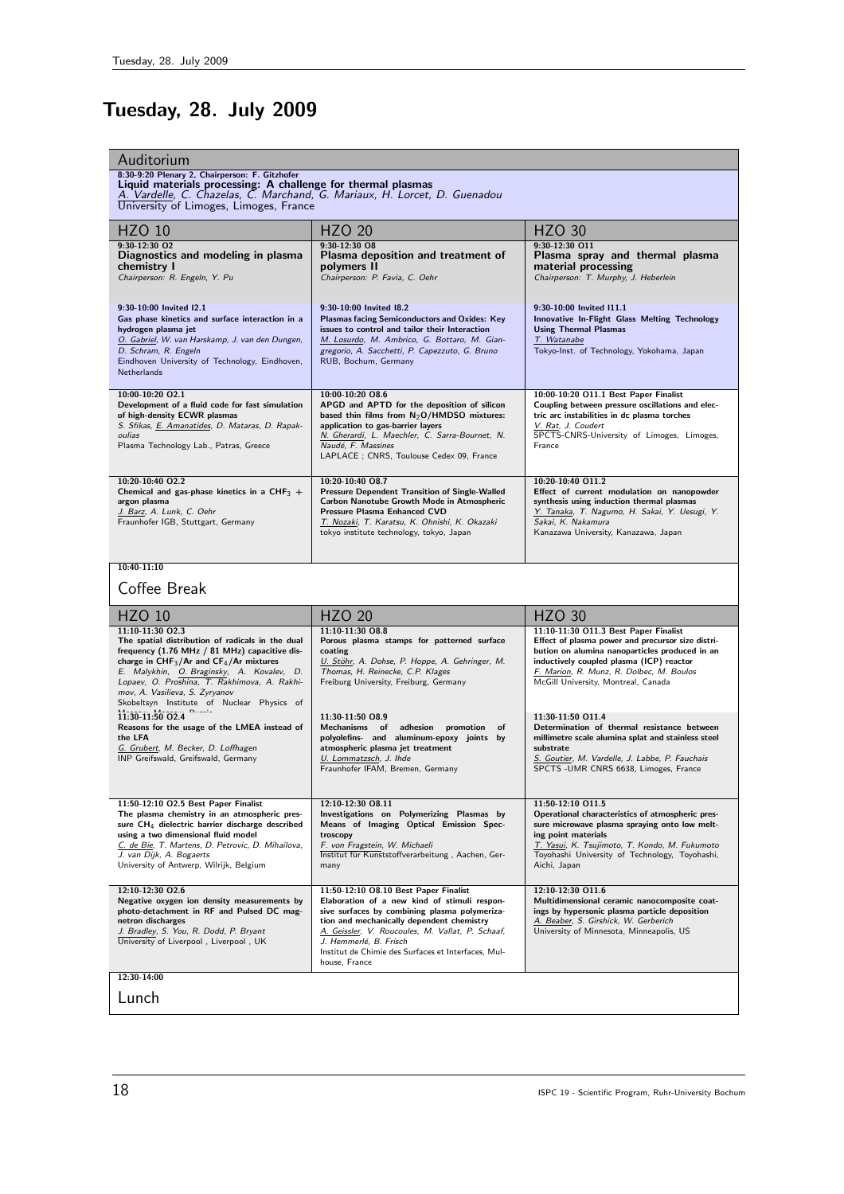# Tuesday, 28. July 2009

## Auditorium

**8:30-9:20 Plenary 2, Chairperson: F. Gitzhofer**
**Liquid materials processing: A challenge for thermal plasmas**
*A. Vardelle, C. Chazelas, C. Marchand, G. Mariaux, H. Lorcet, D. Guenadou*
University of Limoges, Limoges, France

| HZO 10 | HZO 20 | HZO 30 |
|---|---|---|
| **9:30-12:30 O2** **Diagnostics and modeling in plasma chemistry I** *Chairperson: R. Engeln, Y. Pu* | **9:30-12:30 O8** **Plasma deposition and treatment of polymers II** *Chairperson: P. Favia, C. Oehr* | **9:30-12:30 O11** **Plasma spray and thermal plasma material processing** *Chairperson: T. Murphy, J. Heberlein* |
| **9:30-10:00 Invited I2.1** **Gas phase kinetics and surface interaction in a hydrogen plasma jet** *O. Gabriel, W. van Harskamp, J. van den Dungen, D. Schram, R. Engeln* Eindhoven University of Technology, Eindhoven, Netherlands | **9:30-10:00 Invited I8.2** **Plasmas facing Semiconductors and Oxides: Key issues to control and tailor their Interaction** *M. Losurdo, M. Ambrico, G. Bottaro, M. Giangregorio, A. Sacchetti, P. Capezzuto, G. Bruno* RUB, Bochum, Germany | **9:30-10:00 Invited I11.1** **Innovative In-Flight Glass Melting Technology Using Thermal Plasmas** *T. Watanabe* Tokyo-Inst. of Technology, Yokohama, Japan |
| **10:00-10:20 O2.1** **Development of a fluid code for fast simulation of high-density ECWR plasmas** *S. Sfikas, E. Amanatides, D. Mataras, D. Rapakoulias* Plasma Technology Lab., Patras, Greece | **10:00-10:20 O8.6** **APGD and APTD for the deposition of silicon based thin films from $N_2O$/HMDSO mixtures: application to gas-barrier layers** *N. Gherardi, L. Maechler, C. Sarra-Bournet, N. Naudé, F. Massines* LAPLACE ; CNRS, Toulouse Cedex 09, France | **10:00-10:20 O11.1 Best Paper Finalist** **Coupling between pressure oscillations and electric arc instabilities in dc plasma torches** *V. Rat, J. Coudert* SPCTS-CNRS-University of Limoges, Limoges, France |
| **10:20-10:40 O2.2** **Chemical and gas-phase kinetics in a $CHF_3$ + argon plasma** *J. Barz, A. Lunk, C. Oehr* Fraunhofer IGB, Stuttgart, Germany | **10:20-10:40 O8.7** **Pressure Dependent Transition of Single-Walled Carbon Nanotube Growth Mode in Atmospheric Pressure Plasma Enhanced CVD** *T. Nozaki, T. Karatsu, K. Ohnishi, K. Okazaki* tokyo institute technology, tokyo, Japan | **10:20-10:40 O11.2** **Effect of current modulation on nanopowder synthesis using induction thermal plasmas** *Y. Tanaka, T. Nagumo, H. Sakai, Y. Uesugi, Y. Sakai, K. Nakamura* Kanazawa University, Kanazawa, Japan |

**10:40-11:10**

## Coffee Break

| HZO 10 | HZO 20 | HZO 30 |
|---|---|---|
| **11:10-11:30 O2.3** **The spatial distribution of radicals in the dual frequency (1.76 MHz / 81 MHz) capacitive discharge in $CHF_3$/Ar and $CF_4$/Ar mixtures** *E. Malykhin, O. Braginsky, A. Kovalev, D. Lopaev, O. Proshina, T. Rakhimova, A. Rakhimov, A. Vasilieva, S. Zyryanov* Skobeltsyn Institute of Nuclear Physics of Moscow, Moscow, Russia | **11:10-11:30 O8.8** **Porous plasma stamps for patterned surface coating** *U. Stöhr, A. Dohse, P. Hoppe, A. Gehringer, M. Thomas, H. Reinecke, C.P. Klages* Freiburg University, Freiburg, Germany | **11:10-11:30 O11.3 Best Paper Finalist** **Effect of plasma power and precursor size distribution on alumina nanoparticles produced in an inductively coupled plasma (ICP) reactor** *F. Marion, R. Munz, R. Dolbec, M. Boulos* McGill University, Montreal, Canada |
| **11:30-11:50 O2.4** **Reasons for the usage of the LMEA instead of the LFA** *G. Grubert, M. Becker, D. Loffhagen* INP Greifswald, Greifswald, Germany | **11:30-11:50 O8.9** **Mechanisms of adhesion promotion of polyolefins- and aluminum-epoxy joints by atmospheric plasma jet treatment** *U. Lommatzsch, J. Ihde* Fraunhofer IFAM, Bremen, Germany | **11:30-11:50 O11.4** **Determination of thermal resistance between millimetre scale alumina splat and stainless steel substrate** *S. Goutier, M. Vardelle, J. Labbe, P. Fauchais* SPCTS -UMR CNRS 6638, Limoges, France |
| **11:50-12:10 O2.5 Best Paper Finalist** **The plasma chemistry in an atmospheric pressure $CH_4$ dielectric barrier discharge described using a two dimensional fluid model** *C. de Bie, T. Martens, D. Petrovic, D. Mihailova, J. van Dijk, A. Bogaerts* University of Antwerp, Wilrijk, Belgium | **12:10-12:30 O8.11** **Investigations on Polymerizing Plasmas by Means of Imaging Optical Emission Spectroscopy** *F. von Fragstein, W. Michaeli* Institut für Kunststoffverarbeitung , Aachen, Germany | **11:50-12:10 O11.5** **Operational characteristics of atmospheric pressure microwave plasma spraying onto low melting point materials** *T. Yasui, K. Tsujimoto, T. Kondo, M. Fukumoto* Toyohashi University of Technology, Toyohashi, Aichi, Japan |
| **12:10-12:30 O2.6** **Negative oxygen ion density measurements by photo-detachment in RF and Pulsed DC magnetron discharges** *J. Bradley, S. You, R. Dodd, P. Bryant* University of Liverpool , Liverpool , UK | **11:50-12:10 O8.10 Best Paper Finalist** **Elaboration of a new kind of stimuli responsive surfaces by combining plasma polymerization and mechanically dependent chemistry** *A. Geissler, V. Roucoules, M. Vallat, P. Schaaf, J. Hemmerlé, B. Frisch* Institut de Chimie des Surfaces et Interfaces, Mulhouse, France | **12:10-12:30 O11.6** **Multidimensional ceramic nanocomposite coatings by hypersonic plasma particle deposition** *A. Beaber, S. Girshick, W. Gerberich* University of Minnesota, Minneapolis, US |

**12:30-14:00**

## Lunch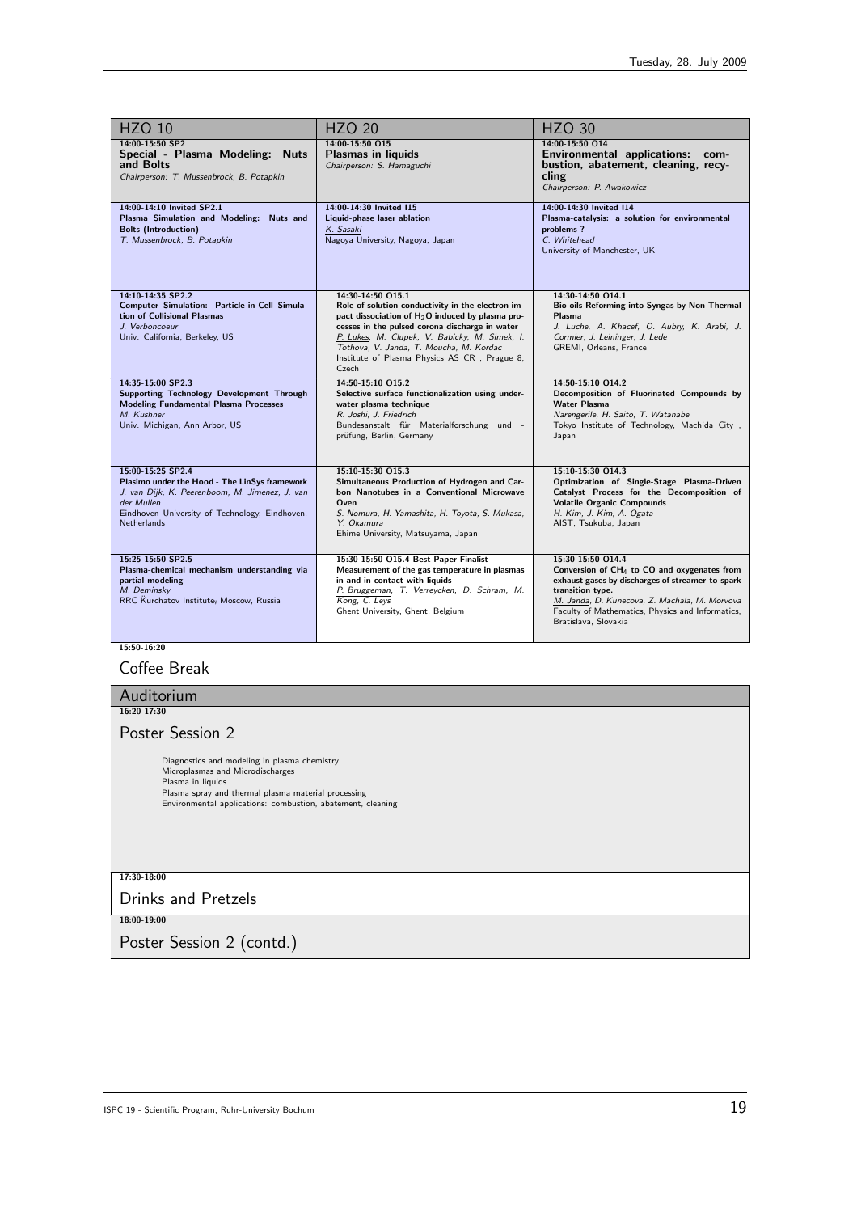| HZO 10 | HZO 20 | HZO 30 |
|---|---|---|
| **14:00-15:50 SP2**<br>**Special - Plasma Modeling: Nuts and Bolts**<br>*Chairperson: T. Mussenbrock, B. Potapkin* | **14:00-15:50 O15**<br>**Plasmas in liquids**<br>*Chairperson: S. Hamaguchi* | **14:00-15:50 O14**<br>**Environmental applications: combustion, abatement, cleaning, recycling**<br>*Chairperson: P. Awakowicz* |
| **14:00-14:10 Invited SP2.1**<br>**Plasma Simulation and Modeling: Nuts and Bolts (Introduction)**<br>*T. Mussenbrock, B. Potapkin* | **14:00-14:30 Invited I15**<br>**Liquid-phase laser ablation**<br>*K. Sasaki*<br>Nagoya University, Nagoya, Japan | **14:00-14:30 Invited I14**<br>**Plasma-catalysis: a solution for environmental problems ?**<br>*C. Whitehead*<br>University of Manchester, UK |
| **14:10-14:35 SP2.2**<br>**Computer Simulation: Particle-in-Cell Simulation of Collisional Plasmas**<br>*J. Verboncoeur*<br>Univ. California, Berkeley, US | **14:30-14:50 O15.1**<br>**Role of solution conductivity in the electron impact dissociation of $H_2O$ induced by plasma processes in the pulsed corona discharge in water**<br>*P. Lukes, M. Clupek, V. Babicky, M. Simek, I. Tothova, V. Janda, T. Moucha, M. Kordac*<br>Institute of Plasma Physics AS CR , Prague 8, Czech | **14:30-14:50 O14.1**<br>**Bio-oils Reforming into Syngas by Non-Thermal Plasma**<br>*J. Luche, A. Khacef, O. Aubry, K. Arabi, J. Cormier, J. Leininger, J. Lede*<br>GREMI, Orleans, France |
| **14:35-15:00 SP2.3**<br>**Supporting Technology Development Through Modeling Fundamental Plasma Processes**<br>*M. Kushner*<br>Univ. Michigan, Ann Arbor, US | **14:50-15:10 O15.2**<br>**Selective surface functionalization using underwater plasma technique**<br>*R. Joshi, J. Friedrich*<br>Bundesanstalt für Materialforschung und -prüfung, Berlin, Germany | **14:50-15:10 O14.2**<br>**Decomposition of Fluorinated Compounds by Water Plasma**<br>*Narengerile, H. Saito, T. Watanabe*<br>Tokyo Institute of Technology, Machida City , Japan |
| **15:00-15:25 SP2.4**<br>**Plasimo under the Hood - The LinSys framework**<br>*J. van Dijk, K. Peerenboom, M. Jimenez, J. van der Mullen*<br>Eindhoven University of Technology, Eindhoven, Netherlands | **15:10-15:30 O15.3**<br>**Simultaneous Production of Hydrogen and Carbon Nanotubes in a Conventional Microwave Oven**<br>*S. Nomura, H. Yamashita, H. Toyota, S. Mukasa, Y. Okamura*<br>Ehime University, Matsuyama, Japan | **15:10-15:30 O14.3**<br>**Optimization of Single-Stage Plasma-Driven Catalyst Process for the Decomposition of Volatile Organic Compounds**<br>*H. Kim, J. Kim, A. Ogata*<br>AIST, Tsukuba, Japan |
| **15:25-15:50 SP2.5**<br>**Plasma-chemical mechanism understanding via partial modeling**<br>*M. Deminsky*<br>RRC Kurchatov Institute, Moscow, Russia | **15:30-15:50 O15.4 Best Paper Finalist**<br>**Measurement of the gas temperature in plasmas in and in contact with liquids**<br>*P. Bruggeman, T. Verreycken, D. Schram, M. Kong, C. Leys*<br>Ghent University, Ghent, Belgium | **15:30-15:50 O14.4**<br>**Conversion of $CH_4$ to CO and oxygenates from exhaust gases by discharges of streamer-to-spark transition type.**<br>*M. Janda, D. Kunecova, Z. Machala, M. Morvova*<br>Faculty of Mathematics, Physics and Informatics, Bratislava, Slovakia |

**15:50-16:20**

## Coffee Break

## Auditorium

**16:20-17:30**

## Poster Session 2

- Diagnostics and modeling in plasma chemistry
- Microplasmas and Microdischarges
- Plasma in liquids
- Plasma spray and thermal plasma material processing
- Environmental applications: combustion, abatement, cleaning

**17:30-18:00**

## Drinks and Pretzels

**18:00-19:00**

## Poster Session 2 (contd.)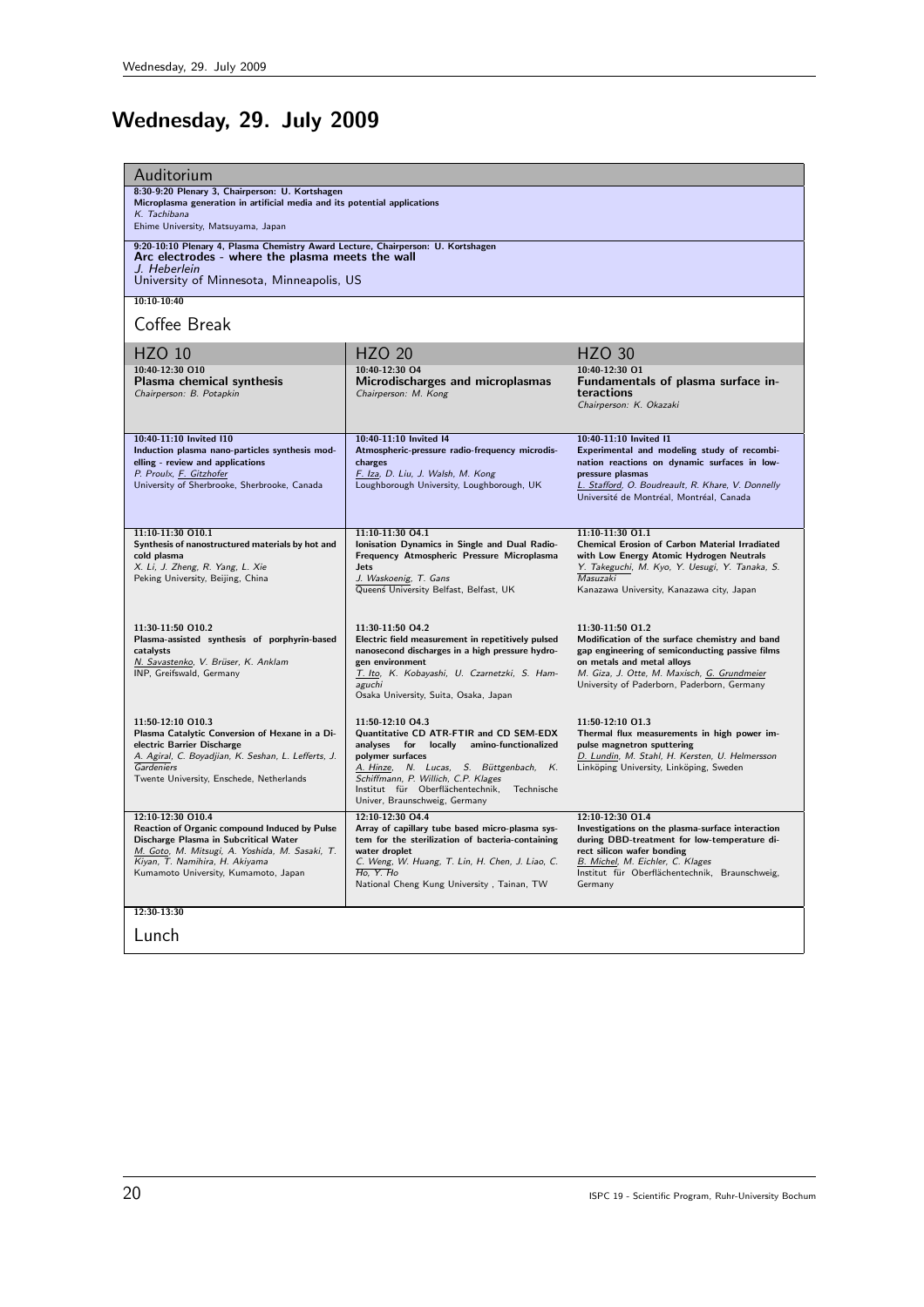# Wednesday, 29. July 2009

## Auditorium

**8:30-9:20 Plenary 3, Chairperson: U. Kortshagen**
**Microplasma generation in artificial media and its potential applications**
*K. Tachibana*
Ehime University, Matsuyama, Japan

**9:20-10:10 Plenary 4, Plasma Chemistry Award Lecture, Chairperson: U. Kortshagen**
**Arc electrodes - where the plasma meets the wall**
*J. Heberlein*
University of Minnesota, Minneapolis, US

**10:10-10:40**

Coffee Break

| HZO 10 | HZO 20 | HZO 30 |
|---|---|---|
| **10:40-12:30 O10**<br>**Plasma chemical synthesis**<br>*Chairperson: B. Potapkin* | **10:40-12:30 O4**<br>**Microdischarges and microplasmas**<br>*Chairperson: M. Kong* | **10:40-12:30 O1**<br>**Fundamentals of plasma surface interactions**<br>*Chairperson: K. Okazaki* |
| **10:40-11:10 Invited I10**<br>**Induction plasma nano-particles synthesis modelling - review and applications**<br>*P. Proulx, F. Gitzhofer*<br>University of Sherbrooke, Sherbrooke, Canada | **10:40-11:10 Invited I4**<br>**Atmospheric-pressure radio-frequency microdischarges**<br>*F. Iza, D. Liu, J. Walsh, M. Kong*<br>Loughborough University, Loughborough, UK | **10:40-11:10 Invited I1**<br>**Experimental and modeling study of recombination reactions on dynamic surfaces in low-pressure plasmas**<br>*L. Stafford, O. Boudreault, R. Khare, V. Donnelly*<br>Université de Montréal, Montréal, Canada |
| **11:10-11:30 O10.1**<br>**Synthesis of nanostructured materials by hot and cold plasma**<br>*X. Li, J. Zheng, R. Yang, L. Xie*<br>Peking University, Beijing, China | **11:10-11:30 O4.1**<br>**Ionisation Dynamics in Single and Dual Radio-Frequency Atmospheric Pressure Microplasma Jets**<br>*J. Waskoenig, T. Gans*<br>Queens University Belfast, Belfast, UK | **11:10-11:30 O1.1**<br>**Chemical Erosion of Carbon Material Irradiated with Low Energy Atomic Hydrogen Neutrals**<br>*Y. Takeguchi, M. Kyo, Y. Uesugi, Y. Tanaka, S. Masuzaki*<br>Kanazawa University, Kanazawa city, Japan |
| **11:30-11:50 O10.2**<br>**Plasma-assisted synthesis of porphyrin-based catalysts**<br>*N. Savastenko, V. Brüser, K. Anklam*<br>INP, Greifswald, Germany | **11:30-11:50 O4.2**<br>**Electric field measurement in repetitively pulsed nanosecond discharges in a high pressure hydrogen environment**<br>*T. Ito, K. Kobayashi, U. Czarnetzki, S. Hamaguchi*<br>Osaka University, Suita, Osaka, Japan | **11:30-11:50 O1.2**<br>**Modification of the surface chemistry and band gap engineering of semiconducting passive films on metals and metal alloys**<br>*M. Giza, J. Otte, M. Maxisch, G. Grundmeier*<br>University of Paderborn, Paderborn, Germany |
| **11:50-12:10 O10.3**<br>**Plasma Catalytic Conversion of Hexane in a Dielectric Barrier Discharge**<br>*A. Agiral, C. Boyadjian, K. Seshan, L. Lefferts, J. Gardeniers*<br>Twente University, Enschede, Netherlands | **11:50-12:10 O4.3**<br>**Quantitative CD ATR-FTIR and CD SEM-EDX analyses for locally amino-functionalized polymer surfaces**<br>*A. Hinze, N. Lucas, S. Büttgenbach, K. Schiffmann, P. Willich, C.P. Klages*<br>Institut für Oberflächentechnik, Technische Univer, Braunschweig, Germany | **11:50-12:10 O1.3**<br>**Thermal flux measurements in high power impulse magnetron sputtering**<br>*D. Lundin, M. Stahl, H. Kersten, U. Helmersson*<br>Linköping University, Linköping, Sweden |
| **12:10-12:30 O10.4**<br>**Reaction of Organic compound Induced by Pulse Discharge Plasma in Subcritical Water**<br>*M. Goto, M. Mitsugi, A. Yoshida, M. Sasaki, T. Kiyan, T. Namihira, H. Akiyama*<br>Kumamoto University, Kumamoto, Japan | **12:10-12:30 O4.4**<br>**Array of capillary tube based micro-plasma system for the sterilization of bacteria-containing water droplet**<br>*C. Weng, W. Huang, T. Lin, H. Chen, J. Liao, C. Ho, Y. Ho*<br>National Cheng Kung University , Tainan, TW | **12:10-12:30 O1.4**<br>**Investigations on the plasma-surface interaction during DBD-treatment for low-temperature direct silicon wafer bonding**<br>*B. Michel, M. Eichler, C. Klages*<br>Institut für Oberflächentechnik, Braunschweig, Germany |

**12:30-13:30**

Lunch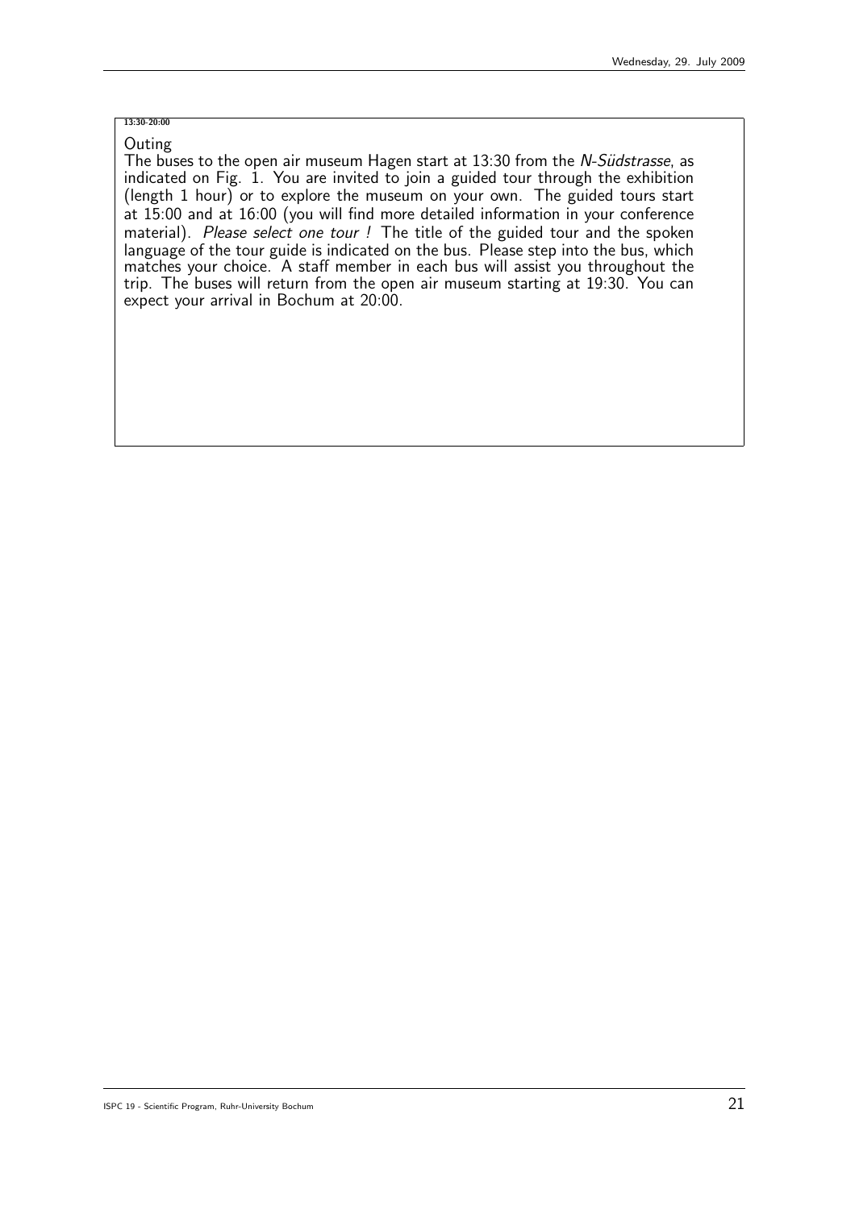**13:30-20:00**

Outing

The buses to the open air museum Hagen start at 13:30 from the *N-Südstrasse*, as indicated on Fig. 1. You are invited to join a guided tour through the exhibition (length 1 hour) or to explore the museum on your own. The guided tours start at 15:00 and at 16:00 (you will find more detailed information in your conference material). *Please select one tour !* The title of the guided tour and the spoken language of the tour guide is indicated on the bus. Please step into the bus, which matches your choice. A staff member in each bus will assist you throughout the trip. The buses will return from the open air museum starting at 19:30. You can expect your arrival in Bochum at 20:00.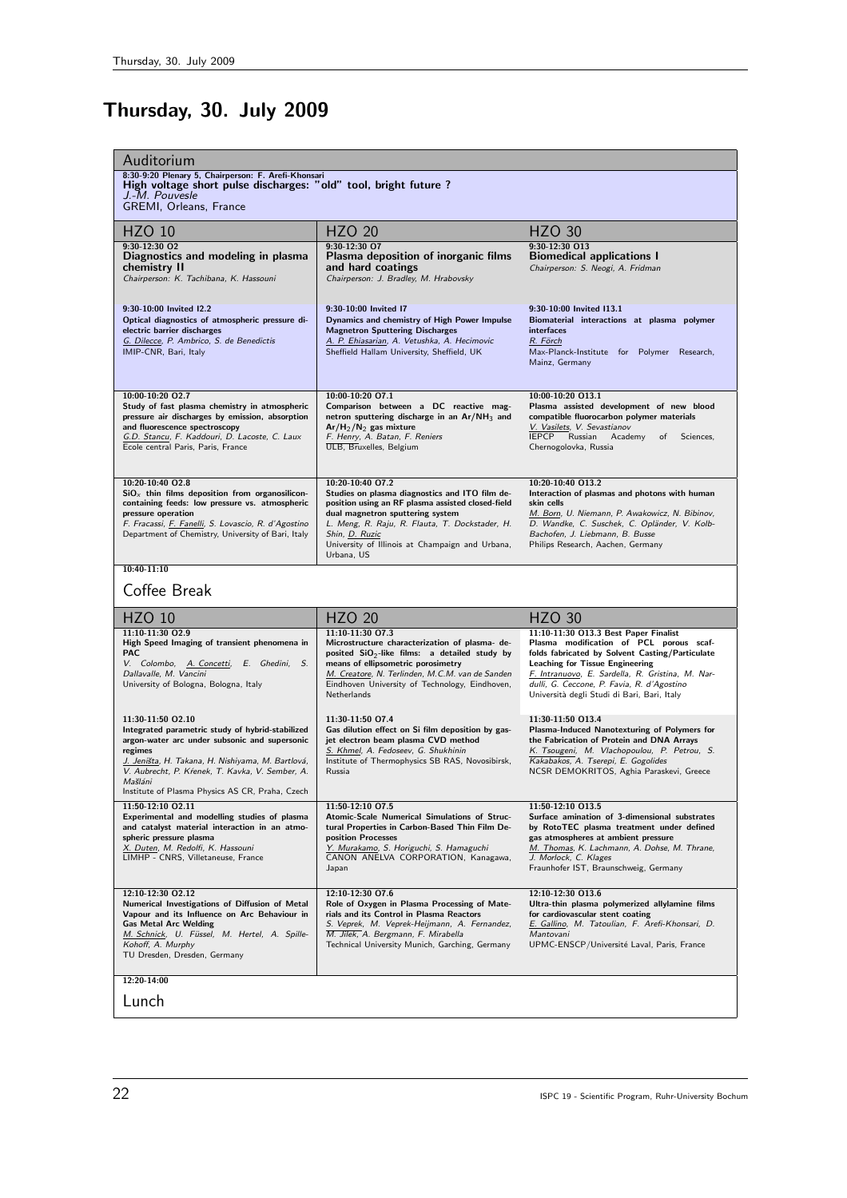# Thursday, 30. July 2009

## Auditorium

**8:30-9:20 Plenary 5, Chairperson: F. Arefi-Khonsari**
**High voltage short pulse discharges: "old" tool, bright future ?**
*J.-M. Pouvesle*
GREMI, Orleans, France

| HZO 10 | HZO 20 | HZO 30 |
|---|---|---|
| **9:30-12:30 O2**<br>**Diagnostics and modeling in plasma chemistry II**<br>*Chairperson: K. Tachibana, K. Hassouni* | **9:30-12:30 O7**<br>**Plasma deposition of inorganic films and hard coatings**<br>*Chairperson: J. Bradley, M. Hrabovsky* | **9:30-12:30 O13**<br>**Biomedical applications I**<br>*Chairperson: S. Neogi, A. Fridman* |
| **9:30-10:00 Invited I2.2**<br>**Optical diagnostics of atmospheric pressure dielectric barrier discharges**<br>*G. Dilecce, P. Ambrico, S. de Benedictis*<br>IMIP-CNR, Bari, Italy | **9:30-10:00 Invited I7**<br>**Dynamics and chemistry of High Power Impulse Magnetron Sputtering Discharges**<br>*A. P. Ehiasarian, A. Vetushka, A. Hecimovic*<br>Sheffield Hallam University, Sheffield, UK | **9:30-10:00 Invited I13.1**<br>**Biomaterial interactions at plasma polymer interfaces**<br>*R. Förch*<br>Max-Planck-Institute for Polymer Research, Mainz, Germany |
| **10:00-10:20 O2.7**<br>**Study of fast plasma chemistry in atmospheric pressure air discharges by emission, absorption and fluorescence spectroscopy**<br>*G.D. Stancu, F. Kaddouri, D. Lacoste, C. Laux*<br>Ecole central Paris, Paris, France | **10:00-10:20 O7.1**<br>**Comparison between a DC reactive magnetron sputtering discharge in an $Ar/NH_3$ and $Ar/H_2/N_2$ gas mixture**<br>*F. Henry, A. Batan, F. Reniers*<br>ULB, Bruxelles, Belgium | **10:00-10:20 O13.1**<br>**Plasma assisted development of new blood compatible fluorocarbon polymer materials**<br>*V. Vasilets, V. Sevastianov*<br>IEPCP Russian Academy of Sciences, Chernogolovka, Russia |
| **10:20-10:40 O2.8**<br>**$SiO_x$ thin films deposition from organosilicon-containing feeds: low pressure vs. atmospheric pressure operation**<br>*F. Fracassi, F. Fanelli, S. Lovascio, R. d'Agostino*<br>Department of Chemistry, University of Bari, Italy | **10:20-10:40 O7.2**<br>**Studies on plasma diagnostics and ITO film deposition using an RF plasma assisted closed-field dual magnetron sputtering system**<br>*L. Meng, R. Raju, R. Flauta, T. Dockstader, H. Shin, D. Ruzic*<br>University of Illinois at Champaign and Urbana, Urbana, US | **10:20-10:40 O13.2**<br>**Interaction of plasmas and photons with human skin cells**<br>*M. Born, U. Niemann, P. Awakowicz, N. Bibinov, D. Wandke, C. Suschek, C. Opländer, V. Kolb-Bachofen, J. Liebmann, B. Busse*<br>Philips Research, Aachen, Germany |

**10:40-11:10**

## Coffee Break

| HZO 10 | HZO 20 | HZO 30 |
|---|---|---|
| **11:10-11:30 O2.9**<br>**High Speed Imaging of transient phenomena in PAC**<br>*V. Colombo, A. Concetti, E. Ghedini, S. Dallavalle, M. Vancini*<br>University of Bologna, Bologna, Italy | **11:10-11:30 O7.3**<br>**Microstructure characterization of plasma- deposited $SiO_2$-like films: a detailed study by means of ellipsometric porosimetry**<br>*M. Creatore, N. Terlinden, M.C.M. van de Sanden*<br>Eindhoven University of Technology, Eindhoven, Netherlands | **11:10-11:30 O13.3 Best Paper Finalist**<br>**Plasma modification of PCL porous scaffolds fabricated by Solvent Casting/Particulate Leaching for Tissue Engineering**<br>*F. Intranuovo, E. Sardella, R. Gristina, M. Nardulli, G. Ceccone, P. Favia, R. d'Agostino*<br>Università degli Studi di Bari, Bari, Italy |
| **11:30-11:50 O2.10**<br>**Integrated parametric study of hybrid-stabilized argon-water arc under subsonic and supersonic regimes**<br>*J. Jeništa, H. Takana, H. Nishiyama, M. Bartlová, V. Aubrecht, P. Křenek, T. Kavka, V. Sember, A. Mašláni*<br>Institute of Plasma Physics AS CR, Praha, Czech | **11:30-11:50 O7.4**<br>**Gas dilution effect on Si film deposition by gas-jet electron beam plasma CVD method**<br>*S. Khmel, A. Fedoseev, G. Shukhinin*<br>Institute of Thermophysics SB RAS, Novosibirsk, Russia | **11:30-11:50 O13.4**<br>**Plasma-Induced Nanotexturing of Polymers for the Fabrication of Protein and DNA Arrays**<br>*K. Tsougeni, M. Vlachopoulou, P. Petrou, S. Kakabakos, A. Tserepi, E. Gogolides*<br>NCSR DEMOKRITOS, Aghia Paraskevi, Greece |
| **11:50-12:10 O2.11**<br>**Experimental and modelling studies of plasma and catalyst material interaction in an atmospheric pressure plasma**<br>*X. Duten, M. Redolfi, K. Hassouni*<br>LIMHP - CNRS, Villetaneuse, France | **11:50-12:10 O7.5**<br>**Atomic-Scale Numerical Simulations of Structural Properties in Carbon-Based Thin Film Deposition Processes**<br>*Y. Murakamo, S. Horiguchi, S. Hamaguchi*<br>CANON ANELVA CORPORATION, Kanagawa, Japan | **11:50-12:10 O13.5**<br>**Surface amination of 3-dimensional substrates by RotoTEC plasma treatment under defined gas atmospheres at ambient pressure**<br>*M. Thomas, K. Lachmann, A. Dohse, M. Thrane, J. Morlock, C. Klages*<br>Fraunhofer IST, Braunschweig, Germany |
| **12:10-12:30 O2.12**<br>**Numerical Investigations of Diffusion of Metal Vapour and its Influence on Arc Behaviour in Gas Metal Arc Welding**<br>*M. Schnick, U. Füssel, M. Hertel, A. Spille-Kohoff, A. Murphy*<br>TU Dresden, Dresden, Germany | **12:10-12:30 O7.6**<br>**Role of Oxygen in Plasma Processing of Materials and its Control in Plasma Reactors**<br>*S. Veprek, M. Veprek-Heijmann, A. Fernandez, M. Jilek, A. Bergmann, F. Mirabella*<br>Technical University Munich, Garching, Germany | **12:10-12:30 O13.6**<br>**Ultra-thin plasma polymerized allylamine films for cardiovascular stent coating**<br>*E. Gallino, M. Tatoulian, F. Arefi-Khonsari, D. Mantovani*<br>UPMC-ENSCP/Université Laval, Paris, France |

**12:20-14:00**

## Lunch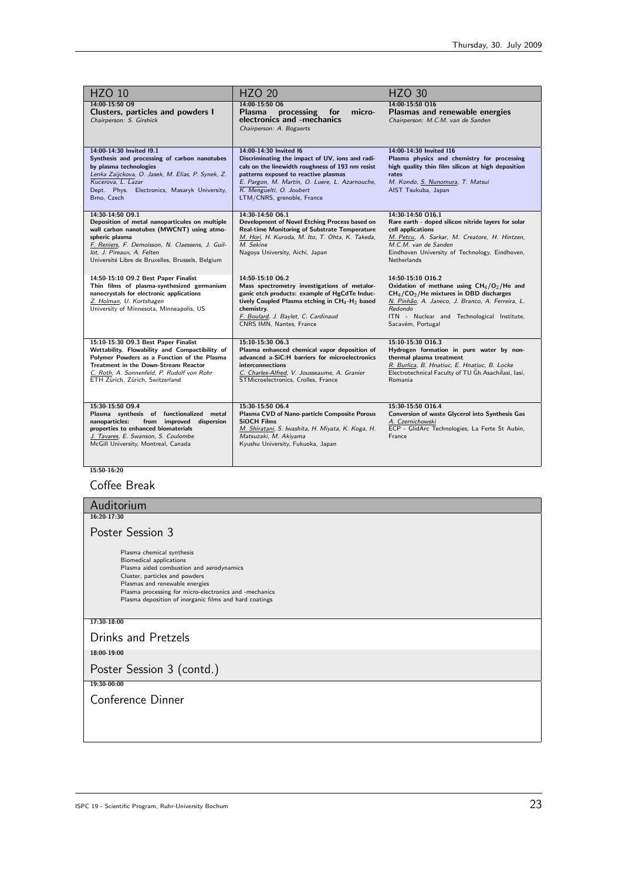| HZO 10 | HZO 20 | HZO 30 |
| --- | --- | --- |
| **14:00-15:50 O9**<br>**Clusters, particles and powders I**<br>*Chairperson: S. Girshick* | **14:00-15:50 O6**<br>**Plasma processing for micro-electronics and -mechanics**<br>*Chairperson: A. Bogaerts* | **14:00-15:50 O16**<br>**Plasmas and renewable energies**<br>*Chairperson: M.C.M. van de Sanden* |
| **14:00-14:30 Invited I9.1**<br>**Synthesis and processing of carbon nanotubes by plasma technologies**<br>*Lenka Zaijckova, O. Jasek, M. Elias, P. Synek, Z. Kucerova, L. Lazar*<br>Dept. Phys. Electronics, Masaryk University, Brno, Czech | **14:00-14:30 Invited I6**<br>**Discriminating the impact of UV, ions and radicals on the linewidth roughness of 193 nm resist patterns exposed to reactive plasmas**<br>*E. Pargon, M. Martin, O. Luere, L. Azarnouche, K. Menguelti, O. Joubert*<br>LTM/CNRS, grenoble, France | **14:00-14:30 Invited I16**<br>**Plasma physics and chemistry for processing high quality thin film silicon at high deposition rates**<br>*M. Kondo, S. Nunomura, T. Matsui*<br>AIST Tsukuba, Japan |
| **14:30-14:50 O9.1**<br>**Deposition of metal nanoparticules on multiple wall carbon nanotubes (MWCNT) using atmospheric plasma**<br>*F. Reniers, F. Demoisson, N. Claessens, J. Guillot, J. Pireaux, A. Felten*<br>Université Libre de Bruxelles, Brussels, Belgium | **14:30-14:50 O6.1**<br>**Development of Novel Etching Process based on Real-time Monitoring of Substrate Temperature**<br>*M. Hori, H. Kuroda, M. Ito, T. Ohta, K. Takeda, M. Sekine*<br>Nagoya University, Aichi, Japan | **14:30-14:50 O16.1**<br>**Rare earth - doped silicon nitride layers for solar cell applications**<br>*M. Petcu, A. Sarkar, M. Creatore, H. Hintzen, M.C.M. van de Sanden*<br>Eindhoven University of Technology, Eindhoven, Netherlands |
| **14:50-15:10 O9.2 Best Paper Finalist**<br>**Thin films of plasma-synthesized germanium nanocrystals for electronic applications**<br>*Z. Holman, U. Kortshagen*<br>University of Minnesota, Minneapolis, US | **14:50-15:10 O6.2**<br>**Mass spectrometry investigations of metalorganic etch products: example of HgCdTe Inductively Coupled Plasma etching in $CH_4$-$H_2$ based chemistry.**<br>*F. Boulard, J. Baylet, C. Cardinaud*<br>CNRS IMN, Nantes, France | **14:50-15:10 O16.2**<br>**Oxidation of methane using $CH_4/O_2$/He and $CH_4/CO_2$/He mixtures in DBD discharges**<br>*N. Pinhão, A. Janeco, J. Branco, A. Ferreira, L. Redondo*<br>ITN - Nuclear and Technological Institute, Sacavém, Portugal |
| **15:10-15:30 O9.3 Best Paper Finalist**<br>**Wettability, Flowability and Compactibility of Polymer Powders as a Function of the Plasma Treatment in the Down-Stream Reactor**<br>*C. Roth, A. Sonnenfeld, P. Rudolf von Rohr*<br>ETH Zürich, Zürich, Switzerland | **15:10-15:30 O6.3**<br>**Plasma enhanced chemical vapor deposition of advanced a-SiC:H barriers for microelectronics interconnections**<br>*C. Charles-Alfred, V. Jousseaume, A. Granier*<br>STMicroelectronics, Crolles, France | **15:10-15:30 O16.3**<br>**Hydrogen formation in pure water by non-thermal plasma treatment**<br>*R. Burlica, B. Hnatiuc, E. Hnatiuc, B. Locke*<br>Electrotechnical Faculty of TU Gh.Asachilasi, Iasi, Romania |
| **15:30-15:50 O9.4**<br>**Plasma synthesis of functionalized metal nanoparticles: from improved dispersion properties to enhanced biomaterials**<br>*J. Tavares, E. Swanson, S. Coulombe*<br>McGill University, Montreal, Canada | **15:30-15:50 O6.4**<br>**Plasma CVD of Nano-particle Composite Porous SiOCH Films**<br>*M. Shiratani, S. Iwashita, H. Miyata, K. Koga, H. Matsuzaki, M. Akiyama*<br>Kyushu University, Fukuoka, Japan | **15:30-15:50 O16.4**<br>**Conversion of waste Glycerol into Synthesis Gas**<br>*A. Czernichowski*<br>ECP - GlidArc Technologies, La Ferte St Aubin, France |

**15:50-16:20**

## Coffee Break

## Auditorium

**16:20-17:30**

## Poster Session 3

- Plasma chemical synthesis
- Biomedical applications
- Plasma aided combustion and aerodynamics
- Cluster, particles and powders
- Plasmas and renewable energies
- Plasma processing for micro-electronics and -mechanics
- Plasma deposition of inorganic films and hard coatings

**17:30-18:00**

## Drinks and Pretzels

**18:00-19:00**

## Poster Session 3 (contd.)

**19:30-00:00**

## Conference Dinner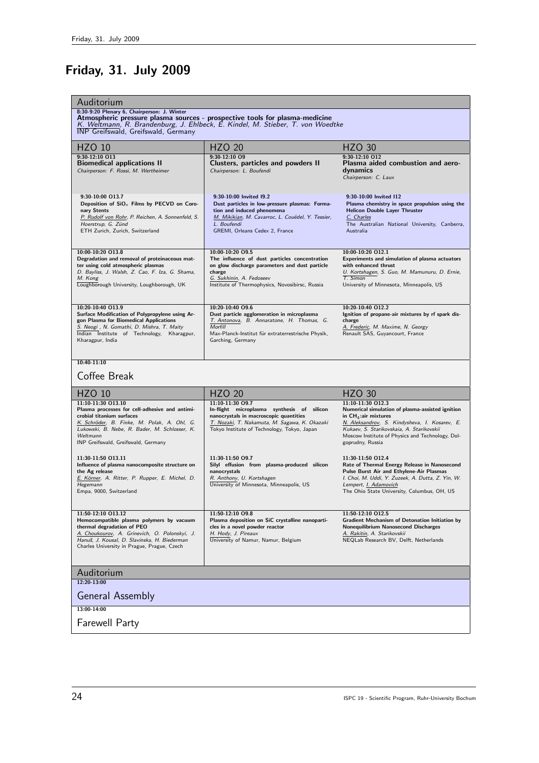# Friday, 31. July 2009

## Auditorium

**8:30-9:20 Plenary 6, Chairperson: J. Winter**
**Atmospheric pressure plasma sources - prospective tools for plasma-medicine**
*K. Weltmann, R. Brandenburg, J. Ehlbeck, E. Kindel, M. Stieber, T. von Woedtke*
INP Greifswald, Greifswald, Germany

| HZO 10 | HZO 20 | HZO 30 |
|---|---|---|
| **9:30-12:10 O13**<br>**Biomedical applications II**<br>*Chairperson: F. Rossi, M. Wertheimer* | **9:30-12:10 O9**<br>**Clusters, particles and powders II**<br>*Chairperson: L. Boufendi* | **9:30-12:10 O12**<br>**Plasma aided combustion and aerodynamics**<br>*Chairperson: C. Laux* |
| **9:30-10:00 O13.7**<br>**Deposition of $SiO_x$ Films by PECVD on Coronary Stents**<br>*P. Rudolf von Rohr, P. Reichen, A. Sonnenfeld, S. Hoerstrup, G. Zünd*<br>ETH Zurich, Zurich, Switzerland | **9:30-10:00 Invited I9.2**<br>**Dust particles in low-pressure plasmas: Formation and induced phenomena**<br>*M. Mikikian, M. Cavarroc, L. Couëdel, Y. Tessier, L. Boufendi*<br>GREMI, Orleans Cedex 2, France | **9:30-10:00 Invited I12**<br>**Plasma chemistry in space propulsion using the Helicon Double Layer Thruster**<br>*C. Charles*<br>The Australian National University, Canberra, Australia |
| **10:00-10:20 O13.8**<br>**Degradation and removal of proteinaceous matter using cold atmospheric plasmas**<br>*D. Bayliss, J. Walsh, Z. Cao, F. Iza, G. Shama, M. Kong*<br>Loughborough University, Loughborough, UK | **10:00-10:20 O9.5**<br>**The influence of dust particles concentration on glow discharge parameters and dust particle charge**<br>*G. Sukhinin, A. Fedoseev*<br>Institute of Thermophysics, Novosibirsc, Russia | **10:00-10:20 O12.1**<br>**Experiments and simulation of plasma actuators with enhanced thrust**<br>*U. Kortshagen, S. Guo, M. Mamunuru, D. Ernie, T. Simon*<br>University of Minnesota, Minneapolis, US |
| **10:20-10:40 O13.9**<br>**Surface Modification of Polypropylene using Argon Plasma for Biomedical Applications**<br>*S. Neogi , N. Gomathi, D. Mishra, T. Maity*<br>Indian Institute of Technology, Kharagpur, Kharagpur, India | **10:20-10:40 O9.6**<br>**Dust particle agglomeration in microplasma**<br>*T. Antonova, B. Annaratone, H. Thomas, G. Morfill*<br>Max-Planck-Institut für extraterrestrische Physik, Garching, Germany | **10:20-10:40 O12.2**<br>**Ignition of propane-air mixtures by rf spark discharge**<br>*A. Frederic, M. Maxime, N. Georgy*<br>Renault SAS, Guyancourt, France |

**10:40-11:10**

## Coffee Break

| HZO 10 | HZO 20 | HZO 30 |
|---|---|---|
| **11:10-11:30 O13.10**<br>**Plasma processes for cell-adhesive and antimicrobial titanium surfaces**<br>*K. Schröder, B. Finke, M. Polak, A. Ohl, G. Lukowski, B. Nebe, R. Bader, M. Schlosser, K. Weltmann*<br>INP Greifswald, Greifswald, Germany | **11:10-11:30 O9.7**<br>**In-flight microplasma synthesis of silicon nanocrystals in macroscopic quantities**<br>*T. Nozaki, T. Nakamuta, M. Sagawa, K. Okazaki*<br>Tokyo Institute of Technology, Tokyo, Japan | **11:10-11:30 O12.3**<br>**Numerical simulation of plasma-assisted ignition in $CH_4$:air mixtures**<br>*N. Aleksandrov, S. Kindysheva, I. Kosarev, E. Kukaev, S. Starikovskaia, A. Starikovskii*<br>Moscow Institute of Physics and Technology, Dolgoprudny, Russia |
| **11:30-11:50 O13.11**<br>**Influence of plasma nanocomposite structure on the Ag release**<br>*E. Körner, A. Ritter, P. Rupper, E. Michel, D. Hegemann*<br>Empa, 9000, Switzerland | **11:30-11:50 O9.7**<br>**Silyl effusion from plasma-produced silicon nanocrystals**<br>*R. Anthony, U. Kortshagen*<br>University of Minnesota, Minneapolis, US | **11:30-11:50 O12.4**<br>**Rate of Thermal Energy Release in Nanosecond Pulse Burst Air and Ethylene-Air Plasmas**<br>*I. Choi, M. Uddi, Y. Zuzeek, A. Dutta, Z. Yin, W. Lempert, I. Adamovich*<br>The Ohio State University, Columbus, OH, US |
| **11:50-12:10 O13.12**<br>**Hemocompatible plasma polymers by vacuum thermal degradation of PEO**<br>*A. Choukourov, A. Grinevich, O. Polonskyi, J. Hanuš, J. Kousal, D. Slavinska, H. Biederman*<br>Charles University in Prague, Prague, Czech | **11:50-12:10 O9.8**<br>**Plasma deposition on SiC crystalline nanoparticles in a novel powder reactor**<br>*H. Hody, J. Pireaux*<br>University of Namur, Namur, Belgium | **11:50-12:10 O12.5**<br>**Gradient Mechanism of Detonation Initiation by Nonequilibrium Nanosecond Discharges**<br>*A. Rakitin, A. Starikovskii*<br>NEQLab Research BV, Delft, Netherlands |

## Auditorium

**12:20-13:00**

## General Assembly

**13:00-14:00**

## Farewell Party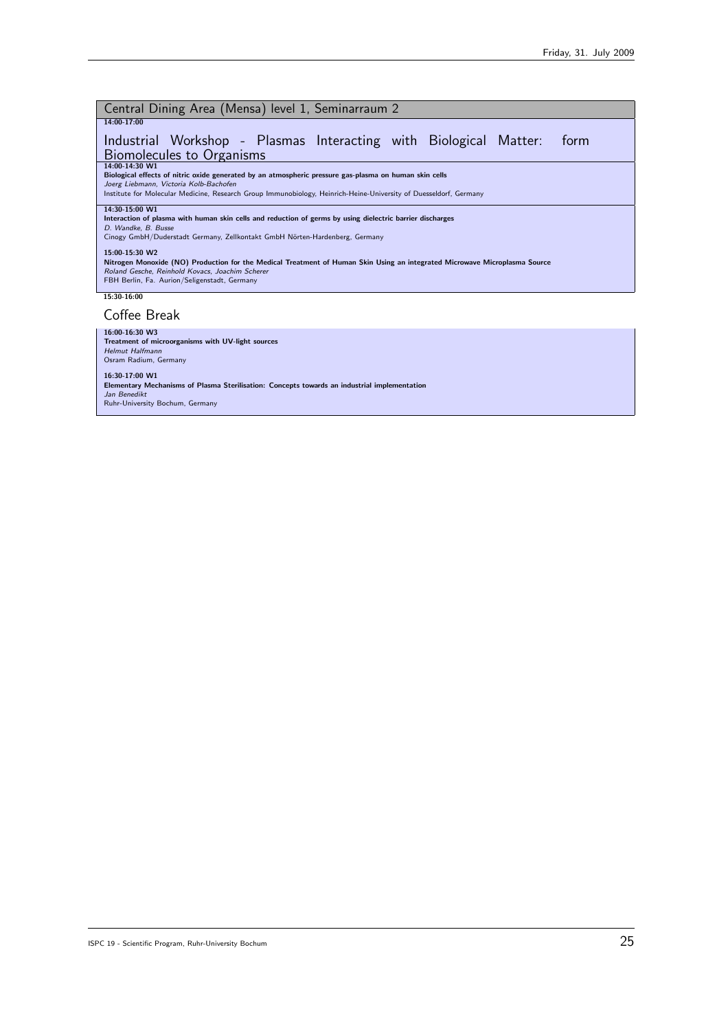## Central Dining Area (Mensa) level 1, Seminarraum 2

**14:00-17:00**

### Industrial Workshop - Plasmas Interacting with Biological Matter: form Biomolecules to Organisms

**14:00-14:30 W1**
**Biological effects of nitric oxide generated by an atmospheric pressure gas-plasma on human skin cells**
*Joerg Liebmann, Victoria Kolb-Bachofen*
Institute for Molecular Medicine, Research Group Immunobiology, Heinrich-Heine-University of Duesseldorf, Germany

**14:30-15:00 W1**
**Interaction of plasma with human skin cells and reduction of germs by using dielectric barrier discharges**
*D. Wandke, B. Busse*
Cinogy GmbH/Duderstadt Germany, Zellkontakt GmbH Nörten-Hardenberg, Germany

**15:00-15:30 W2**
**Nitrogen Monoxide (NO) Production for the Medical Treatment of Human Skin Using an integrated Microwave Microplasma Source**
*Roland Gesche, Reinhold Kovacs, Joachim Scherer*
FBH Berlin, Fa. Aurion/Seligenstadt, Germany

**15:30-16:00**

### Coffee Break

**16:00-16:30 W3**
**Treatment of microorganisms with UV-light sources**
*Helmut Halfmann*
Osram Radium, Germany

**16:30-17:00 W1**
**Elementary Mechanisms of Plasma Sterilisation: Concepts towards an industrial implementation**
*Jan Benedikt*
Ruhr-University Bochum, Germany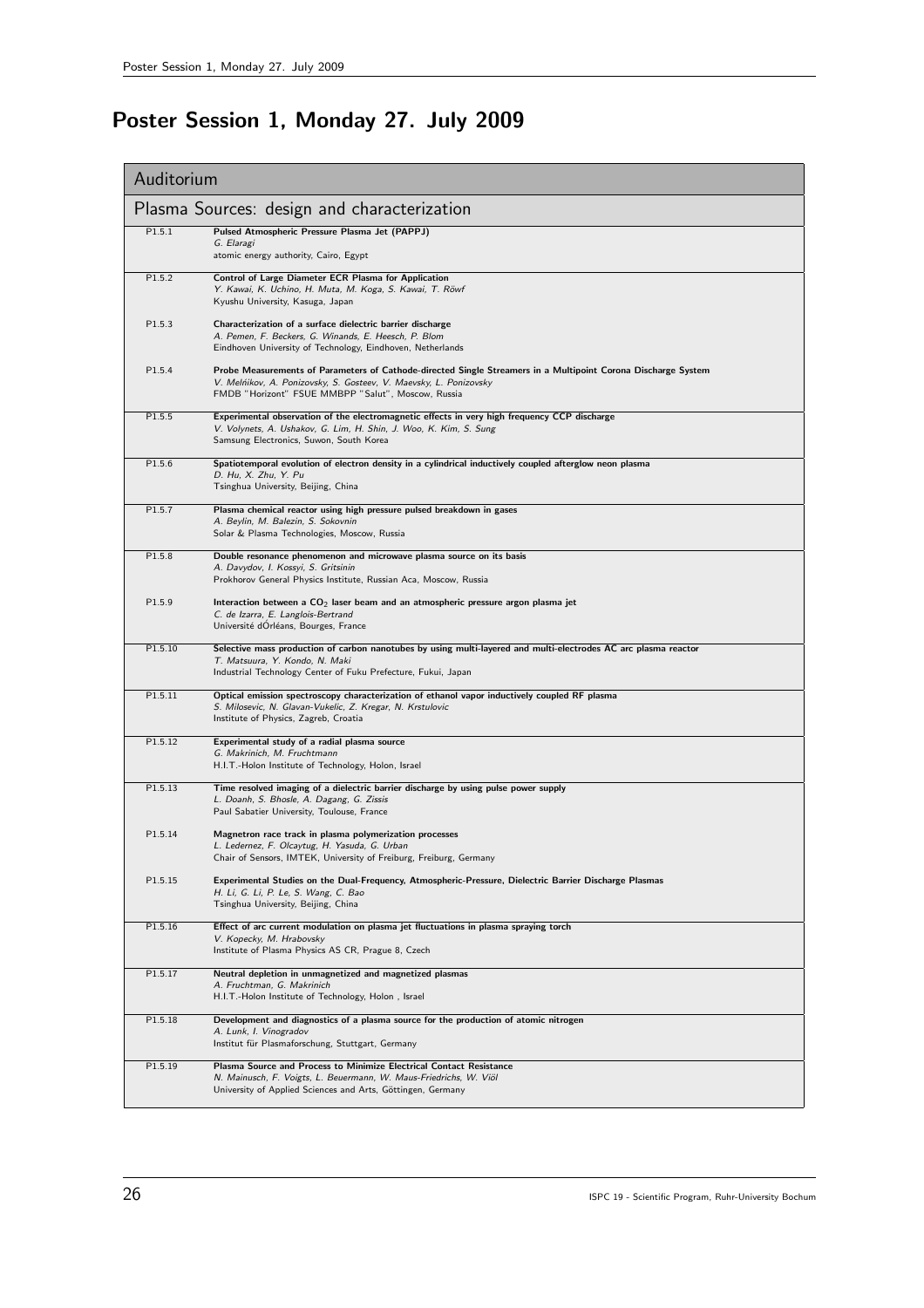# Poster Session 1, Monday 27. July 2009

## Auditorium

### Plasma Sources: design and characterization

| | |
|---|---|
| P1.5.1 | **Pulsed Atmospheric Pressure Plasma Jet (PAPPJ)**<br>*G. Elaragi*<br>atomic energy authority, Cairo, Egypt |
| P1.5.2 | **Control of Large Diameter ECR Plasma for Application**<br>*Y. Kawai, K. Uchino, H. Muta, M. Koga, S. Kawai, T. Röwf*<br>Kyushu University, Kasuga, Japan |
| P1.5.3 | **Characterization of a surface dielectric barrier discharge**<br>*A. Pemen, F. Beckers, G. Winands, E. Heesch, P. Blom*<br>Eindhoven University of Technology, Eindhoven, Netherlands |
| P1.5.4 | **Probe Measurements of Parameters of Cathode-directed Single Streamers in a Multipoint Corona Discharge System**<br>*V. Melńikov, A. Ponizovsky, S. Gosteev, V. Maevsky, L. Ponizovsky*<br>FMDB "Horizont" FSUE MMBPP "Salut", Moscow, Russia |
| P1.5.5 | **Experimental observation of the electromagnetic effects in very high frequency CCP discharge**<br>*V. Volynets, A. Ushakov, G. Lim, H. Shin, J. Woo, K. Kim, S. Sung*<br>Samsung Electronics, Suwon, South Korea |
| P1.5.6 | **Spatiotemporal evolution of electron density in a cylindrical inductively coupled afterglow neon plasma**<br>*D. Hu, X. Zhu, Y. Pu*<br>Tsinghua University, Beijing, China |
| P1.5.7 | **Plasma chemical reactor using high pressure pulsed breakdown in gases**<br>*A. Beylin, M. Balezin, S. Sokovnin*<br>Solar & Plasma Technologies, Moscow, Russia |
| P1.5.8 | **Double resonance phenomenon and microwave plasma source on its basis**<br>*A. Davydov, I. Kossyi, S. Gritsinin*<br>Prokhorov General Physics Institute, Russian Aca, Moscow, Russia |
| P1.5.9 | **Interaction between a $CO_2$ laser beam and an atmospheric pressure argon plasma jet**<br>*C. de Izarra, E. Langlois-Bertrand*<br>Université dÓrléans, Bourges, France |
| P1.5.10 | **Selective mass production of carbon nanotubes by using multi-layered and multi-electrodes AC arc plasma reactor**<br>*T. Matsuura, Y. Kondo, N. Maki*<br>Industrial Technology Center of Fuku Prefecture, Fukui, Japan |
| P1.5.11 | **Optical emission spectroscopy characterization of ethanol vapor inductively coupled RF plasma**<br>*S. Milosevic, N. Glavan-Vukelic, Z. Kregar, N. Krstulovic*<br>Institute of Physics, Zagreb, Croatia |
| P1.5.12 | **Experimental study of a radial plasma source**<br>*G. Makrinich, M. Fruchtmann*<br>H.I.T.-Holon Institute of Technology, Holon, Israel |
| P1.5.13 | **Time resolved imaging of a dielectric barrier discharge by using pulse power supply**<br>*L. Doanh, S. Bhosle, A. Dagang, G. Zissis*<br>Paul Sabatier University, Toulouse, France |
| P1.5.14 | **Magnetron race track in plasma polymerization processes**<br>*L. Ledernez, F. Olcaytug, H. Yasuda, G. Urban*<br>Chair of Sensors, IMTEK, University of Freiburg, Freiburg, Germany |
| P1.5.15 | **Experimental Studies on the Dual-Frequency, Atmospheric-Pressure, Dielectric Barrier Discharge Plasmas**<br>*H. Li, G. Li, P. Le, S. Wang, C. Bao*<br>Tsinghua University, Beijing, China |
| P1.5.16 | **Effect of arc current modulation on plasma jet fluctuations in plasma spraying torch**<br>*V. Kopecky, M. Hrabovsky*<br>Institute of Plasma Physics AS CR, Prague 8, Czech |
| P1.5.17 | **Neutral depletion in unmagnetized and magnetized plasmas**<br>*A. Fruchtman, G. Makrinich*<br>H.I.T.-Holon Institute of Technology, Holon , Israel |
| P1.5.18 | **Development and diagnostics of a plasma source for the production of atomic nitrogen**<br>*A. Lunk, I. Vinogradov*<br>Institut für Plasmaforschung, Stuttgart, Germany |
| P1.5.19 | **Plasma Source and Process to Minimize Electrical Contact Resistance**<br>*N. Mainusch, F. Voigts, L. Beuermann, W. Maus-Friedrichs, W. Viöl*<br>University of Applied Sciences and Arts, Göttingen, Germany |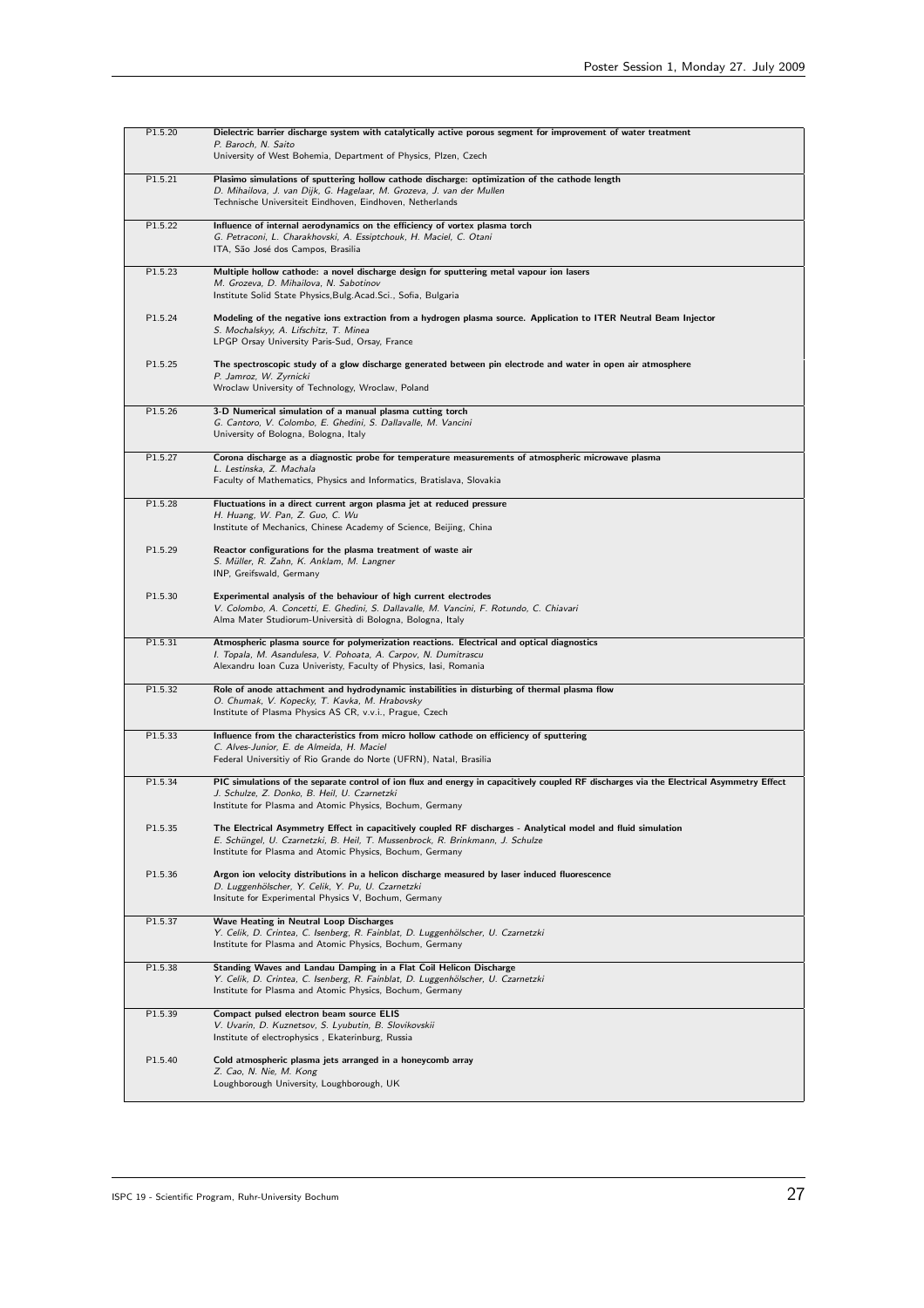| | |
|---|---|
| P1.5.20 | **Dielectric barrier discharge system with catalytically active porous segment for improvement of water treatment**<br>*P. Baroch, N. Saito*<br>University of West Bohemia, Department of Physics, Plzen, Czech |
| P1.5.21 | **Plasimo simulations of sputtering hollow cathode discharge: optimization of the cathode length**<br>*D. Mihailova, J. van Dijk, G. Hagelaar, M. Grozeva, J. van der Mullen*<br>Technische Universiteit Eindhoven, Eindhoven, Netherlands |
| P1.5.22 | **Influence of internal aerodynamics on the efficiency of vortex plasma torch**<br>*G. Petraconi, L. Charakhovski, A. Essiptchouk, H. Maciel, C. Otani*<br>ITA, São José dos Campos, Brasilia |
| P1.5.23 | **Multiple hollow cathode: a novel discharge design for sputtering metal vapour ion lasers**<br>*M. Grozeva, D. Mihailova, N. Sabotinov*<br>Institute Solid State Physics,Bulg.Acad.Sci., Sofia, Bulgaria |
| P1.5.24 | **Modeling of the negative ions extraction from a hydrogen plasma source. Application to ITER Neutral Beam Injector**<br>*S. Mochalskyy, A. Lifschitz, T. Minea*<br>LPGP Orsay University Paris-Sud, Orsay, France |
| P1.5.25 | **The spectroscopic study of a glow discharge generated between pin electrode and water in open air atmosphere**<br>*P. Jamroz, W. Zyrnicki*<br>Wroclaw University of Technology, Wroclaw, Poland |
| P1.5.26 | **3-D Numerical simulation of a manual plasma cutting torch**<br>*G. Cantoro, V. Colombo, E. Ghedini, S. Dallavalle, M. Vancini*<br>University of Bologna, Bologna, Italy |
| P1.5.27 | **Corona discharge as a diagnostic probe for temperature measurements of atmospheric microwave plasma**<br>*L. Lestinska, Z. Machala*<br>Faculty of Mathematics, Physics and Informatics, Bratislava, Slovakia |
| P1.5.28 | **Fluctuations in a direct current argon plasma jet at reduced pressure**<br>*H. Huang, W. Pan, Z. Guo, C. Wu*<br>Institute of Mechanics, Chinese Academy of Science, Beijing, China |
| P1.5.29 | **Reactor configurations for the plasma treatment of waste air**<br>*S. Müller, R. Zahn, K. Anklam, M. Langner*<br>INP, Greifswald, Germany |
| P1.5.30 | **Experimental analysis of the behaviour of high current electrodes**<br>*V. Colombo, A. Concetti, E. Ghedini, S. Dallavalle, M. Vancini, F. Rotundo, C. Chiavari*<br>Alma Mater Studiorum-Università di Bologna, Bologna, Italy |
| P1.5.31 | **Atmospheric plasma source for polymerization reactions. Electrical and optical diagnostics**<br>*I. Topala, M. Asandulesa, V. Pohoata, A. Carpov, N. Dumitrascu*<br>Alexandru Ioan Cuza Univeristy, Faculty of Physics, Iasi, Romania |
| P1.5.32 | **Role of anode attachment and hydrodynamic instabilities in disturbing of thermal plasma flow**<br>*O. Chumak, V. Kopecky, T. Kavka, M. Hrabovsky*<br>Institute of Plasma Physics AS CR, v.v.i., Prague, Czech |
| P1.5.33 | **Influence from the characteristics from micro hollow cathode on efficiency of sputtering**<br>*C. Alves-Junior, E. de Almeida, H. Maciel*<br>Federal Universitiy of Rio Grande do Norte (UFRN), Natal, Brasilia |
| P1.5.34 | **PIC simulations of the separate control of ion flux and energy in capacitively coupled RF discharges via the Electrical Asymmetry Effect**<br>*J. Schulze, Z. Donko, B. Heil, U. Czarnetzki*<br>Institute for Plasma and Atomic Physics, Bochum, Germany |
| P1.5.35 | **The Electrical Asymmetry Effect in capacitively coupled RF discharges - Analytical model and fluid simulation**<br>*E. Schüngel, U. Czarnetzki, B. Heil, T. Mussenbrock, R. Brinkmann, J. Schulze*<br>Institute for Plasma and Atomic Physics, Bochum, Germany |
| P1.5.36 | **Argon ion velocity distributions in a helicon discharge measured by laser induced fluorescence**<br>*D. Luggenhölscher, Y. Celik, Y. Pu, U. Czarnetzki*<br>Insitute for Experimental Physics V, Bochum, Germany |
| P1.5.37 | **Wave Heating in Neutral Loop Discharges**<br>*Y. Celik, D. Crintea, C. Isenberg, R. Fainblat, D. Luggenhölscher, U. Czarnetzki*<br>Institute for Plasma and Atomic Physics, Bochum, Germany |
| P1.5.38 | **Standing Waves and Landau Damping in a Flat Coil Helicon Discharge**<br>*Y. Celik, D. Crintea, C. Isenberg, R. Fainblat, D. Luggenhölscher, U. Czarnetzki*<br>Institute for Plasma and Atomic Physics, Bochum, Germany |
| P1.5.39 | **Compact pulsed electron beam source ELIS**<br>*V. Uvarin, D. Kuznetsov, S. Lyubutin, B. Slovikovskii*<br>Institute of electrophysics , Ekaterinburg, Russia |
| P1.5.40 | **Cold atmospheric plasma jets arranged in a honeycomb array**<br>*Z. Cao, N. Nie, M. Kong*<br>Loughborough University, Loughborough, UK |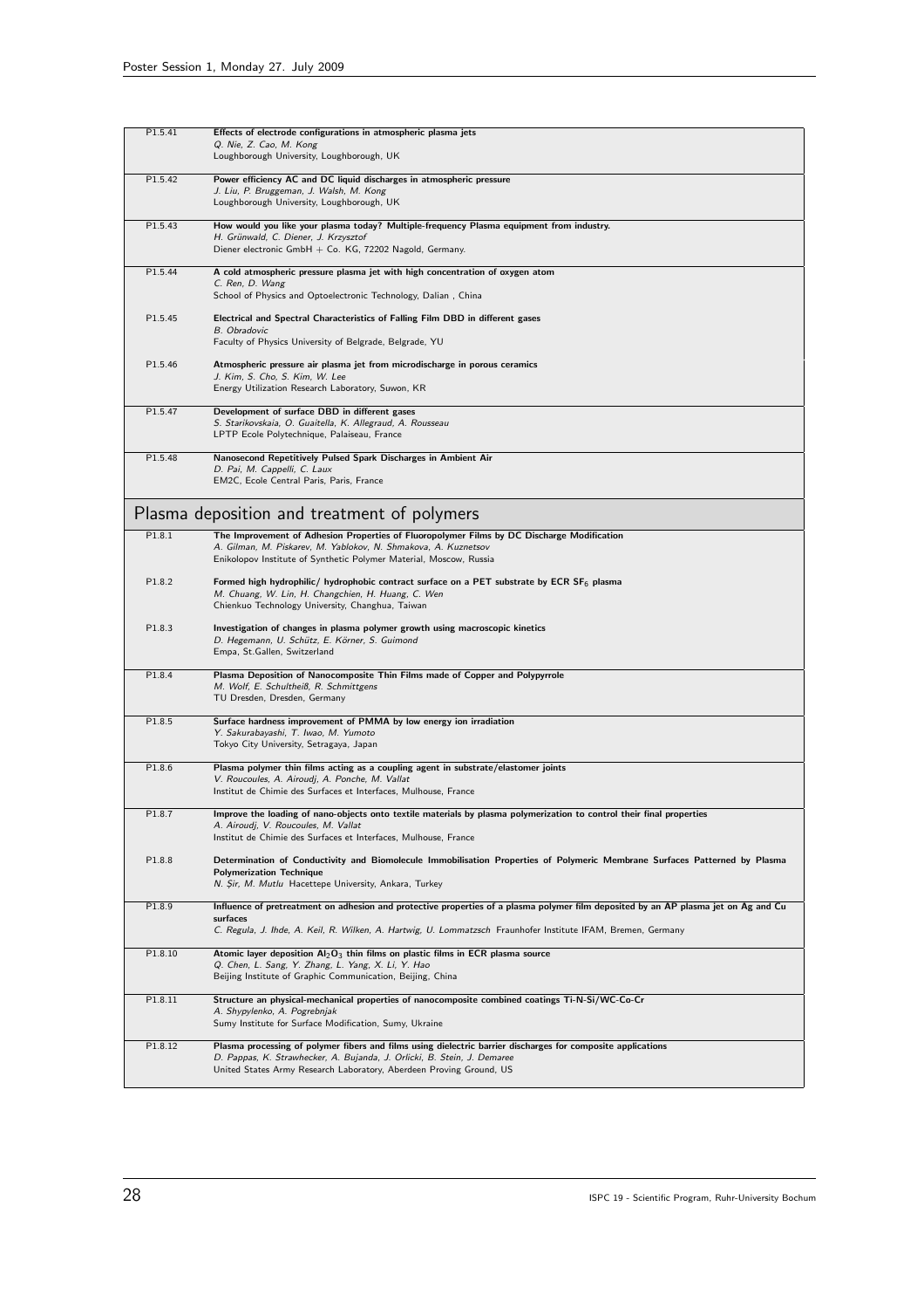| | |
|---|---|
| P1.5.41 | **Effects of electrode configurations in atmospheric plasma jets**<br>*Q. Nie, Z. Cao, M. Kong*<br>Loughborough University, Loughborough, UK |
| P1.5.42 | **Power efficiency AC and DC liquid discharges in atmospheric pressure**<br>*J. Liu, P. Bruggeman, J. Walsh, M. Kong*<br>Loughborough University, Loughborough, UK |
| P1.5.43 | **How would you like your plasma today? Multiple-frequency Plasma equipment from industry.**<br>*H. Grünwald, C. Diener, J. Krzysztof*<br>Diener electronic GmbH + Co. KG, 72202 Nagold, Germany. |
| P1.5.44 | **A cold atmospheric pressure plasma jet with high concentration of oxygen atom**<br>*C. Ren, D. Wang*<br>School of Physics and Optoelectronic Technology, Dalian , China |
| P1.5.45 | **Electrical and Spectral Characteristics of Falling Film DBD in different gases**<br>*B. Obradovic*<br>Faculty of Physics University of Belgrade, Belgrade, YU |
| P1.5.46 | **Atmospheric pressure air plasma jet from microdischarge in porous ceramics**<br>*J. Kim, S. Cho, S. Kim, W. Lee*<br>Energy Utilization Research Laboratory, Suwon, KR |
| P1.5.47 | **Development of surface DBD in different gases**<br>*S. Starikovskaia, O. Guaitella, K. Allegraud, A. Rousseau*<br>LPTP Ecole Polytechnique, Palaiseau, France |
| P1.5.48 | **Nanosecond Repetitively Pulsed Spark Discharges in Ambient Air**<br>*D. Pai, M. Cappelli, C. Laux*<br>EM2C, Ecole Central Paris, Paris, France |

## Plasma deposition and treatment of polymers

| | |
|---|---|
| P1.8.1 | **The Improvement of Adhesion Properties of Fluoropolymer Films by DC Discharge Modification**<br>*A. Gilman, M. Piskarev, M. Yablokov, N. Shmakova, A. Kuznetsov*<br>Enikolopov Institute of Synthetic Polymer Material, Moscow, Russia |
| P1.8.2 | **Formed high hydrophilic/ hydrophobic contract surface on a PET substrate by ECR $SF_6$ plasma**<br>*M. Chuang, W. Lin, H. Changchien, H. Huang, C. Wen*<br>Chienkuo Technology University, Changhua, Taiwan |
| P1.8.3 | **Investigation of changes in plasma polymer growth using macroscopic kinetics**<br>*D. Hegemann, U. Schütz, E. Körner, S. Guimond*<br>Empa, St.Gallen, Switzerland |
| P1.8.4 | **Plasma Deposition of Nanocomposite Thin Films made of Copper and Polypyrrole**<br>*M. Wolf, E. Schultheiß, R. Schmittgens*<br>TU Dresden, Dresden, Germany |
| P1.8.5 | **Surface hardness improvement of PMMA by low energy ion irradiation**<br>*Y. Sakurabayashi, T. Iwao, M. Yumoto*<br>Tokyo City University, Setragaya, Japan |
| P1.8.6 | **Plasma polymer thin films acting as a coupling agent in substrate/elastomer joints**<br>*V. Roucoules, A. Airoudj, A. Ponche, M. Vallat*<br>Institut de Chimie des Surfaces et Interfaces, Mulhouse, France |
| P1.8.7 | **Improve the loading of nano-objects onto textile materials by plasma polymerization to control their final properties**<br>*A. Airoudj, V. Roucoules, M. Vallat*<br>Institut de Chimie des Surfaces et Interfaces, Mulhouse, France |
| P1.8.8 | **Determination of Conductivity and Biomolecule Immobilisation Properties of Polymeric Membrane Surfaces Patterned by Plasma Polymerization Technique**<br>*N. Şir, M. Mutlu* Hacettepe University, Ankara, Turkey |
| P1.8.9 | **Influence of pretreatment on adhesion and protective properties of a plasma polymer film deposited by an AP plasma jet on Ag and Cu surfaces**<br>*C. Regula, J. Ihde, A. Keil, R. Wilken, A. Hartwig, U. Lommatzsch* Fraunhofer Institute IFAM, Bremen, Germany |
| P1.8.10 | **Atomic layer deposition $Al_2O_3$ thin films on plastic films in ECR plasma source**<br>*Q. Chen, L. Sang, Y. Zhang, L. Yang, X. Li, Y. Hao*<br>Beijing Institute of Graphic Communication, Beijing, China |
| P1.8.11 | **Structure an physical-mechanical properties of nanocomposite combined coatings Ti-N-Si/WC-Co-Cr**<br>*A. Shypylenko, A. Pogrebnjak*<br>Sumy Institute for Surface Modification, Sumy, Ukraine |
| P1.8.12 | **Plasma processing of polymer fibers and films using dielectric barrier discharges for composite applications**<br>*D. Pappas, K. Strawhecker, A. Bujanda, J. Orlicki, B. Stein, J. Demaree*<br>United States Army Research Laboratory, Aberdeen Proving Ground, US |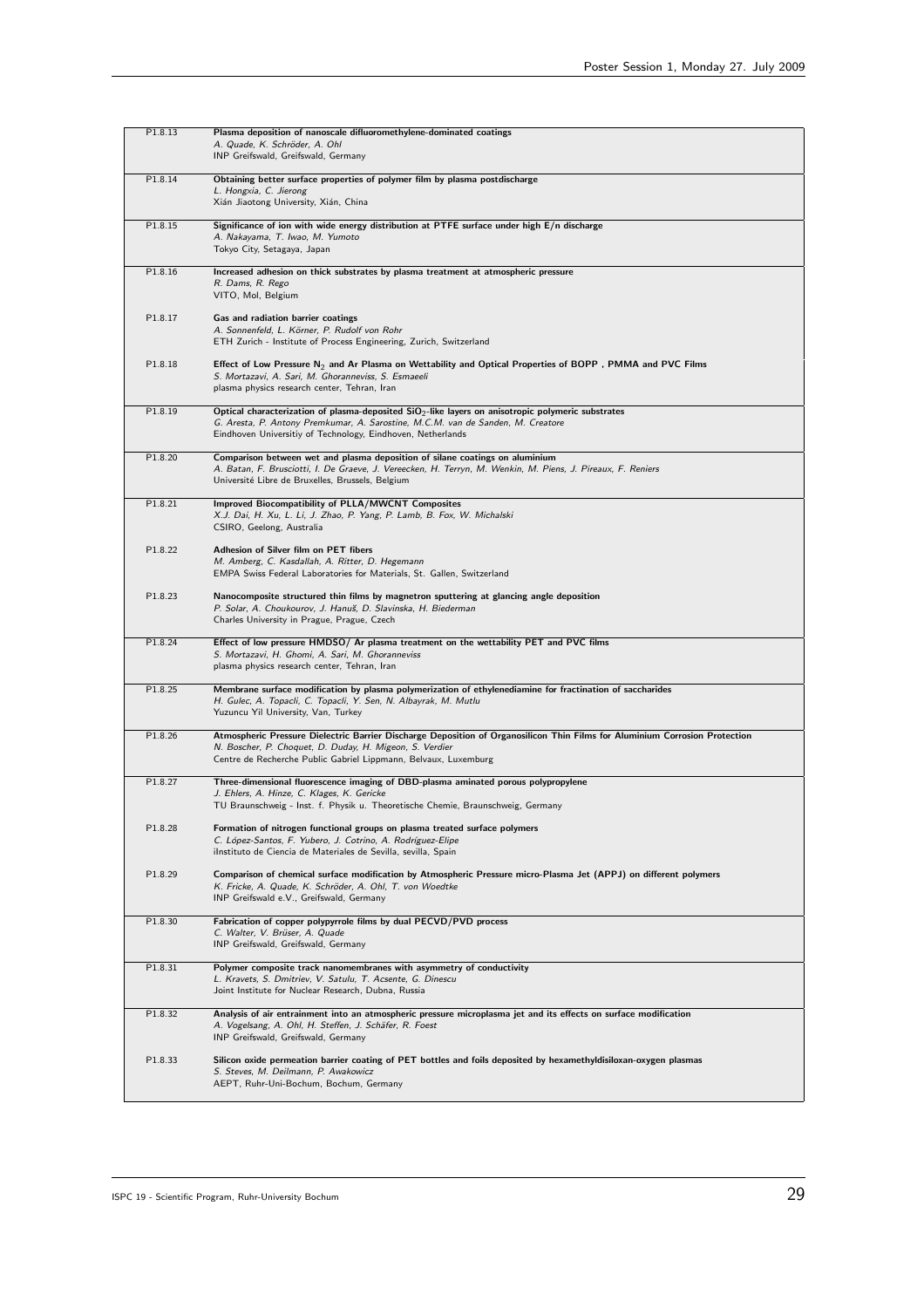| | |
|---|---|
| P1.8.13 | **Plasma deposition of nanoscale difluoromethylene-dominated coatings**<br>*A. Quade, K. Schröder, A. Ohl*<br>INP Greifswald, Greifswald, Germany |
| P1.8.14 | **Obtaining better surface properties of polymer film by plasma postdischarge**<br>*L. Hongxia, C. Jierong*<br>Xián Jiaotong University, Xián, China |
| P1.8.15 | **Significance of ion with wide energy distribution at PTFE surface under high E/n discharge**<br>*A. Nakayama, T. Iwao, M. Yumoto*<br>Tokyo City, Setagaya, Japan |
| P1.8.16 | **Increased adhesion on thick substrates by plasma treatment at atmospheric pressure**<br>*R. Dams, R. Rego*<br>VITO, Mol, Belgium |
| P1.8.17 | **Gas and radiation barrier coatings**<br>*A. Sonnenfeld, L. Körner, P. Rudolf von Rohr*<br>ETH Zurich - Institute of Process Engineering, Zurich, Switzerland |
| P1.8.18 | **Effect of Low Pressure $N_2$ and Ar Plasma on Wettability and Optical Properties of BOPP , PMMA and PVC Films**<br>*S. Mortazavi, A. Sari, M. Ghoranneviss, S. Esmaeeli*<br>plasma physics research center, Tehran, Iran |
| P1.8.19 | **Optical characterization of plasma-deposited $SiO_2$-like layers on anisotropic polymeric substrates**<br>*G. Aresta, P. Antony Premkumar, A. Sarostine, M.C.M. van de Sanden, M. Creatore*<br>Eindhoven Universitiy of Technology, Eindhoven, Netherlands |
| P1.8.20 | **Comparison between wet and plasma deposition of silane coatings on aluminium**<br>*A. Batan, F. Brusciotti, I. De Graeve, J. Vereecken, H. Terryn, M. Wenkin, M. Piens, J. Pireaux, F. Reniers*<br>Université Libre de Bruxelles, Brussels, Belgium |
| P1.8.21 | **Improved Biocompatibility of PLLA/MWCNT Composites**<br>*X.J. Dai, H. Xu, L. Li, J. Zhao, P. Yang, P. Lamb, B. Fox, W. Michalski*<br>CSIRO, Geelong, Australia |
| P1.8.22 | **Adhesion of Silver film on PET fibers**<br>*M. Amberg, C. Kasdallah, A. Ritter, D. Hegemann*<br>EMPA Swiss Federal Laboratories for Materials, St. Gallen, Switzerland |
| P1.8.23 | **Nanocomposite structured thin films by magnetron sputtering at glancing angle deposition**<br>*P. Solar, A. Choukourov, J. Hanuš, D. Slavinska, H. Biederman*<br>Charles University in Prague, Prague, Czech |
| P1.8.24 | **Effect of low pressure HMDSO/ Ar plasma treatment on the wettability PET and PVC films**<br>*S. Mortazavi, H. Ghomi, A. Sari, M. Ghoranneviss*<br>plasma physics research center, Tehran, Iran |
| P1.8.25 | **Membrane surface modification by plasma polymerization of ethylenediamine for fractination of saccharides**<br>*H. Gulec, A. Topacli, C. Topacli, Y. Sen, N. Albayrak, M. Mutlu*<br>Yuzuncu Yil University, Van, Turkey |
| P1.8.26 | **Atmospheric Pressure Dielectric Barrier Discharge Deposition of Organosilicon Thin Films for Aluminium Corrosion Protection**<br>*N. Boscher, P. Choquet, D. Duday, H. Migeon, S. Verdier*<br>Centre de Recherche Public Gabriel Lippmann, Belvaux, Luxemburg |
| P1.8.27 | **Three-dimensional fluorescence imaging of DBD-plasma aminated porous polypropylene**<br>*J. Ehlers, A. Hinze, C. Klages, K. Gericke*<br>TU Braunschweig - Inst. f. Physik u. Theoretische Chemie, Braunschweig, Germany |
| P1.8.28 | **Formation of nitrogen functional groups on plasma treated surface polymers**<br>*C. López-Santos, F. Yubero, J. Cotrino, A. Rodríguez-Elipe*<br>iInstituto de Ciencia de Materiales de Sevilla, sevilla, Spain |
| P1.8.29 | **Comparison of chemical surface modification by Atmospheric Pressure micro-Plasma Jet (APPJ) on different polymers**<br>*K. Fricke, A. Quade, K. Schröder, A. Ohl, T. von Woedtke*<br>INP Greifswald e.V., Greifswald, Germany |
| P1.8.30 | **Fabrication of copper polypyrrole films by dual PECVD/PVD process**<br>*C. Walter, V. Brüser, A. Quade*<br>INP Greifswald, Greifswald, Germany |
| P1.8.31 | **Polymer composite track nanomembranes with asymmetry of conductivity**<br>*L. Kravets, S. Dmitriev, V. Satulu, T. Acsente, G. Dinescu*<br>Joint Institute for Nuclear Research, Dubna, Russia |
| P1.8.32 | **Analysis of air entrainment into an atmospheric pressure microplasma jet and its effects on surface modification**<br>*A. Vogelsang, A. Ohl, H. Steffen, J. Schäfer, R. Foest*<br>INP Greifswald, Greifswald, Germany |
| P1.8.33 | **Silicon oxide permeation barrier coating of PET bottles and foils deposited by hexamethyldisiloxan-oxygen plasmas**<br>*S. Steves, M. Deilmann, P. Awakowicz*<br>AEPT, Ruhr-Uni-Bochum, Bochum, Germany |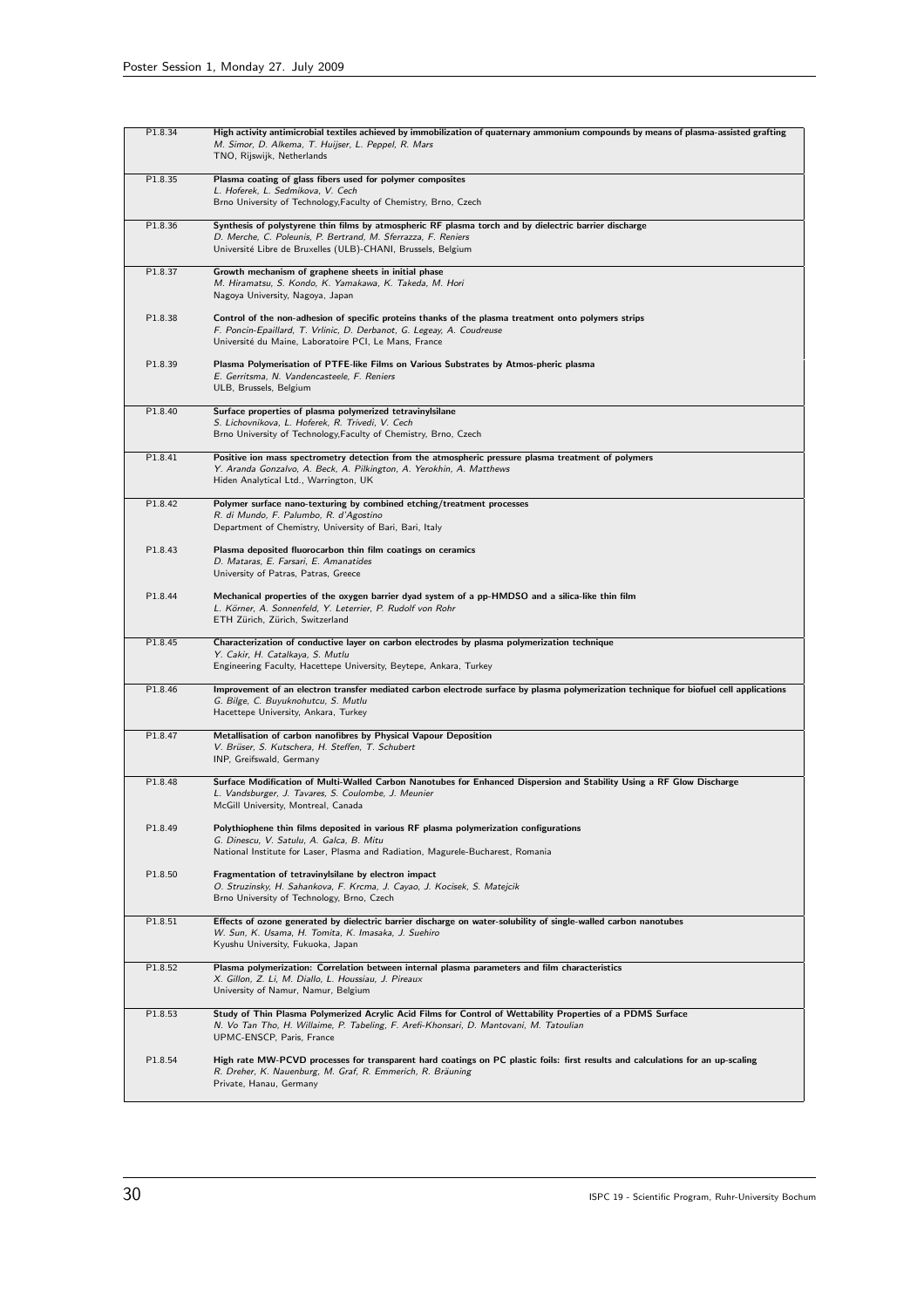| | |
|---|---|
| P1.8.34 | **High activity antimicrobial textiles achieved by immobilization of quaternary ammonium compounds by means of plasma-assisted grafting**<br>*M. Simor, D. Alkema, T. Huijser, L. Peppel, R. Mars*<br>TNO, Rijswijk, Netherlands |
| P1.8.35 | **Plasma coating of glass fibers used for polymer composites**<br>*L. Hoferek, L. Sedmikova, V. Cech*<br>Brno University of Technology,Faculty of Chemistry, Brno, Czech |
| P1.8.36 | **Synthesis of polystyrene thin films by atmospheric RF plasma torch and by dielectric barrier discharge**<br>*D. Merche, C. Poleunis, P. Bertrand, M. Sferrazza, F. Reniers*<br>Université Libre de Bruxelles (ULB)-CHANI, Brussels, Belgium |
| P1.8.37 | **Growth mechanism of graphene sheets in initial phase**<br>*M. Hiramatsu, S. Kondo, K. Yamakawa, K. Takeda, M. Hori*<br>Nagoya University, Nagoya, Japan |
| P1.8.38 | **Control of the non-adhesion of specific proteins thanks of the plasma treatment onto polymers strips**<br>*F. Poncin-Epaillard, T. Vrlinic, D. Derbanot, G. Legeay, A. Coudreuse*<br>Université du Maine, Laboratoire PCI, Le Mans, France |
| P1.8.39 | **Plasma Polymerisation of PTFE-like Films on Various Substrates by Atmos-pheric Plasma**<br>*E. Gerritsma, N. Vandencasteele, F. Reniers*<br>ULB, Brussels, Belgium |
| P1.8.40 | **Surface properties of plasma polymerized tetravinylsilane**<br>*S. Lichovnikova, L. Hoferek, R. Trivedi, V. Cech*<br>Brno University of Technology,Faculty of Chemistry, Brno, Czech |
| P1.8.41 | **Positive ion mass spectrometry detection from the atmospheric pressure plasma treatment of polymers**<br>*Y. Aranda Gonzalvo, A. Beck, A. Pilkington, A. Yerokhin, A. Matthews*<br>Hiden Analytical Ltd., Warrington, UK |
| P1.8.42 | **Polymer surface nano-texturing by combined etching/treatment processes**<br>*R. di Mundo, F. Palumbo, R. d'Agostino*<br>Department of Chemistry, University of Bari, Bari, Italy |
| P1.8.43 | **Plasma deposited fluorocarbon thin film coatings on ceramics**<br>*D. Mataras, E. Farsari, E. Amanatides*<br>University of Patras, Patras, Greece |
| P1.8.44 | **Mechanical properties of the oxygen barrier dyad system of a pp-HMDSO and a silica-like thin film**<br>*L. Körner, A. Sonnenfeld, Y. Leterrier, P. Rudolf von Rohr*<br>ETH Zürich, Zürich, Switzerland |
| P1.8.45 | **Characterization of conductive layer on carbon electrodes by plasma polymerization technique**<br>*Y. Cakir, H. Catalkaya, S. Mutlu*<br>Engineering Faculty, Hacettepe University, Beytepe, Ankara, Turkey |
| P1.8.46 | **Improvement of an electron transfer mediated carbon electrode surface by plasma polymerization technique for biofuel cell applications**<br>*G. Bilge, C. Buyuknohutcu, S. Mutlu*<br>Hacettepe University, Ankara, Turkey |
| P1.8.47 | **Metallisation of carbon nanofibres by Physical Vapour Deposition**<br>*V. Brüser, S. Kutschera, H. Steffen, T. Schubert*<br>INP, Greifswald, Germany |
| P1.8.48 | **Surface Modification of Multi-Walled Carbon Nanotubes for Enhanced Dispersion and Stability Using a RF Glow Discharge**<br>*L. Vandsburger, J. Tavares, S. Coulombe, J. Meunier*<br>McGill University, Montreal, Canada |
| P1.8.49 | **Polythiophene thin films deposited in various RF plasma polymerization configurations**<br>*G. Dinescu, V. Satulu, A. Galca, B. Mitu*<br>National Institute for Laser, Plasma and Radiation, Magurele-Bucharest, Romania |
| P1.8.50 | **Fragmentation of tetravinylsilane by electron impact**<br>*O. Struzinsky, H. Sahankova, F. Krcma, J. Cayao, J. Kocisek, S. Matejcik*<br>Brno University of Technology, Brno, Czech |
| P1.8.51 | **Effects of ozone generated by dielectric barrier discharge on water-solubility of single-walled carbon nanotubes**<br>*W. Sun, K. Usama, H. Tomita, K. Imasaka, J. Suehiro*<br>Kyushu University, Fukuoka, Japan |
| P1.8.52 | **Plasma polymerization: Correlation between internal plasma parameters and film characteristics**<br>*X. Gillon, Z. Li, M. Diallo, L. Houssiau, J. Pireaux*<br>University of Namur, Namur, Belgium |
| P1.8.53 | **Study of Thin Plasma Polymerized Acrylic Acid Films for Control of Wettability Properties of a PDMS Surface**<br>*N. Vo Tan Tho, H. Willaime, P. Tabeling, F. Arefi-Khonsari, D. Mantovani, M. Tatoulian*<br>UPMC-ENSCP, Paris, France |
| P1.8.54 | **High rate MW-PCVD processes for transparent hard coatings on PC plastic foils: first results and calculations for an up-scaling**<br>*R. Dreher, K. Nauenburg, M. Graf, R. Emmerich, R. Bräuning*<br>Private, Hanau, Germany |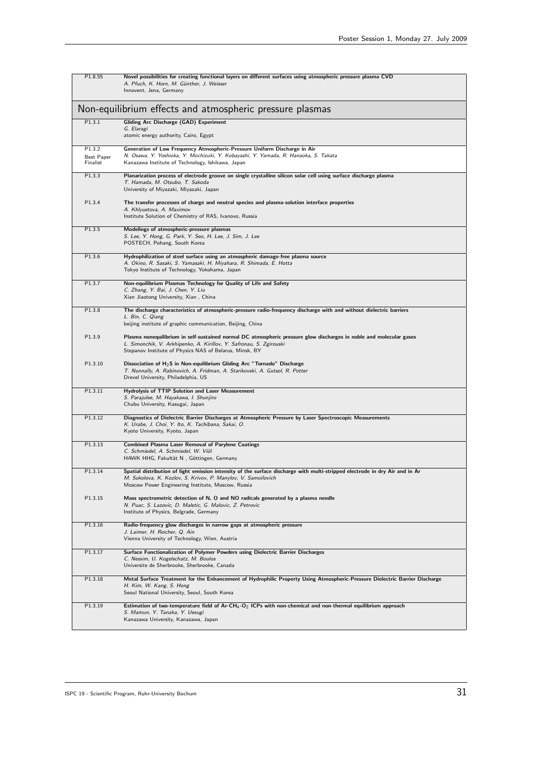| | |
|---|---|
| P1.8.55 | **Novel possibilities for creating functional layers on different surfaces using atmospheric pressure plasma CVD**<br>*A. Pfuch, K. Horn, M. Günther, J. Weisser*<br>Innovent, Jena, Germany |

## Non-equilibrium effects and atmospheric pressure plasmas

| | |
|---|---|
| P1.3.1 | **Gliding Arc Discharge (GAD) Experiment**<br>*G. Elaragi*<br>atomic energy authority, Cairo, Egypt |
| P1.3.2<br>Best Paper Finalist | **Generation of Low Frequency Atmospheric-Pressure Uniform Discharge in Air**<br>*N. Osawa, Y. Yoshioka, Y. Mochizuki, Y. Kobayashi, Y. Yamada, R. Hanaoka, S. Takata*<br>Kanazawa Institute of Technology, Ishikawa, Japan |
| P1.3.3 | **Planarization process of electrode groove on single crystalline silicon solar cell using surface discharge plasma**<br>*T. Hamada, M. Otsubo, T. Sakoda*<br>University of Miyazaki, Miyazaki, Japan |
| P1.3.4 | **The transfer processes of charge and neutral species and plasma-solution interface properties**<br>*A. Khlyustova, A. Maximov*<br>Institute Solution of Chemistry of RAS, Ivanovo, Russia |
| P1.3.5 | **Modelings of atmospheric-pressure plasmas**<br>*S. Lee, Y. Hong, G. Park, Y. Seo, H. Lee, J. Sim, J. Lee*<br>POSTECH, Pohang, South Korea |
| P1.3.6 | **Hydrophilization of steel surface using an atmospheric damage-free plasma source**<br>*A. Okino, R. Sasaki, S. Yamasaki, H. Miyahara, R. Shimada, E. Hotta*<br>Tokyo Institute of Technology, Yokohama, Japan |
| P1.3.7 | **Non-equilibrium Plasmas Technology for Quality of Life and Safety**<br>*C. Zhang, Y. Bai, J. Chen, Y. Liu*<br>Xian Jiaotong University, Xian , China |
| P1.3.8 | **The discharge characteristics of atmospheric-pressure radio-frequency discharge with and without dielectric barriers**<br>*L. Bin, C. Qiang*<br>beijing institute of graphic communication, Beijing, China |
| P1.3.9 | **Plasma nonequilibrium in self-sustained normal DC atmospheric pressure glow discharges in noble and molecular gases**<br>*L. Simonchik, V. Arkhipenko, A. Kirillov, Y. Safronau, S. Zgirouski*<br>Stepanov Institute of Physics NAS of Belarus, Minsk, BY |
| P1.3.10 | **Dissociation of $H_2S$ in Non-equilibrium Gliding Arc "Tornado" Discharge**<br>*T. Nunnally, A. Rabinovich, A. Fridman, A. Starikovski, A. Gutsol, R. Potter*<br>Drexel University, Philadelphia, US |
| P1.3.11 | **Hydrolysis of TTIP Solution and Laser Measurement**<br>*S. Parajulee, M. Hayakawa, I. Shunjiro*<br>Chubu University, Kasugai, Japan |
| P1.3.12 | **Diagnostics of Dielectric Barrier Discharges at Atmospheric Pressure by Laser Spectroscopic Measurements**<br>*K. Urabe, J. Choi, Y. Ito, K. Tachibana, Sakai, O.*<br>Kyoto University, Kyoto, Japan |
| P1.3.13 | **Combined Plasma Laser Removal of Parylene Coatings**<br>*C. Schmiedel, A. Schmiedel, W. Viöl*<br>HAWK HHG, Fakultät N , Göttingen, Germany |
| P1.3.14 | **Spatial distribution of light emission intensity of the surface discharge with multi-stripped electrode in dry Air and in Ar**<br>*M. Sokolova, K. Kozlov, S. Krivov, P. Manylov, V. Samoilovich*<br>Moscow Power Engineering Institute, Moscow, Russia |
| P1.3.15 | **Mass spectrometric detection of N, O and NO radicals generated by a plasma needle**<br>*N. Puac, S. Lazovic, D. Maletic, G. Malovic, Z. Petrovic*<br>Institute of Physics, Belgrade, Germany |
| P1.3.16 | **Radio-frequency glow discharges in narrow gaps at atmospheric pressure**<br>*J. Laimer, H. Reicher, Q. Ain*<br>Vienna University of Technology, Wien, Austria |
| P1.3.17 | **Surface Functionalization of Polymer Powders using Dielectric Barrier Discharges**<br>*C. Nessim, U. Kogelschatz, M. Boulos*<br>Universite de Sherbrooke, Sherbrooke, Canada |
| P1.3.18 | **Metal Surface Treatment for the Enhancement of Hydrophilic Property Using Atmospheric-Pressure Dielectric Barrier Discharge**<br>*H. Kim, W. Kang, S. Hong*<br>Seoul National University, Seoul, South Korea |
| P1.3.19 | **Estimation of two-temperature field of Ar-$CH_4$-$O_2$ ICPs with non-chemical and non-thermal equilibrium approach**<br>*S. Mamun, Y. Tanaka, Y. Uesugi*<br>Kanazawa University, Kanazawa, Japan |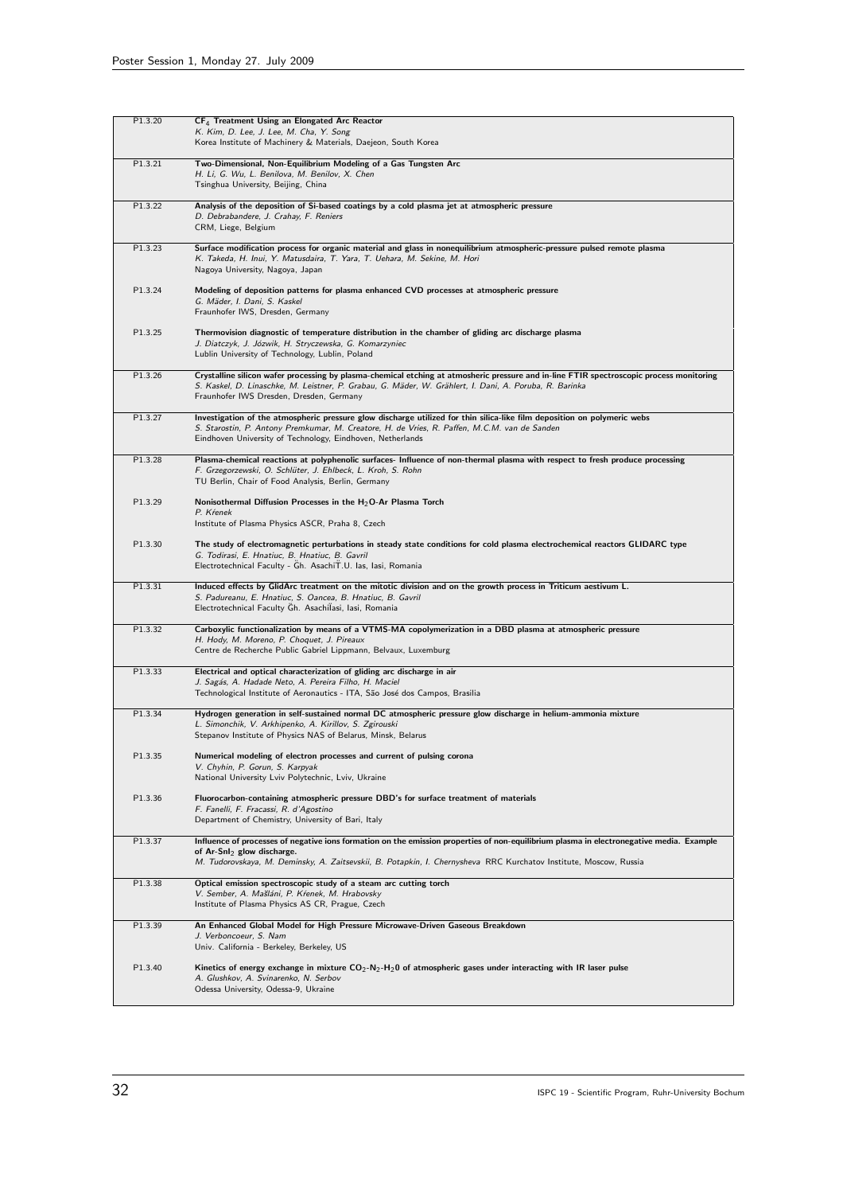| | |
|---|---|
| P1.3.20 | **$CF_4$ Treatment Using an Elongated Arc Reactor**<br>*K. Kim, D. Lee, J. Lee, M. Cha, Y. Song*<br>Korea Institute of Machinery & Materials, Daejeon, South Korea |
| P1.3.21 | **Two-Dimensional, Non-Equilibrium Modeling of a Gas Tungsten Arc**<br>*H. Li, G. Wu, L. Benilova, M. Benilov, X. Chen*<br>Tsinghua University, Beijing, China |
| P1.3.22 | **Analysis of the deposition of Si-based coatings by a cold plasma jet at atmospheric pressure**<br>*D. Debrabandere, J. Crahay, F. Reniers*<br>CRM, Liege, Belgium |
| P1.3.23 | **Surface modification process for organic material and glass in nonequilibrium atmospheric-pressure pulsed remote plasma**<br>*K. Takeda, H. Inui, Y. Matusdaira, T. Yara, T. Uehara, M. Sekine, M. Hori*<br>Nagoya University, Nagoya, Japan |
| P1.3.24 | **Modeling of deposition patterns for plasma enhanced CVD processes at atmospheric pressure**<br>*G. Mäder, I. Dani, S. Kaskel*<br>Fraunhofer IWS, Dresden, Germany |
| P1.3.25 | **Thermovision diagnostic of temperature distribution in the chamber of gliding arc discharge plasma**<br>*J. Diatczyk, J. Józwik, H. Stryczewska, G. Komarzyniec*<br>Lublin University of Technology, Lublin, Poland |
| P1.3.26 | **Crystalline silicon wafer processing by plasma-chemical etching at atmosheric pressure and in-line FTIR spectroscopic process monitoring**<br>*S. Kaskel, D. Linaschke, M. Leistner, P. Grabau, G. Mäder, W. Grählert, I. Dani, A. Poruba, R. Barinka*<br>Fraunhofer IWS Dresden, Dresden, Germany |
| P1.3.27 | **Investigation of the atmospheric pressure glow discharge utilized for thin silica-like film deposition on polymeric webs**<br>*S. Starostin, P. Antony Premkumar, M. Creatore, H. de Vries, R. Paffen, M.C.M. van de Sanden*<br>Eindhoven University of Technology, Eindhoven, Netherlands |
| P1.3.28 | **Plasma-chemical reactions at polyphenolic surfaces- Influence of non-thermal plasma with respect to fresh produce processing**<br>*F. Grzegorzewski, O. Schlüter, J. Ehlbeck, L. Kroh, S. Rohn*<br>TU Berlin, Chair of Food Analysis, Berlin, Germany |
| P1.3.29 | **Nonisothermal Diffusion Processes in the $H_2O$-Ar Plasma Torch**<br>*P. Křenek*<br>Institute of Plasma Physics ASCR, Praha 8, Czech |
| P1.3.30 | **The study of electromagnetic perturbations in steady state conditions for cold plasma electrochemical reactors GLIDARC type**<br>*G. Todirasi, E. Hnatiuc, B. Hnatiuc, B. Gavril*<br>Electrotechnical Faculty - Gh. AsachiT.U. Ias, Iasi, Romania |
| P1.3.31 | **Induced effects by GlidArc treatment on the mitotic division and on the growth process in Triticum aestivum L.**<br>*S. Padureanu, E. Hnatiuc, S. Oancea, B. Hnatiuc, B. Gavril*<br>Electrotechnical Faculty Gh. AsachiIasi, Iasi, Romania |
| P1.3.32 | **Carboxylic functionalization by means of a VTMS-MA copolymerization in a DBD plasma at atmospheric pressure**<br>*H. Hody, M. Moreno, P. Choquet, J. Pireaux*<br>Centre de Recherche Public Gabriel Lippmann, Belvaux, Luxemburg |
| P1.3.33 | **Electrical and optical characterization of gliding arc discharge in air**<br>*J. Sagás, A. Hadade Neto, A. Pereira Filho, H. Maciel*<br>Technological Institute of Aeronautics - ITA, São José dos Campos, Brasilia |
| P1.3.34 | **Hydrogen generation in self-sustained normal DC atmospheric pressure glow discharge in helium-ammonia mixture**<br>*L. Simonchik, V. Arkhipenko, A. Kirillov, S. Zgirouski*<br>Stepanov Institute of Physics NAS of Belarus, Minsk, Belarus |
| P1.3.35 | **Numerical modeling of electron processes and current of pulsing corona**<br>*V. Chyhin, P. Gorun, S. Karpyak*<br>National University Lviv Polytechnic, Lviv, Ukraine |
| P1.3.36 | **Fluorocarbon-containing atmospheric pressure DBD's for surface treatment of materials**<br>*F. Fanelli, F. Fracassi, R. d'Agostino*<br>Department of Chemistry, University of Bari, Italy |
| P1.3.37 | **Influence of processes of negative ions formation on the emission properties of non-equilibrium plasma in electronegative media. Example of Ar-$SnI_2$ glow discharge.**<br>*M. Tudorovskaya, M. Deminsky, A. Zaitsevskii, B. Potapkin, I. Chernysheva* RRC Kurchatov Institute, Moscow, Russia |
| P1.3.38 | **Optical emission spectroscopic study of a steam arc cutting torch**<br>*V. Sember, A. Mašláni, P. Křenek, M. Hrabovsky*<br>Institute of Plasma Physics AS CR, Prague, Czech |
| P1.3.39 | **An Enhanced Global Model for High Pressure Microwave-Driven Gaseous Breakdown**<br>*J. Verboncoeur, S. Nam*<br>Univ. California - Berkeley, Berkeley, US |
| P1.3.40 | **Kinetics of energy exchange in mixture $CO_2$-$N_2$-$H_20$ of atmospheric gases under interacting with IR laser pulse**<br>*A. Glushkov, A. Svinarenko, N. Serbov*<br>Odessa University, Odessa-9, Ukraine |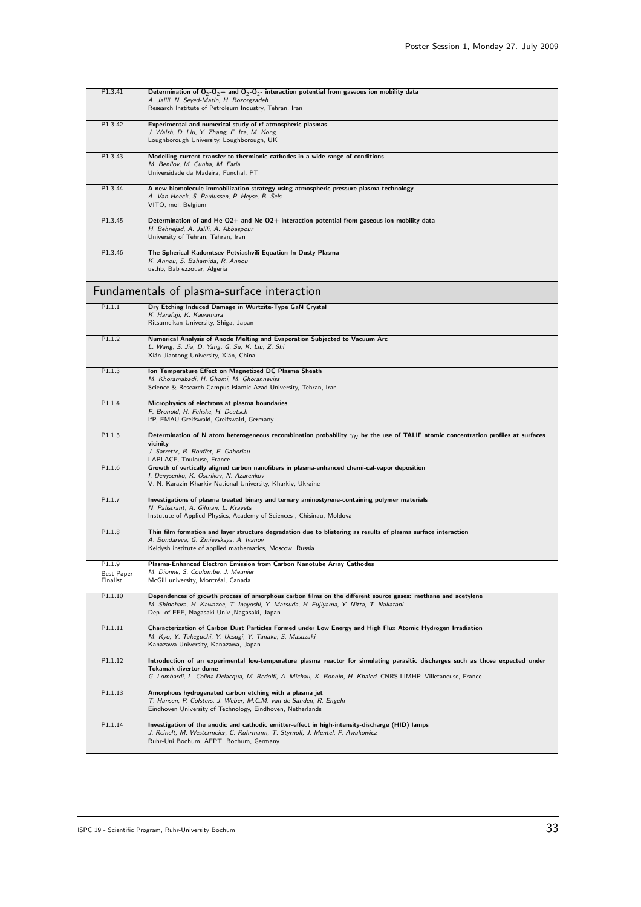| | |
|---|---|
| P1.3.41 | **Determination of $O_2$-$O_2+$ and $O_2$-$O_2$- interaction potential from gaseous ion mobility data**<br>*A. Jalili, N. Seyed-Matin, H. Bozorgzadeh*<br>Research Institute of Petroleum Industry, Tehran, Iran |
| P1.3.42 | **Experimental and numerical study of rf atmospheric plasmas**<br>*J. Walsh, D. Liu, Y. Zhang, F. Iza, M. Kong*<br>Loughborough University, Loughborough, UK |
| P1.3.43 | **Modelling current transfer to thermionic cathodes in a wide range of conditions**<br>*M. Benilov, M. Cunha, M. Faria*<br>Universidade da Madeira, Funchal, PT |
| P1.3.44 | **A new biomolecule immobilization strategy using atmospheric pressure plasma technology**<br>*A. Van Hoeck, S. Paulussen, P. Heyse, B. Sels*<br>VITO, mol, Belgium |
| P1.3.45 | **Determination of and He-O2+ and Ne-O2+ interaction potential from gaseous ion mobility data**<br>*H. Behnejad, A. Jalili, A. Abbaspour*<br>University of Tehran, Tehran, Iran |
| P1.3.46 | **The Spherical Kadomtsev-Petviashvili Equation In Dusty Plasma**<br>*K. Annou, S. Bahamida, R. Annou*<br>usthb, Bab ezzouar, Algeria |

## Fundamentals of plasma-surface interaction

| | |
|---|---|
| P1.1.1 | **Dry Etching Induced Damage in Wurtzite-Type GaN Crystal**<br>*K. Harafuji, K. Kawamura*<br>Ritsumeikan University, Shiga, Japan |
| P1.1.2 | **Numerical Analysis of Anode Melting and Evaporation Subjected to Vacuum Arc**<br>*L. Wang, S. Jia, D. Yang, G. Su, K. Liu, Z. Shi*<br>Xián Jiaotong University, Xián, China |
| P1.1.3 | **Ion Temperature Effect on Magnetized DC Plasma Sheath**<br>*M. Khoramabadi, H. Ghomi, M. Ghoranneviss*<br>Science & Research Campus-Islamic Azad University, Tehran, Iran |
| P1.1.4 | **Microphysics of electrons at plasma boundaries**<br>*F. Bronold, H. Fehske, H. Deutsch*<br>IfP, EMAU Greifswald, Greifswald, Germany |
| P1.1.5 | **Determination of N atom heterogeneous recombination probability $\gamma_N$ by the use of TALIF atomic concentration profiles at surfaces vicinity**<br>*J. Sarrette, B. Rouffet, F. Gaboriau*<br>LAPLACE, Toulouse, France |
| P1.1.6 | **Growth of vertically aligned carbon nanofibers in plasma-enhanced chemi-cal-vapor deposition**<br>*I. Denysenko, K. Ostrikov, N. Azarenkov*<br>V. N. Karazin Kharkiv National University, Kharkiv, Ukraine |
| P1.1.7 | **Investigations of plasma treated binary and ternary aminostyrene-containing polymer materials**<br>*N. Palistrant, A. Gilman, L. Kravets*<br>Instutute of Applied Physics, Academy of Sciences , Chisinau, Moldova |
| P1.1.8 | **Thin film formation and layer structure degradation due to blistering as results of plasma surface interaction**<br>*A. Bondareva, G. Zmievskaya, A. Ivanov*<br>Keldysh institute of applied mathematics, Moscow, Russia |
| P1.1.9<br>Best Paper Finalist | **Plasma-Enhanced Electron Emission from Carbon Nanotube Array Cathodes**<br>*M. Dionne, S. Coulombe, J. Meunier*<br>McGill university, Montréal, Canada |
| P1.1.10 | **Dependences of growth process of amorphous carbon films on the different source gases: methane and acetylene**<br>*M. Shinohara, H. Kawazoe, T. Inayoshi, Y. Matsuda, H. Fujiyama, Y. Nitta, T. Nakatani*<br>Dep. of EEE, Nagasaki Univ.,Nagasaki, Japan |
| P1.1.11 | **Characterization of Carbon Dust Particles Formed under Low Energy and High Flux Atomic Hydrogen Irradiation**<br>*M. Kyo, Y. Takeguchi, Y. Uesugi, Y. Tanaka, S. Masuzaki*<br>Kanazawa University, Kanazawa, Japan |
| P1.1.12 | **Introduction of an experimental low-temperature plasma reactor for simulating parasitic discharges such as those expected under Tokamak divertor dome**<br>*G. Lombardi, L. Colina Delacqua, M. Redolfi, A. Michau, X. Bonnin, H. Khaled* CNRS LIMHP, Villetaneuse, France |
| P1.1.13 | **Amorphous hydrogenated carbon etching with a plasma jet**<br>*T. Hansen, P. Colsters, J. Weber, M.C.M. van de Sanden, R. Engeln*<br>Eindhoven University of Technology, Eindhoven, Netherlands |
| P1.1.14 | **Investigation of the anodic and cathodic emitter-effect in high-intensity-discharge (HID) lamps**<br>*J. Reinelt, M. Westermeier, C. Ruhrmann, T. Styrnoll, J. Mentel, P. Awakowicz*<br>Ruhr-Uni Bochum, AEPT, Bochum, Germany |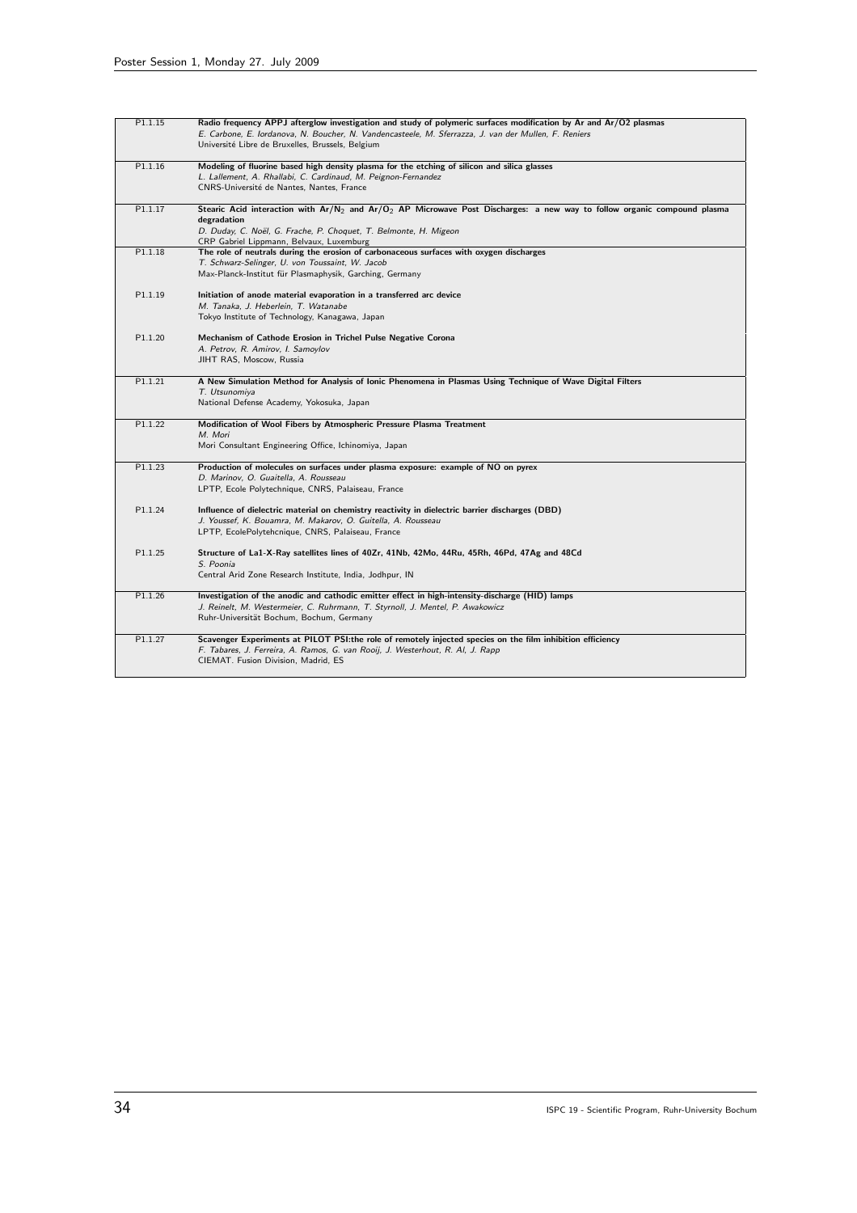| | |
|---|---|
| P1.1.15 | **Radio frequency APPJ afterglow investigation and study of polymeric surfaces modification by Ar and Ar/O2 plasmas**<br>*E. Carbone, E. Iordanova, N. Boucher, N. Vandencasteele, M. Sferrazza, J. van der Mullen, F. Reniers*<br>Université Libre de Bruxelles, Brussels, Belgium |
| P1.1.16 | **Modeling of fluorine based high density plasma for the etching of silicon and silica glasses**<br>*L. Lallement, A. Rhallabi, C. Cardinaud, M. Peignon-Fernandez*<br>CNRS-Université de Nantes, Nantes, France |
| P1.1.17 | **Stearic Acid interaction with $Ar/N_2$ and $Ar/O_2$ AP Microwave Post Discharges: a new way to follow organic compound plasma degradation**<br>*D. Duday, C. Noël, G. Frache, P. Choquet, T. Belmonte, H. Migeon*<br>CRP Gabriel Lippmann, Belvaux, Luxemburg |
| P1.1.18 | **The role of neutrals during the erosion of carbonaceous surfaces with oxygen discharges**<br>*T. Schwarz-Selinger, U. von Toussaint, W. Jacob*<br>Max-Planck-Institut für Plasmaphysik, Garching, Germany |
| P1.1.19 | **Initiation of anode material evaporation in a transferred arc device**<br>*M. Tanaka, J. Heberlein, T. Watanabe*<br>Tokyo Institute of Technology, Kanagawa, Japan |
| P1.1.20 | **Mechanism of Cathode Erosion in Trichel Pulse Negative Corona**<br>*A. Petrov, R. Amirov, I. Samoylov*<br>JIHT RAS, Moscow, Russia |
| P1.1.21 | **A New Simulation Method for Analysis of Ionic Phenomena in Plasmas Using Technique of Wave Digital Filters**<br>*T. Utsunomiya*<br>National Defense Academy, Yokosuka, Japan |
| P1.1.22 | **Modification of Wool Fibers by Atmospheric Pressure Plasma Treatment**<br>*M. Mori*<br>Mori Consultant Engineering Office, Ichinomiya, Japan |
| P1.1.23 | **Production of molecules on surfaces under plasma exposure: example of NO on pyrex**<br>*D. Marinov, O. Guaitella, A. Rousseau*<br>LPTP, Ecole Polytechnique, CNRS, Palaiseau, France |
| P1.1.24 | **Influence of dielectric material on chemistry reactivity in dielectric barrier discharges (DBD)**<br>*J. Youssef, K. Bouamra, M. Makarov, O. Guitella, A. Rousseau*<br>LPTP, EcolePolytehcnique, CNRS, Palaiseau, France |
| P1.1.25 | **Structure of La1-X-Ray satellites lines of 40Zr, 41Nb, 42Mo, 44Ru, 45Rh, 46Pd, 47Ag and 48Cd**<br>*S. Poonia*<br>Central Arid Zone Research Institute, India, Jodhpur, IN |
| P1.1.26 | **Investigation of the anodic and cathodic emitter effect in high-intensity-discharge (HID) lamps**<br>*J. Reinelt, M. Westermeier, C. Ruhrmann, T. Styrnoll, J. Mentel, P. Awakowicz*<br>Ruhr-Universität Bochum, Bochum, Germany |
| P1.1.27 | **Scavenger Experiments at PILOT PSI:the role of remotely injected species on the film inhibition efficiency**<br>*F. Tabares, J. Ferreira, A. Ramos, G. van Rooij, J. Westerhout, R. Al, J. Rapp*<br>CIEMAT. Fusion Division, Madrid, ES |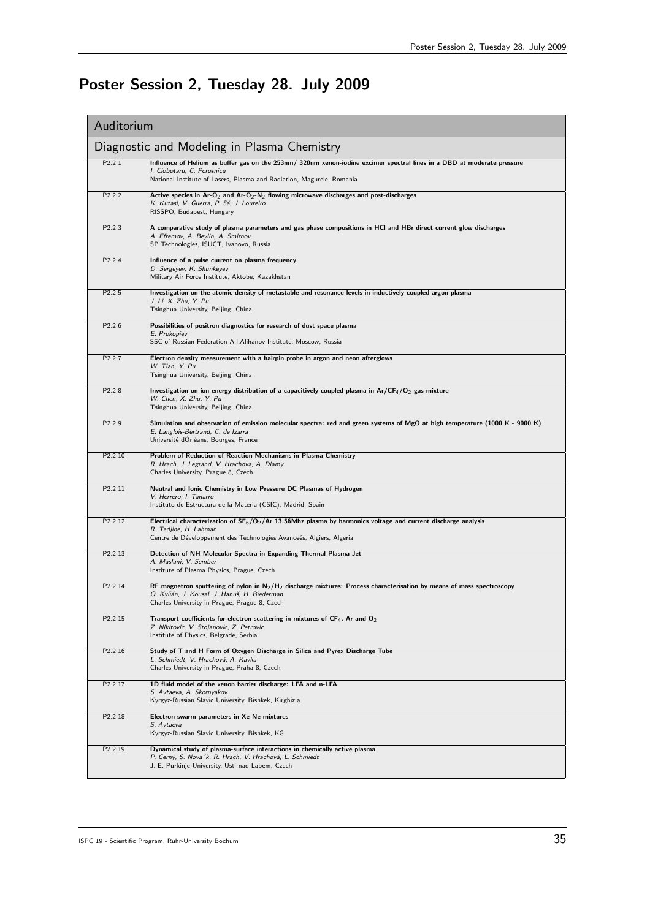# Poster Session 2, Tuesday 28. July 2009

## Auditorium

### Diagnostic and Modeling in Plasma Chemistry

| | |
|---|---|
| P2.2.1 | **Influence of Helium as buffer gas on the 253nm/ 320nm xenon-iodine excimer spectral lines in a DBD at moderate pressure**<br>*I. Ciobotaru, C. Porosnicu*<br>National Institute of Lasers, Plasma and Radiation, Magurele, Romania |
| P2.2.2 | **Active species in Ar-$O_2$ and Ar-$O_2$-$N_2$ flowing microwave discharges and post-discharges**<br>*K. Kutasi, V. Guerra, P. Sá, J. Loureiro*<br>RISSPO, Budapest, Hungary |
| P2.2.3 | **A comparative study of plasma parameters and gas phase compositions in HCl and HBr direct current glow discharges**<br>*A. Efremov, A. Beylin, A. Smirnov*<br>SP Technologies, ISUCT, Ivanovo, Russia |
| P2.2.4 | **Influence of a pulse current on plasma frequency**<br>*D. Sergeyev, K. Shunkeyev*<br>Military Air Force Institute, Aktobe, Kazakhstan |
| P2.2.5 | **Investigation on the atomic density of metastable and resonance levels in inductively coupled argon plasma**<br>*J. Li, X. Zhu, Y. Pu*<br>Tsinghua University, Beijing, China |
| P2.2.6 | **Possibilities of positron diagnostics for research of dust space plasma**<br>*E. Prokopiev*<br>SSC of Russian Federation A.I.Alihanov Institute, Moscow, Russia |
| P2.2.7 | **Electron density measurement with a hairpin probe in argon and neon afterglows**<br>*W. Tian, Y. Pu*<br>Tsinghua University, Beijing, China |
| P2.2.8 | **Investigation on ion energy distribution of a capacitively coupled plasma in Ar/$CF_4$/$O_2$ gas mixture**<br>*W. Chen, X. Zhu, Y. Pu*<br>Tsinghua University, Beijing, China |
| P2.2.9 | **Simulation and observation of emission molecular spectra: red and green systems of MgO at high temperature (1000 K - 9000 K)**<br>*E. Langlois-Bertrand, C. de Izarra*<br>Université dÓrléans, Bourges, France |
| P2.2.10 | **Problem of Reduction of Reaction Mechanisms in Plasma Chemistry**<br>*R. Hrach, J. Legrand, V. Hrachova, A. Diamy*<br>Charles University, Prague 8, Czech |
| P2.2.11 | **Neutral and Ionic Chemistry in Low Pressure DC Plasmas of Hydrogen**<br>*V. Herrero, I. Tanarro*<br>Instituto de Estructura de la Materia (CSIC), Madrid, Spain |
| P2.2.12 | **Electrical characterization of $SF_6$/$O_2$/Ar 13.56Mhz plasma by harmonics voltage and current discharge analysis**<br>*R. Tadjine, H. Lahmar*<br>Centre de Développement des Technologies Avanceés, Algiers, Algeria |
| P2.2.13 | **Detection of NH Molecular Spectra in Expanding Thermal Plasma Jet**<br>*A. Maslani, V. Sember*<br>Institute of Plasma Physics, Prague, Czech |
| P2.2.14 | **RF magnetron sputtering of nylon in $N_2$/$H_2$ discharge mixtures: Process characterisation by means of mass spectroscopy**<br>*O. Kylián, J. Kousal, J. Hanuš, H. Biederman*<br>Charles University in Prague, Prague 8, Czech |
| P2.2.15 | **Transport coefficients for electron scattering in mixtures of $CF_4$, Ar and $O_2$**<br>*Z. Nikitovic, V. Stojanovic, Z. Petrovic*<br>Institute of Physics, Belgrade, Serbia |
| P2.2.16 | **Study of T and H Form of Oxygen Discharge in Silica and Pyrex Discharge Tube**<br>*L. Schmiedt, V. Hrachová, A. Kavka*<br>Charles University in Prague, Praha 8, Czech |
| P2.2.17 | **1D fluid model of the xenon barrier discharge: LFA and n-LFA**<br>*S. Avtaeva, A. Skornyakov*<br>Kyrgyz-Russian Slavic University, Bishkek, Kirghizia |
| P2.2.18 | **Electron swarm parameters in Xe-Ne mixtures**<br>*S. Avtaeva*<br>Kyrgyz-Russian Slavic University, Bishkek, KG |
| P2.2.19 | **Dynamical study of plasma-surface interactions in chemically active plasma**<br>*P. Cerný, S. Nova´k, R. Hrach, V. Hrachová, L. Schmiedt*<br>J. E. Purkinje University, Usti nad Labem, Czech |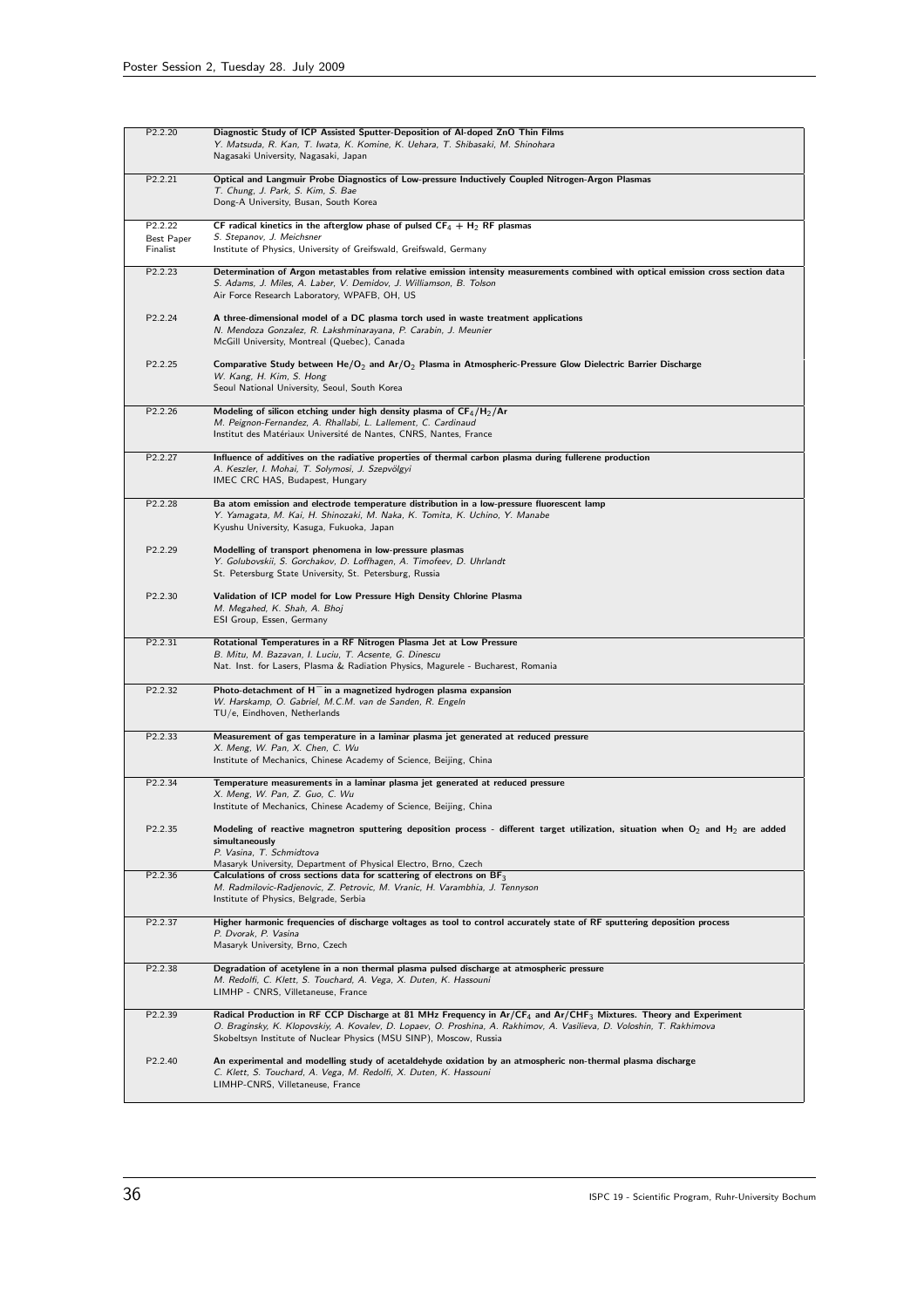| | |
|---|---|
| P2.2.20 | **Diagnostic Study of ICP Assisted Sputter-Deposition of Al-doped ZnO Thin Films**<br>*Y. Matsuda, R. Kan, T. Iwata, K. Komine, K. Uehara, T. Shibasaki, M. Shinohara*<br>Nagasaki University, Nagasaki, Japan |
| P2.2.21 | **Optical and Langmuir Probe Diagnostics of Low-pressure Inductively Coupled Nitrogen-Argon Plasmas**<br>*T. Chung, J. Park, S. Kim, S. Bae*<br>Dong-A University, Busan, South Korea |
| P2.2.22<br>Best Paper Finalist | **CF radical kinetics in the afterglow phase of pulsed $CF_4 + H_2$ RF plasmas**<br>*S. Stepanov, J. Meichsner*<br>Institute of Physics, University of Greifswald, Greifswald, Germany |
| P2.2.23 | **Determination of Argon metastables from relative emission intensity measurements combined with optical emission cross section data**<br>*S. Adams, J. Miles, A. Laber, V. Demidov, J. Williamson, B. Tolson*<br>Air Force Research Laboratory, WPAFB, OH, US |
| P2.2.24 | **A three-dimensional model of a DC plasma torch used in waste treatment applications**<br>*N. Mendoza Gonzalez, R. Lakshminarayana, P. Carabin, J. Meunier*<br>McGill University, Montreal (Quebec), Canada |
| P2.2.25 | **Comparative Study between $He/O_2$ and $Ar/O_2$ Plasma in Atmospheric-Pressure Glow Dielectric Barrier Discharge**<br>*W. Kang, H. Kim, S. Hong*<br>Seoul National University, Seoul, South Korea |
| P2.2.26 | **Modeling of silicon etching under high density plasma of $CF_4/H_2/Ar$**<br>*M. Peignon-Fernandez, A. Rhallabi, L. Lallement, C. Cardinaud*<br>Institut des Matériaux Université de Nantes, CNRS, Nantes, France |
| P2.2.27 | **Influence of additives on the radiative properties of thermal carbon plasma during fullerene production**<br>*A. Keszler, I. Mohai, T. Solymosi, J. Szepvölgyi*<br>IMEC CRC HAS, Budapest, Hungary |
| P2.2.28 | **Ba atom emission and electrode temperature distribution in a low-pressure fluorescent lamp**<br>*Y. Yamagata, M. Kai, H. Shinozaki, M. Naka, K. Tomita, K. Uchino, Y. Manabe*<br>Kyushu University, Kasuga, Fukuoka, Japan |
| P2.2.29 | **Modelling of transport phenomena in low-pressure plasmas**<br>*Y. Golubovskii, S. Gorchakov, D. Loffhagen, A. Timofeev, D. Uhrlandt*<br>St. Petersburg State University, St. Petersburg, Russia |
| P2.2.30 | **Validation of ICP model for Low Pressure High Density Chlorine Plasma**<br>*M. Megahed, K. Shah, A. Bhoj*<br>ESI Group, Essen, Germany |
| P2.2.31 | **Rotational Temperatures in a RF Nitrogen Plasma Jet at Low Pressure**<br>*B. Mitu, M. Bazavan, I. Luciu, T. Acsente, G. Dinescu*<br>Nat. Inst. for Lasers, Plasma & Radiation Physics, Magurele - Bucharest, Romania |
| P2.2.32 | **Photo-detachment of $H^-$ in a magnetized hydrogen plasma expansion**<br>*W. Harskamp, O. Gabriel, M.C.M. van de Sanden, R. Engeln*<br>TU/e, Eindhoven, Netherlands |
| P2.2.33 | **Measurement of gas temperature in a laminar plasma jet generated at reduced pressure**<br>*X. Meng, W. Pan, X. Chen, C. Wu*<br>Institute of Mechanics, Chinese Academy of Science, Beijing, China |
| P2.2.34 | **Temperature measurements in a laminar plasma jet generated at reduced pressure**<br>*X. Meng, W. Pan, Z. Guo, C. Wu*<br>Institute of Mechanics, Chinese Academy of Science, Beijing, China |
| P2.2.35 | **Modeling of reactive magnetron sputtering deposition process - different target utilization, situation when $O_2$ and $H_2$ are added simultaneously**<br>*P. Vasina, T. Schmidtova*<br>Masaryk University, Department of Physical Electro, Brno, Czech |
| P2.2.36 | **Calculations of cross sections data for scattering of electrons on $BF_3$**<br>*M. Radmilovic-Radjenovic, Z. Petrovic, M. Vranic, H. Varambhia, J. Tennyson*<br>Institute of Physics, Belgrade, Serbia |
| P2.2.37 | **Higher harmonic frequencies of discharge voltages as tool to control accurately state of RF sputtering deposition process**<br>*P. Dvorak, P. Vasina*<br>Masaryk University, Brno, Czech |
| P2.2.38 | **Degradation of acetylene in a non thermal plasma pulsed discharge at atmospheric pressure**<br>*M. Redolfi, C. Klett, S. Touchard, A. Vega, X. Duten, K. Hassouni*<br>LIMHP - CNRS, Villetaneuse, France |
| P2.2.39 | **Radical Production in RF CCP Discharge at 81 MHz Frequency in $Ar/CF_4$ and $Ar/CHF_3$ Mixtures. Theory and Experiment**<br>*O. Braginsky, K. Klopovskiy, A. Kovalev, D. Lopaev, O. Proshina, A. Rakhimov, A. Vasilieva, D. Voloshin, T. Rakhimova*<br>Skobeltsyn Institute of Nuclear Physics (MSU SINP), Moscow, Russia |
| P2.2.40 | **An experimental and modelling study of acetaldehyde oxidation by an atmospheric non-thermal plasma discharge**<br>*C. Klett, S. Touchard, A. Vega, M. Redolfi, X. Duten, K. Hassouni*<br>LIMHP-CNRS, Villetaneuse, France |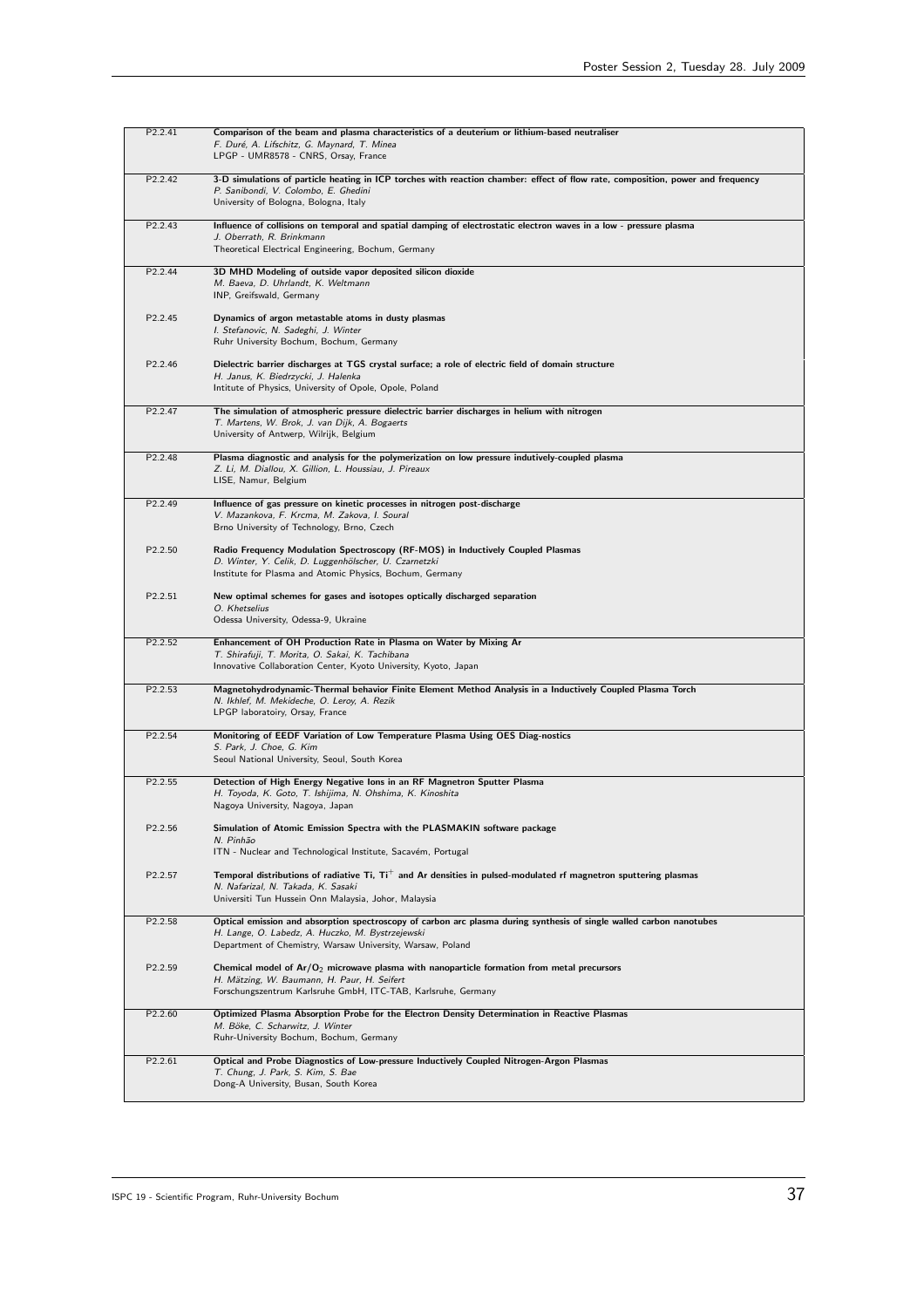| | |
|---|---|
| P2.2.41 | **Comparison of the beam and plasma characteristics of a deuterium or lithium-based neutraliser**<br>*F. Duré, A. Lifschitz, G. Maynard, T. Minea*<br>LPGP - UMR8578 - CNRS, Orsay, France |
| P2.2.42 | **3-D simulations of particle heating in ICP torches with reaction chamber: effect of flow rate, composition, power and frequency**<br>*P. Sanibondi, V. Colombo, E. Ghedini*<br>University of Bologna, Bologna, Italy |
| P2.2.43 | **Influence of collisions on temporal and spatial damping of electrostatic electron waves in a low - pressure plasma**<br>*J. Oberrath, R. Brinkmann*<br>Theoretical Electrical Engineering, Bochum, Germany |
| P2.2.44 | **3D MHD Modeling of outside vapor deposited silicon dioxide**<br>*M. Baeva, D. Uhrlandt, K. Weltmann*<br>INP, Greifswald, Germany |
| P2.2.45 | **Dynamics of argon metastable atoms in dusty plasmas**<br>*I. Stefanovic, N. Sadeghi, J. Winter*<br>Ruhr University Bochum, Bochum, Germany |
| P2.2.46 | **Dielectric barrier discharges at TGS crystal surface; a role of electric field of domain structure**<br>*H. Janus, K. Biedrzycki, J. Halenka*<br>Intitute of Physics, University of Opole, Opole, Poland |
| P2.2.47 | **The simulation of atmospheric pressure dielectric barrier discharges in helium with nitrogen**<br>*T. Martens, W. Brok, J. van Dijk, A. Bogaerts*<br>University of Antwerp, Wilrijk, Belgium |
| P2.2.48 | **Plasma diagnostic and analysis for the polymerization on low pressure indutively-coupled plasma**<br>*Z. Li, M. Diallou, X. Gillion, L. Houssiau, J. Pireaux*<br>LISE, Namur, Belgium |
| P2.2.49 | **Influence of gas pressure on kinetic processes in nitrogen post-discharge**<br>*V. Mazankova, F. Krcma, M. Zakova, I. Soural*<br>Brno University of Technology, Brno, Czech |
| P2.2.50 | **Radio Frequency Modulation Spectroscopy (RF-MOS) in Inductively Coupled Plasmas**<br>*D. Winter, Y. Celik, D. Luggenhölscher, U. Czarnetzki*<br>Institute for Plasma and Atomic Physics, Bochum, Germany |
| P2.2.51 | **New optimal schemes for gases and isotopes optically discharged separation**<br>*O. Khetselius*<br>Odessa University, Odessa-9, Ukraine |
| P2.2.52 | **Enhancement of OH Production Rate in Plasma on Water by Mixing Ar**<br>*T. Shirafuji, T. Morita, O. Sakai, K. Tachibana*<br>Innovative Collaboration Center, Kyoto University, Kyoto, Japan |
| P2.2.53 | **Magnetohydrodynamic-Thermal behavior Finite Element Method Analysis in a Inductively Coupled Plasma Torch**<br>*N. Ikhlef, M. Mekideche, O. Leroy, A. Rezik*<br>LPGP laboratoiry, Orsay, France |
| P2.2.54 | **Monitoring of EEDF Variation of Low Temperature Plasma Using OES Diag-nostics**<br>*S. Park, J. Choe, G. Kim*<br>Seoul National University, Seoul, South Korea |
| P2.2.55 | **Detection of High Energy Negative Ions in an RF Magnetron Sputter Plasma**<br>*H. Toyoda, K. Goto, T. Ishijima, N. Ohshima, K. Kinoshita*<br>Nagoya University, Nagoya, Japan |
| P2.2.56 | **Simulation of Atomic Emission Spectra with the PLASMAKIN software package**<br>*N. Pinhão*<br>ITN - Nuclear and Technological Institute, Sacavém, Portugal |
| P2.2.57 | **Temporal distributions of radiative Ti, $Ti^{+}$ and Ar densities in pulsed-modulated rf magnetron sputtering plasmas**<br>*N. Nafarizal, N. Takada, K. Sasaki*<br>Universiti Tun Hussein Onn Malaysia, Johor, Malaysia |
| P2.2.58 | **Optical emission and absorption spectroscopy of carbon arc plasma during synthesis of single walled carbon nanotubes**<br>*H. Lange, O. Labedz, A. Huczko, M. Bystrzejewski*<br>Department of Chemistry, Warsaw University, Warsaw, Poland |
| P2.2.59 | **Chemical model of $Ar/O_2$ microwave plasma with nanoparticle formation from metal precursors**<br>*H. Mätzing, W. Baumann, H. Paur, H. Seifert*<br>Forschungszentrum Karlsruhe GmbH, ITC-TAB, Karlsruhe, Germany |
| P2.2.60 | **Optimized Plasma Absorption Probe for the Electron Density Determination in Reactive Plasmas**<br>*M. Böke, C. Scharwitz, J. Winter*<br>Ruhr-University Bochum, Bochum, Germany |
| P2.2.61 | **Optical and Probe Diagnostics of Low-pressure Inductively Coupled Nitrogen-Argon Plasmas**<br>*T. Chung, J. Park, S. Kim, S. Bae*<br>Dong-A University, Busan, South Korea |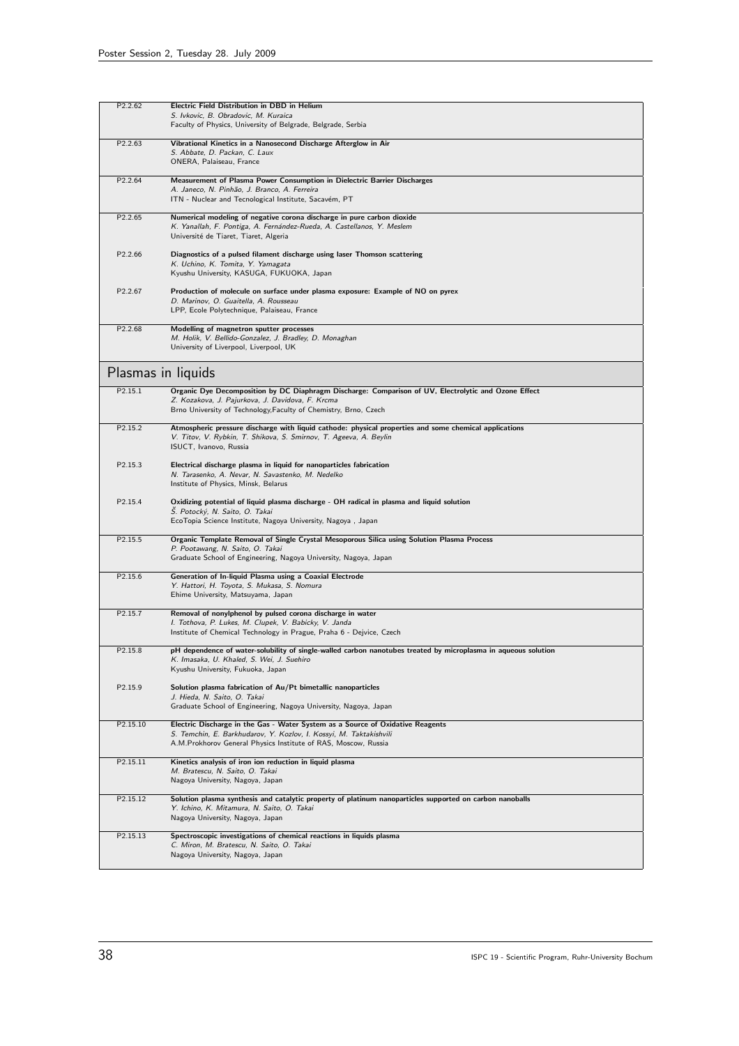| | |
|---|---|
| P2.2.62 | **Electric Field Distribution in DBD in Helium**<br>*S. Ivkovic, B. Obradovic, M. Kuraica*<br>Faculty of Physics, University of Belgrade, Belgrade, Serbia |
| P2.2.63 | **Vibrational Kinetics in a Nanosecond Discharge Afterglow in Air**<br>*S. Abbate, D. Packan, C. Laux*<br>ONERA, Palaiseau, France |
| P2.2.64 | **Measurement of Plasma Power Consumption in Dielectric Barrier Discharges**<br>*A. Janeco, N. Pinhão, J. Branco, A. Ferreira*<br>ITN - Nuclear and Tecnological Institute, Sacavém, PT |
| P2.2.65 | **Numerical modeling of negative corona discharge in pure carbon dioxide**<br>*K. Yanallah, F. Pontiga, A. Fernández-Rueda, A. Castellanos, Y. Meslem*<br>Université de Tiaret, Tiaret, Algeria |
| P2.2.66 | **Diagnostics of a pulsed filament discharge using laser Thomson scattering**<br>*K. Uchino, K. Tomita, Y. Yamagata*<br>Kyushu University, KASUGA, FUKUOKA, Japan |
| P2.2.67 | **Production of molecule on surface under plasma exposure: Example of NO on pyrex**<br>*D. Marinov, O. Guaitella, A. Rousseau*<br>LPP, Ecole Polytechnique, Palaiseau, France |
| P2.2.68 | **Modelling of magnetron sputter processes**<br>*M. Holik, V. Bellido-Gonzalez, J. Bradley, D. Monaghan*<br>University of Liverpool, Liverpool, UK |

## Plasmas in liquids

| | |
|---|---|
| P2.15.1 | **Organic Dye Decomposition by DC Diaphragm Discharge: Comparison of UV, Electrolytic and Ozone Effect**<br>*Z. Kozakova, J. Pajurkova, J. Davidova, F. Krcma*<br>Brno University of Technology,Faculty of Chemistry, Brno, Czech |
| P2.15.2 | **Atmospheric pressure discharge with liquid cathode: physical properties and some chemical applications**<br>*V. Titov, V. Rybkin, T. Shikova, S. Smirnov, T. Ageeva, A. Beylin*<br>ISUCT, Ivanovo, Russia |
| P2.15.3 | **Electrical discharge plasma in liquid for nanoparticles fabrication**<br>*N. Tarasenko, A. Nevar, N. Savastenko, M. Nedelko*<br>Institute of Physics, Minsk, Belarus |
| P2.15.4 | **Oxidizing potential of liquid plasma discharge - OH radical in plasma and liquid solution**<br>*Š. Potocký, N. Saito, O. Takai*<br>EcoTopia Science Institute, Nagoya University, Nagoya , Japan |
| P2.15.5 | **Organic Template Removal of Single Crystal Mesoporous Silica using Solution Plasma Process**<br>*P. Pootawang, N. Saito, O. Takai*<br>Graduate School of Engineering, Nagoya University, Nagoya, Japan |
| P2.15.6 | **Generation of In-liquid Plasma using a Coaxial Electrode**<br>*Y. Hattori, H. Toyota, S. Mukasa, S. Nomura*<br>Ehime University, Matsuyama, Japan |
| P2.15.7 | **Removal of nonylphenol by pulsed corona discharge in water**<br>*I. Tothova, P. Lukes, M. Clupek, V. Babicky, V. Janda*<br>Institute of Chemical Technology in Prague, Praha 6 - Dejvice, Czech |
| P2.15.8 | **pH dependence of water-solubility of single-walled carbon nanotubes treated by microplasma in aqueous solution**<br>*K. Imasaka, U. Khaled, S. Wei, J. Suehiro*<br>Kyushu University, Fukuoka, Japan |
| P2.15.9 | **Solution plasma fabrication of Au/Pt bimetallic nanoparticles**<br>*J. Hieda, N. Saito, O. Takai*<br>Graduate School of Engineering, Nagoya University, Nagoya, Japan |
| P2.15.10 | **Electric Discharge in the Gas - Water System as a Source of Oxidative Reagents**<br>*S. Temchin, E. Barkhudarov, Y. Kozlov, I. Kossyi, M. Taktakishvili*<br>A.M.Prokhorov General Physics Institute of RAS, Moscow, Russia |
| P2.15.11 | **Kinetics analysis of iron ion reduction in liquid plasma**<br>*M. Bratescu, N. Saito, O. Takai*<br>Nagoya University, Nagoya, Japan |
| P2.15.12 | **Solution plasma synthesis and catalytic property of platinum nanoparticles supported on carbon nanoballs**<br>*Y. Ichino, K. Mitamura, N. Saito, O. Takai*<br>Nagoya University, Nagoya, Japan |
| P2.15.13 | **Spectroscopic investigations of chemical reactions in liquids plasma**<br>*C. Miron, M. Bratescu, N. Saito, O. Takai*<br>Nagoya University, Nagoya, Japan |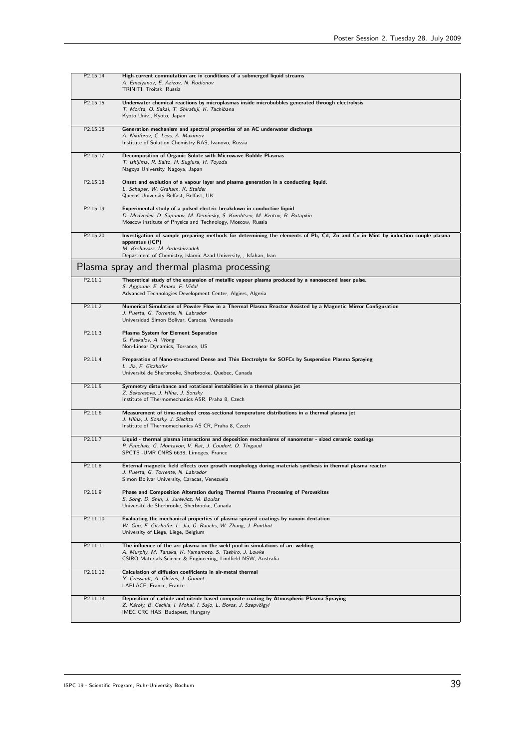| | |
|---|---|
| P2.15.14 | **High-current commutation arc in conditions of a submerged liquid streams**<br>*A. Emelyanov, E. Azizov, N. Rodionov*<br>TRINITI, Troitsk, Russia |
| P2.15.15 | **Underwater chemical reactions by microplasmas inside microbubbles generated through electrolysis**<br>*T. Morita, O. Sakai, T. Shirafuji, K. Tachibana*<br>Kyoto Univ., Kyoto, Japan |
| P2.15.16 | **Generation mechanism and spectral properties of an AC underwater discharge**<br>*A. Nikiforov, C. Leys, A. Maximov*<br>Institute of Solution Chemistry RAS, Ivanovo, Russia |
| P2.15.17 | **Decomposition of Organic Solute with Microwave Bubble Plasmas**<br>*T. Ishijima, R. Saito, H. Sugiura, H. Toyoda*<br>Nagoya University, Nagoya, Japan |
| P2.15.18 | **Onset and evolution of a vapour layer and plasma generation in a conducting liquid.**<br>*L. Schaper, W. Graham, K. Stalder*<br>Queenś University Belfast, Belfast, UK |
| P2.15.19 | **Experimental study of a pulsed electric breakdown in conductive liquid**<br>*D. Medvedev, D. Sapunov, M. Deminsky, S. Korobtsev, M. Krotov, B. Potapkin*<br>Moscow institute of Physics and Technology, Moscow, Russia |
| P2.15.20 | **Investigation of sample preparing methods for determining the elements of Pb, Cd, Zn and Cu in Mint by induction couple plasma apparatus (ICP)**<br>*M. Keshavarz, M. Ardeshirzadeh*<br>Department of Chemistry, Islamic Azad University, , Isfahan, Iran |

## Plasma spray and thermal plasma processing

| | |
|---|---|
| P2.11.1 | **Theoretical study of the expansion of metallic vapour plasma produced by a nanosecond laser pulse.**<br>*S. Aggoune, E. Amara, F. Vidal*<br>Advanced Technologies Development Center, Algiers, Algeria |
| P2.11.2 | **Numerical Simulation of Powder Flow in a Thermal Plasma Reactor Assisted by a Magnetic Mirror Configuration**<br>*J. Puerta, G. Torrente, N. Labrador*<br>Universidad Simon Bolivar, Caracas, Venezuela |
| P2.11.3 | **Plasma System for Element Separation**<br>*G. Paskalov, A. Wong*<br>Non-Linear Dynamics, Torrance, US |
| P2.11.4 | **Preparation of Nano-structured Dense and Thin Electrolyte for SOFCs by Suspension Plasma Spraying**<br>*L. Jia, F. Gitzhofer*<br>Université de Sherbrooke, Sherbrooke, Quebec, Canada |
| P2.11.5 | **Symmetry disturbance and rotational instabilities in a thermal plasma jet**<br>*Z. Sekeresova, J. Hlína, J. Sonsky*<br>Institute of Thermomechanics ASR, Praha 8, Czech |
| P2.11.6 | **Measurement of time-resolved cross-sectional temperature distributions in a thermal plasma jet**<br>*J. Hlína, J. Sonsky, J. Slechta*<br>Institute of Thermomechanics AS CR, Praha 8, Czech |
| P2.11.7 | **Liquid - thermal plasma interactions and deposition mechanisms of nanometer - sized ceramic coatings**<br>*P. Fauchais, G. Montavon, V. Rat, J. Coudert, O. Tingaud*<br>SPCTS -UMR CNRS 6638, Limoges, France |
| P2.11.8 | **External magnetic field effects over growth morphology during materials synthesis in thermal plasma reactor**<br>*J. Puerta, G. Torrente, N. Labrador*<br>Simon Bolivar University, Caracas, Venezuela |
| P2.11.9 | **Phase and Composition Alteration during Thermal Plasma Processing of Perovskites**<br>*S. Song, D. Shin, J. Jurewicz, M. Boulos*<br>Université de Sherbrooke, Sherbrooke, Canada |
| P2.11.10 | **Evaluating the mechanical properties of plasma sprayed coatings by nanoin-dentation**<br>*W. Guo, F. Gitzhofer, L. Jia, G. Rauchs, W. Zhang, J. Ponthot*<br>University of Liège, Liège, Belgium |
| P2.11.11 | **The influence of the arc plasma on the weld pool in simulations of arc welding**<br>*A. Murphy, M. Tanaka, K. Yamamoto, S. Tashiro, J. Lowke*<br>CSIRO Materials Science & Engineering, Lindfield NSW, Australia |
| P2.11.12 | **Calculation of diffusion coefficients in air-metal thermal**<br>*Y. Cressault, A. Gleizes, J. Gonnet*<br>LAPLACE, France, France |
| P2.11.13 | **Deposition of carbide and nitride based composite coating by Atmospheric Plasma Spraying**<br>*Z. Károly, B. Cecilia, I. Mohai, I. Sajo, L. Boros, J. Szepvölgyi*<br>IMEC CRC HAS, Budapest, Hungary |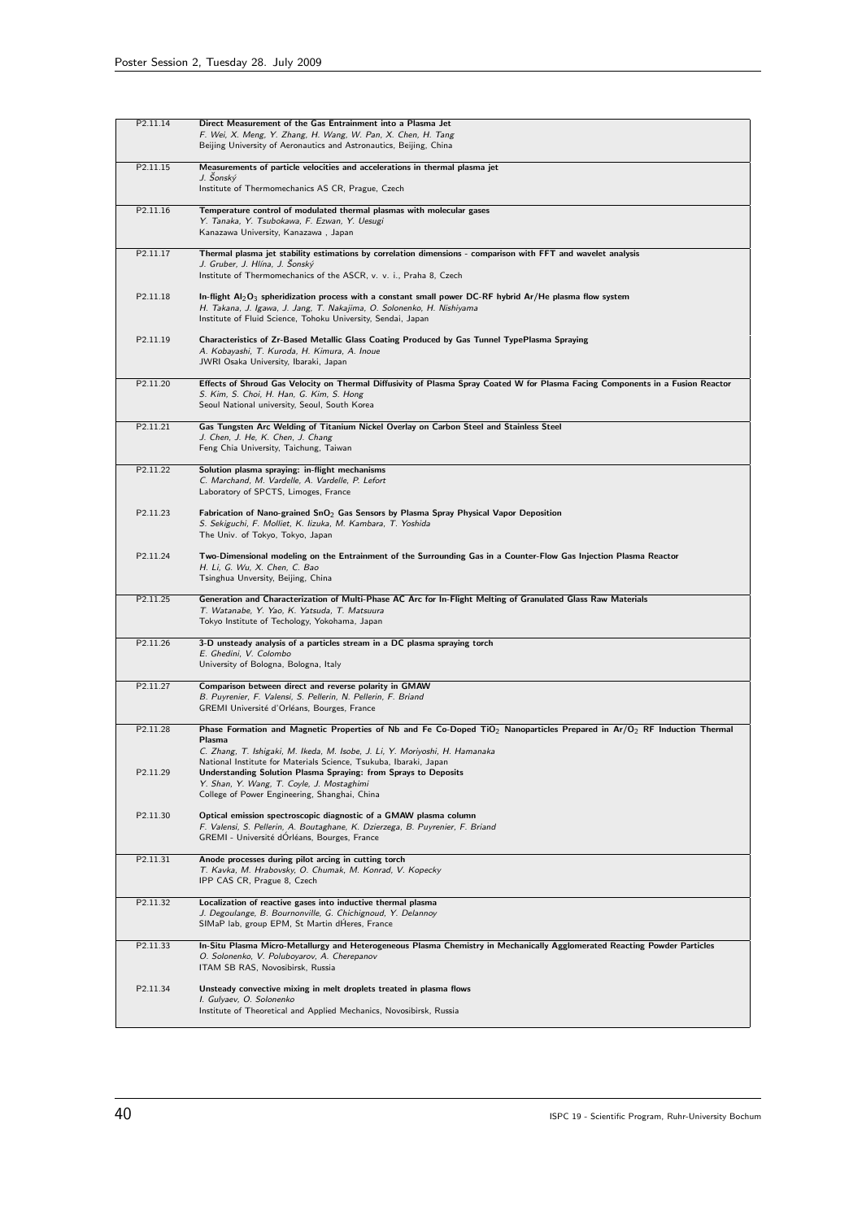| | |
|---|---|
| P2.11.14 | **Direct Measurement of the Gas Entrainment into a Plasma Jet**<br>*F. Wei, X. Meng, Y. Zhang, H. Wang, W. Pan, X. Chen, H. Tang*<br>Beijing University of Aeronautics and Astronautics, Beijing, China |
| P2.11.15 | **Measurements of particle velocities and accelerations in thermal plasma jet**<br>*J. Šonský*<br>Institute of Thermomechanics AS CR, Prague, Czech |
| P2.11.16 | **Temperature control of modulated thermal plasmas with molecular gases**<br>*Y. Tanaka, Y. Tsubokawa, F. Ezwan, Y. Uesugi*<br>Kanazawa University, Kanazawa , Japan |
| P2.11.17 | **Thermal plasma jet stability estimations by correlation dimensions - comparison with FFT and wavelet analysis**<br>*J. Gruber, J. Hlína, J. Šonský*<br>Institute of Thermomechanics of the ASCR, v. v. i., Praha 8, Czech |
| P2.11.18 | **In-flight $Al_2O_3$ spheridization process with a constant small power DC-RF hybrid Ar/He plasma flow system**<br>*H. Takana, J. Igawa, J. Jang, T. Nakajima, O. Solonenko, H. Nishiyama*<br>Institute of Fluid Science, Tohoku University, Sendai, Japan |
| P2.11.19 | **Characteristics of Zr-Based Metallic Glass Coating Produced by Gas Tunnel TypePlasma Spraying**<br>*A. Kobayashi, T. Kuroda, H. Kimura, A. Inoue*<br>JWRI Osaka University, Ibaraki, Japan |
| P2.11.20 | **Effects of Shroud Gas Velocity on Thermal Diffusivity of Plasma Spray Coated W for Plasma Facing Components in a Fusion Reactor**<br>*S. Kim, S. Choi, H. Han, G. Kim, S. Hong*<br>Seoul National university, Seoul, South Korea |
| P2.11.21 | **Gas Tungsten Arc Welding of Titanium Nickel Overlay on Carbon Steel and Stainless Steel**<br>*J. Chen, J. He, K. Chen, J. Chang*<br>Feng Chia University, Taichung, Taiwan |
| P2.11.22 | **Solution plasma spraying: in-flight mechanisms**<br>*C. Marchand, M. Vardelle, A. Vardelle, P. Lefort*<br>Laboratory of SPCTS, Limoges, France |
| P2.11.23 | **Fabrication of Nano-grained $SnO_2$ Gas Sensors by Plasma Spray Physical Vapor Deposition**<br>*S. Sekiguchi, F. Molliet, K. Iizuka, M. Kambara, T. Yoshida*<br>The Univ. of Tokyo, Tokyo, Japan |
| P2.11.24 | **Two-Dimensional modeling on the Entrainment of the Surrounding Gas in a Counter-Flow Gas Injection Plasma Reactor**<br>*H. Li, G. Wu, X. Chen, C. Bao*<br>Tsinghua Unversity, Beijing, China |
| P2.11.25 | **Generation and Characterization of Multi-Phase AC Arc for In-Flight Melting of Granulated Glass Raw Materials**<br>*T. Watanabe, Y. Yao, K. Yatsuda, T. Matsuura*<br>Tokyo Institute of Techology, Yokohama, Japan |
| P2.11.26 | **3-D unsteady analysis of a particles stream in a DC plasma spraying torch**<br>*E. Ghedini, V. Colombo*<br>University of Bologna, Bologna, Italy |
| P2.11.27 | **Comparison between direct and reverse polarity in GMAW**<br>*B. Puyrenier, F. Valensi, S. Pellerin, N. Pellerin, F. Briand*<br>GREMI Université d'Orléans, Bourges, France |
| P2.11.28 | **Phase Formation and Magnetic Properties of Nb and Fe Co-Doped $TiO_2$ Nanoparticles Prepared in $Ar/O_2$ RF Induction Thermal Plasma**<br>*C. Zhang, T. Ishigaki, M. Ikeda, M. Isobe, J. Li, Y. Moriyoshi, H. Hamanaka*<br>National Institute for Materials Science, Tsukuba, Ibaraki, Japan |
| P2.11.29 | **Understanding Solution Plasma Spraying: from Sprays to Deposits**<br>*Y. Shan, Y. Wang, T. Coyle, J. Mostaghimi*<br>College of Power Engineering, Shanghai, China |
| P2.11.30 | **Optical emission spectroscopic diagnostic of a GMAW plasma column**<br>*F. Valensi, S. Pellerin, A. Boutaghane, K. Dzierzega, B. Puyrenier, F. Briand*<br>GREMI - Université dÓrléans, Bourges, France |
| P2.11.31 | **Anode processes during pilot arcing in cutting torch**<br>*T. Kavka, M. Hrabovsky, O. Chumak, M. Konrad, V. Kopecky*<br>IPP CAS CR, Prague 8, Czech |
| P2.11.32 | **Localization of reactive gases into inductive thermal plasma**<br>*J. Degoulange, B. Bournonville, G. Chichignoud, Y. Delannoy*<br>SIMaP lab, group EPM, St Martin dHeres, France |
| P2.11.33 | **In-Situ Plasma Micro-Metallurgy and Heterogeneous Plasma Chemistry in Mechanically Agglomerated Reacting Powder Particles**<br>*O. Solonenko, V. Poluboyarov, A. Cherepanov*<br>ITAM SB RAS, Novosibirsk, Russia |
| P2.11.34 | **Unsteady convective mixing in melt droplets treated in plasma flows**<br>*I. Gulyaev, O. Solonenko*<br>Institute of Theoretical and Applied Mechanics, Novosibirsk, Russia |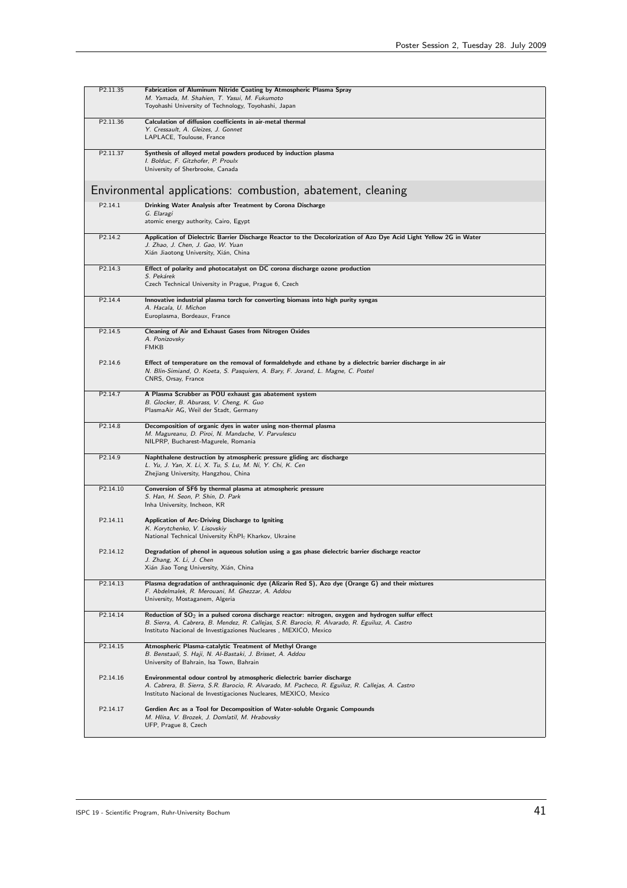| | |
|---|---|
| P2.11.35 | **Fabrication of Aluminum Nitride Coating by Atmospheric Plasma Spray**<br>*M. Yamada, M. Shahien, T. Yasui, M. Fukumoto*<br>Toyohashi University of Technology, Toyohashi, Japan |
| P2.11.36 | **Calculation of diffusion coefficients in air-metal thermal**<br>*Y. Cressault, A. Gleizes, J. Gonnet*<br>LAPLACE, Toulouse, France |
| P2.11.37 | **Synthesis of alloyed metal powders produced by induction plasma**<br>*I. Bolduc, F. Gitzhofer, P. Proulx*<br>University of Sherbrooke, Canada |

## Environmental applications: combustion, abatement, cleaning

| | |
|---|---|
| P2.14.1 | **Drinking Water Analysis after Treatment by Corona Discharge**<br>*G. Elaragi*<br>atomic energy authority, Cairo, Egypt |
| P2.14.2 | **Application of Dielectric Barrier Discharge Reactor to the Decolorization of Azo Dye Acid Light Yellow 2G in Water**<br>*J. Zhao, J. Chen, J. Gao, W. Yuan*<br>Xián Jiaotong University, Xián, China |
| P2.14.3 | **Effect of polarity and photocatalyst on DC corona discharge ozone production**<br>*S. Pekárek*<br>Czech Technical University in Prague, Prague 6, Czech |
| P2.14.4 | **Innovative industrial plasma torch for converting biomass into high purity syngas**<br>*A. Hacala, U. Michon*<br>Europlasma, Bordeaux, France |
| P2.14.5 | **Cleaning of Air and Exhaust Gases from Nitrogen Oxides**<br>*A. Ponizovsky*<br>FMKB |
| P2.14.6 | **Effect of temperature on the removal of formaldehyde and ethane by a dielectric barrier discharge in air**<br>*N. Blin-Simiand, O. Koeta, S. Pasquiers, A. Bary, F. Jorand, L. Magne, C. Postel*<br>CNRS, Orsay, France |
| P2.14.7 | **A Plasma Scrubber as POU exhaust gas abatement system**<br>*B. Glocker, B. Aburass, V. Cheng, K. Guo*<br>PlasmaAir AG, Weil der Stadt, Germany |
| P2.14.8 | **Decomposition of organic dyes in water using non-thermal plasma**<br>*M. Magureanu, D. Piroi, N. Mandache, V. Parvulescu*<br>NILPRP, Bucharest-Magurele, Romania |
| P2.14.9 | **Naphthalene destruction by atmospheric pressure gliding arc discharge**<br>*L. Yu, J. Yan, X. Li, X. Tu, S. Lu, M. Ni, Y. Chi, K. Cen*<br>Zhejiang University, Hangzhou, China |
| P2.14.10 | **Conversion of SF6 by thermal plasma at atmospheric pressure**<br>*S. Han, H. Seon, P. Shin, D. Park*<br>Inha University, Incheon, KR |
| P2.14.11 | **Application of Arc-Driving Discharge to Igniting**<br>*K. Korytchenko, V. Lisovskiy*<br>National Technical University ĶhPI̧ Kharkov, Ukraine |
| P2.14.12 | **Degradation of phenol in aqueous solution using a gas phase dielectric barrier discharge reactor**<br>*J. Zhang, X. Li, J. Chen*<br>Xián Jiao Tong University, Xián, China |
| P2.14.13 | **Plasma degradation of anthraquinonic dye (Alizarin Red S), Azo dye (Orange G) and their mixtures**<br>*F. Abdelmalek, R. Merouani, M. Ghezzar, A. Addou*<br>University, Mostaganem, Algeria |
| P2.14.14 | **Reduction of $SO_2$ in a pulsed corona discharge reactor: nitrogen, oxygen and hydrogen sulfur effect**<br>*B. Sierra, A. Cabrera, B. Mendez, R. Callejas, S.R. Barocio, R. Alvarado, R. Eguiluz, A. Castro*<br>Instituto Nacional de Investigaziones Nucleares , MEXICO, Mexico |
| P2.14.15 | **Atmospheric Plasma-catalytic Treatment of Methyl Orange**<br>*B. Benstaali, S. Haji, N. Al-Bastaki, J. Brisset, A. Addou*<br>University of Bahrain, Isa Town, Bahrain |
| P2.14.16 | **Environmental odour control by atmospheric dielectric barrier discharge**<br>*A. Cabrera, B. Sierra, S.R. Barocio, R. Alvarado, M. Pacheco, R. Eguiluz, R. Callejas, A. Castro*<br>Instituto Nacional de Investigaciones Nucleares, MEXICO, Mexico |
| P2.14.17 | **Gerdien Arc as a Tool for Decomposition of Water-soluble Organic Compounds**<br>*M. Hlína, V. Brozek, J. Domlatil, M. Hrabovsky*<br>UFP, Prague 8, Czech |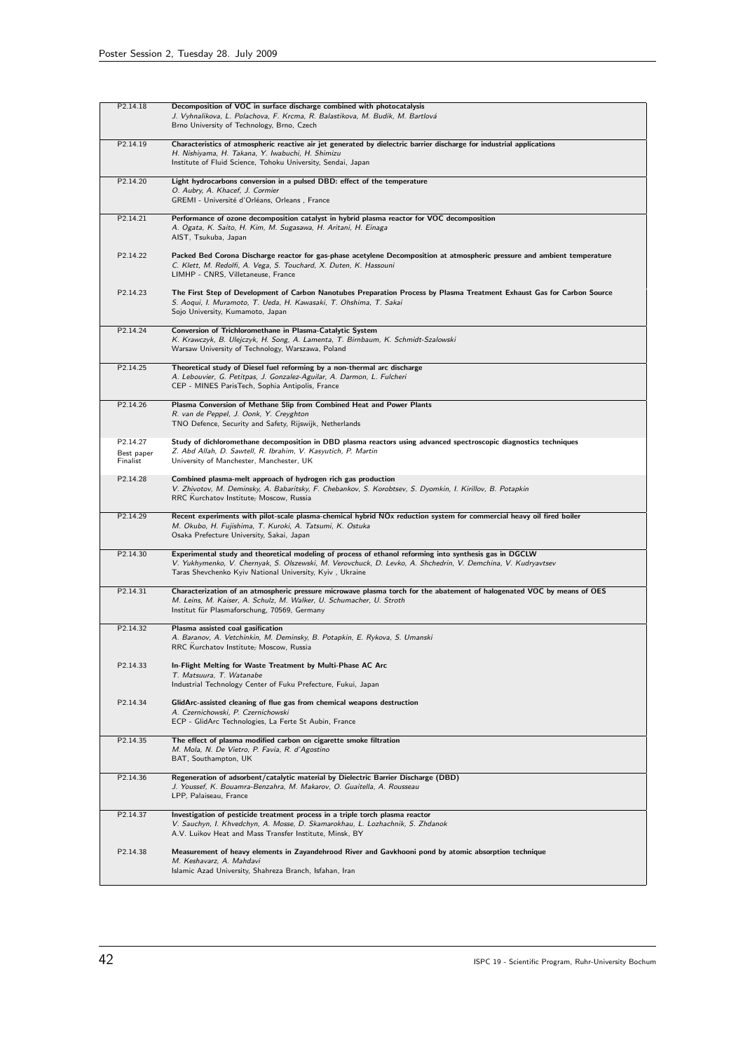| | |
|---|---|
| P2.14.18 | **Decomposition of VOC in surface discharge combined with photocatalysis**<br>*J. Vyhnalikova, L. Polachova, F. Krcma, R. Balastikova, M. Budik, M. Bartlová*<br>Brno University of Technology, Brno, Czech |
| P2.14.19 | **Characteristics of atmospheric reactive air jet generated by dielectric barrier discharge for industrial applications**<br>*H. Nishiyama, H. Takana, Y. Iwabuchi, H. Shimizu*<br>Institute of Fluid Science, Tohoku University, Sendai, Japan |
| P2.14.20 | **Light hydrocarbons conversion in a pulsed DBD: effect of the temperature**<br>*O. Aubry, A. Khacef, J. Cormier*<br>GREMI - Université d'Orléans, Orleans , France |
| P2.14.21 | **Performance of ozone decomposition catalyst in hybrid plasma reactor for VOC decomposition**<br>*A. Ogata, K. Saito, H. Kim, M. Sugasawa, H. Aritani, H. Einaga*<br>AIST, Tsukuba, Japan |
| P2.14.22 | **Packed Bed Corona Discharge reactor for gas-phase acetylene Decomposition at atmospheric pressure and ambient temperature**<br>*C. Klett, M. Redolfi, A. Vega, S. Touchard, X. Duten, K. Hassouni*<br>LIMHP - CNRS, Villetaneuse, France |
| P2.14.23 | **The First Step of Development of Carbon Nanotubes Preparation Process by Plasma Treatment Exhaust Gas for Carbon Source**<br>*S. Aoqui, I. Muramoto, T. Ueda, H. Kawasaki, T. Ohshima, T. Sakai*<br>Sojo University, Kumamoto, Japan |
| P2.14.24 | **Conversion of Trichloromethane in Plasma-Catalytic System**<br>*K. Krawczyk, B. Ulejczyk, H. Song, A. Lamenta, T. Birnbaum, K. Schmidt-Szalowski*<br>Warsaw University of Technology, Warszawa, Poland |
| P2.14.25 | **Theoretical study of Diesel fuel reforming by a non-thermal arc discharge**<br>*A. Lebouvier, G. Petitpas, J. Gonzalez-Aguilar, A. Darmon, L. Fulcheri*<br>CEP - MINES ParisTech, Sophia Antipolis, France |
| P2.14.26 | **Plasma Conversion of Methane Slip from Combined Heat and Power Plants**<br>*R. van de Peppel, J. Oonk, Y. Creyghton*<br>TNO Defence, Security and Safety, Rijswijk, Netherlands |
| P2.14.27<br>Best paper<br>Finalist | **Study of dichloromethane decomposition in DBD plasma reactors using advanced spectroscopic diagnostics techniques**<br>*Z. Abd Allah, D. Sawtell, R. Ibrahim, V. Kasyutich, P. Martin*<br>University of Manchester, Manchester, UK |
| P2.14.28 | **Combined plasma-melt approach of hydrogen rich gas production**<br>*V. Zhivotov, M. Deminsky, A. Babaritsky, F. Chebankov, S. Korobtsev, S. Dyomkin, I. Kirillov, B. Potapkin*<br>RRC Kurchatov Institute, Moscow, Russia |
| P2.14.29 | **Recent experiments with pilot-scale plasma-chemical hybrid NOx reduction system for commercial heavy oil fired boiler**<br>*M. Okubo, H. Fujishima, T. Kuroki, A. Tatsumi, K. Ostuka*<br>Osaka Prefecture University, Sakai, Japan |
| P2.14.30 | **Experimental study and theoretical modeling of process of ethanol reforming into synthesis gas in DGCLW**<br>*V. Yukhymenko, V. Chernyak, S. Olszewski, M. Verovchuck, D. Levko, A. Shchedrin, V. Demchina, V. Kudryavtsev*<br>Taras Shevchenko Kyiv National University, Kyiv , Ukraine |
| P2.14.31 | **Characterization of an atmospheric pressure microwave plasma torch for the abatement of halogenated VOC by means of OES**<br>*M. Leins, M. Kaiser, A. Schulz, M. Walker, U. Schumacher, U. Stroth*<br>Institut für Plasmaforschung, 70569, Germany |
| P2.14.32 | **Plasma assisted coal gasification**<br>*A. Baranov, A. Vetchinkin, M. Deminsky, B. Potapkin, E. Rykova, S. Umanski*<br>RRC Kurchatov Institute, Moscow, Russia |
| P2.14.33 | **In-Flight Melting for Waste Treatment by Multi-Phase AC Arc**<br>*T. Matsuura, T. Watanabe*<br>Industrial Technology Center of Fuku Prefecture, Fukui, Japan |
| P2.14.34 | **GlidArc-assisted cleaning of flue gas from chemical weapons destruction**<br>*A. Czernichowski, P. Czernichowski*<br>ECP - GlidArc Technologies, La Ferte St Aubin, France |
| P2.14.35 | **The effect of plasma modified carbon on cigarette smoke filtration**<br>*M. Mola, N. De Vietro, P. Favia, R. d'Agostino*<br>BAT, Southampton, UK |
| P2.14.36 | **Regeneration of adsorbent/catalytic material by Dielectric Barrier Discharge (DBD)**<br>*J. Youssef, K. Bouamra-Benzahra, M. Makarov, O. Guaitella, A. Rousseau*<br>LPP, Palaiseau, France |
| P2.14.37 | **Investigation of pesticide treatment process in a triple torch plasma reactor**<br>*V. Sauchyn, I. Khvedchyn, A. Mosse, D. Skamarokhau, L. Lozhachnik, S. Zhdanok*<br>A.V. Luikov Heat and Mass Transfer Institute, Minsk, BY |
| P2.14.38 | **Measurement of heavy elements in Zayandehrood River and Gavkhooni pond by atomic absorption technique**<br>*M. Keshavarz, A. Mahdavi*<br>Islamic Azad University, Shahreza Branch, Isfahan, Iran |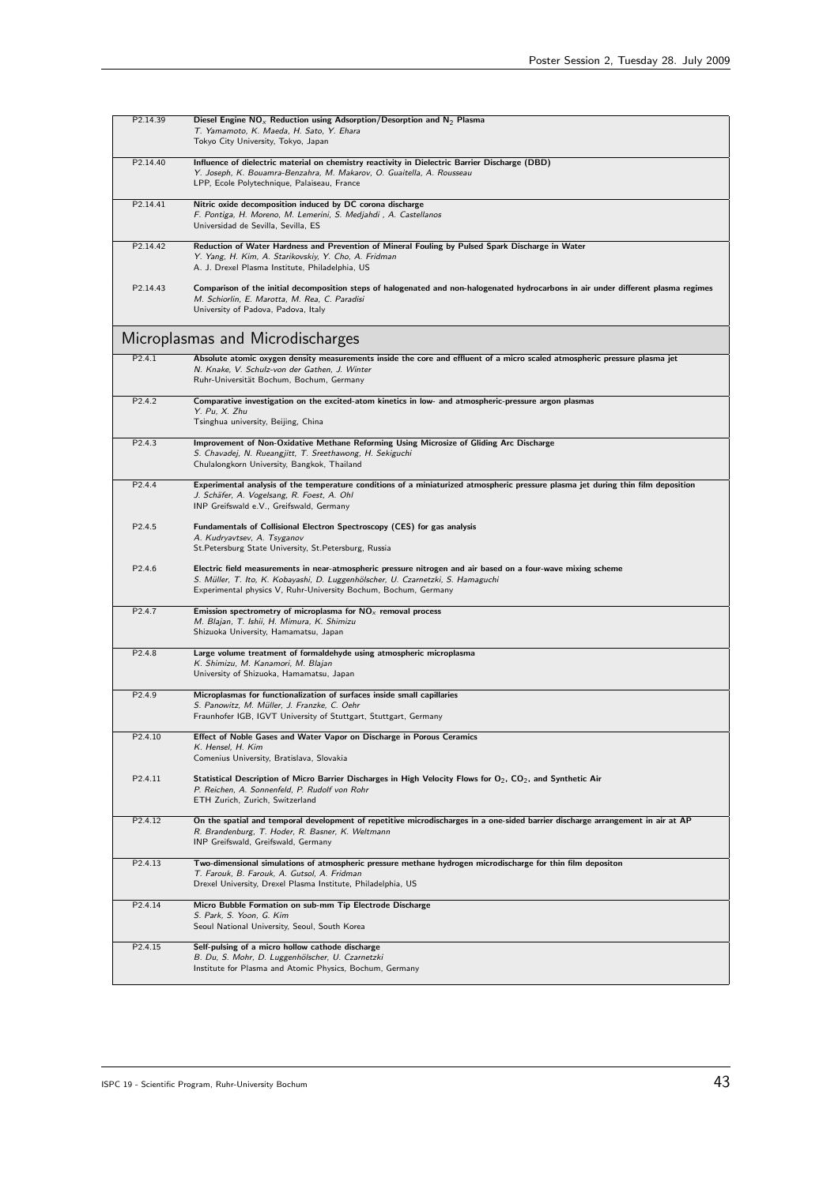| | |
|---|---|
| P2.14.39 | **Diesel Engine $NO_x$ Reduction using Adsorption/Desorption and $N_2$ Plasma**<br>*T. Yamamoto, K. Maeda, H. Sato, Y. Ehara*<br>Tokyo City University, Tokyo, Japan |
| P2.14.40 | **Influence of dielectric material on chemistry reactivity in Dielectric Barrier Discharge (DBD)**<br>*Y. Joseph, K. Bouamra-Benzahra, M. Makarov, O. Guaitella, A. Rousseau*<br>LPP, Ecole Polytechnique, Palaiseau, France |
| P2.14.41 | **Nitric oxide decomposition induced by DC corona discharge**<br>*F. Pontiga, H. Moreno, M. Lemerini, S. Medjahdi , A. Castellanos*<br>Universidad de Sevilla, Sevilla, ES |
| P2.14.42 | **Reduction of Water Hardness and Prevention of Mineral Fouling by Pulsed Spark Discharge in Water**<br>*Y. Yang, H. Kim, A. Starikovskiy, Y. Cho, A. Fridman*<br>A. J. Drexel Plasma Institute, Philadelphia, US |
| P2.14.43 | **Comparison of the initial decomposition steps of halogenated and non-halogenated hydrocarbons in air under different plasma regimes**<br>*M. Schiorlin, E. Marotta, M. Rea, C. Paradisi*<br>University of Padova, Padova, Italy |

## Microplasmas and Microdischarges

| | |
|---|---|
| P2.4.1 | **Absolute atomic oxygen density measurements inside the core and effluent of a micro scaled atmospheric pressure plasma jet**<br>*N. Knake, V. Schulz-von der Gathen, J. Winter*<br>Ruhr-Universität Bochum, Bochum, Germany |
| P2.4.2 | **Comparative investigation on the excited-atom kinetics in low- and atmospheric-pressure argon plasmas**<br>*Y. Pu, X. Zhu*<br>Tsinghua university, Beijing, China |
| P2.4.3 | **Improvement of Non-Oxidative Methane Reforming Using Microsize of Gliding Arc Discharge**<br>*S. Chavadej, N. Rueangjitt, T. Sreethawong, H. Sekiguchi*<br>Chulalongkorn University, Bangkok, Thailand |
| P2.4.4 | **Experimental analysis of the temperature conditions of a miniaturized atmospheric pressure plasma jet during thin film deposition**<br>*J. Schäfer, A. Vogelsang, R. Foest, A. Ohl*<br>INP Greifswald e.V., Greifswald, Germany |
| P2.4.5 | **Fundamentals of Collisional Electron Spectroscopy (CES) for gas analysis**<br>*A. Kudryavtsev, A. Tsyganov*<br>St.Petersburg State University, St.Petersburg, Russia |
| P2.4.6 | **Electric field measurements in near-atmospheric pressure nitrogen and air based on a four-wave mixing scheme**<br>*S. Müller, T. Ito, K. Kobayashi, D. Luggenhölscher, U. Czarnetzki, S. Hamaguchi*<br>Experimental physics V, Ruhr-University Bochum, Bochum, Germany |
| P2.4.7 | **Emission spectrometry of microplasma for $NO_x$ removal process**<br>*M. Blajan, T. Ishii, H. Mimura, K. Shimizu*<br>Shizuoka University, Hamamatsu, Japan |
| P2.4.8 | **Large volume treatment of formaldehyde using atmospheric microplasma**<br>*K. Shimizu, M. Kanamori, M. Blajan*<br>University of Shizuoka, Hamamatsu, Japan |
| P2.4.9 | **Microplasmas for functionalization of surfaces inside small capillaries**<br>*S. Panowitz, M. Müller, J. Franzke, C. Oehr*<br>Fraunhofer IGB, IGVT University of Stuttgart, Stuttgart, Germany |
| P2.4.10 | **Effect of Noble Gases and Water Vapor on Discharge in Porous Ceramics**<br>*K. Hensel, H. Kim*<br>Comenius University, Bratislava, Slovakia |
| P2.4.11 | **Statistical Description of Micro Barrier Discharges in High Velocity Flows for $O_2$, $CO_2$, and Synthetic Air**<br>*P. Reichen, A. Sonnenfeld, P. Rudolf von Rohr*<br>ETH Zurich, Zurich, Switzerland |
| P2.4.12 | **On the spatial and temporal development of repetitive microdischarges in a one-sided barrier discharge arrangement in air at AP**<br>*R. Brandenburg, T. Hoder, R. Basner, K. Weltmann*<br>INP Greifswald, Greifswald, Germany |
| P2.4.13 | **Two-dimensional simulations of atmospheric pressure methane hydrogen microdischarge for thin film depositon**<br>*T. Farouk, B. Farouk, A. Gutsol, A. Fridman*<br>Drexel University, Drexel Plasma Institute, Philadelphia, US |
| P2.4.14 | **Micro Bubble Formation on sub-mm Tip Electrode Discharge**<br>*S. Park, S. Yoon, G. Kim*<br>Seoul National University, Seoul, South Korea |
| P2.4.15 | **Self-pulsing of a micro hollow cathode discharge**<br>*B. Du, S. Mohr, D. Luggenhölscher, U. Czarnetzki*<br>Institute for Plasma and Atomic Physics, Bochum, Germany |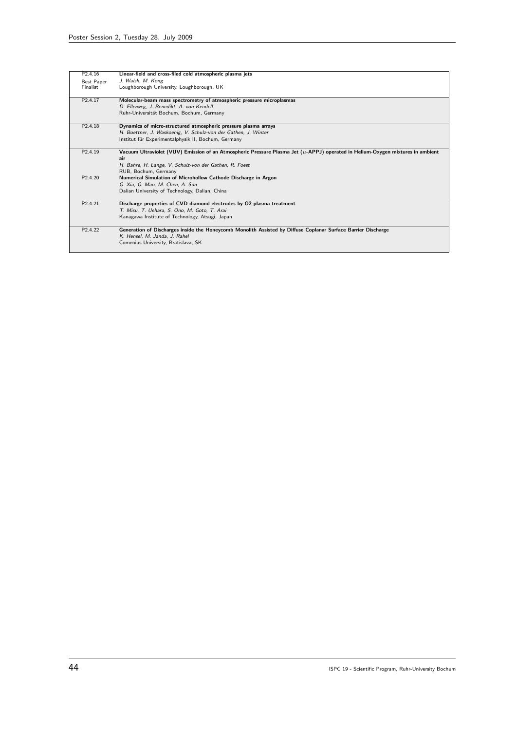| | |
|---|---|
| P2.4.16<br>Best Paper Finalist | **Linear-field and cross-filed cold atmospheric plasma jets**<br>*J. Walsh, M. Kong*<br>Loughborough University, Loughborough, UK |
| P2.4.17 | **Molecular-beam mass spectrometry of atmospheric pressure microplasmas**<br>*D. Ellerweg, J. Benedikt, A. von Keudell*<br>Ruhr-Universität Bochum, Bochum, Germany |
| P2.4.18 | **Dynamics of micro-structured atmospheric pressure plasma arrays**<br>*H. Boettner, J. Waskoenig, V. Schulz-von der Gathen, J. Winter*<br>Institut für Experimentalphysik II, Bochum, Germany |
| P2.4.19 | **Vacuum Ultraviolet (VUV) Emission of an Atmospheric Pressure Plasma Jet ($\mu$-APPJ) operated in Helium-Oxygen mixtures in ambient air**<br>*H. Bahre, H. Lange, V. Schulz-von der Gathen, R. Foest*<br>RUB, Bochum, Germany |
| P2.4.20 | **Numerical Simulation of Microhollow Cathode Discharge in Argon**<br>*G. Xia, G. Mao, M. Chen, A. Sun*<br>Dalian University of Technology, Dalian, China |
| P2.4.21 | **Discharge properties of CVD diamond electrodes by O2 plasma treatment**<br>*T. Misu, T. Uehara, S. Ono, M. Goto, T. Arai*<br>Kanagawa Institute of Technology, Atsugi, Japan |
| P2.4.22 | **Generation of Discharges inside the Honeycomb Monolith Assisted by Diffuse Coplanar Surface Barrier Discharge**<br>*K. Hensel, M. Janda, J. Rahel*<br>Comenius University, Bratislava, SK |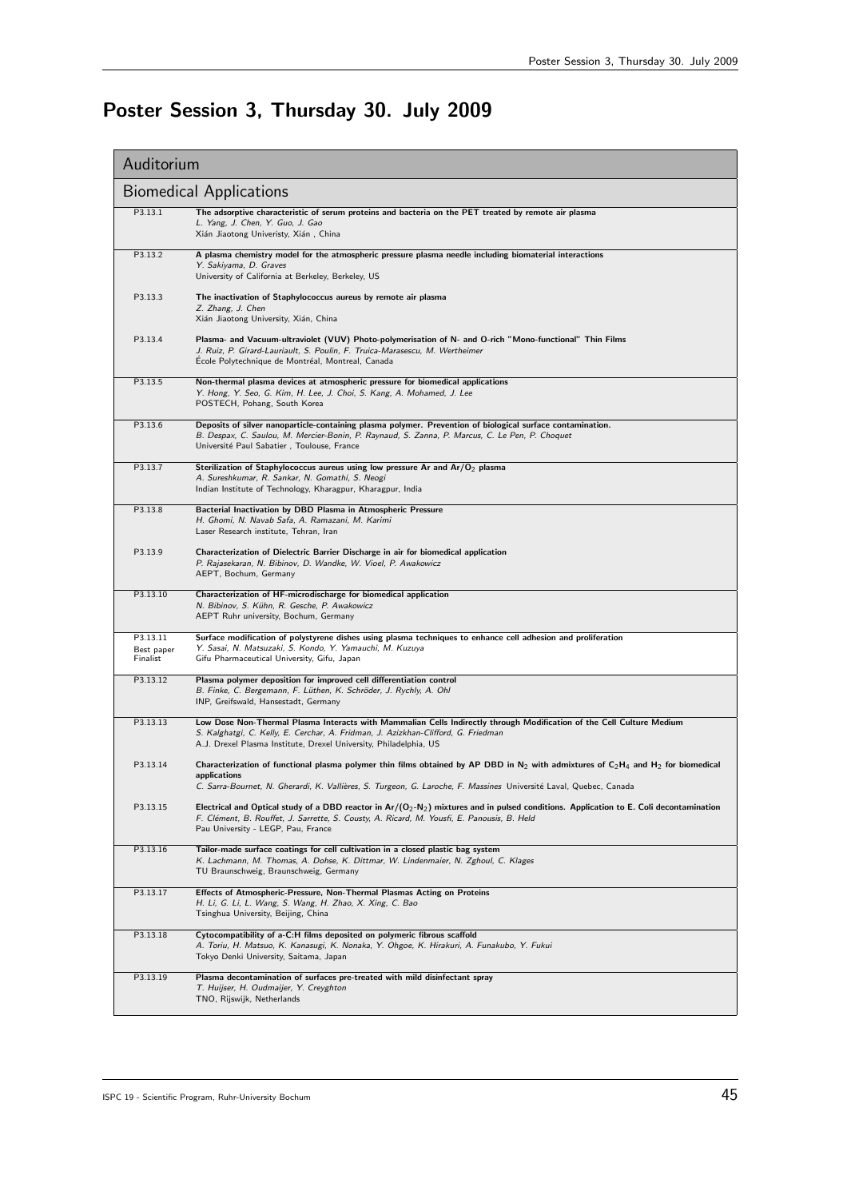# Poster Session 3, Thursday 30. July 2009

## Auditorium

### Biomedical Applications

P3.13.1 **The adsorptive characteristic of serum proteins and bacteria on the PET treated by remote air plasma**
*L. Yang, J. Chen, Y. Guo, J. Gao*
Xián Jiaotong Univeristy, Xián , China

P3.13.2 **A plasma chemistry model for the atmospheric pressure plasma needle including biomaterial interactions**
*Y. Sakiyama, D. Graves*
University of California at Berkeley, Berkeley, US

P3.13.3 **The inactivation of Staphylococcus aureus by remote air plasma**
*Z. Zhang, J. Chen*
Xián Jiaotong University, Xián, China

P3.13.4 **Plasma- and Vacuum-ultraviolet (VUV) Photo-polymerisation of N- and O-rich "Mono-functional" Thin Films**
*J. Ruiz, P. Girard-Lauriault, S. Poulin, F. Truica-Marasescu, M. Wertheimer*
École Polytechnique de Montréal, Montreal, Canada

P3.13.5 **Non-thermal plasma devices at atmospheric pressure for biomedical applications**
*Y. Hong, Y. Seo, G. Kim, H. Lee, J. Choi, S. Kang, A. Mohamed, J. Lee*
POSTECH, Pohang, South Korea

P3.13.6 **Deposits of silver nanoparticle-containing plasma polymer. Prevention of biological surface contamination.**
*B. Despax, C. Saulou, M. Mercier-Bonin, P. Raynaud, S. Zanna, P. Marcus, C. Le Pen, P. Choquet*
Université Paul Sabatier , Toulouse, France

P3.13.7 **Sterilization of Staphylococcus aureus using low pressure Ar and Ar/$O_2$ plasma**
*A. Sureshkumar, R. Sankar, N. Gomathi, S. Neogi*
Indian Institute of Technology, Kharagpur, Kharagpur, India

P3.13.8 **Bacterial Inactivation by DBD Plasma in Atmospheric Pressure**
*H. Ghomi, N. Navab Safa, A. Ramazani, M. Karimi*
Laser Research institute, Tehran, Iran

P3.13.9 **Characterization of Dielectric Barrier Discharge in air for biomedical application**
*P. Rajasekaran, N. Bibinov, D. Wandke, W. Vioel, P. Awakowicz*
AEPT, Bochum, Germany

P3.13.10 **Characterization of HF-microdischarge for biomedical application**
*N. Bibinov, S. Kühn, R. Gesche, P. Awakowicz*
AEPT Ruhr university, Bochum, Germany

P3.13.11 (Best paper Finalist) **Surface modification of polystyrene dishes using plasma techniques to enhance cell adhesion and proliferation**
*Y. Sasai, N. Matsuzaki, S. Kondo, Y. Yamauchi, M. Kuzuya*
Gifu Pharmaceutical University, Gifu, Japan

P3.13.12 **Plasma polymer deposition for improved cell differentiation control**
*B. Finke, C. Bergemann, F. Lüthen, K. Schröder, J. Rychly, A. Ohl*
INP, Greifswald, Hansestadt, Germany

P3.13.13 **Low Dose Non-Thermal Plasma Interacts with Mammalian Cells Indirectly through Modification of the Cell Culture Medium**
*S. Kalghatgi, C. Kelly, E. Cerchar, A. Fridman, J. Azizkhan-Clifford, G. Friedman*
A.J. Drexel Plasma Institute, Drexel University, Philadelphia, US

P3.13.14 **Characterization of functional plasma polymer thin films obtained by AP DBD in $N_2$ with admixtures of $C_2H_4$ and $H_2$ for biomedical applications**
*C. Sarra-Bournet, N. Gherardi, K. Vallières, S. Turgeon, G. Laroche, F. Massines* Université Laval, Quebec, Canada

P3.13.15 **Electrical and Optical study of a DBD reactor in Ar/($O_2$-$N_2$) mixtures and in pulsed conditions. Application to E. Coli decontamination**
*F. Clément, B. Rouffet, J. Sarrette, S. Cousty, A. Ricard, M. Yousfi, E. Panousis, B. Held*
Pau University - LEGP, Pau, France

P3.13.16 **Tailor-made surface coatings for cell cultivation in a closed plastic bag system**
*K. Lachmann, M. Thomas, A. Dohse, K. Dittmar, W. Lindenmaier, N. Zghoul, C. Klages*
TU Braunschweig, Braunschweig, Germany

P3.13.17 **Effects of Atmospheric-Pressure, Non-Thermal Plasmas Acting on Proteins**
*H. Li, G. Li, L. Wang, S. Wang, H. Zhao, X. Xing, C. Bao*
Tsinghua University, Beijing, China

P3.13.18 **Cytocompatibility of a-C:H films deposited on polymeric fibrous scaffold**
*A. Toriu, H. Matsuo, K. Kanasugi, K. Nonaka, Y. Ohgoe, K. Hirakuri, A. Funakubo, Y. Fukui*
Tokyo Denki University, Saitama, Japan

P3.13.19 **Plasma decontamination of surfaces pre-treated with mild disinfectant spray**
*T. Huijser, H. Oudmaijer, Y. Creyghton*
TNO, Rijswijk, Netherlands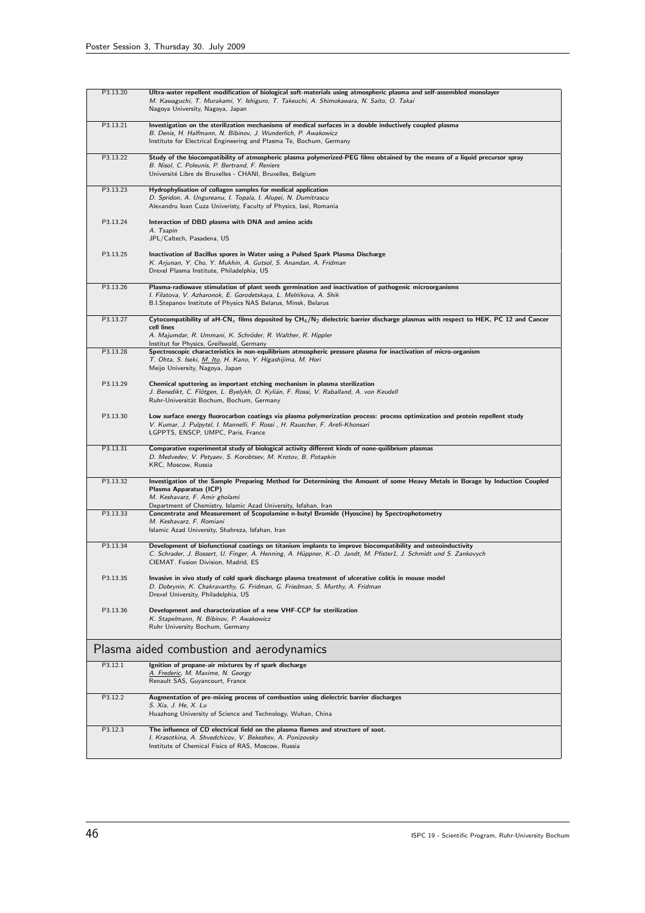| | |
|---|---|
| P3.13.20 | **Ultra-water repellent modification of biological soft-materials using atmospheric plasma and self-assembled monolayer**<br>*M. Kawaguchi, T. Murakami, Y. Ishiguro, T. Takeuchi, A. Shimokawara, N. Saito, O. Takai*<br>Nagoya University, Nagoya, Japan |
| P3.13.21 | **Investigation on the sterilization mechanisms of medical surfaces in a double inductively coupled plasma**<br>*B. Denis, H. Halfmann, N. Bibinov, J. Wunderlich, P. Awakowicz*<br>Institute for Electrical Engineering and Plasma Te, Bochum, Germany |
| P3.13.22 | **Study of the biocompatibility of atmospheric plasma polymerized-PEG films obtained by the means of a liquid precursor spray**<br>*B. Nisol, C. Poleunis, P. Bertrand, F. Reniers*<br>Université Libre de Bruxelles - CHANI, Bruxelles, Belgium |
| P3.13.23 | **Hydrophylisation of collagen samples for medical application**<br>*D. Spridon, A. Ungureanu, I. Topala, I. Alupei, N. Dumitrascu*<br>Alexandru Ioan Cuza Univeristy, Faculty of Physics, Iasi, Romania |
| P3.13.24 | **Interaction of DBD plasma with DNA and amino acids**<br>*A. Tsapin*<br>JPL/Caltech, Pasadena, US |
| P3.13.25 | **Inactivation of Bacillus spores in Water using a Pulsed Spark Plasma Discharge**<br>*K. Arjunan, Y. Cho, Y. Mukhin, A. Gutsol, S. Anandan, A. Fridman*<br>Drexel Plasma Institute, Philadelphia, US |
| P3.13.26 | **Plasma-radiowave stimulation of plant seeds germination and inactivation of pathogenic microorganisms**<br>*I. Filatova, V. Azharonok, E. Gorodetskaya, L. Melńikova, A. Shik*<br>B.I.Stepanov Institute of Physics NAS Belarus, Minsk, Belarus |
| P3.13.27 | **Cytocompatibility of aH-CN$_x$ films deposited by $CH_4/N_2$ dielectric barrier discharge plasmas with respect to HEK, PC 12 and Cancer cell lines**<br>*A. Majumdar, R. Ummani, K. Schröder, R. Walther, R. Hippler*<br>Institut for Physics, Greifswald, Germany |
| P3.13.28 | **Spectroscopic characteristics in non-equilibrium atmospheric pressure plasma for inactivation of micro-organism**<br>*T. Ohta, S. Iseki, M. Ito, H. Kano, Y. Higashijima, M. Hori*<br>Meijo University, Nagoya, Japan |
| P3.13.29 | **Chemical sputtering as important etching mechanism in plasma sterilization**<br>*J. Benedikt, C. Flötgen, L. Byelykh, O. Kylián, F. Rossi, V. Raballand, A. von Keudell*<br>Ruhr-Universität Bochum, Bochum, Germany |
| P3.13.30 | **Low surface energy fluorocarbon coatings via plasma polymerization process: process optimization and protein repellent study**<br>*V. Kumar, J. Pulpytel, I. Mannelli, F. Rossi , H. Rauscher, F. Arefi-Khonsari*<br>LGPPTS, ENSCP, UMPC, Paris, France |
| P3.13.31 | **Comparative experimental study of biological activity different kinds of none-quilibrium plasmas**<br>*D. Medvedev, V. Petyaev, S. Korobtsev, M. Krotov, B. Potapkin*<br>KRC, Moscow, Russia |
| P3.13.32 | **Investigation of the Sample Preparing Method for Determining the Amount of some Heavy Metals in Borage by Induction Coupled Plasma Apparatus (ICP)**<br>*M. Keshavarz, F. Amir gholami*<br>Department of Chemistry, Islamic Azad University, Isfahan, Iran |
| P3.13.33 | **Concentrate and Measurement of Scopolamine n-butyl Bromide (Hyoscine) by Spectrophotometry**<br>*M. Keshavarz, F. Romiani*<br>Islamic Azad University, Shahreza, Isfahan, Iran |
| P3.13.34 | **Development of biofunctional coatings on titanium implants to improve biocompatibility and osteoinductivity**<br>*C. Schrader, J. Bossert, U. Finger, A. Henning, A. Hüppner, K.-D. Jandt, M. Pfister1, J. Schmidt und S. Zankovych*<br>CIEMAT. Fusion Division, Madrid, ES |
| P3.13.35 | **Invasive in vivo study of cold spark discharge plasma treatment of ulcerative colitis in mouse model**<br>*D. Dobrynin, K. Chakravarthy, G. Fridman, G. Friedman, S. Murthy, A. Fridman*<br>Drexel University, Philadelphia, US |
| P3.13.36 | **Development and characterization of a new VHF-CCP for sterilization**<br>*K. Stapelmann, N. Bibinov, P. Awakowicz*<br>Ruhr University Bochum, Germany |

## Plasma aided combustion and aerodynamics

| | |
|---|---|
| P3.12.1 | **Ignition of propane-air mixtures by rf spark discharge**<br>*A. Frederic, M. Maxime, N. Georgy*<br>Renault SAS, Guyancourt, France |
| P3.12.2 | **Augmentation of pre-mixing process of combustion using dielectric barrier discharges**<br>*S. Xia, J. He, X. Lu*<br>Huazhong University of Science and Technology, Wuhan, China |
| P3.12.3 | **The influence of CD electrical field on the plasma flames and structure of soot.**<br>*I. Krasotkina, A. Shvedchicov, V. Bekeshev, A. Ponizovsky*<br>Institute of Chemical Fisics of RAS, Moscow, Russia |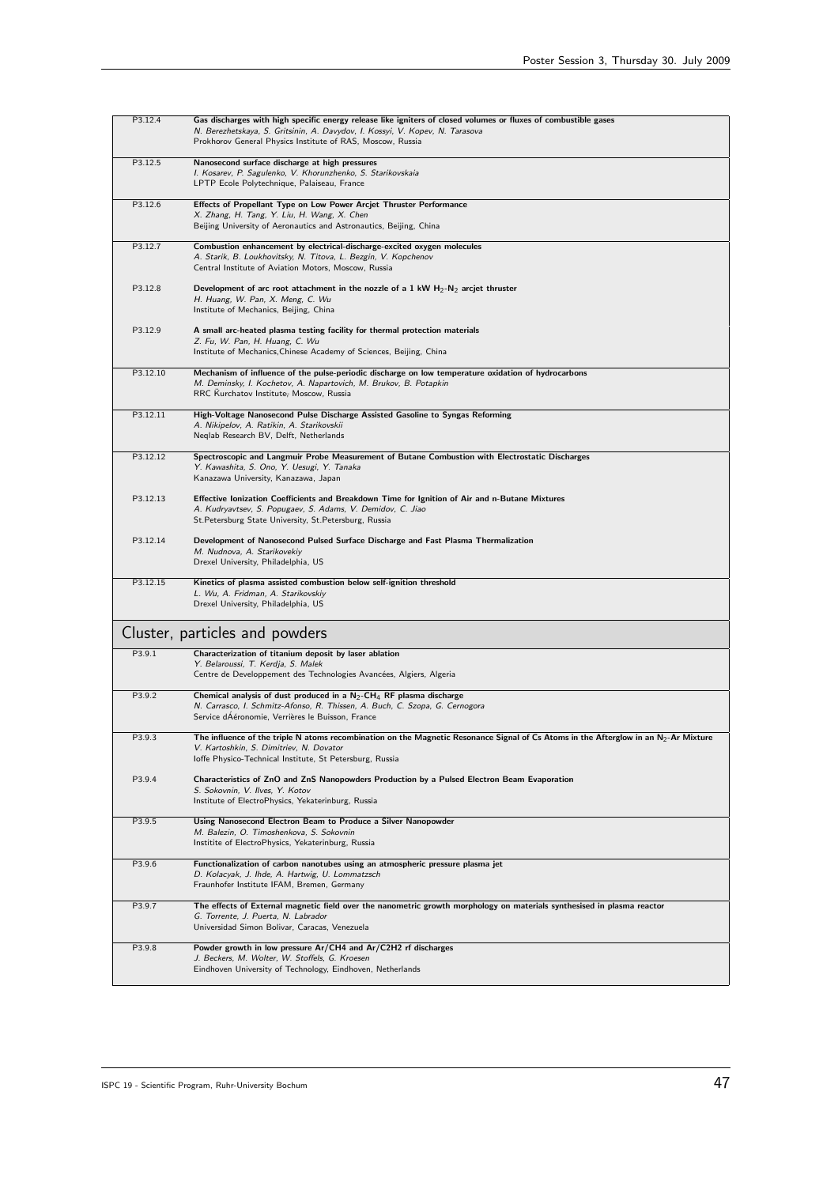| | |
|---|---|
| P3.12.4 | **Gas discharges with high specific energy release like igniters of closed volumes or fluxes of combustible gases**<br>*N. Berezhetskaya, S. Gritsinin, A. Davydov, I. Kossyi, V. Kopev, N. Tarasova*<br>Prokhorov General Physics Institute of RAS, Moscow, Russia |
| P3.12.5 | **Nanosecond surface discharge at high pressures**<br>*I. Kosarev, P. Sagulenko, V. Khorunzhenko, S. Starikovskaia*<br>LPTP Ecole Polytechnique, Palaiseau, France |
| P3.12.6 | **Effects of Propellant Type on Low Power Arcjet Thruster Performance**<br>*X. Zhang, H. Tang, Y. Liu, H. Wang, X. Chen*<br>Beijing University of Aeronautics and Astronautics, Beijing, China |
| P3.12.7 | **Combustion enhancement by electrical-discharge-excited oxygen molecules**<br>*A. Starik, B. Loukhovitsky, N. Titova, L. Bezgin, V. Kopchenov*<br>Central Institute of Aviation Motors, Moscow, Russia |
| P3.12.8 | **Development of arc root attachment in the nozzle of a 1 kW $H_2$-$N_2$ arcjet thruster**<br>*H. Huang, W. Pan, X. Meng, C. Wu*<br>Institute of Mechanics, Beijing, China |
| P3.12.9 | **A small arc-heated plasma testing facility for thermal protection materials**<br>*Z. Fu, W. Pan, H. Huang, C. Wu*<br>Institute of Mechanics,Chinese Academy of Sciences, Beijing, China |
| P3.12.10 | **Mechanism of influence of the pulse-periodic discharge on low temperature oxidation of hydrocarbons**<br>*M. Deminsky, I. Kochetov, A. Napartovich, M. Brukov, B. Potapkin*<br>RRC Ǩurchatov Institute, Moscow, Russia |
| P3.12.11 | **High-Voltage Nanosecond Pulse Discharge Assisted Gasoline to Syngas Reforming**<br>*A. Nikipelov, A. Ratikin, A. Starikovskii*<br>Neqlab Research BV, Delft, Netherlands |
| P3.12.12 | **Spectroscopic and Langmuir Probe Measurement of Butane Combustion with Electrostatic Discharges**<br>*Y. Kawashita, S. Ono, Y. Uesugi, Y. Tanaka*<br>Kanazawa University, Kanazawa, Japan |
| P3.12.13 | **Effective Ionization Coefficients and Breakdown Time for Ignition of Air and n-Butane Mixtures**<br>*A. Kudryavtsev, S. Popugaev, S. Adams, V. Demidov, C. Jiao*<br>St.Petersburg State University, St.Petersburg, Russia |
| P3.12.14 | **Development of Nanosecond Pulsed Surface Discharge and Fast Plasma Thermalization**<br>*M. Nudnova, A. Starikovekiy*<br>Drexel University, Philadelphia, US |
| P3.12.15 | **Kinetics of plasma assisted combustion below self-ignition threshold**<br>*L. Wu, A. Fridman, A. Starikovskiy*<br>Drexel University, Philadelphia, US |

## Cluster, particles and powders

| | |
|---|---|
| P3.9.1 | **Characterization of titanium deposit by laser ablation**<br>*Y. Belaroussi, T. Kerdja, S. Malek*<br>Centre de Developpement des Technologies Avancées, Algiers, Algeria |
| P3.9.2 | **Chemical analysis of dust produced in a $N_2$-$CH_4$ RF plasma discharge**<br>*N. Carrasco, I. Schmitz-Afonso, R. Thissen, A. Buch, C. Szopa, G. Cernogora*<br>Service dÁéronomie, Verrières le Buisson, France |
| P3.9.3 | **The influence of the triple N atoms recombination on the Magnetic Resonance Signal of Cs Atoms in the Afterglow in an $N_2$-Ar Mixture**<br>*V. Kartoshkin, S. Dimitriev, N. Dovator*<br>Ioffe Physico-Technical Institute, St Petersburg, Russia |
| P3.9.4 | **Characteristics of ZnO and ZnS Nanopowders Production by a Pulsed Electron Beam Evaporation**<br>*S. Sokovnin, V. Ilves, Y. Kotov*<br>Institute of ElectroPhysics, Yekaterinburg, Russia |
| P3.9.5 | **Using Nanosecond Electron Beam to Produce a Silver Nanopowder**<br>*M. Balezin, O. Timoshenkova, S. Sokovnin*<br>Institite of ElectroPhysics, Yekaterinburg, Russia |
| P3.9.6 | **Functionalization of carbon nanotubes using an atmospheric pressure plasma jet**<br>*D. Kolacyak, J. Ihde, A. Hartwig, U. Lommatzsch*<br>Fraunhofer Institute IFAM, Bremen, Germany |
| P3.9.7 | **The effects of External magnetic field over the nanometric growth morphology on materials synthesised in plasma reactor**<br>*G. Torrente, J. Puerta, N. Labrador*<br>Universidad Simon Bolivar, Caracas, Venezuela |
| P3.9.8 | **Powder growth in low pressure Ar/CH4 and Ar/C2H2 rf discharges**<br>*J. Beckers, M. Wolter, W. Stoffels, G. Kroesen*<br>Eindhoven University of Technology, Eindhoven, Netherlands |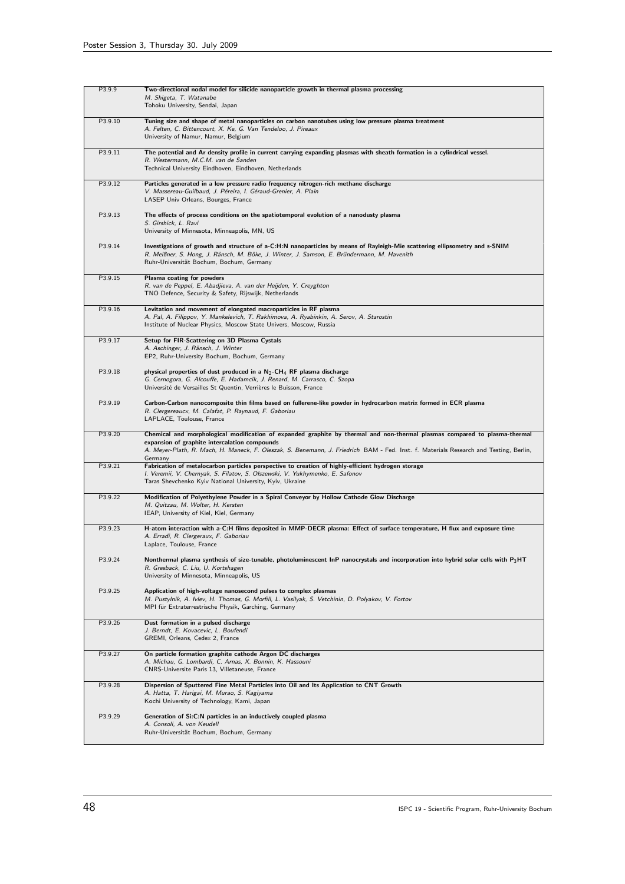| | |
|---|---|
| P3.9.9 | **Two-directional nodal model for silicide nanoparticle growth in thermal plasma processing**<br>*M. Shigeta, T. Watanabe*<br>Tohoku University, Sendai, Japan |
| P3.9.10 | **Tuning size and shape of metal nanoparticles on carbon nanotubes using low pressure plasma treatment**<br>*A. Felten, C. Bittencourt, X. Ke, G. Van Tendeloo, J. Pireaux*<br>University of Namur, Namur, Belgium |
| P3.9.11 | **The potential and Ar density profile in current carrying expanding plasmas with sheath formation in a cylindrical vessel.**<br>*R. Westermann, M.C.M. van de Sanden*<br>Technical University Eindhoven, Eindhoven, Netherlands |
| P3.9.12 | **Particles generated in a low pressure radio frequency nitrogen-rich methane discharge**<br>*V. Massereau-Guilbaud, J. Péreira, I. Géraud-Grenier, A. Plain*<br>LASEP Univ Orleans, Bourges, France |
| P3.9.13 | **The effects of process conditions on the spatiotemporal evolution of a nanodusty plasma**<br>*S. Girshick, L. Ravi*<br>University of Minnesota, Minneapolis, MN, US |
| P3.9.14 | **Investigations of growth and structure of a-C:H:N nanoparticles by means of Rayleigh-Mie scattering ellipsometry and s-SNIM**<br>*R. Meißner, S. Hong, J. Ränsch, M. Böke, J. Winter, J. Samson, E. Bründermann, M. Havenith*<br>Ruhr-Universität Bochum, Bochum, Germany |
| P3.9.15 | **Plasma coating for powders**<br>*R. van de Peppel, E. Abadjieva, A. van der Heijden, Y. Creyghton*<br>TNO Defence, Security & Safety, Rijswijk, Netherlands |
| P3.9.16 | **Levitation and movement of elongated macroparticles in RF plasma**<br>*A. Pal, A. Filippov, Y. Mankelevich, T. Rakhimova, A. Ryabinkin, A. Serov, A. Starostin*<br>Institute of Nuclear Physics, Moscow State Univers, Moscow, Russia |
| P3.9.17 | **Setup for FIR-Scattering on 3D Plasma Cystals**<br>*A. Aschinger, J. Ränsch, J. Winter*<br>EP2, Ruhr-University Bochum, Bochum, Germany |
| P3.9.18 | **physical properties of dust produced in a $N_2$-$CH_4$ RF plasma discharge**<br>*G. Cernogora, G. Alcouffe, E. Hadamcik, J. Renard, M. Carrasco, C. Szopa*<br>Université de Versailles St Quentin, Verrières le Buisson, France |
| P3.9.19 | **Carbon-Carbon nanocomposite thin films based on fullerene-like powder in hydrocarbon matrix formed in ECR plasma**<br>*R. Clergereaucx, M. Calafat, P. Raynaud, F. Gaboriau*<br>LAPLACE, Toulouse, France |
| P3.9.20 | **Chemical and morphological modification of expanded graphite by thermal and non-thermal plasmas compared to plasma-thermal expansion of graphite intercalation compounds**<br>*A. Meyer-Plath, R. Mach, H. Maneck, F. Oleszak, S. Benemann, J. Friedrich* BAM - Fed. Inst. f. Materials Research and Testing, Berlin, Germany |
| P3.9.21 | **Fabrication of metalocarbon particles perspective to creation of highly-efficient hydrogen storage**<br>*I. Veremii, V. Chernyak, S. Filatov, S. Olszewski, V. Yukhymenko, E. Safonov*<br>Taras Shevchenko Kyiv National University, Kyiv, Ukraine |
| P3.9.22 | **Modification of Polyethylene Powder in a Spiral Conveyor by Hollow Cathode Glow Discharge**<br>*M. Quitzau, M. Wolter, H. Kersten*<br>IEAP, University of Kiel, Kiel, Germany |
| P3.9.23 | **H-atom interaction with a-C:H films deposited in MMP-DECR plasma: Effect of surface temperature, H flux and exposure time**<br>*A. Erradi, R. Clergeraux, F. Gaboriau*<br>Laplace, Toulouse, France |
| P3.9.24 | **Nonthermal plasma synthesis of size-tunable, photoluminescent InP nanocrystals and incorporation into hybrid solar cells with $P_3HT$**<br>*R. Gresback, C. Liu, U. Kortshagen*<br>University of Minnesota, Minneapolis, US |
| P3.9.25 | **Application of high-voltage nanosecond pulses to complex plasmas**<br>*M. Pustylnik, A. Ivlev, H. Thomas, G. Morfill, L. Vasilyak, S. Vetchinin, D. Polyakov, V. Fortov*<br>MPI für Extraterrestrische Physik, Garching, Germany |
| P3.9.26 | **Dust formation in a pulsed discharge**<br>*J. Berndt, E. Kovacevic, L. Boufendi*<br>GREMI, Orleans, Cedex 2, France |
| P3.9.27 | **On particle formation graphite cathode Argon DC discharges**<br>*A. Michau, G. Lombardi, C. Arnas, X. Bonnin, K. Hassouni*<br>CNRS-Universite Paris 13, Villetaneuse, France |
| P3.9.28 | **Dispersion of Sputtered Fine Metal Particles into Oil and Its Application to CNT Growth**<br>*A. Hatta, T. Harigai, M. Murao, S. Kagiyama*<br>Kochi University of Technology, Kami, Japan |
| P3.9.29 | **Generation of Si:C:N particles in an inductively coupled plasma**<br>*A. Consoli, A. von Keudell*<br>Ruhr-Universität Bochum, Bochum, Germany |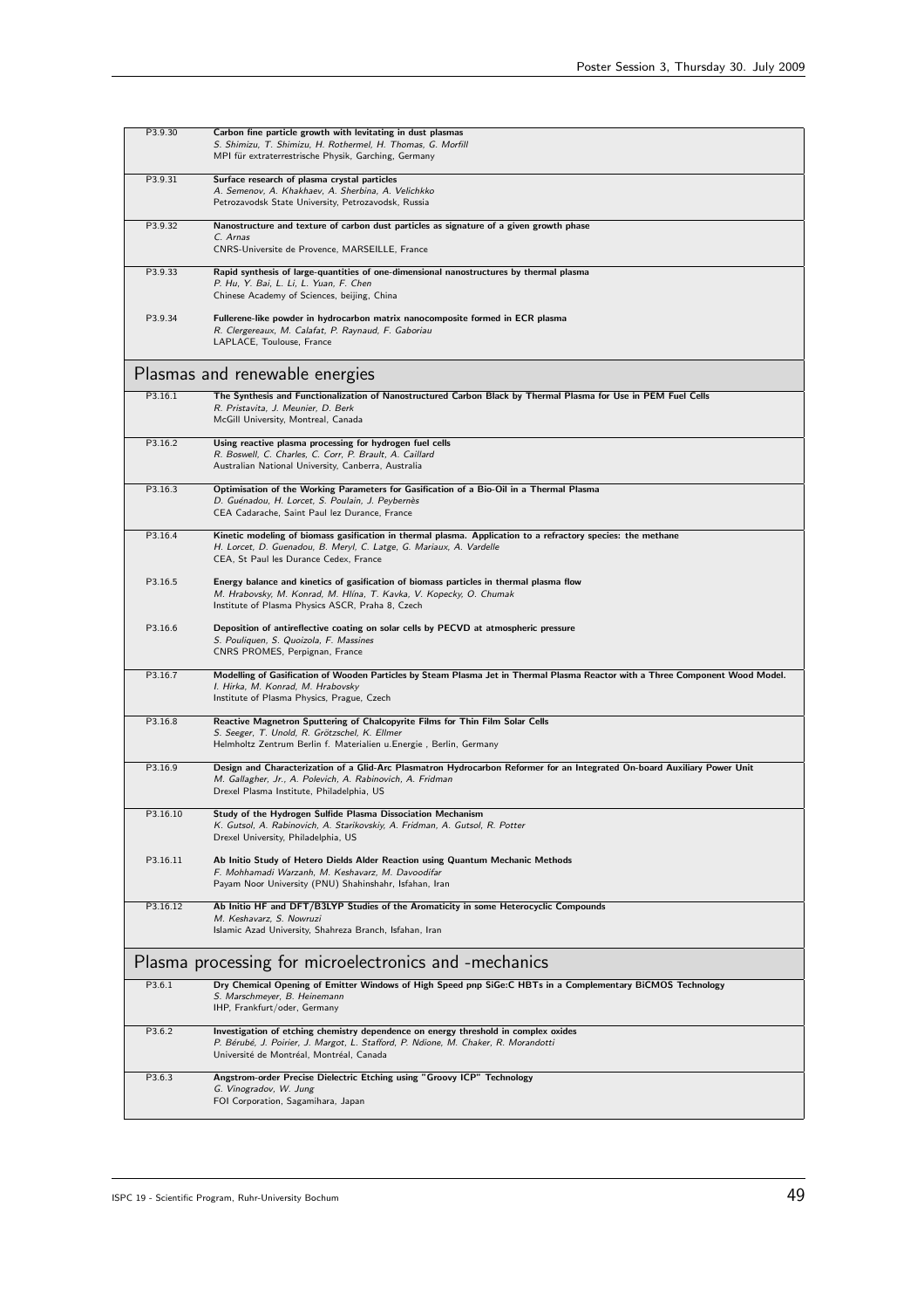| | |
|---|---|
| P3.9.30 | **Carbon fine particle growth with levitating in dust plasmas**<br>*S. Shimizu, T. Shimizu, H. Rothermel, H. Thomas, G. Morfill*<br>MPI für extraterrestrische Physik, Garching, Germany |
| P3.9.31 | **Surface research of plasma crystal particles**<br>*A. Semenov, A. Khakhaev, A. Sherbina, A. Velichkko*<br>Petrozavodsk State University, Petrozavodsk, Russia |
| P3.9.32 | **Nanostructure and texture of carbon dust particles as signature of a given growth phase**<br>*C. Arnas*<br>CNRS-Universite de Provence, MARSEILLE, France |
| P3.9.33 | **Rapid synthesis of large-quantities of one-dimensional nanostructures by thermal plasma**<br>*P. Hu, Y. Bai, L. Li, L. Yuan, F. Chen*<br>Chinese Academy of Sciences, beijing, China |
| P3.9.34 | **Fullerene-like powder in hydrocarbon matrix nanocomposite formed in ECR plasma**<br>*R. Clergereaux, M. Calafat, P. Raynaud, F. Gaboriau*<br>LAPLACE, Toulouse, France |

## Plasmas and renewable energies

| | |
|---|---|
| P3.16.1 | **The Synthesis and Functionalization of Nanostructured Carbon Black by Thermal Plasma for Use in PEM Fuel Cells**<br>*R. Pristavita, J. Meunier, D. Berk*<br>McGill University, Montreal, Canada |
| P3.16.2 | **Using reactive plasma processing for hydrogen fuel cells**<br>*R. Boswell, C. Charles, C. Corr, P. Brault, A. Caillard*<br>Australian National University, Canberra, Australia |
| P3.16.3 | **Optimisation of the Working Parameters for Gasification of a Bio-Oil in a Thermal Plasma**<br>*D. Guénadou, H. Lorcet, S. Poulain, J. Peybernès*<br>CEA Cadarache, Saint Paul lez Durance, France |
| P3.16.4 | **Kinetic modeling of biomass gasification in thermal plasma. Application to a refractory species: the methane**<br>*H. Lorcet, D. Guenadou, B. Meryl, C. Latge, G. Mariaux, A. Vardelle*<br>CEA, St Paul les Durance Cedex, France |
| P3.16.5 | **Energy balance and kinetics of gasification of biomass particles in thermal plasma flow**<br>*M. Hrabovsky, M. Konrad, M. Hlina, T. Kavka, V. Kopecky, O. Chumak*<br>Institute of Plasma Physics ASCR, Praha 8, Czech |
| P3.16.6 | **Deposition of antireflective coating on solar cells by PECVD at atmospheric pressure**<br>*S. Pouliquen, S. Quoizola, F. Massines*<br>CNRS PROMES, Perpignan, France |
| P3.16.7 | **Modelling of Gasification of Wooden Particles by Steam Plasma Jet in Thermal Plasma Reactor with a Three Component Wood Model.**<br>*I. Hirka, M. Konrad, M. Hrabovsky*<br>Institute of Plasma Physics, Prague, Czech |
| P3.16.8 | **Reactive Magnetron Sputtering of Chalcopyrite Films for Thin Film Solar Cells**<br>*S. Seeger, T. Unold, R. Grötzschel, K. Ellmer*<br>Helmholtz Zentrum Berlin f. Materialien u.Energie , Berlin, Germany |
| P3.16.9 | **Design and Characterization of a Glid-Arc Plasmatron Hydrocarbon Reformer for an Integrated On-board Auxiliary Power Unit**<br>*M. Gallagher, Jr., A. Polevich, A. Rabinovich, A. Fridman*<br>Drexel Plasma Institute, Philadelphia, US |
| P3.16.10 | **Study of the Hydrogen Sulfide Plasma Dissociation Mechanism**<br>*K. Gutsol, A. Rabinovich, A. Starikovskiy, A. Fridman, A. Gutsol, R. Potter*<br>Drexel University, Philadelphia, US |
| P3.16.11 | **Ab Initio Study of Hetero Dields Alder Reaction using Quantum Mechanic Methods**<br>*F. Mohhamadi Warzanh, M. Keshavarz, M. Davoodifar*<br>Payam Noor University (PNU) Shahinshahr, Isfahan, Iran |
| P3.16.12 | **Ab Initio HF and DFT/B3LYP Studies of the Aromaticity in some Heterocyclic Compounds**<br>*M. Keshavarz, S. Nowruzi*<br>Islamic Azad University, Shahreza Branch, Isfahan, Iran |

## Plasma processing for microelectronics and -mechanics

| | |
|---|---|
| P3.6.1 | **Dry Chemical Opening of Emitter Windows of High Speed pnp SiGe:C HBTs in a Complementary BiCMOS Technology**<br>*S. Marschmeyer, B. Heinemann*<br>IHP, Frankfurt/oder, Germany |
| P3.6.2 | **Investigation of etching chemistry dependence on energy threshold in complex oxides**<br>*P. Bérubé, J. Poirier, J. Margot, L. Stafford, P. Ndione, M. Chaker, R. Morandotti*<br>Université de Montréal, Montréal, Canada |
| P3.6.3 | **Angstrom-order Precise Dielectric Etching using "Groovy ICP" Technology**<br>*G. Vinogradov, W. Jung*<br>FOI Corporation, Sagamihara, Japan |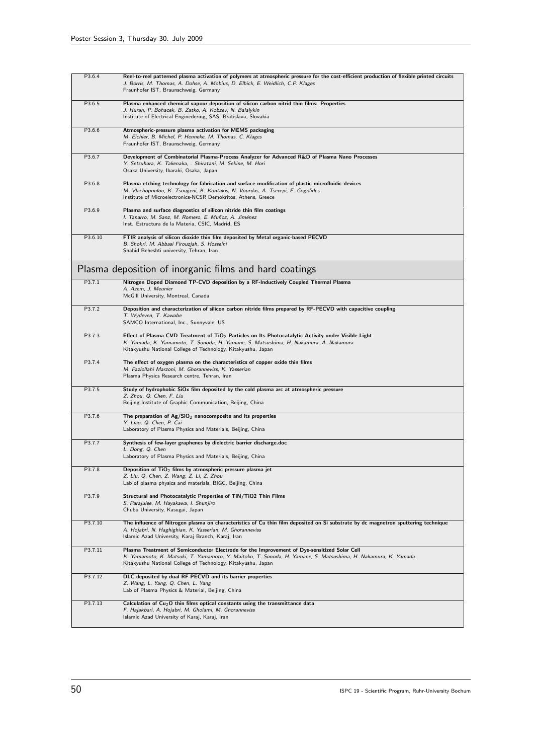| | |
|---|---|
| P3.6.4 | **Reel-to-reel patterned plasma activation of polymers at atmospheric pressure for the cost-efficient production of flexible printed circuits**<br>*J. Borris, M. Thomas, A. Dohse, A. Möbius, D. Elbick, E. Weidlich, C.P. Klages*<br>Fraunhofer IST, Braunschweig, Germany |
| P3.6.5 | **Plasma enhanced chemical vapour deposition of silicon carbon nitrid thin films: Properties**<br>*J. Huran, P. Bohacek, B. Zatko, A. Kobzev, N. Balalykin*<br>Institute of Electrical Enginedering, SAS, Bratislava, Slovakia |
| P3.6.6 | **Atmospheric-pressure plasma activation for MEMS packaging**<br>*M. Eichler, B. Michel, P. Henneke, M. Thomas, C. Klages*<br>Fraunhofer IST, Braunschweig, Germany |
| P3.6.7 | **Development of Combinatorial Plasma-Process Analyzer for Advanced R&D of Plasma Nano Processes**<br>*Y. Setsuhara, K. Takenaka, . Shiratani, M. Sekine, M. Hori*<br>Osaka University, Ibaraki, Osaka, Japan |
| P3.6.8 | **Plasma etching technology for fabrication and surface modification of plastic microfluidic devices**<br>*M. Vlachopoulou, K. Tsougeni, K. Kontakis, N. Vourdas, A. Tserepi, E. Gogolides*<br>Institute of Microelectronics-NCSR Demokritos, Athens, Greece |
| P3.6.9 | **Plasma and surface diagnostics of silicon nitride thin film coatings**<br>*I. Tanarro, M. Sanz, M. Romero, E. Muñoz, A. Jiménez*<br>Inst. Estructura de la Materia, CSIC, Madrid, ES |
| P3.6.10 | **FTIR analysis of silicon dioxide thin film deposited by Metal organic-based PECVD**<br>*B. Shokri, M. Abbasi Firouzjah, S. Hosseini*<br>Shahid Beheshti university, Tehran, Iran |

## Plasma deposition of inorganic films and hard coatings

| | |
|---|---|
| P3.7.1 | **Nitrogen Doped Diamond TP-CVD deposition by a RF-Inductively Coupled Thermal Plasma**<br>*A. Azem, J. Meunier*<br>McGill University, Montreal, Canada |
| P3.7.2 | **Deposition and characterization of silicon carbon nitride films prepared by RF-PECVD with capacitive coupling**<br>*T. Wydeven, T. Kawabe*<br>SAMCO International, Inc., Sunnyvale, US |
| P3.7.3 | **Effect of Plasma CVD Treatment of $TiO_2$ Particles on Its Photocatalytic Activity under Visible Light**<br>*K. Yamada, K. Yamamoto, T. Sonoda, H. Yamane, S. Matsushima, H. Nakamura, A. Nakamura*<br>Kitakyushu National College of Technology, Kitakyushu, Japan |
| P3.7.4 | **The effect of oxygen plasma on the characteristics of copper oxide thin films**<br>*M. Fazlollahi Marzoni, M. Ghoranneviss, K. Yasserian*<br>Plasma Physics Research centre, Tehran, Iran |
| P3.7.5 | **Study of hydrophobic SiOx film deposited by the cold plasma arc at atmospheric pressure**<br>*Z. Zhou, Q. Chen, F. Liu*<br>Beijing Institute of Graphic Communication, Beijing, China |
| P3.7.6 | **The preparation of $Ag/SiO_2$ nanocomposite and its properties**<br>*Y. Liao, Q. Chen, P. Cai*<br>Laboratory of Plasma Physics and Materials, Beijing, China |
| P3.7.7 | **Synthesis of few-layer graphenes by dielectric barrier discharge.doc**<br>*L. Dong, Q. Chen*<br>Laboratory of Plasma Physics and Materials, Beijing, China |
| P3.7.8 | **Deposition of $TiO_2$ films by atmospheric pressure plasma jet**<br>*Z. Liu, Q. Chen, Z. Wang, Z. Li, Z. Zhou*<br>Lab of plasma physics and materials, BIGC, Beijing, China |
| P3.7.9 | **Structural and Photocatalytic Properties of TiN/TiO2 Thin Films**<br>*S. Parajulee, M. Hayakawa, I. Shunjiro*<br>Chubu University, Kasugai, Japan |
| P3.7.10 | **The influence of Nitrogen plasma on characteristics of Cu thin film deposited on Si substrate by dc magnetron sputtering technique**<br>*A. Hojabri, N. Haghighian, K. Yasserian, M. Ghoranneviss*<br>Islamic Azad University, Karaj Branch, Karaj, Iran |
| P3.7.11 | **Plasma Treatment of Semiconductor Electrode for the Improvement of Dye-sensitized Solar Cell**<br>*K. Yamamoto, K. Matsuki, T. Yamamoto, Y. Maitoko, T. Sonoda, H. Yamane, S. Matsushima, H. Nakamura, K. Yamada*<br>Kitakyushu National College of Technology, Kitakyushu, Japan |
| P3.7.12 | **DLC deposited by dual RF-PECVD and its barrier properties**<br>*Z. Wang, L. Yang, Q. Chen, L. Yang*<br>Lab of Plasma Physics & Material, Beijing, China |
| P3.7.13 | **Calculation of $Cu_2O$ thin films optical constants using the transmittance data**<br>*F. Hajakbari, A. Hojabri, M. Gholami, M. Ghoranneviss*<br>Islamic Azad University of Karaj, Karaj, Iran |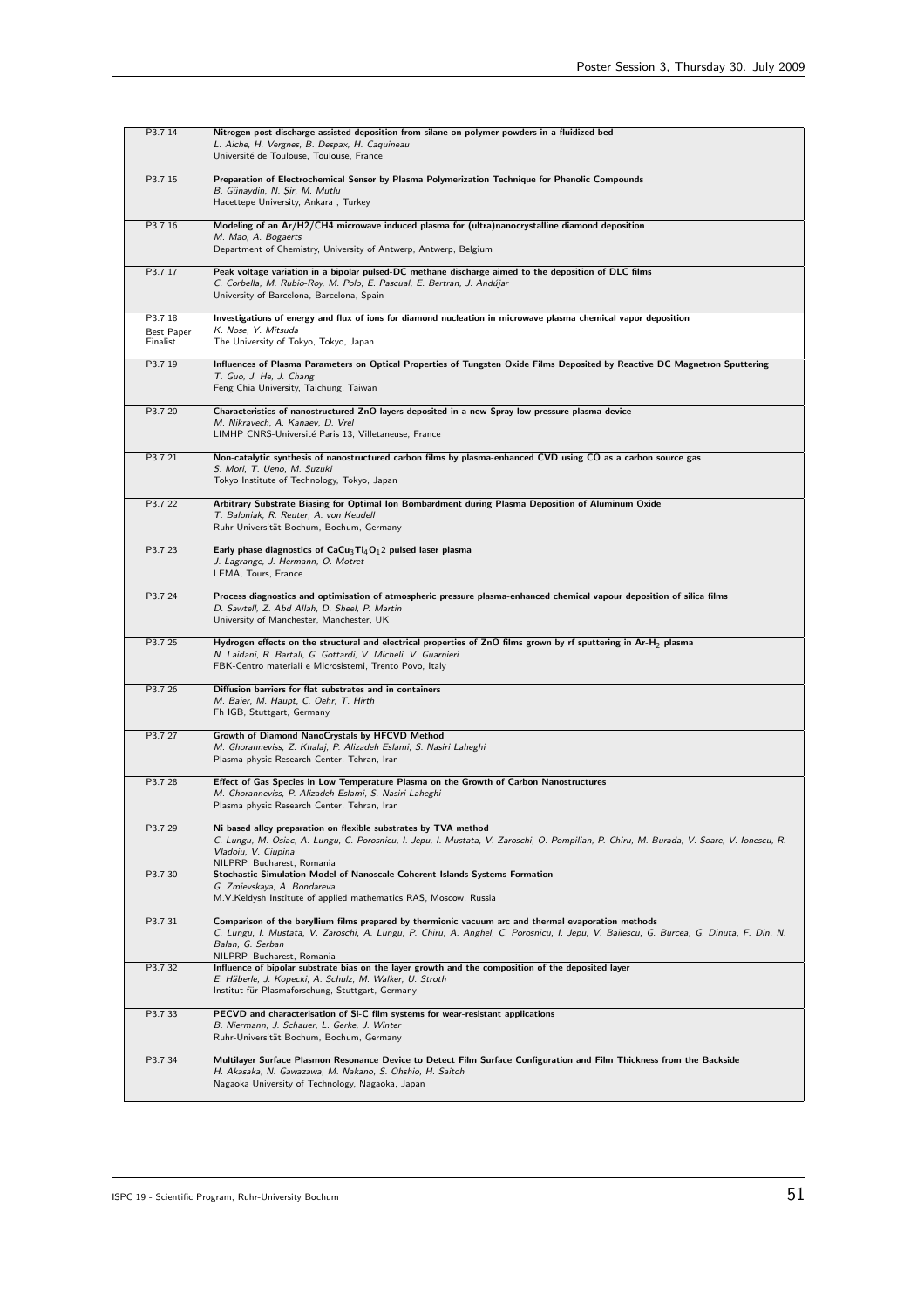| | |
|---|---|
| P3.7.14 | **Nitrogen post-discharge assisted deposition from silane on polymer powders in a fluidized bed**<br>*L. Aiche, H. Vergnes, B. Despax, H. Caquineau*<br>Université de Toulouse, Toulouse, France |
| P3.7.15 | **Preparation of Electrochemical Sensor by Plasma Polymerization Technique for Phenolic Compounds**<br>*B. Günaydin, N. Şir, M. Mutlu*<br>Hacettepe University, Ankara , Turkey |
| P3.7.16 | **Modeling of an Ar/H2/CH4 microwave induced plasma for (ultra)nanocrystalline diamond deposition**<br>*M. Mao, A. Bogaerts*<br>Department of Chemistry, University of Antwerp, Antwerp, Belgium |
| P3.7.17 | **Peak voltage variation in a bipolar pulsed-DC methane discharge aimed to the deposition of DLC films**<br>*C. Corbella, M. Rubio-Roy, M. Polo, E. Pascual, E. Bertran, J. Andújar*<br>University of Barcelona, Barcelona, Spain |
| P3.7.18<br>Best Paper Finalist | **Investigations of energy and flux of ions for diamond nucleation in microwave plasma chemical vapor deposition**<br>*K. Nose, Y. Mitsuda*<br>The University of Tokyo, Tokyo, Japan |
| P3.7.19 | **Influences of Plasma Parameters on Optical Properties of Tungsten Oxide Films Deposited by Reactive DC Magnetron Sputtering**<br>*T. Guo, J. He, J. Chang*<br>Feng Chia University, Taichung, Taiwan |
| P3.7.20 | **Characteristics of nanostructured ZnO layers deposited in a new Spray low pressure plasma device**<br>*M. Nikravech, A. Kanaev, D. Vrel*<br>LIMHP CNRS-Université Paris 13, Villetaneuse, France |
| P3.7.21 | **Non-catalytic synthesis of nanostructured carbon films by plasma-enhanced CVD using CO as a carbon source gas**<br>*S. Mori, T. Ueno, M. Suzuki*<br>Tokyo Institute of Technology, Tokyo, Japan |
| P3.7.22 | **Arbitrary Substrate Biasing for Optimal Ion Bombardment during Plasma Deposition of Aluminum Oxide**<br>*T. Baloniak, R. Reuter, A. von Keudell*<br>Ruhr-Universität Bochum, Bochum, Germany |
| P3.7.23 | **Early phase diagnostics of $CaCu_3Ti_4O_12$ pulsed laser plasma**<br>*J. Lagrange, J. Hermann, O. Motret*<br>LEMA, Tours, France |
| P3.7.24 | **Process diagnostics and optimisation of atmospheric pressure plasma-enhanced chemical vapour deposition of silica films**<br>*D. Sawtell, Z. Abd Allah, D. Sheel, P. Martin*<br>University of Manchester, Manchester, UK |
| P3.7.25 | **Hydrogen effects on the structural and electrical properties of ZnO films grown by rf sputtering in Ar-$H_2$ plasma**<br>*N. Laidani, R. Bartali, G. Gottardi, V. Micheli, V. Guarnieri*<br>FBK-Centro materiali e Microsistemi, Trento Povo, Italy |
| P3.7.26 | **Diffusion barriers for flat substrates and in containers**<br>*M. Baier, M. Haupt, C. Oehr, T. Hirth*<br>Fh IGB, Stuttgart, Germany |
| P3.7.27 | **Growth of Diamond NanoCrystals by HFCVD Method**<br>*M. Ghoranneviss, Z. Khalaj, P. Alizadeh Eslami, S. Nasiri Laheghi*<br>Plasma physic Research Center, Tehran, Iran |
| P3.7.28 | **Effect of Gas Species in Low Temperature Plasma on the Growth of Carbon Nanostructures**<br>*M. Ghoranneviss, P. Alizadeh Eslami, S. Nasiri Laheghi*<br>Plasma physic Research Center, Tehran, Iran |
| P3.7.29 | **Ni based alloy preparation on flexible substrates by TVA method**<br>*C. Lungu, M. Osiac, A. Lungu, C. Porosnicu, I. Jepu, I. Mustata, V. Zaroschi, O. Pompilian, P. Chiru, M. Burada, V. Soare, V. Ionescu, R. Vladoiu, V. Ciupina*<br>NILPRP, Bucharest, Romania |
| P3.7.30 | **Stochastic Simulation Model of Nanoscale Coherent Islands Systems Formation**<br>*G. Zmievskaya, A. Bondareva*<br>M.V.Keldysh Institute of applied mathematics RAS, Moscow, Russia |
| P3.7.31 | **Comparison of the beryllium films prepared by thermionic vacuum arc and thermal evaporation methods**<br>*C. Lungu, I. Mustata, V. Zaroschi, A. Lungu, P. Chiru, A. Anghel, C. Porosnicu, I. Jepu, V. Bailescu, G. Burcea, G. Dinuta, F. Din, N. Balan, G. Serban*<br>NILPRP, Bucharest, Romania |
| P3.7.32 | **Influence of bipolar substrate bias on the layer growth and the composition of the deposited layer**<br>*E. Häberle, J. Kopecki, A. Schulz, M. Walker, U. Stroth*<br>Institut für Plasmaforschung, Stuttgart, Germany |
| P3.7.33 | **PECVD and characterisation of Si-C film systems for wear-resistant applications**<br>*B. Niermann, J. Schauer, L. Gerke, J. Winter*<br>Ruhr-Universität Bochum, Bochum, Germany |
| P3.7.34 | **Multilayer Surface Plasmon Resonance Device to Detect Film Surface Configuration and Film Thickness from the Backside**<br>*H. Akasaka, N. Gawazawa, M. Nakano, S. Ohshio, H. Saitoh*<br>Nagaoka University of Technology, Nagaoka, Japan |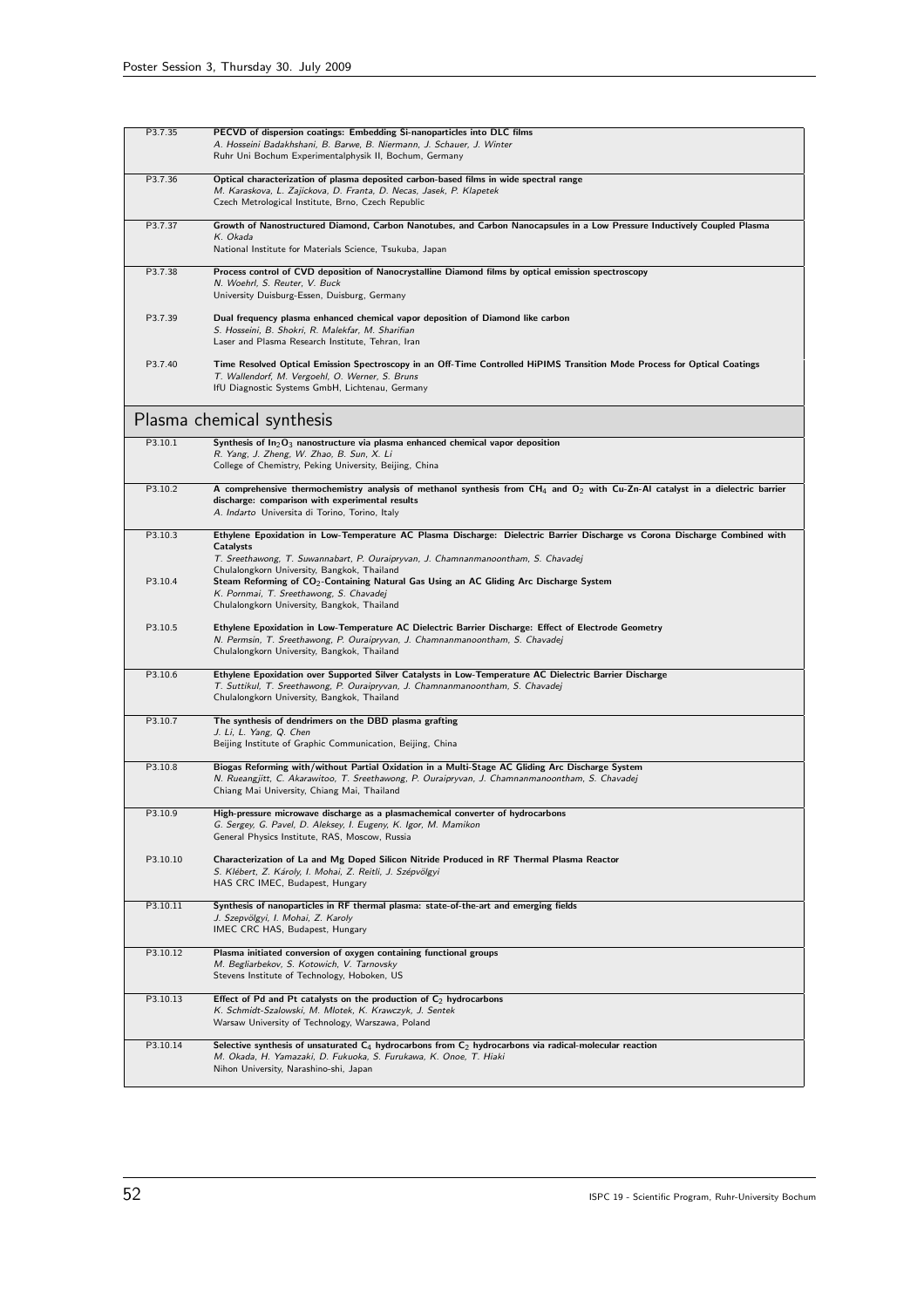| | |
|---|---|
| P3.7.35 | **PECVD of dispersion coatings: Embedding Si-nanoparticles into DLC films**<br>*A. Hosseini Badakhshani, B. Barwe, B. Niermann, J. Schauer, J. Winter*<br>Ruhr Uni Bochum Experimentalphysik II, Bochum, Germany |
| P3.7.36 | **Optical characterization of plasma deposited carbon-based films in wide spectral range**<br>*M. Karaskova, L. Zajickova, D. Franta, D. Necas, Jasek, P. Klapetek*<br>Czech Metrological Institute, Brno, Czech Republic |
| P3.7.37 | **Growth of Nanostructured Diamond, Carbon Nanotubes, and Carbon Nanocapsules in a Low Pressure Inductively Coupled Plasma**<br>*K. Okada*<br>National Institute for Materials Science, Tsukuba, Japan |
| P3.7.38 | **Process control of CVD deposition of Nanocrystalline Diamond films by optical emission spectroscopy**<br>*N. Woehrl, S. Reuter, V. Buck*<br>University Duisburg-Essen, Duisburg, Germany |
| P3.7.39 | **Dual frequency plasma enhanced chemical vapor deposition of Diamond like carbon**<br>*S. Hosseini, B. Shokri, R. Malekfar, M. Sharifian*<br>Laser and Plasma Research Institute, Tehran, Iran |
| P3.7.40 | **Time Resolved Optical Emission Spectroscopy in an Off-Time Controlled HiPIMS Transition Mode Process for Optical Coatings**<br>*T. Wallendorf, M. Vergoehl, O. Werner, S. Bruns*<br>IfU Diagnostic Systems GmbH, Lichtenau, Germany |

## Plasma chemical synthesis

| | |
|---|---|
| P3.10.1 | **Synthesis of $In_2O_3$ nanostructure via plasma enhanced chemical vapor deposition**<br>*R. Yang, J. Zheng, W. Zhao, B. Sun, X. Li*<br>College of Chemistry, Peking University, Beijing, China |
| P3.10.2 | **A comprehensive thermochemistry analysis of methanol synthesis from $CH_4$ and $O_2$ with Cu-Zn-Al catalyst in a dielectric barrier discharge: comparison with experimental results**<br>*A. Indarto* Universita di Torino, Torino, Italy |
| P3.10.3 | **Ethylene Epoxidation in Low-Temperature AC Plasma Discharge: Dielectric Barrier Discharge vs Corona Discharge Combined with Catalysts**<br>*T. Sreethawong, T. Suwannabart, P. Ouraipryvan, J. Chamnanmanoontham, S. Chavadej*<br>Chulalongkorn University, Bangkok, Thailand |
| P3.10.4 | **Steam Reforming of $CO_2$-Containing Natural Gas Using an AC Gliding Arc Discharge System**<br>*K. Pornmai, T. Sreethawong, S. Chavadej*<br>Chulalongkorn University, Bangkok, Thailand |
| P3.10.5 | **Ethylene Epoxidation in Low-Temperature AC Dielectric Barrier Discharge: Effect of Electrode Geometry**<br>*N. Permsin, T. Sreethawong, P. Ouraipryvan, J. Chamnanmanoontham, S. Chavadej*<br>Chulalongkorn University, Bangkok, Thailand |
| P3.10.6 | **Ethylene Epoxidation over Supported Silver Catalysts in Low-Temperature AC Dielectric Barrier Discharge**<br>*T. Suttikul, T. Sreethawong, P. Ouraipryvan, J. Chamnanmanoontham, S. Chavadej*<br>Chulalongkorn University, Bangkok, Thailand |
| P3.10.7 | **The synthesis of dendrimers on the DBD plasma grafting**<br>*J. Li, L. Yang, Q. Chen*<br>Beijing Institute of Graphic Communication, Beijing, China |
| P3.10.8 | **Biogas Reforming with/without Partial Oxidation in a Multi-Stage AC Gliding Arc Discharge System**<br>*N. Rueangjitt, C. Akarawitoo, T. Sreethawong, P. Ouraipryvan, J. Chamnanmanoontham, S. Chavadej*<br>Chiang Mai University, Chiang Mai, Thailand |
| P3.10.9 | **High-pressure microwave discharge as a plasmachemical converter of hydrocarbons**<br>*G. Sergey, G. Pavel, D. Aleksey, I. Eugeny, K. Igor, M. Mamikon*<br>General Physics Institute, RAS, Moscow, Russia |
| P3.10.10 | **Characterization of La and Mg Doped Silicon Nitride Produced in RF Thermal Plasma Reactor**<br>*S. Klébert, Z. Károly, I. Mohai, Z. Reitli, J. Szépvölgyi*<br>HAS CRC IMEC, Budapest, Hungary |
| P3.10.11 | **Synthesis of nanoparticles in RF thermal plasma: state-of-the-art and emerging fields**<br>*J. Szepvölgyi, I. Mohai, Z. Karoly*<br>IMEC CRC HAS, Budapest, Hungary |
| P3.10.12 | **Plasma initiated conversion of oxygen containing functional groups**<br>*M. Begliarbekov, S. Kotowich, V. Tarnovsky*<br>Stevens Institute of Technology, Hoboken, US |
| P3.10.13 | **Effect of Pd and Pt catalysts on the production of $C_2$ hydrocarbons**<br>*K. Schmidt-Szalowski, M. Mlotek, K. Krawczyk, J. Sentek*<br>Warsaw University of Technology, Warszawa, Poland |
| P3.10.14 | **Selective synthesis of unsaturated $C_4$ hydrocarbons from $C_2$ hydrocarbons via radical-molecular reaction**<br>*M. Okada, H. Yamazaki, D. Fukuoka, S. Furukawa, K. Onoe, T. Hiaki*<br>Nihon University, Narashino-shi, Japan |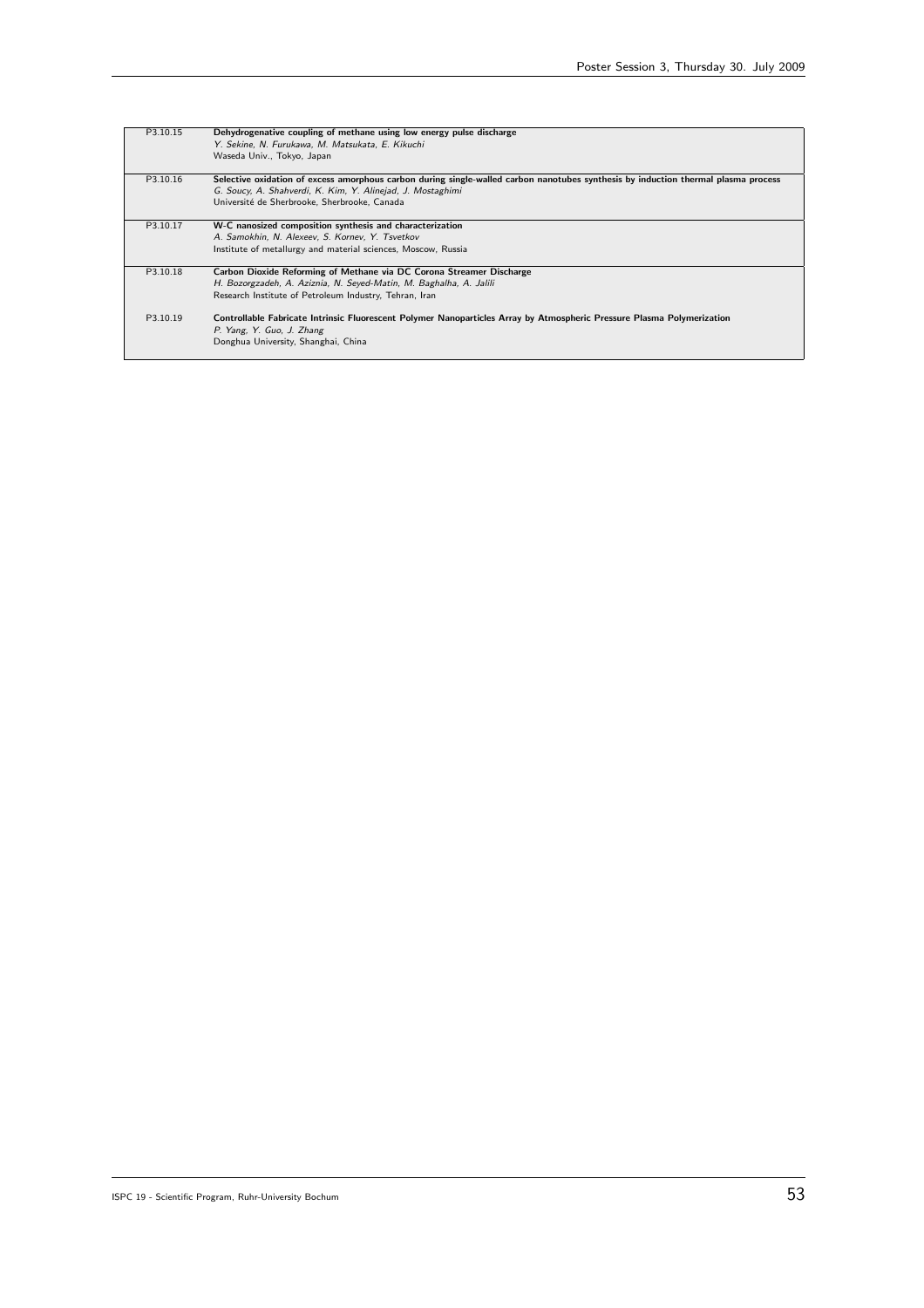| | |
|---|---|
| P3.10.15 | **Dehydrogenative coupling of methane using low energy pulse discharge**<br>*Y. Sekine, N. Furukawa, M. Matsukata, E. Kikuchi*<br>Waseda Univ., Tokyo, Japan |
| P3.10.16 | **Selective oxidation of excess amorphous carbon during single-walled carbon nanotubes synthesis by induction thermal plasma process**<br>*G. Soucy, A. Shahverdi, K. Kim, Y. Alinejad, J. Mostaghimi*<br>Université de Sherbrooke, Sherbrooke, Canada |
| P3.10.17 | **W-C nanosized composition synthesis and characterization**<br>*A. Samokhin, N. Alexeev, S. Kornev, Y. Tsvetkov*<br>Institute of metallurgy and material sciences, Moscow, Russia |
| P3.10.18 | **Carbon Dioxide Reforming of Methane via DC Corona Streamer Discharge**<br>*H. Bozorgzadeh, A. Aziznia, N. Seyed-Matin, M. Baghalha, A. Jalili*<br>Research Institute of Petroleum Industry, Tehran, Iran |
| P3.10.19 | **Controllable Fabricate Intrinsic Fluorescent Polymer Nanoparticles Array by Atmospheric Pressure Plasma Polymerization**<br>*P. Yang, Y. Guo, J. Zhang*<br>Donghua University, Shanghai, China |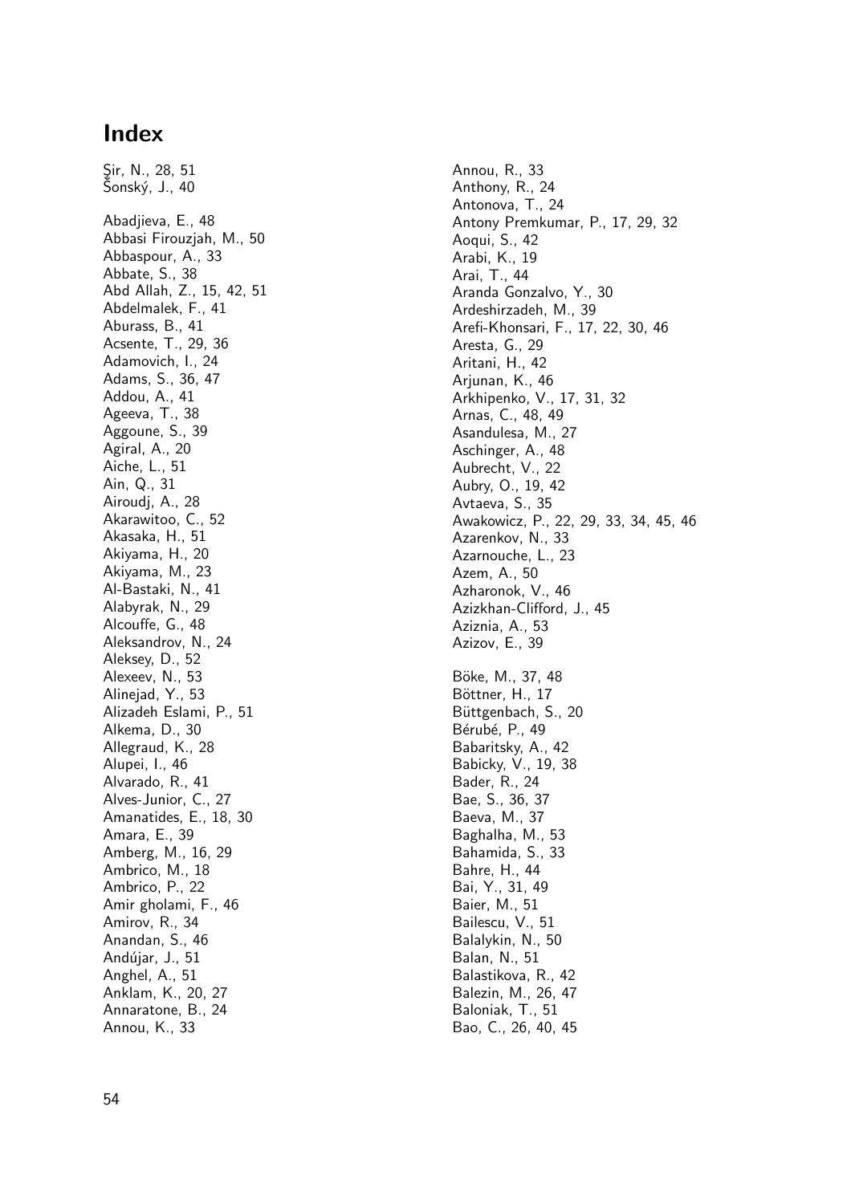# Index

Şir, N., 28, 51
Šonský, J., 40

Abadjieva, E., 48
Abbasi Firouzjah, M., 50
Abbaspour, A., 33
Abbate, S., 38
Abd Allah, Z., 15, 42, 51
Abdelmalek, F., 41
Aburass, B., 41
Acsente, T., 29, 36
Adamovich, I., 24
Adams, S., 36, 47
Addou, A., 41
Ageeva, T., 38
Aggoune, S., 39
Agiral, A., 20
Aiche, L., 51
Ain, Q., 31
Airoudj, A., 28
Akarawitoo, C., 52
Akasaka, H., 51
Akiyama, H., 20
Akiyama, M., 23
Al-Bastaki, N., 41
Alabyrak, N., 29
Alcouffe, G., 48
Aleksandrov, N., 24
Aleksey, D., 52
Alexeev, N., 53
Alinejad, Y., 53
Alizadeh Eslami, P., 51
Alkema, D., 30
Allegraud, K., 28
Alupei, I., 46
Alvarado, R., 41
Alves-Junior, C., 27
Amanatides, E., 18, 30
Amara, E., 39
Amberg, M., 16, 29
Ambrico, M., 18
Ambrico, P., 22
Amir gholami, F., 46
Amirov, R., 34
Anandan, S., 46
Andújar, J., 51
Anghel, A., 51
Anklam, K., 20, 27
Annaratone, B., 24
Annou, K., 33
Annou, R., 33
Anthony, R., 24
Antonova, T., 24
Antony Premkumar, P., 17, 29, 32
Aoqui, S., 42
Arabi, K., 19
Arai, T., 44
Aranda Gonzalvo, Y., 30
Ardeshirzadeh, M., 39
Arefi-Khonsari, F., 17, 22, 30, 46
Aresta, G., 29
Aritani, H., 42
Arjunan, K., 46
Arkhipenko, V., 17, 31, 32
Arnas, C., 48, 49
Asandulesa, M., 27
Aschinger, A., 48
Aubrecht, V., 22
Aubry, O., 19, 42
Avtaeva, S., 35
Awakowicz, P., 22, 29, 33, 34, 45, 46
Azarenkov, N., 33
Azarnouche, L., 23
Azem, A., 50
Azharonok, V., 46
Azizkhan-Clifford, J., 45
Aziznia, A., 53
Azizov, E., 39

Böke, M., 37, 48
Böttner, H., 17
Büttgenbach, S., 20
Bérubé, P., 49
Babaritsky, A., 42
Babicky, V., 19, 38
Bader, R., 24
Bae, S., 36, 37
Baeva, M., 37
Baghalha, M., 53
Bahamida, S., 33
Bahre, H., 44
Bai, Y., 31, 49
Baier, M., 51
Bailescu, V., 51
Balalykin, N., 50
Balan, N., 51
Balastikova, R., 42
Balezin, M., 26, 47
Baloniak, T., 51
Bao, C., 26, 40, 45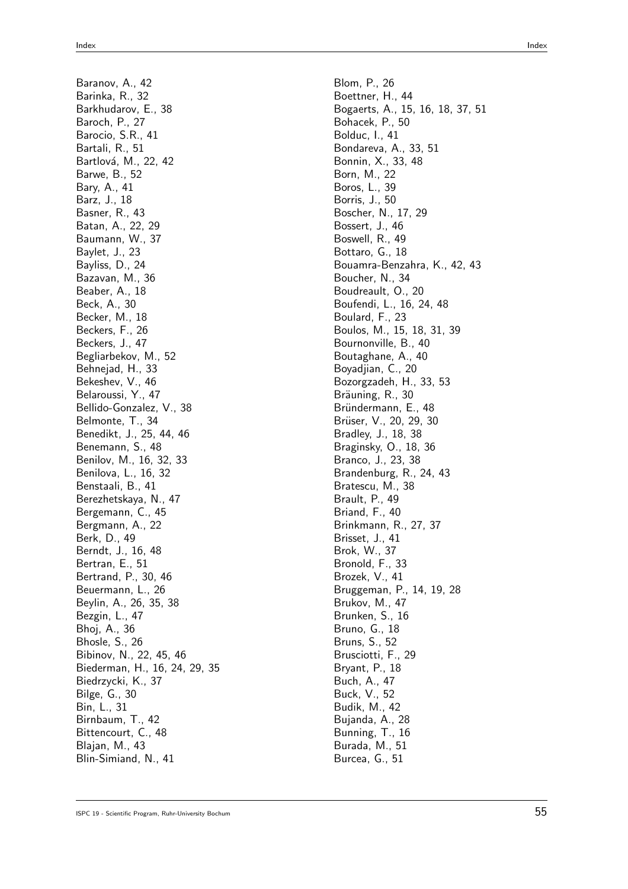Baranov, A., 42
Barinka, R., 32
Barkhudarov, E., 38
Baroch, P., 27
Barocio, S.R., 41
Bartali, R., 51
Bartlová, M., 22, 42
Barwe, B., 52
Bary, A., 41
Barz, J., 18
Basner, R., 43
Batan, A., 22, 29
Baumann, W., 37
Baylet, J., 23
Bayliss, D., 24
Bazavan, M., 36
Beaber, A., 18
Beck, A., 30
Becker, M., 18
Beckers, F., 26
Beckers, J., 47
Begliarbekov, M., 52
Behnejad, H., 33
Bekeshev, V., 46
Belaroussi, Y., 47
Bellido-Gonzalez, V., 38
Belmonte, T., 34
Benedikt, J., 25, 44, 46
Benemann, S., 48
Benilov, M., 16, 32, 33
Benilova, L., 16, 32
Benstaali, B., 41
Berezhetskaya, N., 47
Bergemann, C., 45
Bergmann, A., 22
Berk, D., 49
Berndt, J., 16, 48
Bertran, E., 51
Bertrand, P., 30, 46
Beuermann, L., 26
Beylin, A., 26, 35, 38
Bezgin, L., 47
Bhoj, A., 36
Bhosle, S., 26
Bibinov, N., 22, 45, 46
Biederman, H., 16, 24, 29, 35
Biedrzycki, K., 37
Bilge, G., 30
Bin, L., 31
Birnbaum, T., 42
Bittencourt, C., 48
Blajan, M., 43
Blin-Simiand, N., 41
Blom, P., 26
Boettner, H., 44
Bogaerts, A., 15, 16, 18, 37, 51
Bohacek, P., 50
Bolduc, I., 41
Bondareva, A., 33, 51
Bonnin, X., 33, 48
Born, M., 22
Boros, L., 39
Borris, J., 50
Boscher, N., 17, 29
Bossert, J., 46
Boswell, R., 49
Bottaro, G., 18
Bouamra-Benzahra, K., 42, 43
Boucher, N., 34
Boudreault, O., 20
Boufendi, L., 16, 24, 48
Boulard, F., 23
Boulos, M., 15, 18, 31, 39
Bournonville, B., 40
Boutaghane, A., 40
Boyadjian, C., 20
Bozorgzadeh, H., 33, 53
Bräuning, R., 30
Bründermann, E., 48
Brüser, V., 20, 29, 30
Bradley, J., 18, 38
Braginsky, O., 18, 36
Branco, J., 23, 38
Brandenburg, R., 24, 43
Bratescu, M., 38
Brault, P., 49
Briand, F., 40
Brinkmann, R., 27, 37
Brisset, J., 41
Brok, W., 37
Bronold, F., 33
Brozek, V., 41
Bruggeman, P., 14, 19, 28
Brukov, M., 47
Brunken, S., 16
Bruno, G., 18
Bruns, S., 52
Brusciotti, F., 29
Bryant, P., 18
Buch, A., 47
Buck, V., 52
Budik, M., 42
Bujanda, A., 28
Bunning, T., 16
Burada, M., 51
Burcea, G., 51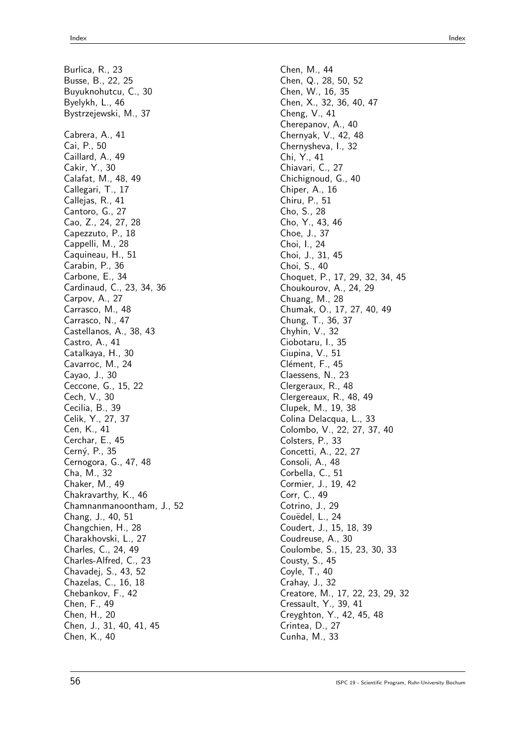Burlica, R., 23
Busse, B., 22, 25
Buyuknohutcu, C., 30
Byelykh, L., 46
Bystrzejewski, M., 37

Cabrera, A., 41
Cai, P., 50
Caillard, A., 49
Cakir, Y., 30
Calafat, M., 48, 49
Callegari, T., 17
Callejas, R., 41
Cantoro, G., 27
Cao, Z., 24, 27, 28
Capezzuto, P., 18
Cappelli, M., 28
Caquineau, H., 51
Carabin, P., 36
Carbone, E., 34
Cardinaud, C., 23, 34, 36
Carpov, A., 27
Carrasco, M., 48
Carrasco, N., 47
Castellanos, A., 38, 43
Castro, A., 41
Catalkaya, H., 30
Cavarroc, M., 24
Cayao, J., 30
Ceccone, G., 15, 22
Cech, V., 30
Cecilia, B., 39
Celik, Y., 27, 37
Cen, K., 41
Cerchar, E., 45
Cerný, P., 35
Cernogora, G., 47, 48
Cha, M., 32
Chaker, M., 49
Chakravarthy, K., 46
Chamnanmanoontham, J., 52
Chang, J., 40, 51
Changchien, H., 28
Charakhovski, L., 27
Charles, C., 24, 49
Charles-Alfred, C., 23
Chavadej, S., 43, 52
Chazelas, C., 16, 18
Chebankov, F., 42
Chen, F., 49
Chen, H., 20
Chen, J., 31, 40, 41, 45
Chen, K., 40
Chen, M., 44
Chen, Q., 28, 50, 52
Chen, W., 16, 35
Chen, X., 32, 36, 40, 47
Cheng, V., 41
Cherepanov, A., 40
Chernyak, V., 42, 48
Chernysheva, I., 32
Chi, Y., 41
Chiavari, C., 27
Chichignoud, G., 40
Chiper, A., 16
Chiru, P., 51
Cho, S., 28
Cho, Y., 43, 46
Choe, J., 37
Choi, I., 24
Choi, J., 31, 45
Choi, S., 40
Choquet, P., 17, 29, 32, 34, 45
Choukourov, A., 24, 29
Chuang, M., 28
Chumak, O., 17, 27, 40, 49
Chung, T., 36, 37
Chyhin, V., 32
Ciobotaru, I., 35
Ciupina, V., 51
Clément, F., 45
Claessens, N., 23
Clergeraux, R., 48
Clergereaux, R., 48, 49
Clupek, M., 19, 38
Colina Delacqua, L., 33
Colombo, V., 22, 27, 37, 40
Colsters, P., 33
Concetti, A., 22, 27
Consoli, A., 48
Corbella, C., 51
Cormier, J., 19, 42
Corr, C., 49
Cotrino, J., 29
Couëdel, L., 24
Coudert, J., 15, 18, 39
Coudreuse, A., 30
Coulombe, S., 15, 23, 30, 33
Cousty, S., 45
Coyle, T., 40
Crahay, J., 32
Creatore, M., 17, 22, 23, 29, 32
Cressault, Y., 39, 41
Creyghton, Y., 42, 45, 48
Crintea, D., 27
Cunha, M., 33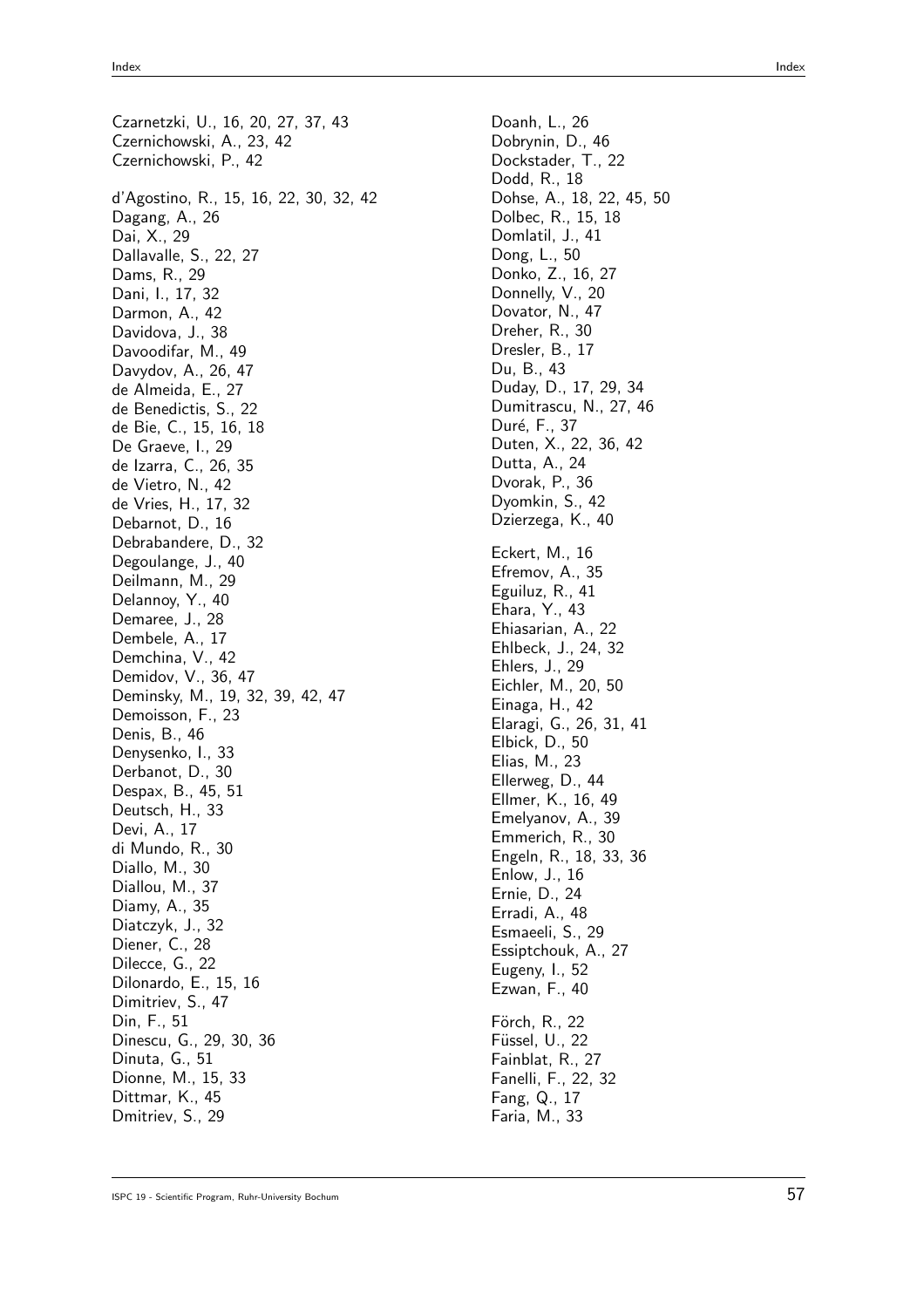Czarnetzki, U., 16, 20, 27, 37, 43
Czernichowski, A., 23, 42
Czernichowski, P., 42

d'Agostino, R., 15, 16, 22, 30, 32, 42
Dagang, A., 26
Dai, X., 29
Dallavalle, S., 22, 27
Dams, R., 29
Dani, I., 17, 32
Darmon, A., 42
Davidova, J., 38
Davoodifar, M., 49
Davydov, A., 26, 47
de Almeida, E., 27
de Benedictis, S., 22
de Bie, C., 15, 16, 18
De Graeve, I., 29
de Izarra, C., 26, 35
de Vietro, N., 42
de Vries, H., 17, 32
Debarnot, D., 16
Debrabandere, D., 32
Degoulange, J., 40
Deilmann, M., 29
Delannoy, Y., 40
Demaree, J., 28
Dembele, A., 17
Demchina, V., 42
Demidov, V., 36, 47
Deminsky, M., 19, 32, 39, 42, 47
Demoisson, F., 23
Denis, B., 46
Denysenko, I., 33
Derbanot, D., 30
Despax, B., 45, 51
Deutsch, H., 33
Devi, A., 17
di Mundo, R., 30
Diallo, M., 30
Diallou, M., 37
Diamy, A., 35
Diatczyk, J., 32
Diener, C., 28
Dilecce, G., 22
Dilonardo, E., 15, 16
Dimitriev, S., 47
Din, F., 51
Dinescu, G., 29, 30, 36
Dinuta, G., 51
Dionne, M., 15, 33
Dittmar, K., 45
Dmitriev, S., 29
Doanh, L., 26
Dobrynin, D., 46
Dockstader, T., 22
Dodd, R., 18
Dohse, A., 18, 22, 45, 50
Dolbec, R., 15, 18
Domlatil, J., 41
Dong, L., 50
Donko, Z., 16, 27
Donnelly, V., 20
Dovator, N., 47
Dreher, R., 30
Dresler, B., 17
Du, B., 43
Duday, D., 17, 29, 34
Dumitrascu, N., 27, 46
Duré, F., 37
Duten, X., 22, 36, 42
Dutta, A., 24
Dvorak, P., 36
Dyomkin, S., 42
Dzierzega, K., 40

Eckert, M., 16
Efremov, A., 35
Eguiluz, R., 41
Ehara, Y., 43
Ehiasarian, A., 22
Ehlbeck, J., 24, 32
Ehlers, J., 29
Eichler, M., 20, 50
Einaga, H., 42
Elaragi, G., 26, 31, 41
Elbick, D., 50
Elias, M., 23
Ellerweg, D., 44
Ellmer, K., 16, 49
Emelyanov, A., 39
Emmerich, R., 30
Engeln, R., 18, 33, 36
Enlow, J., 16
Ernie, D., 24
Erradi, A., 48
Esmaeeli, S., 29
Essiptchouk, A., 27
Eugeny, I., 52
Ezwan, F., 40

Förch, R., 22
Füssel, U., 22
Fainblat, R., 27
Fanelli, F., 22, 32
Fang, Q., 17
Faria, M., 33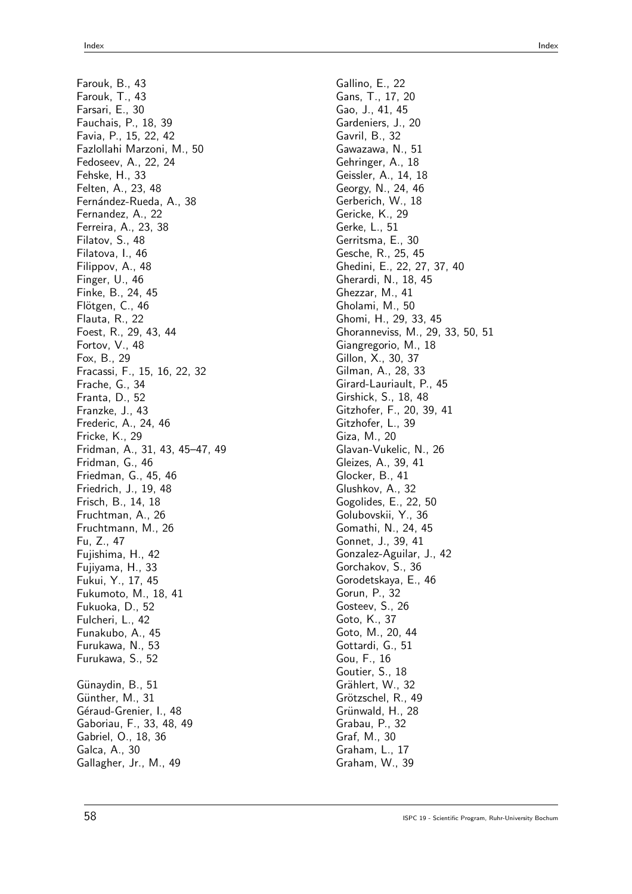Farouk, B., 43
Farouk, T., 43
Farsari, E., 30
Fauchais, P., 18, 39
Favia, P., 15, 22, 42
Fazlollahi Marzoni, M., 50
Fedoseev, A., 22, 24
Fehske, H., 33
Felten, A., 23, 48
Fernández-Rueda, A., 38
Fernandez, A., 22
Ferreira, A., 23, 38
Filatov, S., 48
Filatova, I., 46
Filippov, A., 48
Finger, U., 46
Finke, B., 24, 45
Flötgen, C., 46
Flauta, R., 22
Foest, R., 29, 43, 44
Fortov, V., 48
Fox, B., 29
Fracassi, F., 15, 16, 22, 32
Frache, G., 34
Franta, D., 52
Franzke, J., 43
Frederic, A., 24, 46
Fricke, K., 29
Fridman, A., 31, 43, 45–47, 49
Fridman, G., 46
Friedman, G., 45, 46
Friedrich, J., 19, 48
Frisch, B., 14, 18
Fruchtman, A., 26
Fruchtmann, M., 26
Fu, Z., 47
Fujishima, H., 42
Fujiyama, H., 33
Fukui, Y., 17, 45
Fukumoto, M., 18, 41
Fukuoka, D., 52
Fulcheri, L., 42
Funakubo, A., 45
Furukawa, N., 53
Furukawa, S., 52

Günaydin, B., 51
Günther, M., 31
Géraud-Grenier, I., 48
Gaboriau, F., 33, 48, 49
Gabriel, O., 18, 36
Galca, A., 30
Gallagher, Jr., M., 49
Gallino, E., 22
Gans, T., 17, 20
Gao, J., 41, 45
Gardeniers, J., 20
Gavril, B., 32
Gawazawa, N., 51
Gehringer, A., 18
Geissler, A., 14, 18
Georgy, N., 24, 46
Gerberich, W., 18
Gericke, K., 29
Gerke, L., 51
Gerritsma, E., 30
Gesche, R., 25, 45
Ghedini, E., 22, 27, 37, 40
Gherardi, N., 18, 45
Ghezzar, M., 41
Gholami, M., 50
Ghomi, H., 29, 33, 45
Ghoranneviss, M., 29, 33, 50, 51
Giangregorio, M., 18
Gillon, X., 30, 37
Gilman, A., 28, 33
Girard-Lauriault, P., 45
Girshick, S., 18, 48
Gitzhofer, F., 20, 39, 41
Gitzhofer, L., 39
Giza, M., 20
Glavan-Vukelic, N., 26
Gleizes, A., 39, 41
Glocker, B., 41
Glushkov, A., 32
Gogolides, E., 22, 50
Golubovskii, Y., 36
Gomathi, N., 24, 45
Gonnet, J., 39, 41
Gonzalez-Aguilar, J., 42
Gorchakov, S., 36
Gorodetskaya, E., 46
Gorun, P., 32
Gosteev, S., 26
Goto, K., 37
Goto, M., 20, 44
Gottardi, G., 51
Gou, F., 16
Goutier, S., 18
Grählert, W., 32
Grötzschel, R., 49
Grünwald, H., 28
Grabau, P., 32
Graf, M., 30
Graham, L., 17
Graham, W., 39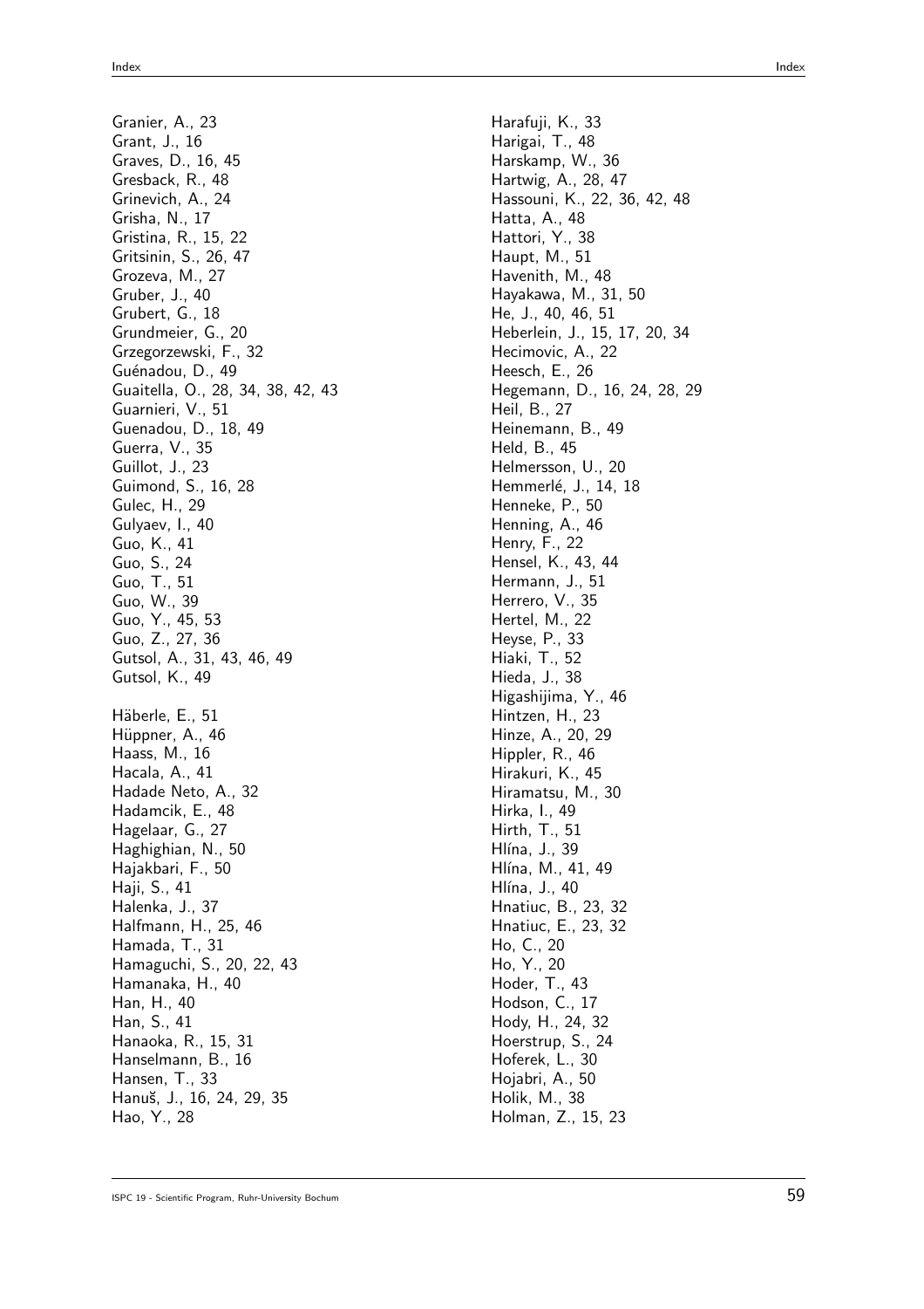Granier, A., 23
Grant, J., 16
Graves, D., 16, 45
Gresback, R., 48
Grinevich, A., 24
Grisha, N., 17
Gristina, R., 15, 22
Gritsinin, S., 26, 47
Grozeva, M., 27
Gruber, J., 40
Grubert, G., 18
Grundmeier, G., 20
Grzegorzewski, F., 32
Guénadou, D., 49
Guaitella, O., 28, 34, 38, 42, 43
Guarnieri, V., 51
Guenadou, D., 18, 49
Guerra, V., 35
Guillot, J., 23
Guimond, S., 16, 28
Gulec, H., 29
Gulyaev, I., 40
Guo, K., 41
Guo, S., 24
Guo, T., 51
Guo, W., 39
Guo, Y., 45, 53
Guo, Z., 27, 36
Gutsol, A., 31, 43, 46, 49
Gutsol, K., 49

Häberle, E., 51
Hüppner, A., 46
Haass, M., 16
Hacala, A., 41
Hadade Neto, A., 32
Hadamcik, E., 48
Hagelaar, G., 27
Haghighian, N., 50
Hajakbari, F., 50
Haji, S., 41
Halenka, J., 37
Halfmann, H., 25, 46
Hamada, T., 31
Hamaguchi, S., 20, 22, 43
Hamanaka, H., 40
Han, H., 40
Han, S., 41
Hanaoka, R., 15, 31
Hanselmann, B., 16
Hansen, T., 33
Hanuš, J., 16, 24, 29, 35
Hao, Y., 28

Harafuji, K., 33
Harigai, T., 48
Harskamp, W., 36
Hartwig, A., 28, 47
Hassouni, K., 22, 36, 42, 48
Hatta, A., 48
Hattori, Y., 38
Haupt, M., 51
Havenith, M., 48
Hayakawa, M., 31, 50
He, J., 40, 46, 51
Heberlein, J., 15, 17, 20, 34
Hecimovic, A., 22
Heesch, E., 26
Hegemann, D., 16, 24, 28, 29
Heil, B., 27
Heinemann, B., 49
Held, B., 45
Helmersson, U., 20
Hemmerlé, J., 14, 18
Henneke, P., 50
Henning, A., 46
Henry, F., 22
Hensel, K., 43, 44
Hermann, J., 51
Herrero, V., 35
Hertel, M., 22
Heyse, P., 33
Hiaki, T., 52
Hieda, J., 38
Higashijima, Y., 46
Hintzen, H., 23
Hinze, A., 20, 29
Hippler, R., 46
Hirakuri, K., 45
Hiramatsu, M., 30
Hirka, I., 49
Hirth, T., 51
Hlína, J., 39
Hlína, M., 41, 49
Hlína, J., 40
Hnatiuc, B., 23, 32
Hnatiuc, E., 23, 32
Ho, C., 20
Ho, Y., 20
Hoder, T., 43
Hodson, C., 17
Hody, H., 24, 32
Hoerstrup, S., 24
Hoferek, L., 30
Hojabri, A., 50
Holik, M., 38
Holman, Z., 15, 23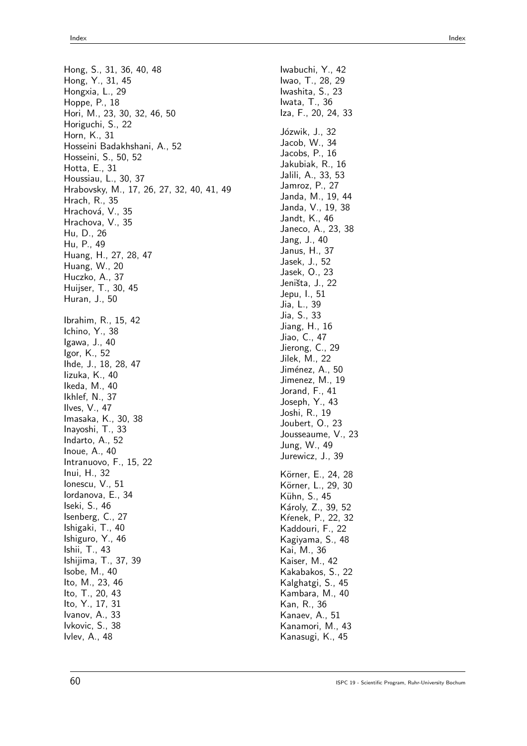Hong, S., 31, 36, 40, 48
Hong, Y., 31, 45
Hongxia, L., 29
Hoppe, P., 18
Hori, M., 23, 30, 32, 46, 50
Horiguchi, S., 22
Horn, K., 31
Hosseini Badakhshani, A., 52
Hosseini, S., 50, 52
Hotta, E., 31
Houssiau, L., 30, 37
Hrabovsky, M., 17, 26, 27, 32, 40, 41, 49
Hrach, R., 35
Hrachová, V., 35
Hrachova, V., 35
Hu, D., 26
Hu, P., 49
Huang, H., 27, 28, 47
Huang, W., 20
Huczko, A., 37
Huijser, T., 30, 45
Huran, J., 50

Ibrahim, R., 15, 42
Ichino, Y., 38
Igawa, J., 40
Igor, K., 52
Ihde, J., 18, 28, 47
Iizuka, K., 40
Ikeda, M., 40
Ikhlef, N., 37
Ilves, V., 47
Imasaka, K., 30, 38
Inayoshi, T., 33
Indarto, A., 52
Inoue, A., 40
Intranuovo, F., 15, 22
Inui, H., 32
Ionescu, V., 51
Iordanova, E., 34
Iseki, S., 46
Isenberg, C., 27
Ishigaki, T., 40
Ishiguro, Y., 46
Ishii, T., 43
Ishijima, T., 37, 39
Isobe, M., 40
Ito, M., 23, 46
Ito, T., 20, 43
Ito, Y., 17, 31
Ivanov, A., 33
Ivkovic, S., 38
Ivlev, A., 48

Iwabuchi, Y., 42
Iwao, T., 28, 29
Iwashita, S., 23
Iwata, T., 36
Iza, F., 20, 24, 33

Józwik, J., 32
Jacob, W., 34
Jacobs, P., 16
Jakubiak, R., 16
Jalili, A., 33, 53
Jamroz, P., 27
Janda, M., 19, 44
Janda, V., 19, 38
Jandt, K., 46
Janeco, A., 23, 38
Jang, J., 40
Janus, H., 37
Jasek, J., 52
Jasek, O., 23
Jeništa, J., 22
Jepu, I., 51
Jia, L., 39
Jia, S., 33
Jiang, H., 16
Jiao, C., 47
Jierong, C., 29
Jilek, M., 22
Jiménez, A., 50
Jimenez, M., 19
Jorand, F., 41
Joseph, Y., 43
Joshi, R., 19
Joubert, O., 23
Jousseaume, V., 23
Jung, W., 49
Jurewicz, J., 39

Körner, E., 24, 28
Körner, L., 29, 30
Kühn, S., 45
Károly, Z., 39, 52
Křenek, P., 22, 32
Kaddouri, F., 22
Kagiyama, S., 48
Kai, M., 36
Kaiser, M., 42
Kakabakos, S., 22
Kalghatgi, S., 45
Kambara, M., 40
Kan, R., 36
Kanaev, A., 51
Kanamori, M., 43
Kanasugi, K., 45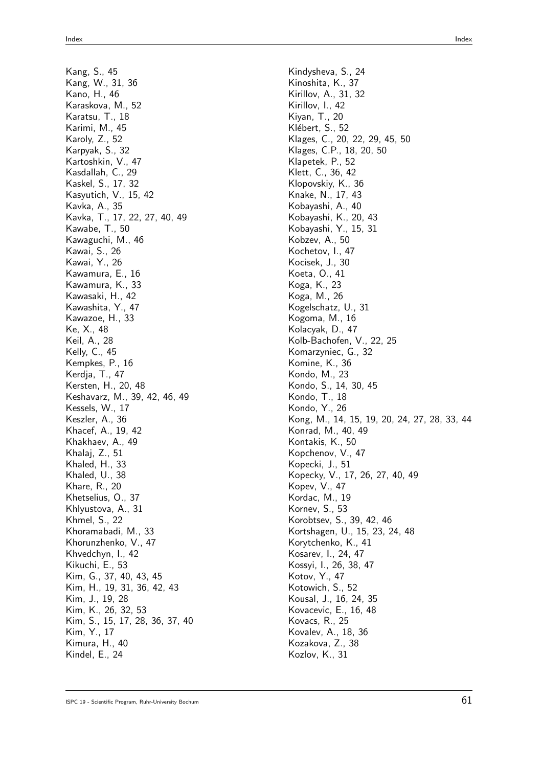Kang, S., 45
Kang, W., 31, 36
Kano, H., 46
Karaskova, M., 52
Karatsu, T., 18
Karimi, M., 45
Karoly, Z., 52
Karpyak, S., 32
Kartoshkin, V., 47
Kasdallah, C., 29
Kaskel, S., 17, 32
Kasyutich, V., 15, 42
Kavka, A., 35
Kavka, T., 17, 22, 27, 40, 49
Kawabe, T., 50
Kawaguchi, M., 46
Kawai, S., 26
Kawai, Y., 26
Kawamura, E., 16
Kawamura, K., 33
Kawasaki, H., 42
Kawashita, Y., 47
Kawazoe, H., 33
Ke, X., 48
Keil, A., 28
Kelly, C., 45
Kempkes, P., 16
Kerdja, T., 47
Kersten, H., 20, 48
Keshavarz, M., 39, 42, 46, 49
Kessels, W., 17
Keszler, A., 36
Khacef, A., 19, 42
Khakhaev, A., 49
Khalaj, Z., 51
Khaled, H., 33
Khaled, U., 38
Khare, R., 20
Khetselius, O., 37
Khlyustova, A., 31
Khmel, S., 22
Khoramabadi, M., 33
Khorunzhenko, V., 47
Khvedchyn, I., 42
Kikuchi, E., 53
Kim, G., 37, 40, 43, 45
Kim, H., 19, 31, 36, 42, 43
Kim, J., 19, 28
Kim, K., 26, 32, 53
Kim, S., 15, 17, 28, 36, 37, 40
Kim, Y., 17
Kimura, H., 40
Kindel, E., 24
Kindysheva, S., 24
Kinoshita, K., 37
Kirillov, A., 31, 32
Kirillov, I., 42
Kiyan, T., 20
Klébert, S., 52
Klages, C., 20, 22, 29, 45, 50
Klages, C.P., 18, 20, 50
Klapetek, P., 52
Klett, C., 36, 42
Klopovskiy, K., 36
Knake, N., 17, 43
Kobayashi, A., 40
Kobayashi, K., 20, 43
Kobayashi, Y., 15, 31
Kobzev, A., 50
Kochetov, I., 47
Kocisek, J., 30
Koeta, O., 41
Koga, K., 23
Koga, M., 26
Kogelschatz, U., 31
Kogoma, M., 16
Kolacyak, D., 47
Kolb-Bachofen, V., 22, 25
Komarzyniec, G., 32
Komine, K., 36
Kondo, M., 23
Kondo, S., 14, 30, 45
Kondo, T., 18
Kondo, Y., 26
Kong, M., 14, 15, 19, 20, 24, 27, 28, 33, 44
Konrad, M., 40, 49
Kontakis, K., 50
Kopchenov, V., 47
Kopecki, J., 51
Kopecky, V., 17, 26, 27, 40, 49
Kopev, V., 47
Kordac, M., 19
Kornev, S., 53
Korobtsev, S., 39, 42, 46
Kortshagen, U., 15, 23, 24, 48
Korytchenko, K., 41
Kosarev, I., 24, 47
Kossyi, I., 26, 38, 47
Kotov, Y., 47
Kotowich, S., 52
Kousal, J., 16, 24, 35
Kovacevic, E., 16, 48
Kovacs, R., 25
Kovalev, A., 18, 36
Kozakova, Z., 38
Kozlov, K., 31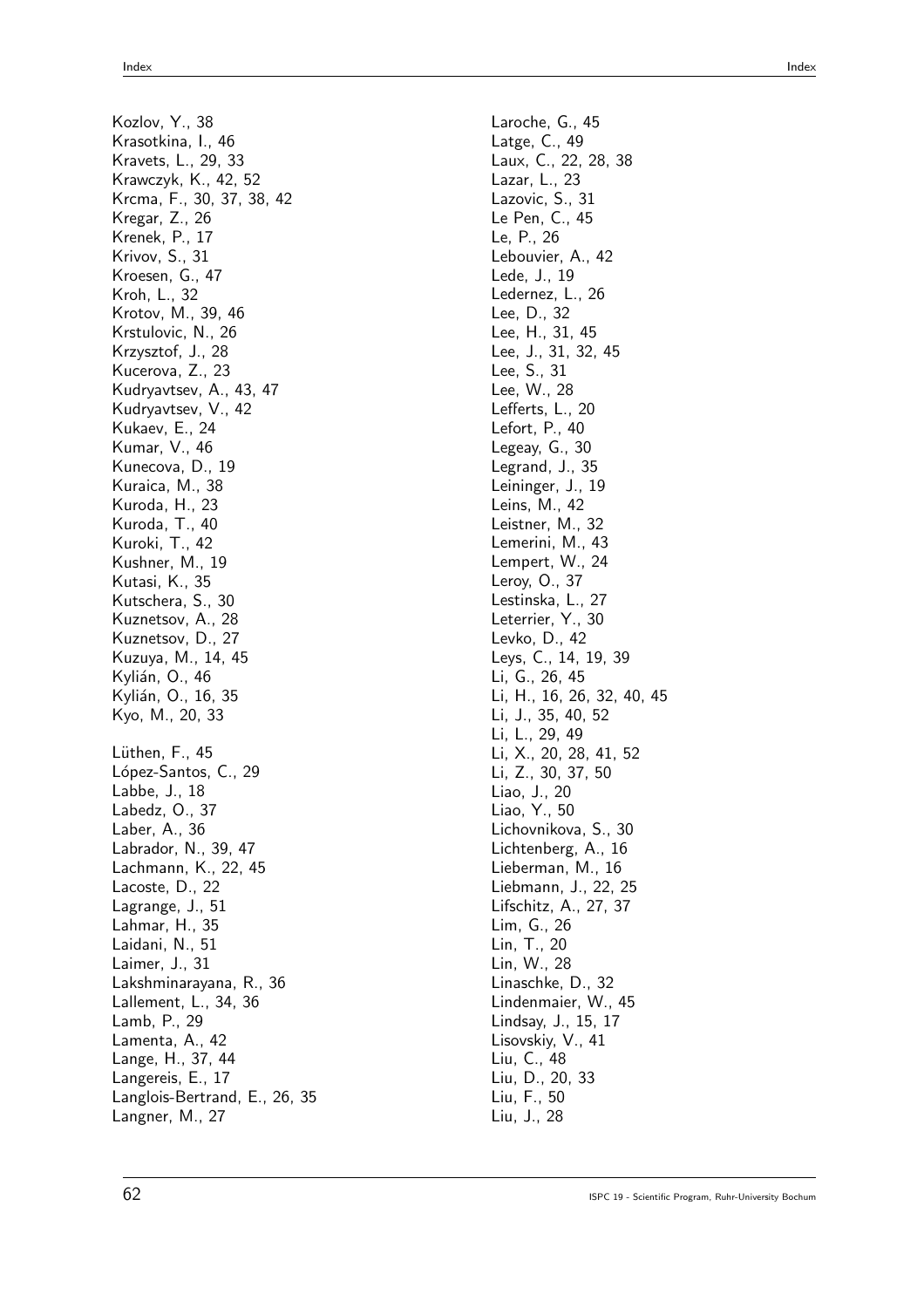Kozlov, Y., 38
Krasotkina, I., 46
Kravets, L., 29, 33
Krawczyk, K., 42, 52
Krcma, F., 30, 37, 38, 42
Kregar, Z., 26
Krenek, P., 17
Krivov, S., 31
Kroesen, G., 47
Kroh, L., 32
Krotov, M., 39, 46
Krstulovic, N., 26
Krzysztof, J., 28
Kucerova, Z., 23
Kudryavtsev, A., 43, 47
Kudryavtsev, V., 42
Kukaev, E., 24
Kumar, V., 46
Kunecova, D., 19
Kuraica, M., 38
Kuroda, H., 23
Kuroda, T., 40
Kuroki, T., 42
Kushner, M., 19
Kutasi, K., 35
Kutschera, S., 30
Kuznetsov, A., 28
Kuznetsov, D., 27
Kuzuya, M., 14, 45
Kylián, O., 46
Kylián, O., 16, 35
Kyo, M., 20, 33

Lüthen, F., 45
López-Santos, C., 29
Labbe, J., 18
Labedz, O., 37
Laber, A., 36
Labrador, N., 39, 47
Lachmann, K., 22, 45
Lacoste, D., 22
Lagrange, J., 51
Lahmar, H., 35
Laidani, N., 51
Laimer, J., 31
Lakshminarayana, R., 36
Lallement, L., 34, 36
Lamb, P., 29
Lamenta, A., 42
Lange, H., 37, 44
Langereis, E., 17
Langlois-Bertrand, E., 26, 35
Langner, M., 27
Laroche, G., 45
Latge, C., 49
Laux, C., 22, 28, 38
Lazar, L., 23
Lazovic, S., 31
Le Pen, C., 45
Le, P., 26
Lebouvier, A., 42
Lede, J., 19
Ledernez, L., 26
Lee, D., 32
Lee, H., 31, 45
Lee, J., 31, 32, 45
Lee, S., 31
Lee, W., 28
Lefferts, L., 20
Lefort, P., 40
Legeay, G., 30
Legrand, J., 35
Leininger, J., 19
Leins, M., 42
Leistner, M., 32
Lemerini, M., 43
Lempert, W., 24
Leroy, O., 37
Lestinska, L., 27
Leterrier, Y., 30
Levko, D., 42
Leys, C., 14, 19, 39
Li, G., 26, 45
Li, H., 16, 26, 32, 40, 45
Li, J., 35, 40, 52
Li, L., 29, 49
Li, X., 20, 28, 41, 52
Li, Z., 30, 37, 50
Liao, J., 20
Liao, Y., 50
Lichovnikova, S., 30
Lichtenberg, A., 16
Lieberman, M., 16
Liebmann, J., 22, 25
Lifschitz, A., 27, 37
Lim, G., 26
Lin, T., 20
Lin, W., 28
Linaschke, D., 32
Lindenmaier, W., 45
Lindsay, J., 15, 17
Lisovskiy, V., 41
Liu, C., 48
Liu, D., 20, 33
Liu, F., 50
Liu, J., 28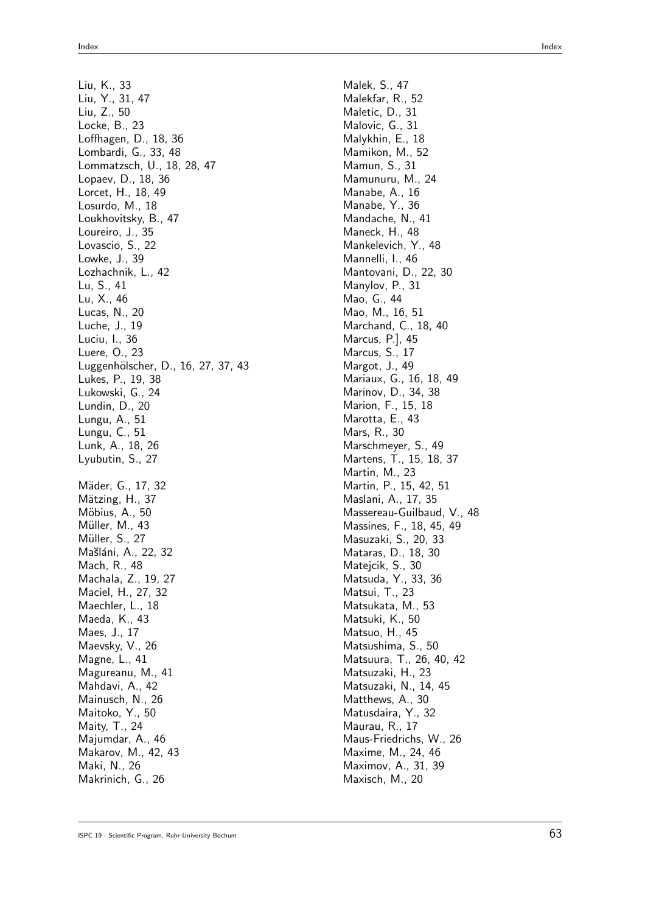Liu, K., 33
Liu, Y., 31, 47
Liu, Z., 50
Locke, B., 23
Loffhagen, D., 18, 36
Lombardi, G., 33, 48
Lommatzsch, U., 18, 28, 47
Lopaev, D., 18, 36
Lorcet, H., 18, 49
Losurdo, M., 18
Loukhovitsky, B., 47
Loureiro, J., 35
Lovascio, S., 22
Lowke, J., 39
Lozhachnik, L., 42
Lu, S., 41
Lu, X., 46
Lucas, N., 20
Luche, J., 19
Luciu, I., 36
Luere, O., 23
Luggenhölscher, D., 16, 27, 37, 43
Lukes, P., 19, 38
Lukowski, G., 24
Lundin, D., 20
Lungu, A., 51
Lungu, C., 51
Lunk, A., 18, 26
Lyubutin, S., 27

Mäder, G., 17, 32
Mätzing, H., 37
Möbius, A., 50
Müller, M., 43
Müller, S., 27
Mašláni, A., 22, 32
Mach, R., 48
Machala, Z., 19, 27
Maciel, H., 27, 32
Maechler, L., 18
Maeda, K., 43
Maes, J., 17
Maevsky, V., 26
Magne, L., 41
Magureanu, M., 41
Mahdavi, A., 42
Mainusch, N., 26
Maitoko, Y., 50
Maity, T., 24
Majumdar, A., 46
Makarov, M., 42, 43
Maki, N., 26
Makrinich, G., 26
Malek, S., 47
Malekfar, R., 52
Maletic, D., 31
Malovic, G., 31
Malykhin, E., 18
Mamikon, M., 52
Mamun, S., 31
Mamunuru, M., 24
Manabe, A., 16
Manabe, Y., 36
Mandache, N., 41
Maneck, H., 48
Mankelevich, Y., 48
Mannelli, I., 46
Mantovani, D., 22, 30
Manylov, P., 31
Mao, G., 44
Mao, M., 16, 51
Marchand, C., 18, 40
Marcus, P.], 45
Marcus, S., 17
Margot, J., 49
Mariaux, G., 16, 18, 49
Marinov, D., 34, 38
Marion, F., 15, 18
Marotta, E., 43
Mars, R., 30
Marschmeyer, S., 49
Martens, T., 15, 18, 37
Martin, M., 23
Martin, P., 15, 42, 51
Maslani, A., 17, 35
Massereau-Guilbaud, V., 48
Massines, F., 18, 45, 49
Masuzaki, S., 20, 33
Mataras, D., 18, 30
Matejcik, S., 30
Matsuda, Y., 33, 36
Matsui, T., 23
Matsukata, M., 53
Matsuki, K., 50
Matsuo, H., 45
Matsushima, S., 50
Matsuura, T., 26, 40, 42
Matsuzaki, H., 23
Matsuzaki, N., 14, 45
Matthews, A., 30
Matusdaira, Y., 32
Maurau, R., 17
Maus-Friedrichs, W., 26
Maxime, M., 24, 46
Maximov, A., 31, 39
Maxisch, M., 20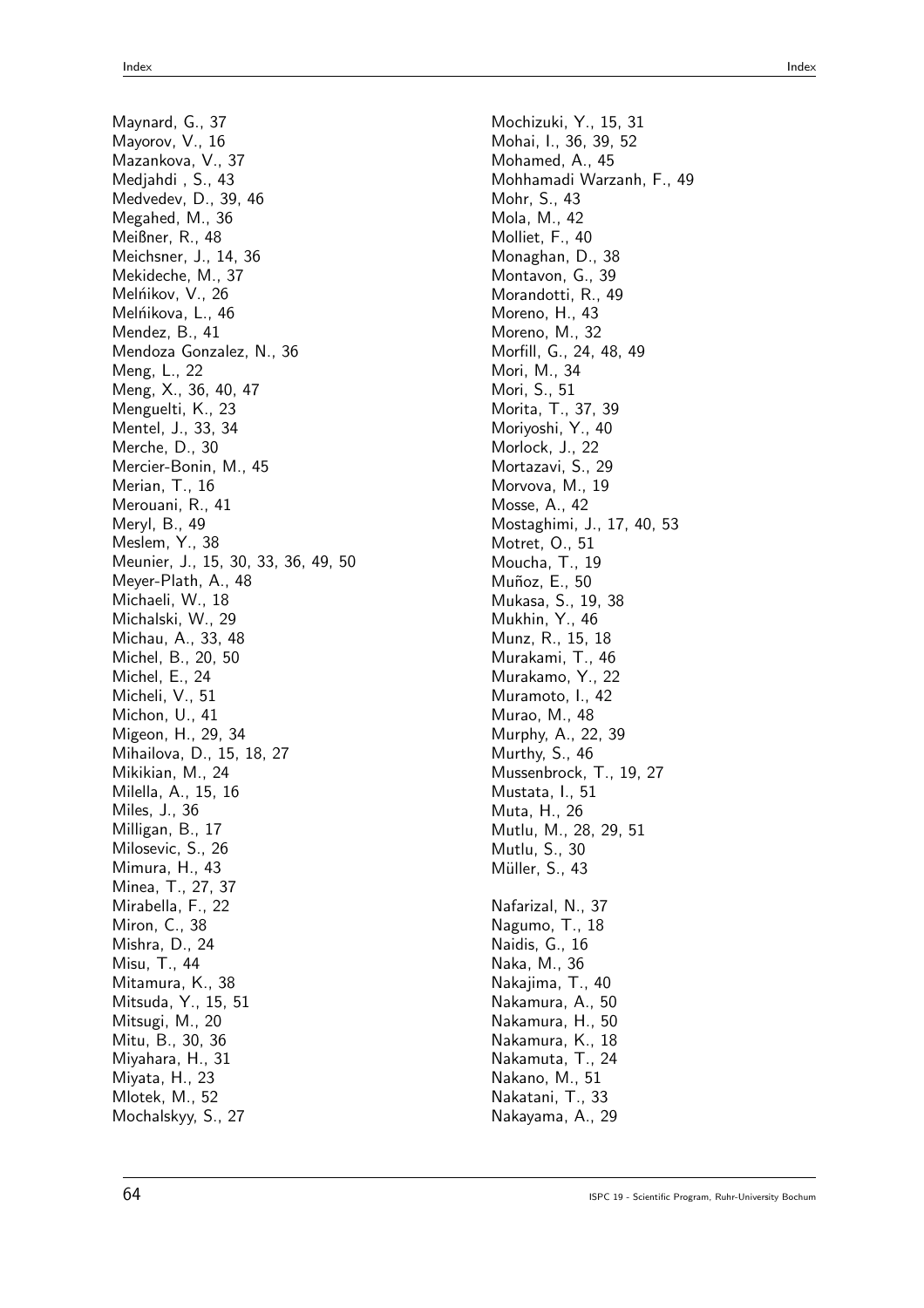Maynard, G., 37
Mayorov, V., 16
Mazankova, V., 37
Medjahdi , S., 43
Medvedev, D., 39, 46
Megahed, M., 36
Meißner, R., 48
Meichsner, J., 14, 36
Mekideche, M., 37
Melńikov, V., 26
Melńikova, L., 46
Mendez, B., 41
Mendoza Gonzalez, N., 36
Meng, L., 22
Meng, X., 36, 40, 47
Menguelti, K., 23
Mentel, J., 33, 34
Merche, D., 30
Mercier-Bonin, M., 45
Merian, T., 16
Merouani, R., 41
Meryl, B., 49
Meslem, Y., 38
Meunier, J., 15, 30, 33, 36, 49, 50
Meyer-Plath, A., 48
Michaeli, W., 18
Michalski, W., 29
Michau, A., 33, 48
Michel, B., 20, 50
Michel, E., 24
Micheli, V., 51
Michon, U., 41
Migeon, H., 29, 34
Mihailova, D., 15, 18, 27
Mikikian, M., 24
Milella, A., 15, 16
Miles, J., 36
Milligan, B., 17
Milosevic, S., 26
Mimura, H., 43
Minea, T., 27, 37
Mirabella, F., 22
Miron, C., 38
Mishra, D., 24
Misu, T., 44
Mitamura, K., 38
Mitsuda, Y., 15, 51
Mitsugi, M., 20
Mitu, B., 30, 36
Miyahara, H., 31
Miyata, H., 23
Mlotek, M., 52
Mochalskyy, S., 27
Mochizuki, Y., 15, 31
Mohai, I., 36, 39, 52
Mohamed, A., 45
Mohhamadi Warzanh, F., 49
Mohr, S., 43
Mola, M., 42
Molliet, F., 40
Monaghan, D., 38
Montavon, G., 39
Morandotti, R., 49
Moreno, H., 43
Moreno, M., 32
Morfill, G., 24, 48, 49
Mori, M., 34
Mori, S., 51
Morita, T., 37, 39
Moriyoshi, Y., 40
Morlock, J., 22
Mortazavi, S., 29
Morvova, M., 19
Mosse, A., 42
Mostaghimi, J., 17, 40, 53
Motret, O., 51
Moucha, T., 19
Muñoz, E., 50
Mukasa, S., 19, 38
Mukhin, Y., 46
Munz, R., 15, 18
Murakami, T., 46
Murakamo, Y., 22
Muramoto, I., 42
Murao, M., 48
Murphy, A., 22, 39
Murthy, S., 46
Mussenbrock, T., 19, 27
Mustata, I., 51
Muta, H., 26
Mutlu, M., 28, 29, 51
Mutlu, S., 30
Müller, S., 43

Nafarizal, N., 37
Nagumo, T., 18
Naidis, G., 16
Naka, M., 36
Nakajima, T., 40
Nakamura, A., 50
Nakamura, H., 50
Nakamura, K., 18
Nakamuta, T., 24
Nakano, M., 51
Nakatani, T., 33
Nakayama, A., 29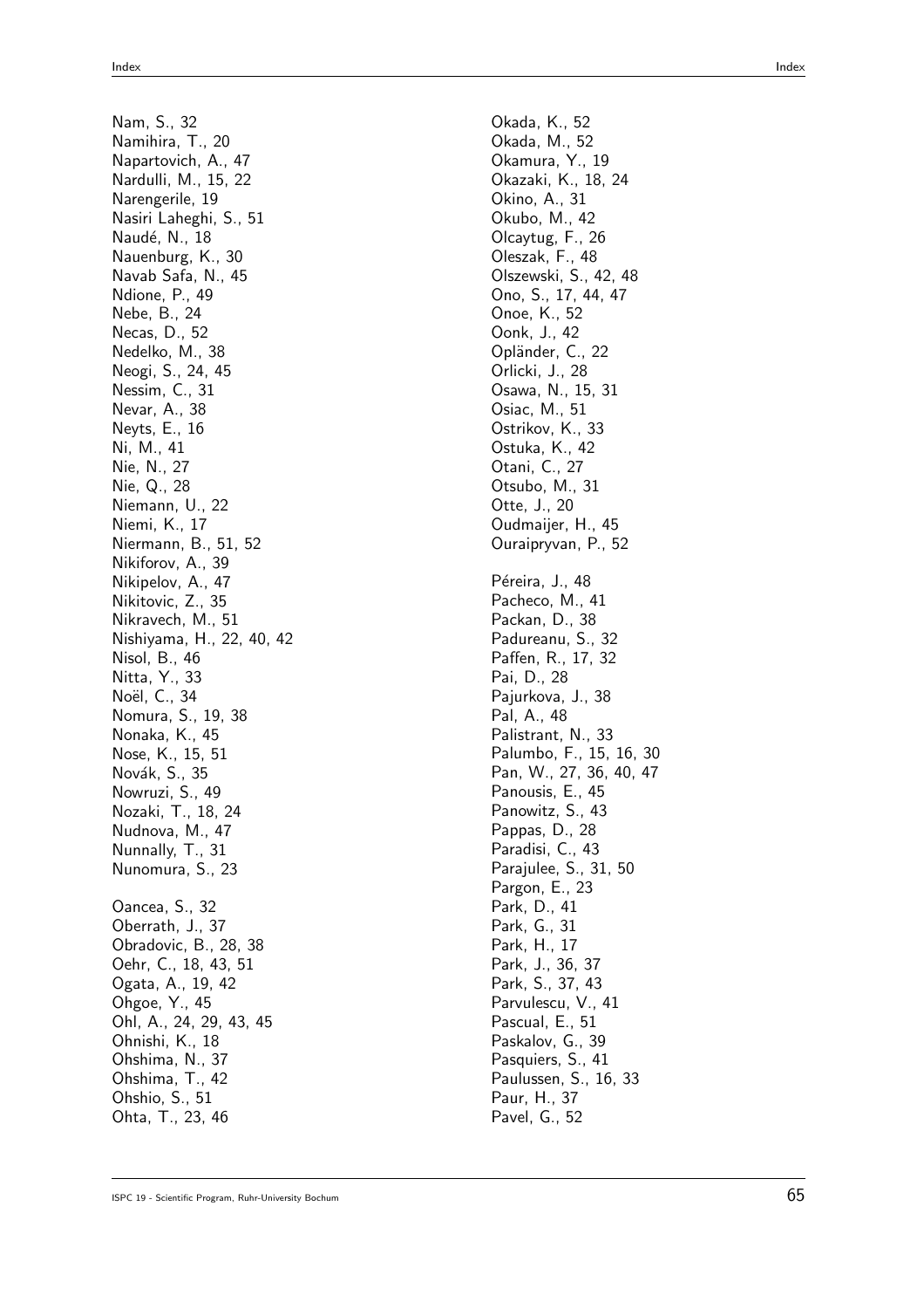Nam, S., 32
Namihira, T., 20
Napartovich, A., 47
Nardulli, M., 15, 22
Narengerile, 19
Nasiri Laheghi, S., 51
Naudé, N., 18
Nauenburg, K., 30
Navab Safa, N., 45
Ndione, P., 49
Nebe, B., 24
Necas, D., 52
Nedelko, M., 38
Neogi, S., 24, 45
Nessim, C., 31
Nevar, A., 38
Neyts, E., 16
Ni, M., 41
Nie, N., 27
Nie, Q., 28
Niemann, U., 22
Niemi, K., 17
Niermann, B., 51, 52
Nikiforov, A., 39
Nikipelov, A., 47
Nikitovic, Z., 35
Nikravech, M., 51
Nishiyama, H., 22, 40, 42
Nisol, B., 46
Nitta, Y., 33
Noël, C., 34
Nomura, S., 19, 38
Nonaka, K., 45
Nose, K., 15, 51
Novák, S., 35
Nowruzi, S., 49
Nozaki, T., 18, 24
Nudnova, M., 47
Nunnally, T., 31
Nunomura, S., 23

Oancea, S., 32
Oberrath, J., 37
Obradovic, B., 28, 38
Oehr, C., 18, 43, 51
Ogata, A., 19, 42
Ohgoe, Y., 45
Ohl, A., 24, 29, 43, 45
Ohnishi, K., 18
Ohshima, N., 37
Ohshima, T., 42
Ohshio, S., 51
Ohta, T., 23, 46
Okada, K., 52
Okada, M., 52
Okamura, Y., 19
Okazaki, K., 18, 24
Okino, A., 31
Okubo, M., 42
Olcaytug, F., 26
Oleszak, F., 48
Olszewski, S., 42, 48
Ono, S., 17, 44, 47
Onoe, K., 52
Oonk, J., 42
Opländer, C., 22
Orlicki, J., 28
Osawa, N., 15, 31
Osiac, M., 51
Ostrikov, K., 33
Ostuka, K., 42
Otani, C., 27
Otsubo, M., 31
Otte, J., 20
Oudmaijer, H., 45
Ouraipryvan, P., 52

Péreira, J., 48
Pacheco, M., 41
Packan, D., 38
Padureanu, S., 32
Paffen, R., 17, 32
Pai, D., 28
Pajurkova, J., 38
Pal, A., 48
Palistrant, N., 33
Palumbo, F., 15, 16, 30
Pan, W., 27, 36, 40, 47
Panousis, E., 45
Panowitz, S., 43
Pappas, D., 28
Paradisi, C., 43
Parajulee, S., 31, 50
Pargon, E., 23
Park, D., 41
Park, G., 31
Park, H., 17
Park, J., 36, 37
Park, S., 37, 43
Parvulescu, V., 41
Pascual, E., 51
Paskalov, G., 39
Pasquiers, S., 41
Paulussen, S., 16, 33
Paur, H., 37
Pavel, G., 52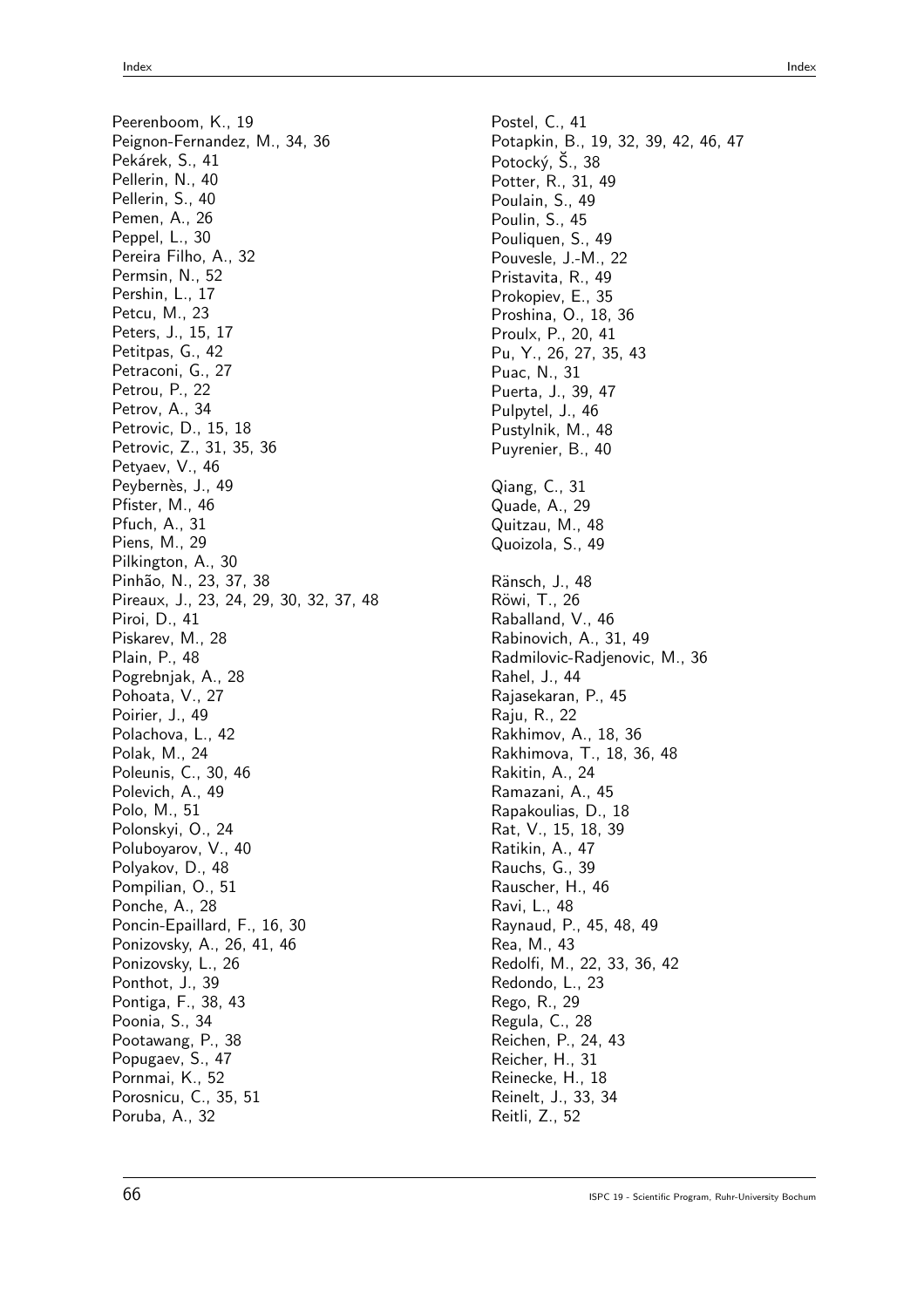Peerenboom, K., 19
Peignon-Fernandez, M., 34, 36
Pekárek, S., 41
Pellerin, N., 40
Pellerin, S., 40
Pemen, A., 26
Peppel, L., 30
Pereira Filho, A., 32
Permsin, N., 52
Pershin, L., 17
Petcu, M., 23
Peters, J., 15, 17
Petitpas, G., 42
Petraconi, G., 27
Petrou, P., 22
Petrov, A., 34
Petrovic, D., 15, 18
Petrovic, Z., 31, 35, 36
Petyaev, V., 46
Peybernès, J., 49
Pfister, M., 46
Pfuch, A., 31
Piens, M., 29
Pilkington, A., 30
Pinhão, N., 23, 37, 38
Pireaux, J., 23, 24, 29, 30, 32, 37, 48
Piroi, D., 41
Piskarev, M., 28
Plain, P., 48
Pogrebnjak, A., 28
Pohoata, V., 27
Poirier, J., 49
Polachova, L., 42
Polak, M., 24
Poleunis, C., 30, 46
Polevich, A., 49
Polo, M., 51
Polonskyi, O., 24
Poluboyarov, V., 40
Polyakov, D., 48
Pompilian, O., 51
Ponche, A., 28
Poncin-Epaillard, F., 16, 30
Ponizovsky, A., 26, 41, 46
Ponizovsky, L., 26
Ponthot, J., 39
Pontiga, F., 38, 43
Poonia, S., 34
Pootawang, P., 38
Popugaev, S., 47
Pornmai, K., 52
Porosnicu, C., 35, 51
Poruba, A., 32
Postel, C., 41
Potapkin, B., 19, 32, 39, 42, 46, 47
Potocký, Š., 38
Potter, R., 31, 49
Poulain, S., 49
Poulin, S., 45
Pouliquen, S., 49
Pouvesle, J.-M., 22
Pristavita, R., 49
Prokopiev, E., 35
Proshina, O., 18, 36
Proulx, P., 20, 41
Pu, Y., 26, 27, 35, 43
Puac, N., 31
Puerta, J., 39, 47
Pulpytel, J., 46
Pustylnik, M., 48
Puyrenier, B., 40

Qiang, C., 31
Quade, A., 29
Quitzau, M., 48
Quoizola, S., 49

Ränsch, J., 48
Röwi, T., 26
Raballand, V., 46
Rabinovich, A., 31, 49
Radmilovic-Radjenovic, M., 36
Rahel, J., 44
Rajasekaran, P., 45
Raju, R., 22
Rakhimov, A., 18, 36
Rakhimova, T., 18, 36, 48
Rakitin, A., 24
Ramazani, A., 45
Rapakoulias, D., 18
Rat, V., 15, 18, 39
Ratikin, A., 47
Rauchs, G., 39
Rauscher, H., 46
Ravi, L., 48
Raynaud, P., 45, 48, 49
Rea, M., 43
Redolfi, M., 22, 33, 36, 42
Redondo, L., 23
Rego, R., 29
Regula, C., 28
Reichen, P., 24, 43
Reicher, H., 31
Reinecke, H., 18
Reinelt, J., 33, 34
Reitli, Z., 52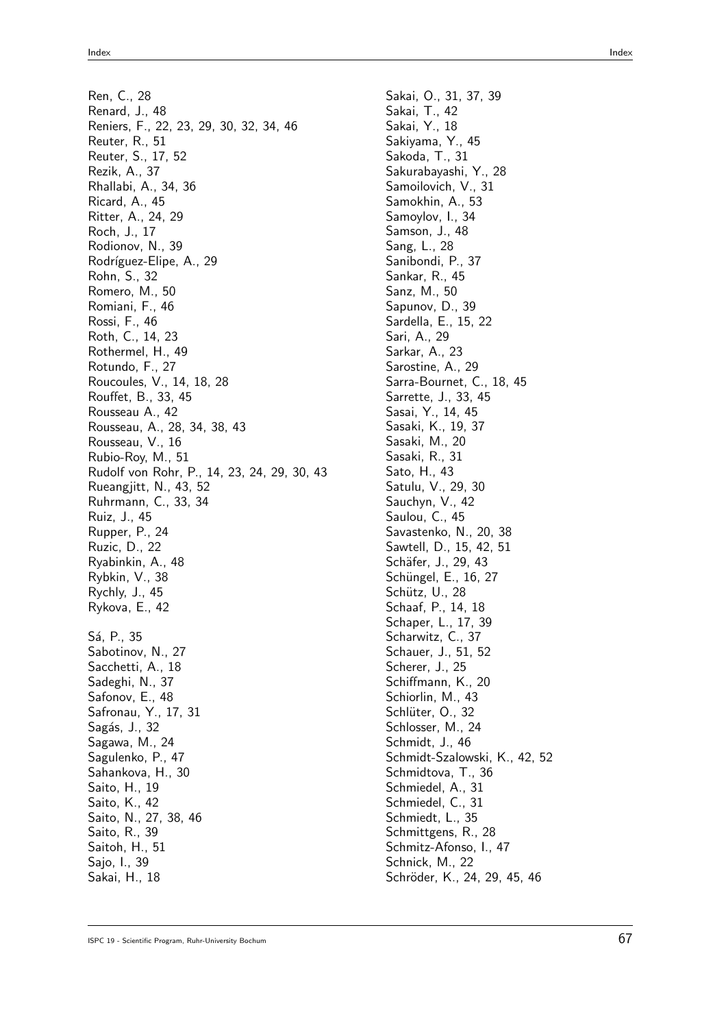Ren, C., 28
Renard, J., 48
Reniers, F., 22, 23, 29, 30, 32, 34, 46
Reuter, R., 51
Reuter, S., 17, 52
Rezik, A., 37
Rhallabi, A., 34, 36
Ricard, A., 45
Ritter, A., 24, 29
Roch, J., 17
Rodionov, N., 39
Rodríguez-Elipe, A., 29
Rohn, S., 32
Romero, M., 50
Romiani, F., 46
Rossi, F., 46
Roth, C., 14, 23
Rothermel, H., 49
Rotundo, F., 27
Roucoules, V., 14, 18, 28
Rouffet, B., 33, 45
Rousseau A., 42
Rousseau, A., 28, 34, 38, 43
Rousseau, V., 16
Rubio-Roy, M., 51
Rudolf von Rohr, P., 14, 23, 24, 29, 30, 43
Rueangjitt, N., 43, 52
Ruhrmann, C., 33, 34
Ruiz, J., 45
Rupper, P., 24
Ruzic, D., 22
Ryabinkin, A., 48
Rybkin, V., 38
Rychly, J., 45
Rykova, E., 42

Sá, P., 35
Sabotinov, N., 27
Sacchetti, A., 18
Sadeghi, N., 37
Safonov, E., 48
Safronau, Y., 17, 31
Sagás, J., 32
Sagawa, M., 24
Sagulenko, P., 47
Sahankova, H., 30
Saito, H., 19
Saito, K., 42
Saito, N., 27, 38, 46
Saito, R., 39
Saitoh, H., 51
Sajo, I., 39
Sakai, H., 18
Sakai, O., 31, 37, 39
Sakai, T., 42
Sakai, Y., 18
Sakiyama, Y., 45
Sakoda, T., 31
Sakurabayashi, Y., 28
Samoilovich, V., 31
Samokhin, A., 53
Samoylov, I., 34
Samson, J., 48
Sang, L., 28
Sanibondi, P., 37
Sankar, R., 45
Sanz, M., 50
Sapunov, D., 39
Sardella, E., 15, 22
Sari, A., 29
Sarkar, A., 23
Sarostine, A., 29
Sarra-Bournet, C., 18, 45
Sarrette, J., 33, 45
Sasai, Y., 14, 45
Sasaki, K., 19, 37
Sasaki, M., 20
Sasaki, R., 31
Sato, H., 43
Satulu, V., 29, 30
Sauchyn, V., 42
Saulou, C., 45
Savastenko, N., 20, 38
Sawtell, D., 15, 42, 51
Schäfer, J., 29, 43
Schüngel, E., 16, 27
Schütz, U., 28
Schaaf, P., 14, 18
Schaper, L., 17, 39
Scharwitz, C., 37
Schauer, J., 51, 52
Scherer, J., 25
Schiffmann, K., 20
Schiorlin, M., 43
Schlüter, O., 32
Schlosser, M., 24
Schmidt, J., 46
Schmidt-Szalowski, K., 42, 52
Schmidtova, T., 36
Schmiedel, A., 31
Schmiedel, C., 31
Schmiedt, L., 35
Schmittgens, R., 28
Schmitz-Afonso, I., 47
Schnick, M., 22
Schröder, K., 24, 29, 45, 46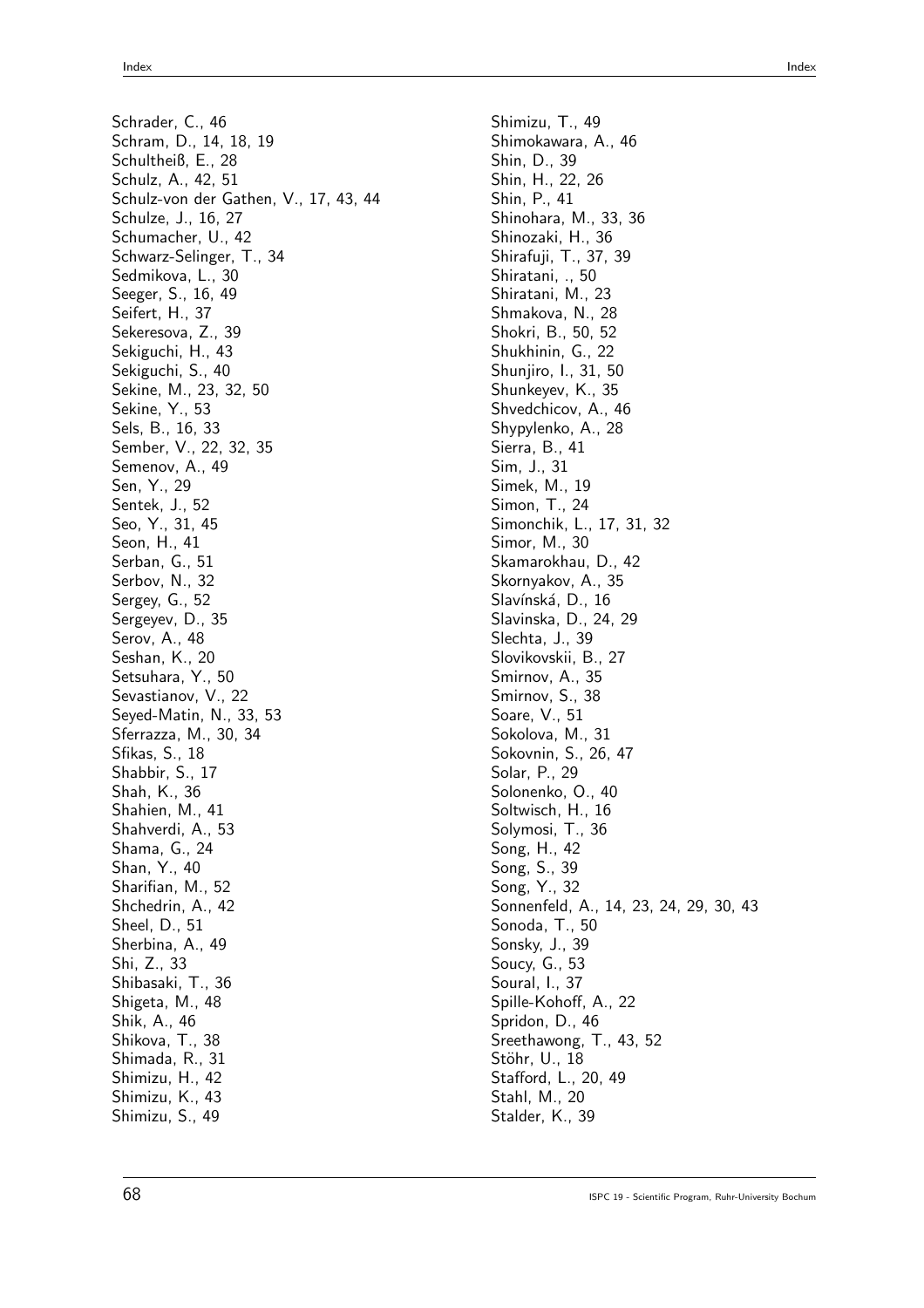Schrader, C., 46
Schram, D., 14, 18, 19
Schultheiß, E., 28
Schulz, A., 42, 51
Schulz-von der Gathen, V., 17, 43, 44
Schulze, J., 16, 27
Schumacher, U., 42
Schwarz-Selinger, T., 34
Sedmikova, L., 30
Seeger, S., 16, 49
Seifert, H., 37
Sekeresova, Z., 39
Sekiguchi, H., 43
Sekiguchi, S., 40
Sekine, M., 23, 32, 50
Sekine, Y., 53
Sels, B., 16, 33
Sember, V., 22, 32, 35
Semenov, A., 49
Sen, Y., 29
Sentek, J., 52
Seo, Y., 31, 45
Seon, H., 41
Serban, G., 51
Serbov, N., 32
Sergey, G., 52
Sergeyev, D., 35
Serov, A., 48
Seshan, K., 20
Setsuhara, Y., 50
Sevastianov, V., 22
Seyed-Matin, N., 33, 53
Sferrazza, M., 30, 34
Sfikas, S., 18
Shabbir, S., 17
Shah, K., 36
Shahien, M., 41
Shahverdi, A., 53
Shama, G., 24
Shan, Y., 40
Sharifian, M., 52
Shchedrin, A., 42
Sheel, D., 51
Sherbina, A., 49
Shi, Z., 33
Shibasaki, T., 36
Shigeta, M., 48
Shik, A., 46
Shikova, T., 38
Shimada, R., 31
Shimizu, H., 42
Shimizu, K., 43
Shimizu, S., 49
Shimizu, T., 49
Shimokawara, A., 46
Shin, D., 39
Shin, H., 22, 26
Shin, P., 41
Shinohara, M., 33, 36
Shinozaki, H., 36
Shirafuji, T., 37, 39
Shiratani, ., 50
Shiratani, M., 23
Shmakova, N., 28
Shokri, B., 50, 52
Shukhinin, G., 22
Shunjiro, I., 31, 50
Shunkeyev, K., 35
Shvedchicov, A., 46
Shypylenko, A., 28
Sierra, B., 41
Sim, J., 31
Simek, M., 19
Simon, T., 24
Simonchik, L., 17, 31, 32
Simor, M., 30
Skamarokhau, D., 42
Skornyakov, A., 35
Slavínská, D., 16
Slavinska, D., 24, 29
Slechta, J., 39
Slovikovskii, B., 27
Smirnov, A., 35
Smirnov, S., 38
Soare, V., 51
Sokolova, M., 31
Sokovnin, S., 26, 47
Solar, P., 29
Solonenko, O., 40
Soltwisch, H., 16
Solymosi, T., 36
Song, H., 42
Song, S., 39
Song, Y., 32
Sonnenfeld, A., 14, 23, 24, 29, 30, 43
Sonoda, T., 50
Sonsky, J., 39
Soucy, G., 53
Soural, I., 37
Spille-Kohoff, A., 22
Spridon, D., 46
Sreethawong, T., 43, 52
Stöhr, U., 18
Stafford, L., 20, 49
Stahl, M., 20
Stalder, K., 39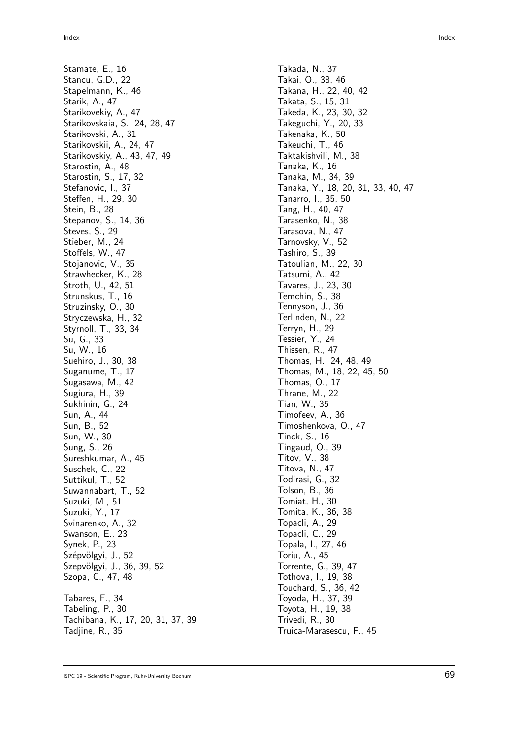Stamate, E., 16
Stancu, G.D., 22
Stapelmann, K., 46
Starik, A., 47
Starikovekiy, A., 47
Starikovskaia, S., 24, 28, 47
Starikovski, A., 31
Starikovskii, A., 24, 47
Starikovskiy, A., 43, 47, 49
Starostin, A., 48
Starostin, S., 17, 32
Stefanovic, I., 37
Steffen, H., 29, 30
Stein, B., 28
Stepanov, S., 14, 36
Steves, S., 29
Stieber, M., 24
Stoffels, W., 47
Stojanovic, V., 35
Strawhecker, K., 28
Stroth, U., 42, 51
Strunskus, T., 16
Struzinsky, O., 30
Stryczewska, H., 32
Styrnoll, T., 33, 34
Su, G., 33
Su, W., 16
Suehiro, J., 30, 38
Suganume, T., 17
Sugasawa, M., 42
Sugiura, H., 39
Sukhinin, G., 24
Sun, A., 44
Sun, B., 52
Sun, W., 30
Sung, S., 26
Sureshkumar, A., 45
Suschek, C., 22
Suttikul, T., 52
Suwannabart, T., 52
Suzuki, M., 51
Suzuki, Y., 17
Svinarenko, A., 32
Swanson, E., 23
Synek, P., 23
Szépvölgyi, J., 52
Szepvölgyi, J., 36, 39, 52
Szopa, C., 47, 48

Tabares, F., 34
Tabeling, P., 30
Tachibana, K., 17, 20, 31, 37, 39
Tadjine, R., 35
Takada, N., 37
Takai, O., 38, 46
Takana, H., 22, 40, 42
Takata, S., 15, 31
Takeda, K., 23, 30, 32
Takeguchi, Y., 20, 33
Takenaka, K., 50
Takeuchi, T., 46
Taktakishvili, M., 38
Tanaka, K., 16
Tanaka, M., 34, 39
Tanaka, Y., 18, 20, 31, 33, 40, 47
Tanarro, I., 35, 50
Tang, H., 40, 47
Tarasenko, N., 38
Tarasova, N., 47
Tarnovsky, V., 52
Tashiro, S., 39
Tatoulian, M., 22, 30
Tatsumi, A., 42
Tavares, J., 23, 30
Temchin, S., 38
Tennyson, J., 36
Terlinden, N., 22
Terryn, H., 29
Tessier, Y., 24
Thissen, R., 47
Thomas, H., 24, 48, 49
Thomas, M., 18, 22, 45, 50
Thomas, O., 17
Thrane, M., 22
Tian, W., 35
Timofeev, A., 36
Timoshenkova, O., 47
Tinck, S., 16
Tingaud, O., 39
Titov, V., 38
Titova, N., 47
Todirasi, G., 32
Tolson, B., 36
Tomiat, H., 30
Tomita, K., 36, 38
Topacli, A., 29
Topacli, C., 29
Topala, I., 27, 46
Toriu, A., 45
Torrente, G., 39, 47
Tothova, I., 19, 38
Touchard, S., 36, 42
Toyoda, H., 37, 39
Toyota, H., 19, 38
Trivedi, R., 30
Truica-Marasescu, F., 45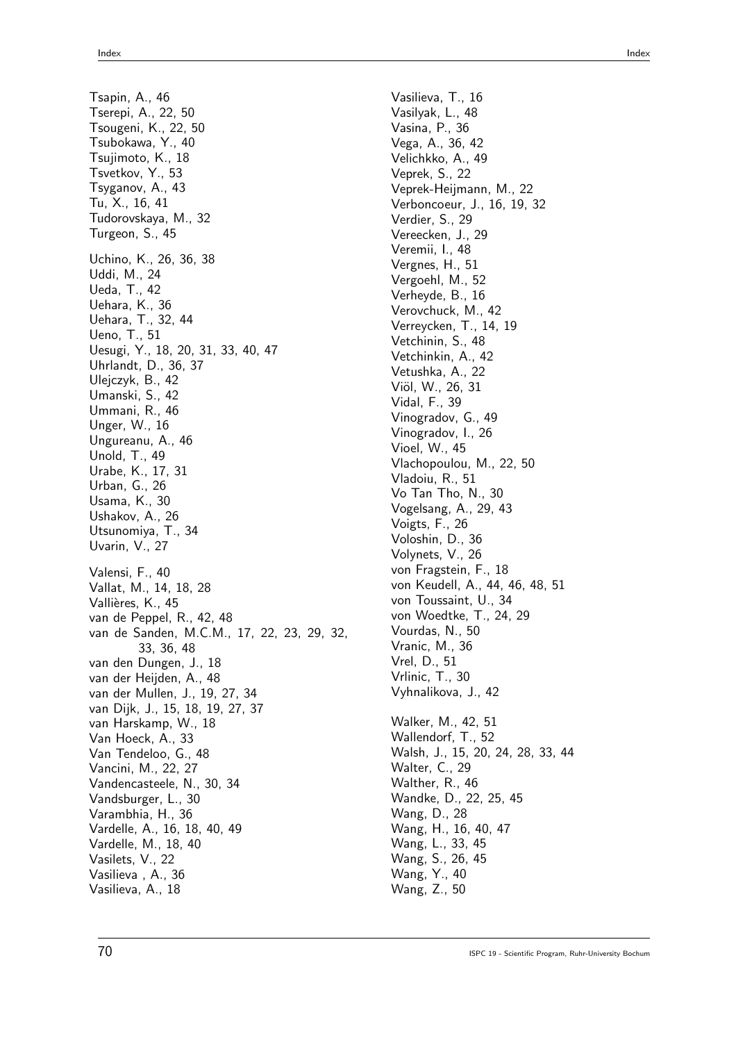Tsapin, A., 46
Tserepi, A., 22, 50
Tsougeni, K., 22, 50
Tsubokawa, Y., 40
Tsujimoto, K., 18
Tsvetkov, Y., 53
Tsyganov, A., 43
Tu, X., 16, 41
Tudorovskaya, M., 32
Turgeon, S., 45

Uchino, K., 26, 36, 38
Uddi, M., 24
Ueda, T., 42
Uehara, K., 36
Uehara, T., 32, 44
Ueno, T., 51
Uesugi, Y., 18, 20, 31, 33, 40, 47
Uhrlandt, D., 36, 37
Ulejczyk, B., 42
Umanski, S., 42
Ummani, R., 46
Unger, W., 16
Ungureanu, A., 46
Unold, T., 49
Urabe, K., 17, 31
Urban, G., 26
Usama, K., 30
Ushakov, A., 26
Utsunomiya, T., 34
Uvarin, V., 27

Valensi, F., 40
Vallat, M., 14, 18, 28
Vallières, K., 45
van de Peppel, R., 42, 48
van de Sanden, M.C.M., 17, 22, 23, 29, 32, 33, 36, 48
van den Dungen, J., 18
van der Heijden, A., 48
van der Mullen, J., 19, 27, 34
van Dijk, J., 15, 18, 19, 27, 37
van Harskamp, W., 18
Van Hoeck, A., 33
Van Tendeloo, G., 48
Vancini, M., 22, 27
Vandencasteele, N., 30, 34
Vandsburger, L., 30
Varambhia, H., 36
Vardelle, A., 16, 18, 40, 49
Vardelle, M., 18, 40
Vasilets, V., 22
Vasilieva , A., 36
Vasilieva, A., 18
Vasilieva, T., 16
Vasilyak, L., 48
Vasina, P., 36
Vega, A., 36, 42
Velichkko, A., 49
Veprek, S., 22
Veprek-Heijmann, M., 22
Verboncoeur, J., 16, 19, 32
Verdier, S., 29
Vereecken, J., 29
Veremii, I., 48
Vergnes, H., 51
Vergoehl, M., 52
Verheyde, B., 16
Verovchuck, M., 42
Verreycken, T., 14, 19
Vetchinin, S., 48
Vetchinkin, A., 42
Vetushka, A., 22
Viöl, W., 26, 31
Vidal, F., 39
Vinogradov, G., 49
Vinogradov, I., 26
Vioel, W., 45
Vlachopoulou, M., 22, 50
Vladoiu, R., 51
Vo Tan Tho, N., 30
Vogelsang, A., 29, 43
Voigts, F., 26
Voloshin, D., 36
Volynets, V., 26
von Fragstein, F., 18
von Keudell, A., 44, 46, 48, 51
von Toussaint, U., 34
von Woedtke, T., 24, 29
Vourdas, N., 50
Vranic, M., 36
Vrel, D., 51
Vrlinic, T., 30
Vyhnalikova, J., 42

Walker, M., 42, 51
Wallendorf, T., 52
Walsh, J., 15, 20, 24, 28, 33, 44
Walter, C., 29
Walther, R., 46
Wandke, D., 22, 25, 45
Wang, D., 28
Wang, H., 16, 40, 47
Wang, L., 33, 45
Wang, S., 26, 45
Wang, Y., 40
Wang, Z., 50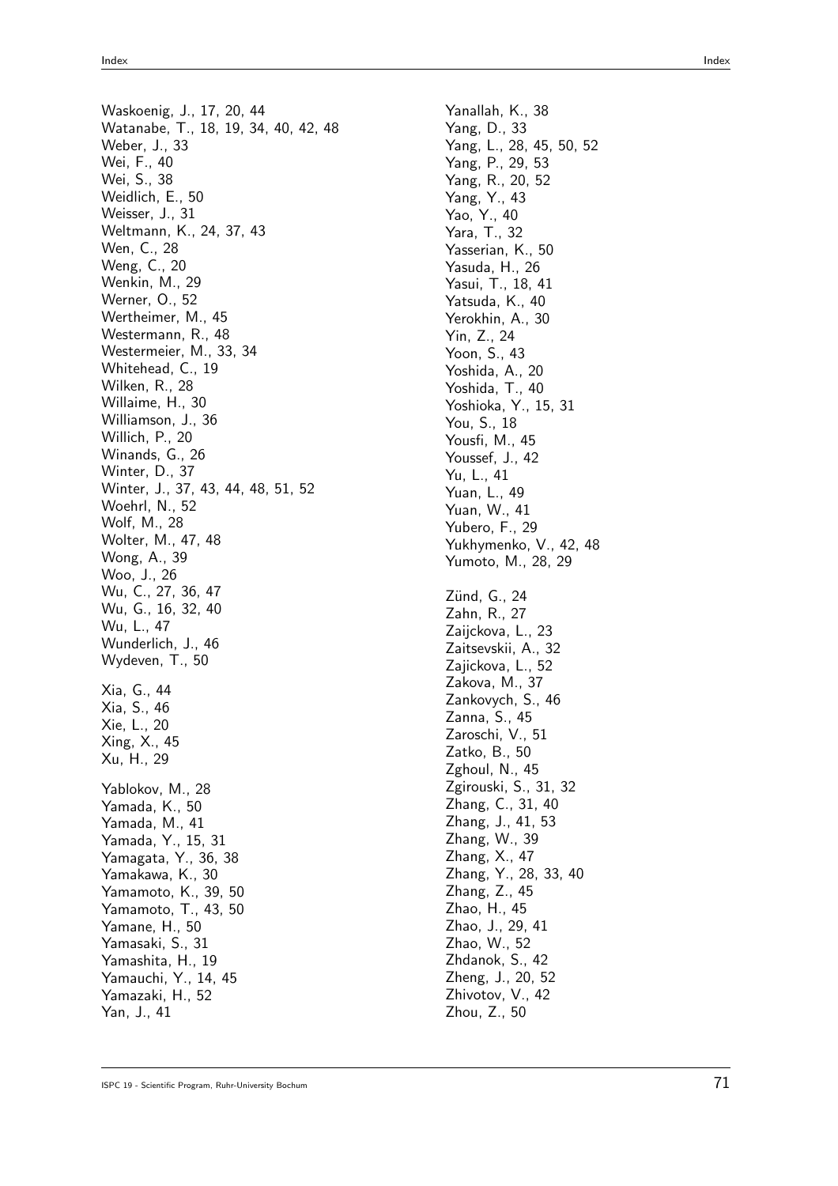Waskoenig, J., 17, 20, 44
Watanabe, T., 18, 19, 34, 40, 42, 48
Weber, J., 33
Wei, F., 40
Wei, S., 38
Weidlich, E., 50
Weisser, J., 31
Weltmann, K., 24, 37, 43
Wen, C., 28
Weng, C., 20
Wenkin, M., 29
Werner, O., 52
Wertheimer, M., 45
Westermann, R., 48
Westermeier, M., 33, 34
Whitehead, C., 19
Wilken, R., 28
Willaime, H., 30
Williamson, J., 36
Willich, P., 20
Winands, G., 26
Winter, D., 37
Winter, J., 37, 43, 44, 48, 51, 52
Woehrl, N., 52
Wolf, M., 28
Wolter, M., 47, 48
Wong, A., 39
Woo, J., 26
Wu, C., 27, 36, 47
Wu, G., 16, 32, 40
Wu, L., 47
Wunderlich, J., 46
Wydeven, T., 50

Xia, G., 44
Xia, S., 46
Xie, L., 20
Xing, X., 45
Xu, H., 29

Yablokov, M., 28
Yamada, K., 50
Yamada, M., 41
Yamada, Y., 15, 31
Yamagata, Y., 36, 38
Yamakawa, K., 30
Yamamoto, K., 39, 50
Yamamoto, T., 43, 50
Yamane, H., 50
Yamasaki, S., 31
Yamashita, H., 19
Yamauchi, Y., 14, 45
Yamazaki, H., 52
Yan, J., 41
Yanallah, K., 38
Yang, D., 33
Yang, L., 28, 45, 50, 52
Yang, P., 29, 53
Yang, R., 20, 52
Yang, Y., 43
Yao, Y., 40
Yara, T., 32
Yasserian, K., 50
Yasuda, H., 26
Yasui, T., 18, 41
Yatsuda, K., 40
Yerokhin, A., 30
Yin, Z., 24
Yoon, S., 43
Yoshida, A., 20
Yoshida, T., 40
Yoshioka, Y., 15, 31
You, S., 18
Yousfi, M., 45
Youssef, J., 42
Yu, L., 41
Yuan, L., 49
Yuan, W., 41
Yubero, F., 29
Yukhymenko, V., 42, 48
Yumoto, M., 28, 29

Zünd, G., 24
Zahn, R., 27
Zaijckova, L., 23
Zaitsevskii, A., 32
Zajickova, L., 52
Zakova, M., 37
Zankovych, S., 46
Zanna, S., 45
Zaroschi, V., 51
Zatko, B., 50
Zghoul, N., 45
Zgirouski, S., 31, 32
Zhang, C., 31, 40
Zhang, J., 41, 53
Zhang, W., 39
Zhang, X., 47
Zhang, Y., 28, 33, 40
Zhang, Z., 45
Zhao, H., 45
Zhao, J., 29, 41
Zhao, W., 52
Zhdanok, S., 42
Zheng, J., 20, 52
Zhivotov, V., 42
Zhou, Z., 50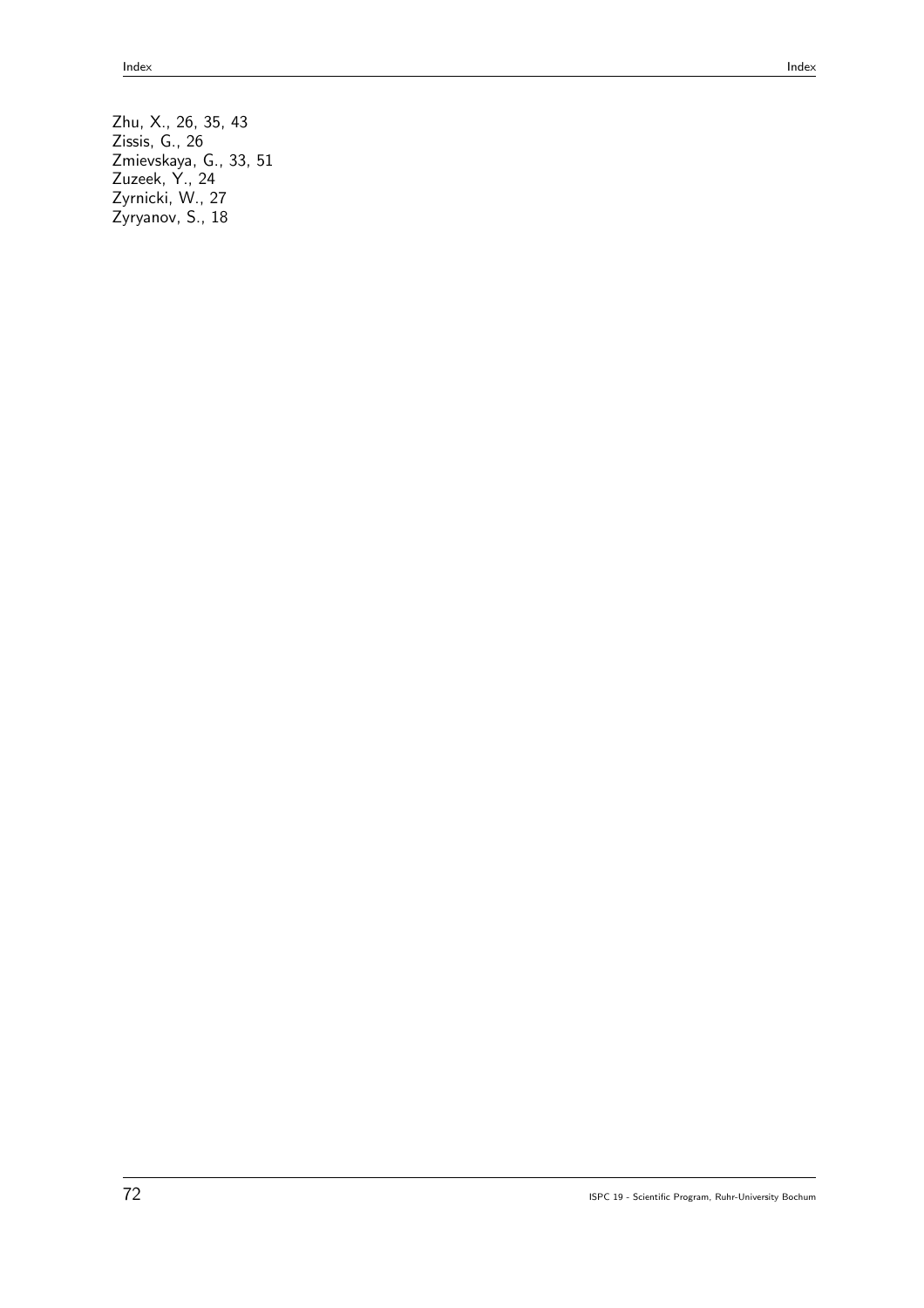Zhu, X., 26, 35, 43
Zissis, G., 26
Zmievskaya, G., 33, 51
Zuzeek, Y., 24
Zyrnicki, W., 27
Zyryanov, S., 18